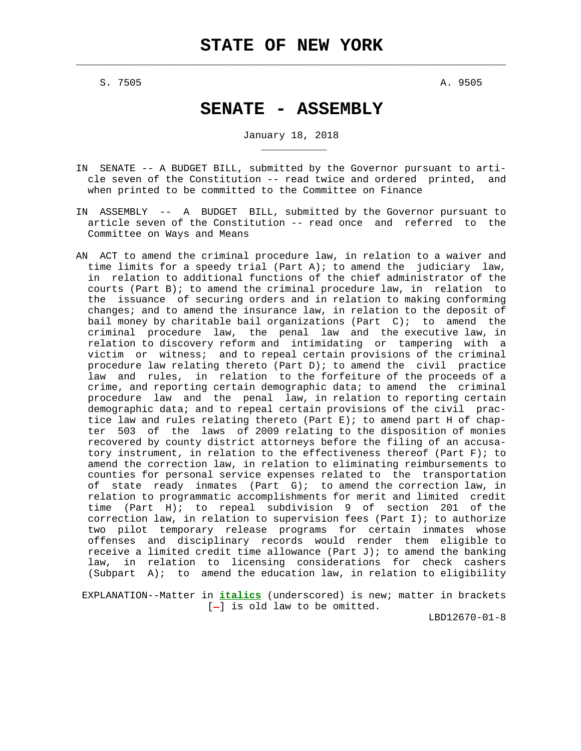# STATE OF NEW YORK

S. 7505 A. 9505

# SENATE - ASSEMBLY

January 18, 2018

IN SENATE -- A BUDGET BILL, submitted by the Governor pursuant to article seven of the Constitution -- read twice and ordered printed, and when printed to be committed to the Committee on Finance

IN ASSEMBLY -- A BUDGET BILL, submitted by the Governor pursuant to article seven of the Constitution -- read once and referred to the Committee on Ways and Means

AN ACT to amend the criminal procedure law, in relation to a waiver and time limits for a speedy trial (Part A); to amend the judiciary law, in relation to additional functions of the chief administrator of the courts (Part B); to amend the criminal procedure law, in relation to the issuance of securing orders and in relation to making conforming changes; and to amend the insurance law, in relation to the deposit of bail money by charitable bail organizations (Part C); to amend the criminal procedure law, the penal law and the executive law, in relation to discovery reform and intimidating or tampering with a victim or witness; and to repeal certain provisions of the criminal procedure law relating thereto (Part D); to amend the civil practice law and rules, in relation to the forfeiture of the proceeds of a crime, and reporting certain demographic data; to amend the criminal procedure law and the penal law, in relation to reporting certain demographic data; and to repeal certain provisions of the civil practice law and rules relating thereto (Part E); to amend part H of chapter 503 of the laws of 2009 relating to the disposition of monies recovered by county district attorneys before the filing of an accusatory instrument, in relation to the effectiveness thereof (Part F); to amend the correction law, in relation to eliminating reimbursements to counties for personal service expenses related to the transportation of state ready inmates (Part G); to amend the correction law, in relation to programmatic accomplishments for merit and limited credit time (Part H); to repeal subdivision 9 of section 201 of the correction law, in relation to supervision fees (Part I); to authorize two pilot temporary release programs for certain inmates whose offenses and disciplinary records would render them eligible to receive a limited credit time allowance (Part J); to amend the banking law, in relation to licensing considerations for check cashers (Subpart A); to amend the education law, in relation to eligibility

EXPLANATION--Matter in ***italics*** (underscored) is new; matter in brackets [-] is old law to be omitted.

LBD12670-01-8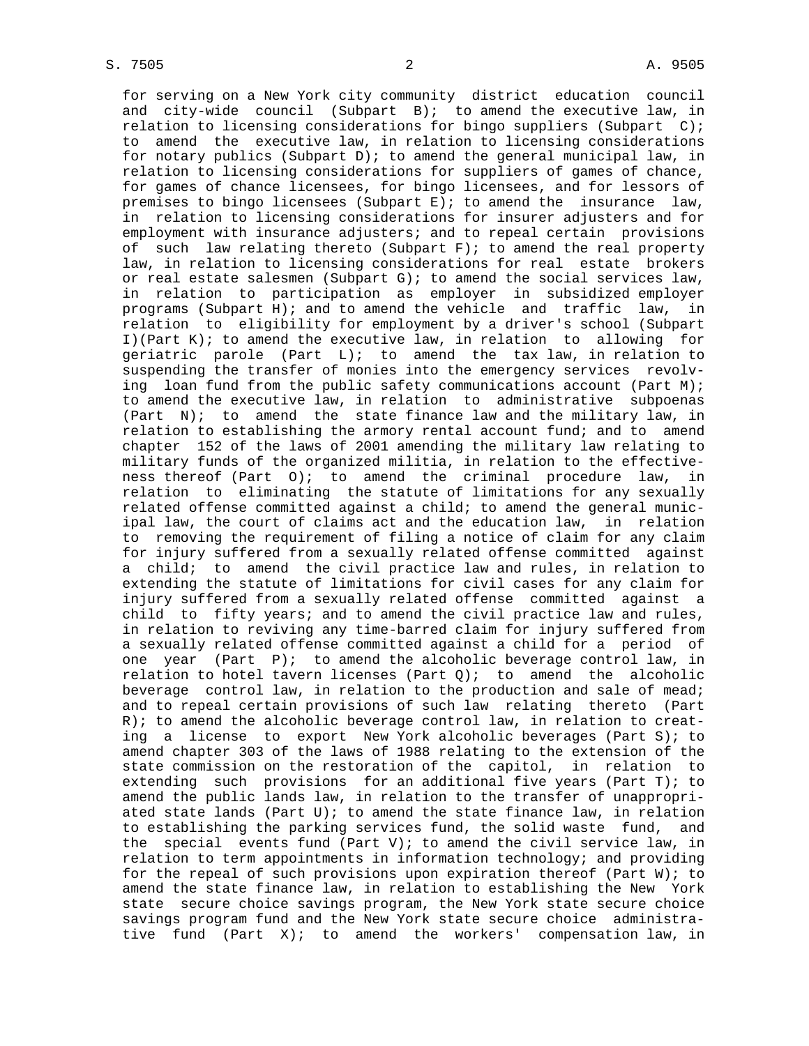for serving on a New York city community district education council and city-wide council (Subpart B); to amend the executive law, in relation to licensing considerations for bingo suppliers (Subpart C); to amend the executive law, in relation to licensing considerations for notary publics (Subpart D); to amend the general municipal law, in relation to licensing considerations for suppliers of games of chance, for games of chance licensees, for bingo licensees, and for lessors of premises to bingo licensees (Subpart E); to amend the insurance law, in relation to licensing considerations for insurer adjusters and for employment with insurance adjusters; and to repeal certain provisions of such law relating thereto (Subpart F); to amend the real property law, in relation to licensing considerations for real estate brokers or real estate salesmen (Subpart G); to amend the social services law, in relation to participation as employer in subsidized employer programs (Subpart H); and to amend the vehicle and traffic law, in relation to eligibility for employment by a driver's school (Subpart I)(Part K); to amend the executive law, in relation to allowing for geriatric parole (Part L); to amend the tax law, in relation to suspending the transfer of monies into the emergency services revolving loan fund from the public safety communications account (Part M); to amend the executive law, in relation to administrative subpoenas (Part N); to amend the state finance law and the military law, in relation to establishing the armory rental account fund; and to amend chapter 152 of the laws of 2001 amending the military law relating to military funds of the organized militia, in relation to the effectiveness thereof (Part O); to amend the criminal procedure law, in relation to eliminating the statute of limitations for any sexually related offense committed against a child; to amend the general municipal law, the court of claims act and the education law, in relation to removing the requirement of filing a notice of claim for any claim for injury suffered from a sexually related offense committed against a child; to amend the civil practice law and rules, in relation to extending the statute of limitations for civil cases for any claim for injury suffered from a sexually related offense committed against a child to fifty years; and to amend the civil practice law and rules, in relation to reviving any time-barred claim for injury suffered from a sexually related offense committed against a child for a period of one year (Part P); to amend the alcoholic beverage control law, in relation to hotel tavern licenses (Part Q); to amend the alcoholic beverage control law, in relation to the production and sale of mead; and to repeal certain provisions of such law relating thereto (Part R); to amend the alcoholic beverage control law, in relation to creating a license to export New York alcoholic beverages (Part S); to amend chapter 303 of the laws of 1988 relating to the extension of the state commission on the restoration of the capitol, in relation to extending such provisions for an additional five years (Part T); to amend the public lands law, in relation to the transfer of unappropriated state lands (Part U); to amend the state finance law, in relation to establishing the parking services fund, the solid waste fund, and the special events fund (Part V); to amend the civil service law, in relation to term appointments in information technology; and providing for the repeal of such provisions upon expiration thereof (Part W); to amend the state finance law, in relation to establishing the New York state secure choice savings program, the New York state secure choice savings program fund and the New York state secure choice administrative fund (Part X); to amend the workers' compensation law, in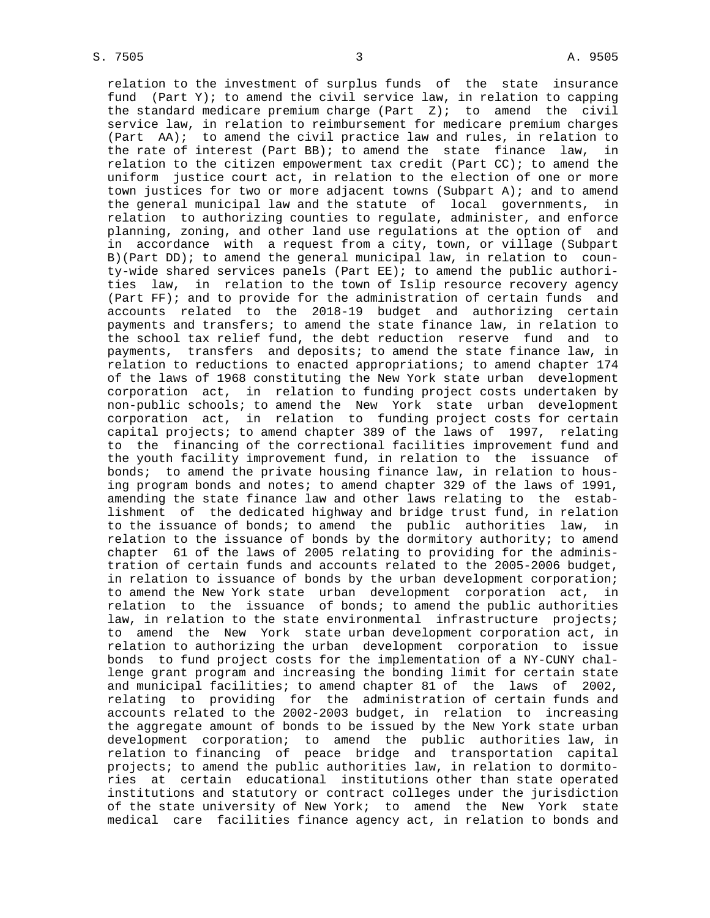relation to the investment of surplus funds of the state insurance fund (Part Y); to amend the civil service law, in relation to capping the standard medicare premium charge (Part Z); to amend the civil service law, in relation to reimbursement for medicare premium charges (Part AA); to amend the civil practice law and rules, in relation to the rate of interest (Part BB); to amend the state finance law, in relation to the citizen empowerment tax credit (Part CC); to amend the uniform justice court act, in relation to the election of one or more town justices for two or more adjacent towns (Subpart A); and to amend the general municipal law and the statute of local governments, in relation to authorizing counties to regulate, administer, and enforce planning, zoning, and other land use regulations at the option of and in accordance with a request from a city, town, or village (Subpart B)(Part DD); to amend the general municipal law, in relation to county-wide shared services panels (Part EE); to amend the public authorities law, in relation to the town of Islip resource recovery agency (Part FF); and to provide for the administration of certain funds and accounts related to the 2018-19 budget and authorizing certain payments and transfers; to amend the state finance law, in relation to the school tax relief fund, the debt reduction reserve fund and to payments, transfers and deposits; to amend the state finance law, in relation to reductions to enacted appropriations; to amend chapter 174 of the laws of 1968 constituting the New York state urban development corporation act, in relation to funding project costs undertaken by non-public schools; to amend the New York state urban development corporation act, in relation to funding project costs for certain capital projects; to amend chapter 389 of the laws of 1997, relating to the financing of the correctional facilities improvement fund and the youth facility improvement fund, in relation to the issuance of bonds; to amend the private housing finance law, in relation to housing program bonds and notes; to amend chapter 329 of the laws of 1991, amending the state finance law and other laws relating to the establishment of the dedicated highway and bridge trust fund, in relation to the issuance of bonds; to amend the public authorities law, in relation to the issuance of bonds by the dormitory authority; to amend chapter 61 of the laws of 2005 relating to providing for the administration of certain funds and accounts related to the 2005-2006 budget, in relation to issuance of bonds by the urban development corporation; to amend the New York state urban development corporation act, in relation to the issuance of bonds; to amend the public authorities law, in relation to the state environmental infrastructure projects; to amend the New York state urban development corporation act, in relation to authorizing the urban development corporation to issue bonds to fund project costs for the implementation of a NY-CUNY challenge grant program and increasing the bonding limit for certain state and municipal facilities; to amend chapter 81 of the laws of 2002, relating to providing for the administration of certain funds and accounts related to the 2002-2003 budget, in relation to increasing the aggregate amount of bonds to be issued by the New York state urban development corporation; to amend the public authorities law, in relation to financing of peace bridge and transportation capital projects; to amend the public authorities law, in relation to dormitories at certain educational institutions other than state operated institutions and statutory or contract colleges under the jurisdiction of the state university of New York; to amend the New York state medical care facilities finance agency act, in relation to bonds and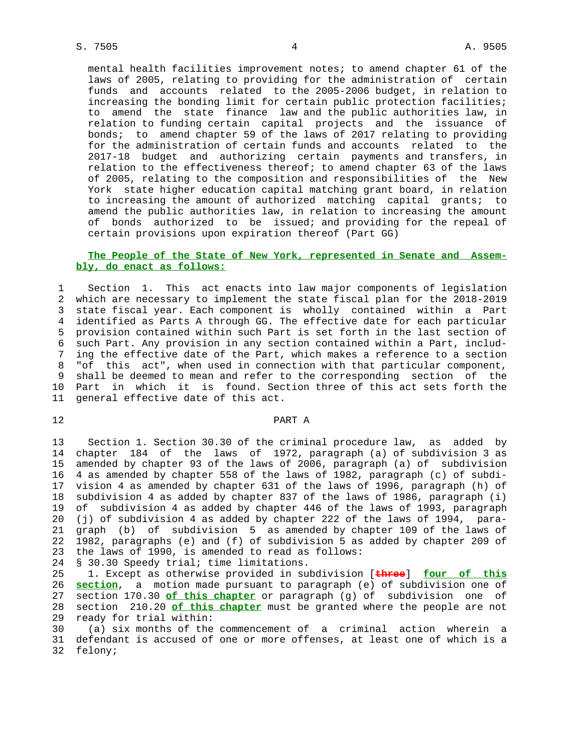mental health facilities improvement notes; to amend chapter 61 of the laws of 2005, relating to providing for the administration of certain funds and accounts related to the 2005-2006 budget, in relation to increasing the bonding limit for certain public protection facilities; to amend the state finance law and the public authorities law, in relation to funding certain capital projects and the issuance of bonds; to amend chapter 59 of the laws of 2017 relating to providing for the administration of certain funds and accounts related to the 2017-18 budget and authorizing certain payments and transfers, in relation to the effectiveness thereof; to amend chapter 63 of the laws of 2005, relating to the composition and responsibilities of the New York state higher education capital matching grant board, in relation to increasing the amount of authorized matching capital grants; to amend the public authorities law, in relation to increasing the amount of bonds authorized to be issued; and providing for the repeal of certain provisions upon expiration thereof (Part GG)

**The People of the State of New York, represented in Senate and Assembly, do enact as follows:**

1 Section 1. This act enacts into law major components of legislation
2 which are necessary to implement the state fiscal plan for the 2018-2019
3 state fiscal year. Each component is wholly contained within a Part
4 identified as Parts A through GG. The effective date for each particular
5 provision contained within such Part is set forth in the last section of
6 such Part. Any provision in any section contained within a Part, includ-
7 ing the effective date of the Part, which makes a reference to a section
8 "of this act", when used in connection with that particular component,
9 shall be deemed to mean and refer to the corresponding section of the
10 Part in which it is found. Section three of this act sets forth the
11 general effective date of this act.

12 PART A

13 Section 1. Section 30.30 of the criminal procedure law, as added by
14 chapter 184 of the laws of 1972, paragraph (a) of subdivision 3 as
15 amended by chapter 93 of the laws of 2006, paragraph (a) of subdivision
16 4 as amended by chapter 558 of the laws of 1982, paragraph (c) of subdi-
17 vision 4 as amended by chapter 631 of the laws of 1996, paragraph (h) of
18 subdivision 4 as added by chapter 837 of the laws of 1986, paragraph (i)
19 of subdivision 4 as added by chapter 446 of the laws of 1993, paragraph
20 (j) of subdivision 4 as added by chapter 222 of the laws of 1994, para-
21 graph (b) of subdivision 5 as amended by chapter 109 of the laws of
22 1982, paragraphs (e) and (f) of subdivision 5 as added by chapter 209 of
23 the laws of 1990, is amended to read as follows:
24 § 30.30 Speedy trial; time limitations.
25 1. Except as otherwise provided in subdivision [~~three~~] **four of this**
26 **section**, a motion made pursuant to paragraph (e) of subdivision one of
27 section 170.30 **of this chapter** or paragraph (g) of subdivision one of
28 section 210.20 **of this chapter** must be granted where the people are not
29 ready for trial within:
30 (a) six months of the commencement of a criminal action wherein a
31 defendant is accused of one or more offenses, at least one of which is a
32 felony;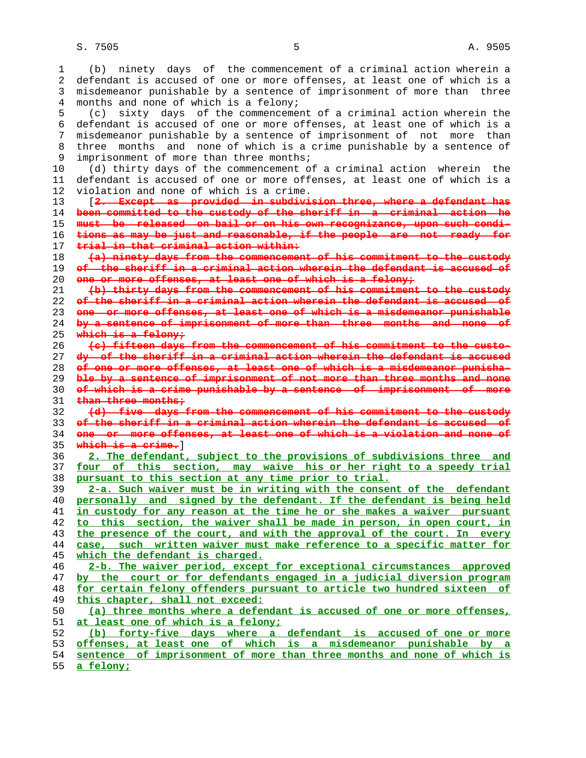(b) ninety days of the commencement of a criminal action wherein a defendant is accused of one or more offenses, at least one of which is a misdemeanor punishable by a sentence of imprisonment of more than three months and none of which is a felony;

(c) sixty days of the commencement of a criminal action wherein the defendant is accused of one or more offenses, at least one of which is a misdemeanor punishable by a sentence of imprisonment of not more than three months and none of which is a crime punishable by a sentence of imprisonment of more than three months;

(d) thirty days of the commencement of a criminal action wherein the defendant is accused of one or more offenses, at least one of which is a violation and none of which is a crime.

[~~2. Except as provided in subdivision three, where a defendant has been committed to the custody of the sheriff in a criminal action he must be released on bail or on his own recognizance, upon such conditions as may be just and reasonable, if the people are not ready for trial in that criminal action within:~~

~~(a) ninety days from the commencement of his commitment to the custody of the sheriff in a criminal action wherein the defendant is accused of one or more offenses, at least one of which is a felony;~~

~~(b) thirty days from the commencement of his commitment to the custody of the sheriff in a criminal action wherein the defendant is accused of one or more offenses, at least one of which is a misdemeanor punishable by a sentence of imprisonment of more than three months and none of which is a felony;~~

~~(c) fifteen days from the commencement of his commitment to the custody of the sheriff in a criminal action wherein the defendant is accused of one or more offenses, at least one of which is a misdemeanor punishable by a sentence of imprisonment of not more than three months and none of which is a crime punishable by a sentence of imprisonment of more than three months;~~

~~(d) five days from the commencement of his commitment to the custody of the sheriff in a criminal action wherein the defendant is accused of one or more offenses, at least one of which is a violation and none of which is a crime.~~]

<u>2. The defendant, subject to the provisions of subdivisions three and four of this section, may waive his or her right to a speedy trial pursuant to this section at any time prior to trial.</u>

<u>2-a. Such waiver must be in writing with the consent of the defendant personally and signed by the defendant. If the defendant is being held in custody for any reason at the time he or she makes a waiver pursuant to this section, the waiver shall be made in person, in open court, in the presence of the court, and with the approval of the court. In every case, such written waiver must make reference to a specific matter for which the defendant is charged.</u>

<u>2-b. The waiver period, except for exceptional circumstances approved by the court or for defendants engaged in a judicial diversion program for certain felony offenders pursuant to article two hundred sixteen of this chapter, shall not exceed:</u>

<u>(a) three months where a defendant is accused of one or more offenses, at least one of which is a felony;</u>

<u>(b) forty-five days where a defendant is accused of one or more offenses, at least one of which is a misdemeanor punishable by a sentence of imprisonment of more than three months and none of which is a felony;</u>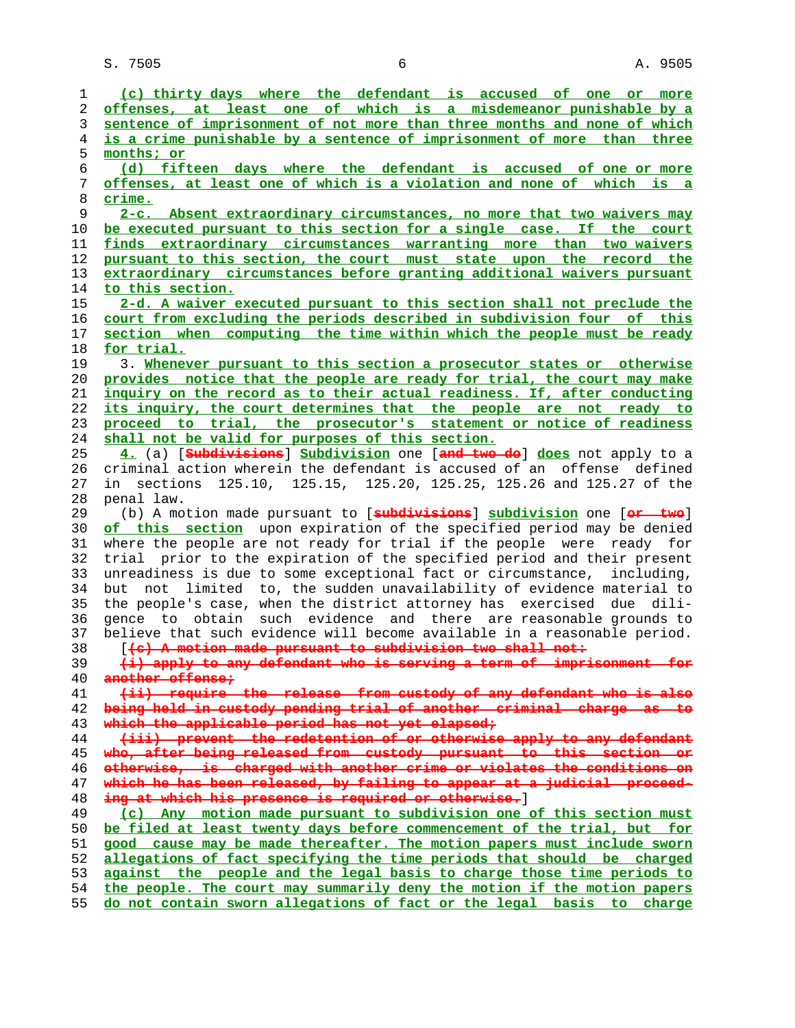(c) thirty days where the defendant is accused of one or more offenses, at least one of which is a misdemeanor punishable by a sentence of imprisonment of not more than three months and none of which is a crime punishable by a sentence of imprisonment of more than three months; or

(d) fifteen days where the defendant is accused of one or more offenses, at least one of which is a violation and none of which is a crime.

2-c. Absent extraordinary circumstances, no more that two waivers may be executed pursuant to this section for a single case. If the court finds extraordinary circumstances warranting more than two waivers pursuant to this section, the court must state upon the record the extraordinary circumstances before granting additional waivers pursuant to this section.

2-d. A waiver executed pursuant to this section shall not preclude the court from excluding the periods described in subdivision four of this section when computing the time within which the people must be ready for trial.

3. Whenever pursuant to this section a prosecutor states or otherwise provides notice that the people are ready for trial, the court may make inquiry on the record as to their actual readiness. If, after conducting its inquiry, the court determines that the people are not ready to proceed to trial, the prosecutor's statement or notice of readiness shall not be valid for purposes of this section.

4. (a) [~~Subdivisions~~] Subdivision one [~~and two do~~] does not apply to a criminal action wherein the defendant is accused of an offense defined in sections 125.10, 125.15, 125.20, 125.25, 125.26 and 125.27 of the penal law.

(b) A motion made pursuant to [~~subdivisions~~] subdivision one [~~or two~~] of this section upon expiration of the specified period may be denied where the people are not ready for trial if the people were ready for trial prior to the expiration of the specified period and their present unreadiness is due to some exceptional fact or circumstance, including, but not limited to, the sudden unavailability of evidence material to the people's case, when the district attorney has exercised due diligence to obtain such evidence and there are reasonable grounds to believe that such evidence will become available in a reasonable period.

[~~(c) A motion made pursuant to subdivision two shall not:~~

~~(i) apply to any defendant who is serving a term of imprisonment for another offense;~~

~~(ii) require the release from custody of any defendant who is also being held in custody pending trial of another criminal charge as to which the applicable period has not yet elapsed;~~

~~(iii) prevent the redetention of or otherwise apply to any defendant who, after being released from custody pursuant to this section or otherwise, is charged with another crime or violates the conditions on which he has been released, by failing to appear at a judicial proceeding at which his presence is required or otherwise.~~]

(c) Any motion made pursuant to subdivision one of this section must be filed at least twenty days before commencement of the trial, but for good cause may be made thereafter. The motion papers must include sworn allegations of fact specifying the time periods that should be charged against the people and the legal basis to charge those time periods to the people. The court may summarily deny the motion if the motion papers do not contain sworn allegations of fact or the legal basis to charge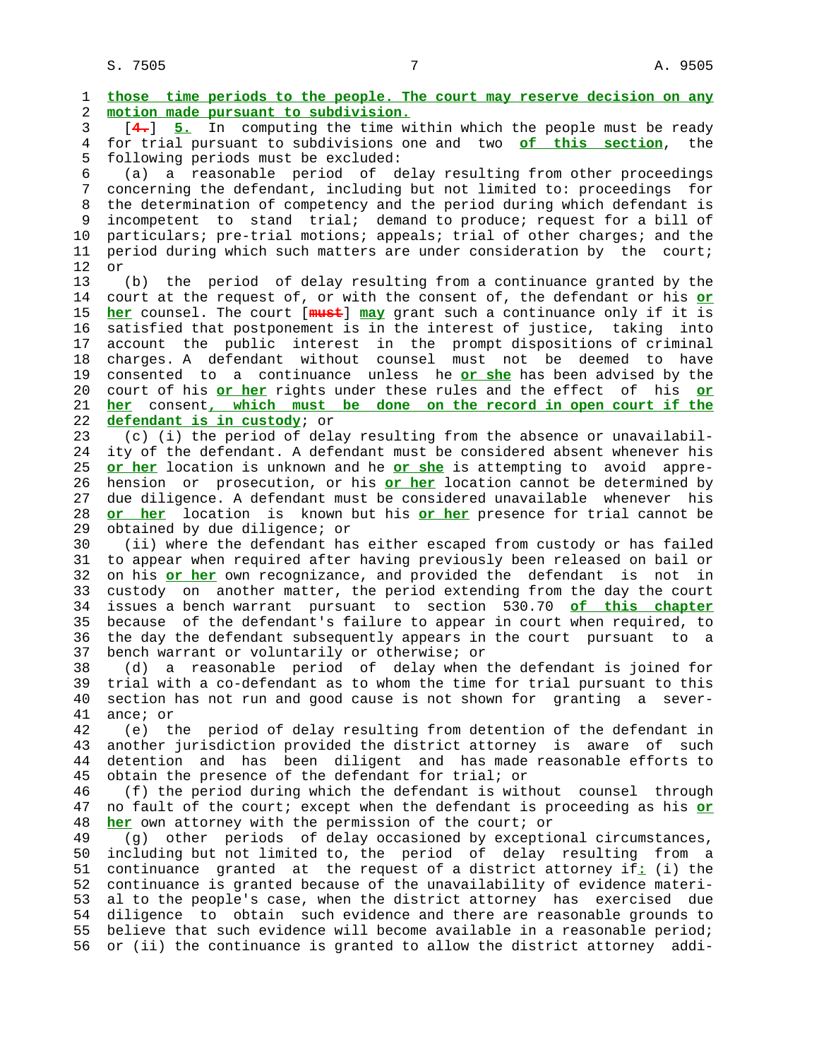those time periods to the people. The court may reserve decision on any motion made pursuant to subdivision.

[4.] 5. In computing the time within which the people must be ready for trial pursuant to subdivisions one and two of this section, the following periods must be excluded:

(a) a reasonable period of delay resulting from other proceedings concerning the defendant, including but not limited to: proceedings for the determination of competency and the period during which defendant is incompetent to stand trial; demand to produce; request for a bill of particulars; pre-trial motions; appeals; trial of other charges; and the period during which such matters are under consideration by the court; or

(b) the period of delay resulting from a continuance granted by the court at the request of, or with the consent of, the defendant or his or her counsel. The court [must] may grant such a continuance only if it is satisfied that postponement is in the interest of justice, taking into account the public interest in the prompt dispositions of criminal charges. A defendant without counsel must not be deemed to have consented to a continuance unless he or she has been advised by the court of his or her rights under these rules and the effect of his or her consent, which must be done on the record in open court if the defendant is in custody; or

(c) (i) the period of delay resulting from the absence or unavailability of the defendant. A defendant must be considered absent whenever his or her location is unknown and he or she is attempting to avoid apprehension or prosecution, or his or her location cannot be determined by due diligence. A defendant must be considered unavailable whenever his or her location is known but his or her presence for trial cannot be obtained by due diligence; or

(ii) where the defendant has either escaped from custody or has failed to appear when required after having previously been released on bail or on his or her own recognizance, and provided the defendant is not in custody on another matter, the period extending from the day the court issues a bench warrant pursuant to section 530.70 of this chapter because of the defendant's failure to appear in court when required, to the day the defendant subsequently appears in the court pursuant to a bench warrant or voluntarily or otherwise; or

(d) a reasonable period of delay when the defendant is joined for trial with a co-defendant as to whom the time for trial pursuant to this section has not run and good cause is not shown for granting a severance; or

(e) the period of delay resulting from detention of the defendant in another jurisdiction provided the district attorney is aware of such detention and has been diligent and has made reasonable efforts to obtain the presence of the defendant for trial; or

(f) the period during which the defendant is without counsel through no fault of the court; except when the defendant is proceeding as his or her own attorney with the permission of the court; or

(g) other periods of delay occasioned by exceptional circumstances, including but not limited to, the period of delay resulting from a continuance granted at the request of a district attorney if: (i) the continuance is granted because of the unavailability of evidence material to the people's case, when the district attorney has exercised due diligence to obtain such evidence and there are reasonable grounds to believe that such evidence will become available in a reasonable period; or (ii) the continuance is granted to allow the district attorney addi-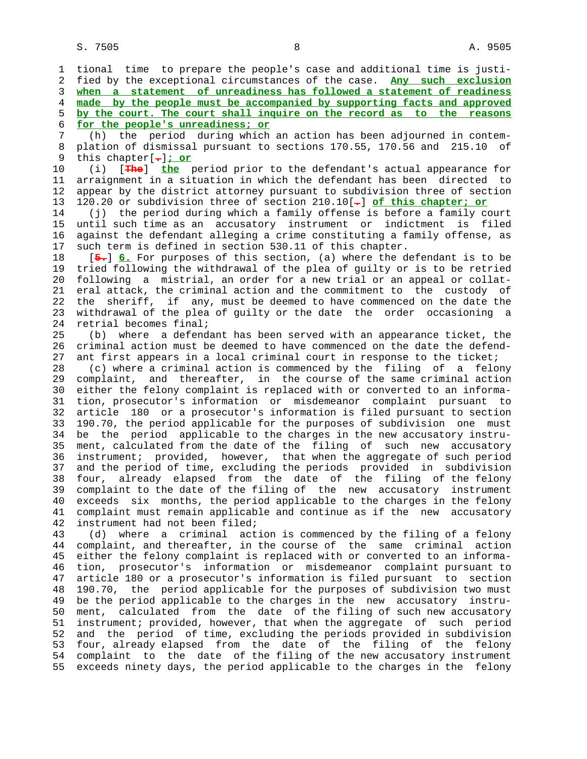tional time to prepare the people's case and additional time is justified by the exceptional circumstances of the case. **Any such exclusion when a statement of unreadiness has followed a statement of readiness made by the people must be accompanied by supporting facts and approved by the court. The court shall inquire on the record as to the reasons for the people's unreadiness; or**

(h) the period during which an action has been adjourned in contemplation of dismissal pursuant to sections 170.55, 170.56 and 215.10 of this chapter[.]**; or**

(i) [The] **the** period prior to the defendant's actual appearance for arraignment in a situation in which the defendant has been directed to appear by the district attorney pursuant to subdivision three of section 120.20 or subdivision three of section 210.10[.] **of this chapter; or**

(j) the period during which a family offense is before a family court until such time as an accusatory instrument or indictment is filed against the defendant alleging a crime constituting a family offense, as such term is defined in section 530.11 of this chapter.

[5.] **6.** For purposes of this section, (a) where the defendant is to be tried following the withdrawal of the plea of guilty or is to be retried following a mistrial, an order for a new trial or an appeal or collateral attack, the criminal action and the commitment to the custody of the sheriff, if any, must be deemed to have commenced on the date the withdrawal of the plea of guilty or the date the order occasioning a retrial becomes final;

(b) where a defendant has been served with an appearance ticket, the criminal action must be deemed to have commenced on the date the defendant first appears in a local criminal court in response to the ticket;

(c) where a criminal action is commenced by the filing of a felony complaint, and thereafter, in the course of the same criminal action either the felony complaint is replaced with or converted to an information, prosecutor's information or misdemeanor complaint pursuant to article 180 or a prosecutor's information is filed pursuant to section 190.70, the period applicable for the purposes of subdivision one must be the period applicable to the charges in the new accusatory instrument, calculated from the date of the filing of such new accusatory instrument; provided, however, that when the aggregate of such period and the period of time, excluding the periods provided in subdivision four, already elapsed from the date of the filing of the felony complaint to the date of the filing of the new accusatory instrument exceeds six months, the period applicable to the charges in the felony complaint must remain applicable and continue as if the new accusatory instrument had not been filed;

(d) where a criminal action is commenced by the filing of a felony complaint, and thereafter, in the course of the same criminal action either the felony complaint is replaced with or converted to an information, prosecutor's information or misdemeanor complaint pursuant to article 180 or a prosecutor's information is filed pursuant to section 190.70, the period applicable for the purposes of subdivision two must be the period applicable to the charges in the new accusatory instrument, calculated from the date of the filing of such new accusatory instrument; provided, however, that when the aggregate of such period and the period of time, excluding the periods provided in subdivision four, already elapsed from the date of the filing of the felony complaint to the date of the filing of the new accusatory instrument exceeds ninety days, the period applicable to the charges in the felony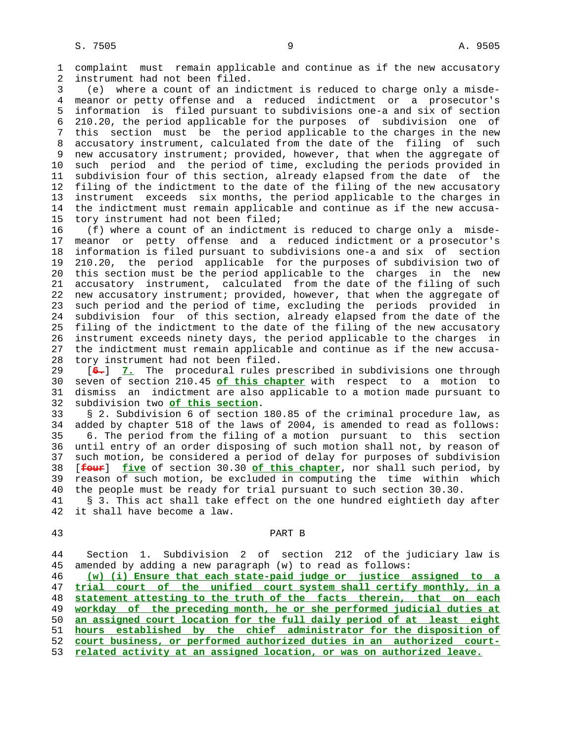complaint must remain applicable and continue as if the new accusatory instrument had not been filed.

(e) where a count of an indictment is reduced to charge only a misdemeanor or petty offense and a reduced indictment or a prosecutor's information is filed pursuant to subdivisions one-a and six of section 210.20, the period applicable for the purposes of subdivision one of this section must be the period applicable to the charges in the new accusatory instrument, calculated from the date of the filing of such new accusatory instrument; provided, however, that when the aggregate of such period and the period of time, excluding the periods provided in subdivision four of this section, already elapsed from the date of the filing of the indictment to the date of the filing of the new accusatory instrument exceeds six months, the period applicable to the charges in the indictment must remain applicable and continue as if the new accusatory instrument had not been filed;

(f) where a count of an indictment is reduced to charge only a misdemeanor or petty offense and a reduced indictment or a prosecutor's information is filed pursuant to subdivisions one-a and six of section 210.20, the period applicable for the purposes of subdivision two of this section must be the period applicable to the charges in the new accusatory instrument, calculated from the date of the filing of such new accusatory instrument; provided, however, that when the aggregate of such period and the period of time, excluding the periods provided in subdivision four of this section, already elapsed from the date of the filing of the indictment to the date of the filing of the new accusatory instrument exceeds ninety days, the period applicable to the charges in the indictment must remain applicable and continue as if the new accusatory instrument had not been filed.

[~~6.~~] __7.__ The procedural rules prescribed in subdivisions one through seven of section 210.45 __of this chapter__ with respect to a motion to dismiss an indictment are also applicable to a motion made pursuant to subdivision two __of this section__.

§ 2. Subdivision 6 of section 180.85 of the criminal procedure law, as added by chapter 518 of the laws of 2004, is amended to read as follows:

6. The period from the filing of a motion pursuant to this section until entry of an order disposing of such motion shall not, by reason of such motion, be considered a period of delay for purposes of subdivision [~~four~~] __five__ of section 30.30 __of this chapter__, nor shall such period, by reason of such motion, be excluded in computing the time within which the people must be ready for trial pursuant to such section 30.30.

§ 3. This act shall take effect on the one hundred eightieth day after it shall have become a law.

PART B

Section 1. Subdivision 2 of section 212 of the judiciary law is amended by adding a new paragraph (w) to read as follows:

__(w) (i) Ensure that each state-paid judge or justice assigned to a trial court of the unified court system shall certify monthly, in a statement attesting to the truth of the facts therein, that on each workday of the preceding month, he or she performed judicial duties at an assigned court location for the full daily period of at least eight hours established by the chief administrator for the disposition of court business, or performed authorized duties in an authorized court-related activity at an assigned location, or was on authorized leave.__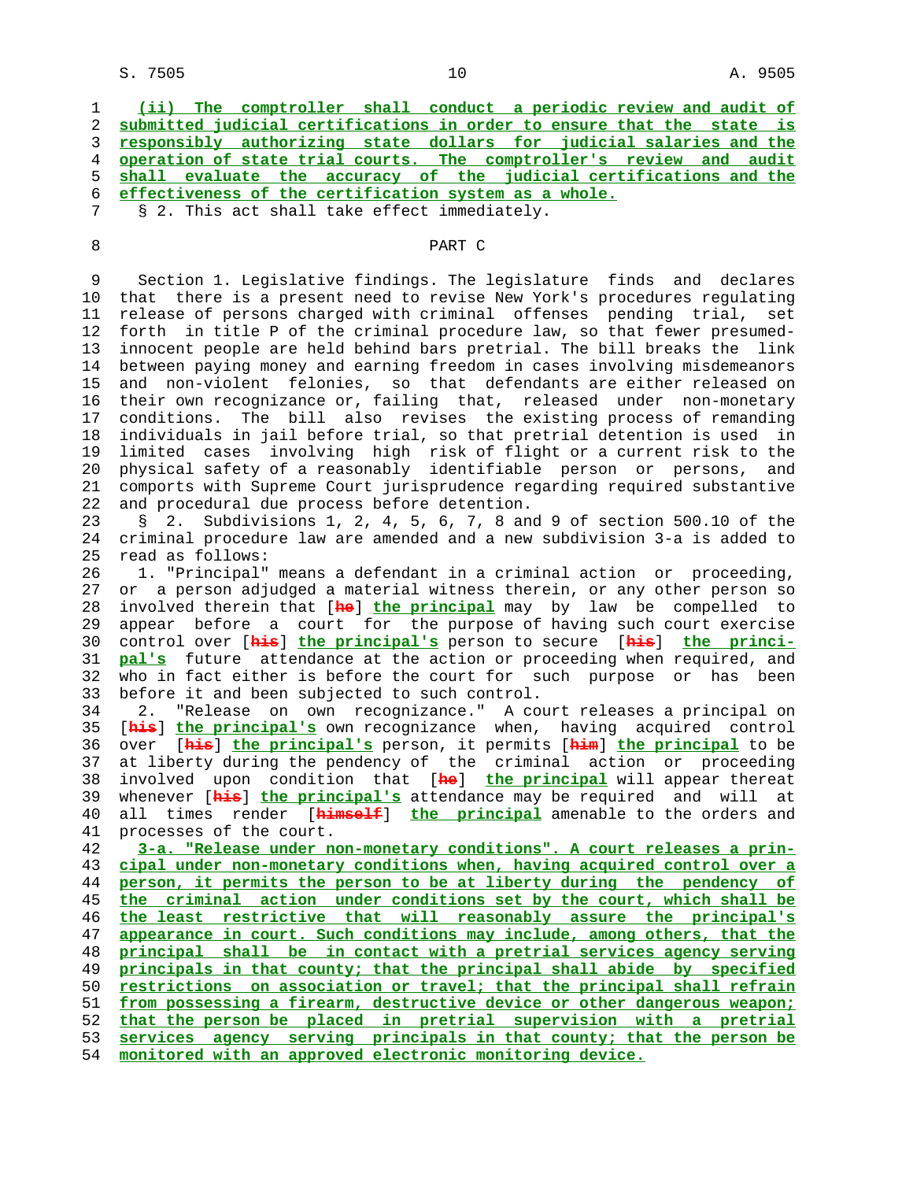(ii) The comptroller shall conduct a periodic review and audit of submitted judicial certifications in order to ensure that the state is responsibly authorizing state dollars for judicial salaries and the operation of state trial courts. The comptroller's review and audit shall evaluate the accuracy of the judicial certifications and the effectiveness of the certification system as a whole.

§ 2. This act shall take effect immediately.

## PART C

Section 1. Legislative findings. The legislature finds and declares that there is a present need to revise New York's procedures regulating release of persons charged with criminal offenses pending trial, set forth in title P of the criminal procedure law, so that fewer presumed-innocent people are held behind bars pretrial. The bill breaks the link between paying money and earning freedom in cases involving misdemeanors and non-violent felonies, so that defendants are either released on their own recognizance or, failing that, released under non-monetary conditions. The bill also revises the existing process of remanding individuals in jail before trial, so that pretrial detention is used in limited cases involving high risk of flight or a current risk to the physical safety of a reasonably identifiable person or persons, and comports with Supreme Court jurisprudence regarding required substantive and procedural due process before detention.

§ 2. Subdivisions 1, 2, 4, 5, 6, 7, 8 and 9 of section 500.10 of the criminal procedure law are amended and a new subdivision 3-a is added to read as follows:

1. "Principal" means a defendant in a criminal action or proceeding, or a person adjudged a material witness therein, or any other person so involved therein that [he] the principal may by law be compelled to appear before a court for the purpose of having such court exercise control over [his] the principal's person to secure [his] the principal's future attendance at the action or proceeding when required, and who in fact either is before the court for such purpose or has been before it and been subjected to such control.

2. "Release on own recognizance." A court releases a principal on [his] the principal's own recognizance when, having acquired control over [his] the principal's person, it permits [him] the principal to be at liberty during the pendency of the criminal action or proceeding involved upon condition that [he] the principal will appear thereat whenever [his] the principal's attendance may be required and will at all times render [himself] the principal amenable to the orders and processes of the court.

3-a. "Release under non-monetary conditions". A court releases a principal under non-monetary conditions when, having acquired control over a person, it permits the person to be at liberty during the pendency of the criminal action under conditions set by the court, which shall be the least restrictive that will reasonably assure the principal's appearance in court. Such conditions may include, among others, that the principal shall be in contact with a pretrial services agency serving principals in that county; that the principal shall abide by specified restrictions on association or travel; that the principal shall refrain from possessing a firearm, destructive device or other dangerous weapon; that the person be placed in pretrial supervision with a pretrial services agency serving principals in that county; that the person be monitored with an approved electronic monitoring device.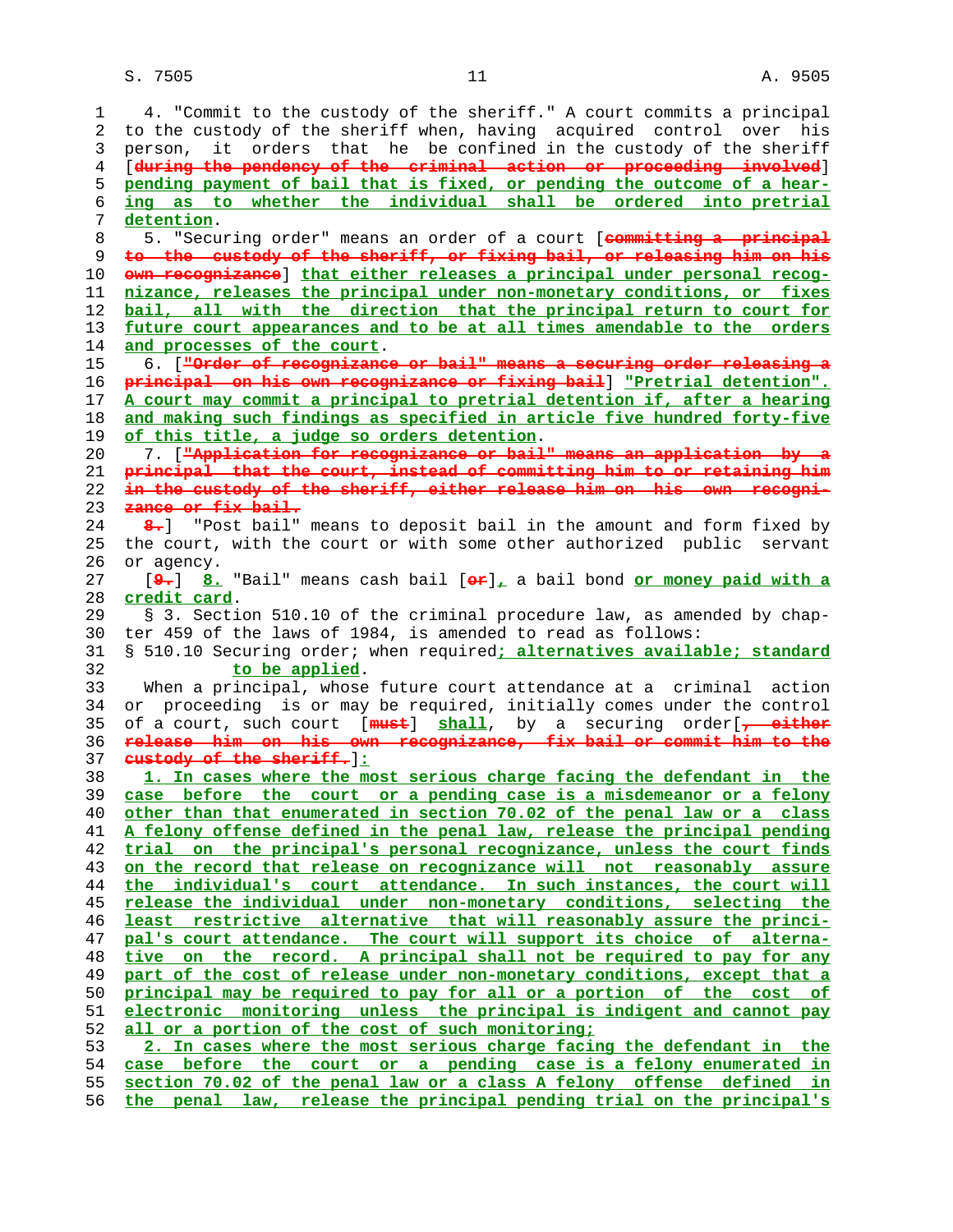4. "Commit to the custody of the sheriff." A court commits a principal to the custody of the sheriff when, having acquired control over his person, it orders that he be confined in the custody of the sheriff [~~during the pendency of the criminal action or proceeding involved~~] **pending payment of bail that is fixed, or pending the outcome of a hearing as to whether the individual shall be ordered into pretrial detention**.

5. "Securing order" means an order of a court [~~committing a principal to the custody of the sheriff, or fixing bail, or releasing him on his own recognizance~~] **that either releases a principal under personal recognizance, releases the principal under non-monetary conditions, or fixes bail, all with the direction that the principal return to court for future court appearances and to be at all times amendable to the orders and processes of the court**.

6. [~~"Order of recognizance or bail" means a securing order releasing a principal on his own recognizance or fixing bail~~] **"Pretrial detention". A court may commit a principal to pretrial detention if, after a hearing and making such findings as specified in article five hundred forty-five of this title, a judge so orders detention**.

7. [~~"Application for recognizance or bail" means an application by a principal that the court, instead of committing him to or retaining him in the custody of the sheriff, either release him on his own recognizance or fix bail.~~

~~8.~~] "Post bail" means to deposit bail in the amount and form fixed by the court, with the court or with some other authorized public servant or agency.

[~~9.~~] **8.** "Bail" means cash bail [~~or~~]**,** a bail bond **or money paid with a credit card**.

§ 3. Section 510.10 of the criminal procedure law, as amended by chapter 459 of the laws of 1984, is amended to read as follows:

§ 510.10 Securing order; when required**; alternatives available; standard to be applied**.

When a principal, whose future court attendance at a criminal action or proceeding is or may be required, initially comes under the control of a court, such court [~~must~~] **shall**, by a securing order[~~, either release him on his own recognizance, fix bail or commit him to the custody of the sheriff.~~]**:**

**1. In cases where the most serious charge facing the defendant in the case before the court or a pending case is a misdemeanor or a felony other than that enumerated in section 70.02 of the penal law or a class A felony offense defined in the penal law, release the principal pending trial on the principal's personal recognizance, unless the court finds on the record that release on recognizance will not reasonably assure the individual's court attendance. In such instances, the court will release the individual under non-monetary conditions, selecting the least restrictive alternative that will reasonably assure the principal's court attendance. The court will support its choice of alternative on the record. A principal shall not be required to pay for any part of the cost of release under non-monetary conditions, except that a principal may be required to pay for all or a portion of the cost of electronic monitoring unless the principal is indigent and cannot pay all or a portion of the cost of such monitoring;**

**2. In cases where the most serious charge facing the defendant in the case before the court or a pending case is a felony enumerated in section 70.02 of the penal law or a class A felony offense defined in the penal law, release the principal pending trial on the principal's**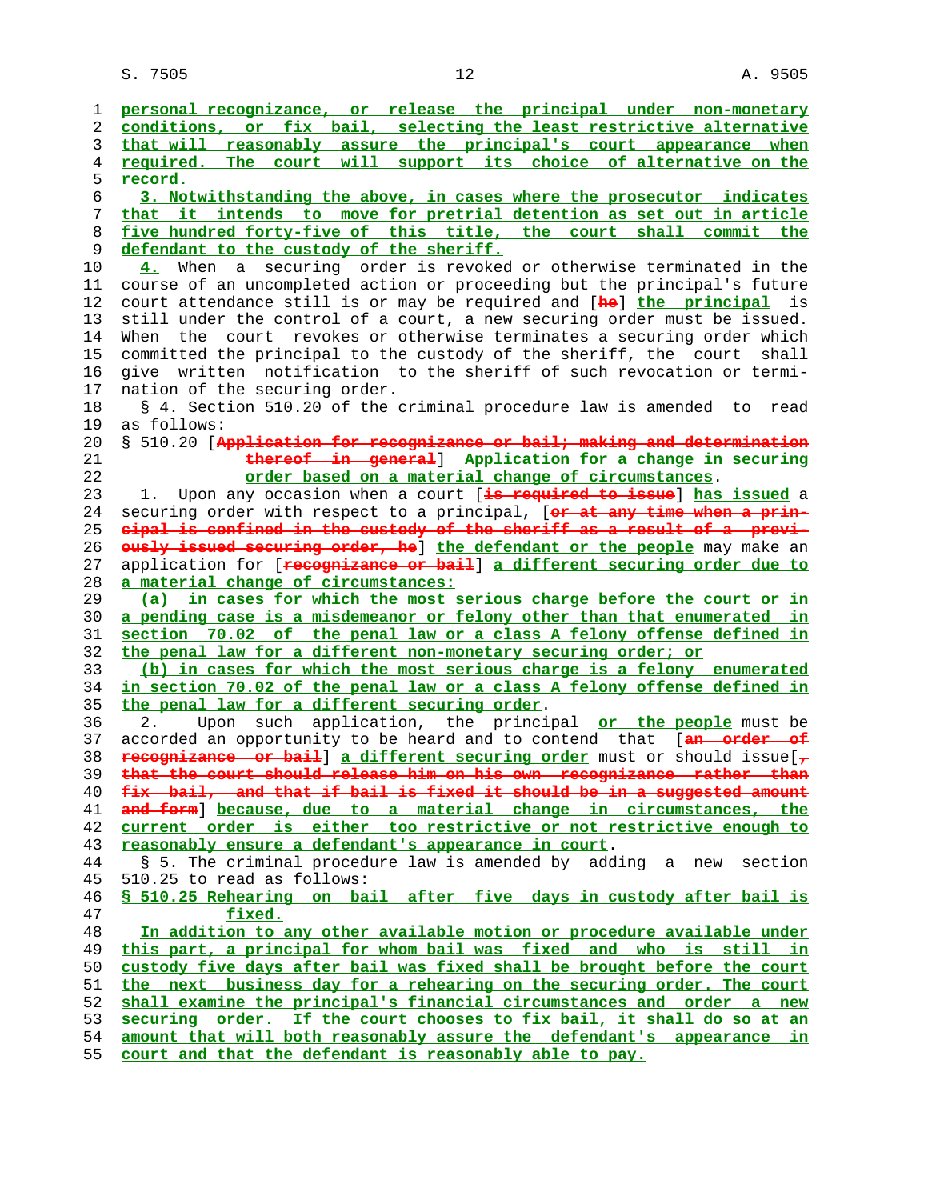personal recognizance, or release the principal under non-monetary conditions, or fix bail, selecting the least restrictive alternative that will reasonably assure the principal's court appearance when required. The court will support its choice of alternative on the record.

3. Notwithstanding the above, in cases where the prosecutor indicates that it intends to move for pretrial detention as set out in article five hundred forty-five of this title, the court shall commit the defendant to the custody of the sheriff.

4. When a securing order is revoked or otherwise terminated in the course of an uncompleted action or proceeding but the principal's future court attendance still is or may be required and [he] the principal is still under the control of a court, a new securing order must be issued. When the court revokes or otherwise terminates a securing order which committed the principal to the custody of the sheriff, the court shall give written notification to the sheriff of such revocation or termination of the securing order.

§ 4. Section 510.20 of the criminal procedure law is amended to read as follows:

§ 510.20 [Application for recognizance or bail; making and determination thereof in general] Application for a change in securing order based on a material change of circumstances.

1. Upon any occasion when a court [is required to issue] has issued a securing order with respect to a principal, [or at any time when a principal is confined in the custody of the sheriff as a result of a previously issued securing order, he] the defendant or the people may make an application for [recognizance or bail] a different securing order due to a material change of circumstances:

(a) in cases for which the most serious charge before the court or in a pending case is a misdemeanor or felony other than that enumerated in section 70.02 of the penal law or a class A felony offense defined in the penal law for a different non-monetary securing order; or

(b) in cases for which the most serious charge is a felony enumerated in section 70.02 of the penal law or a class A felony offense defined in the penal law for a different securing order.

2. Upon such application, the principal or the people must be accorded an opportunity to be heard and to contend that [an order of recognizance or bail] a different securing order must or should issue[, that the court should release him on his own recognizance rather than fix bail, and that if bail is fixed it should be in a suggested amount and form] because, due to a material change in circumstances, the current order is either too restrictive or not restrictive enough to reasonably ensure a defendant's appearance in court.

§ 5. The criminal procedure law is amended by adding a new section 510.25 to read as follows:

§ 510.25 Rehearing on bail after five days in custody after bail is fixed.

In addition to any other available motion or procedure available under this part, a principal for whom bail was fixed and who is still in custody five days after bail was fixed shall be brought before the court the next business day for a rehearing on the securing order. The court shall examine the principal's financial circumstances and order a new securing order. If the court chooses to fix bail, it shall do so at an amount that will both reasonably assure the defendant's appearance in court and that the defendant is reasonably able to pay.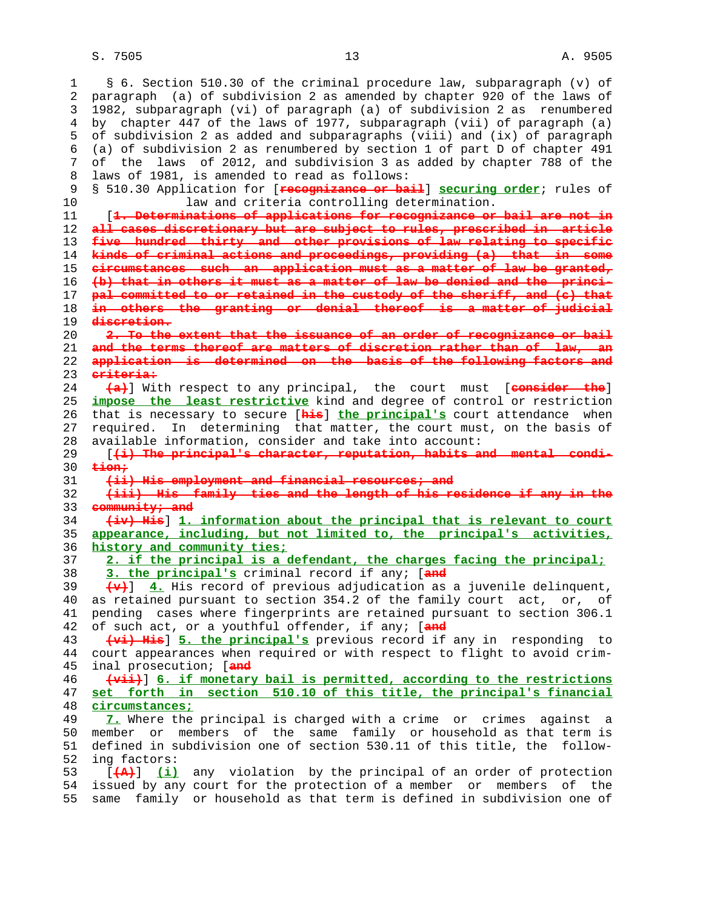§ 6. Section 510.30 of the criminal procedure law, subparagraph (v) of paragraph (a) of subdivision 2 as amended by chapter 920 of the laws of 1982, subparagraph (vi) of paragraph (a) of subdivision 2 as renumbered by chapter 447 of the laws of 1977, subparagraph (vii) of paragraph (a) of subdivision 2 as added and subparagraphs (viii) and (ix) of paragraph (a) of subdivision 2 as renumbered by section 1 of part D of chapter 491 of the laws of 2012, and subdivision 3 as added by chapter 788 of the laws of 1981, is amended to read as follows:

§ 510.30 Application for [~~recognizance or bail~~] **securing order**; rules of law and criteria controlling determination.

[~~1. Determinations of applications for recognizance or bail are not in all cases discretionary but are subject to rules, prescribed in article five hundred thirty and other provisions of law relating to specific kinds of criminal actions and proceedings, providing (a) that in some circumstances such an application must as a matter of law be granted, (b) that in others it must as a matter of law be denied and the principal committed to or retained in the custody of the sheriff, and (c) that in others the granting or denial thereof is a matter of judicial discretion.~~

~~2. To the extent that the issuance of an order of recognizance or bail and the terms thereof are matters of discretion rather than of law, an application is determined on the basis of the following factors and criteria:~~

~~(a)~~] With respect to any principal, the court must [~~consider the~~] **impose the least restrictive** kind and degree of control or restriction that is necessary to secure [~~his~~] **the principal's** court attendance when required. In determining that matter, the court must, on the basis of available information, consider and take into account:

[~~(i) The principal's character, reputation, habits and mental condition;~~

~~(ii) His employment and financial resources; and~~

~~(iii) His family ties and the length of his residence if any in the community; and~~

~~(iv) His~~] **1. information about the principal that is relevant to court appearance, including, but not limited to, the principal's activities, history and community ties;**

**2. if the principal is a defendant, the charges facing the principal;**

**3. the principal's** criminal record if any; [~~and~~

~~(v)~~] **4.** His record of previous adjudication as a juvenile delinquent, as retained pursuant to section 354.2 of the family court act, or, of pending cases where fingerprints are retained pursuant to section 306.1 of such act, or a youthful offender, if any; [~~and~~

~~(vi) His~~] **5. the principal's** previous record if any in responding to court appearances when required or with respect to flight to avoid criminal prosecution; [~~and~~

~~(vii)~~] **6. if monetary bail is permitted, according to the restrictions set forth in section 510.10 of this title, the principal's financial circumstances;**

**7.** Where the principal is charged with a crime or crimes against a member or members of the same family or household as that term is defined in subdivision one of section 530.11 of this title, the following factors:

[~~(A)~~] **(i)** any violation by the principal of an order of protection issued by any court for the protection of a member or members of the same family or household as that term is defined in subdivision one of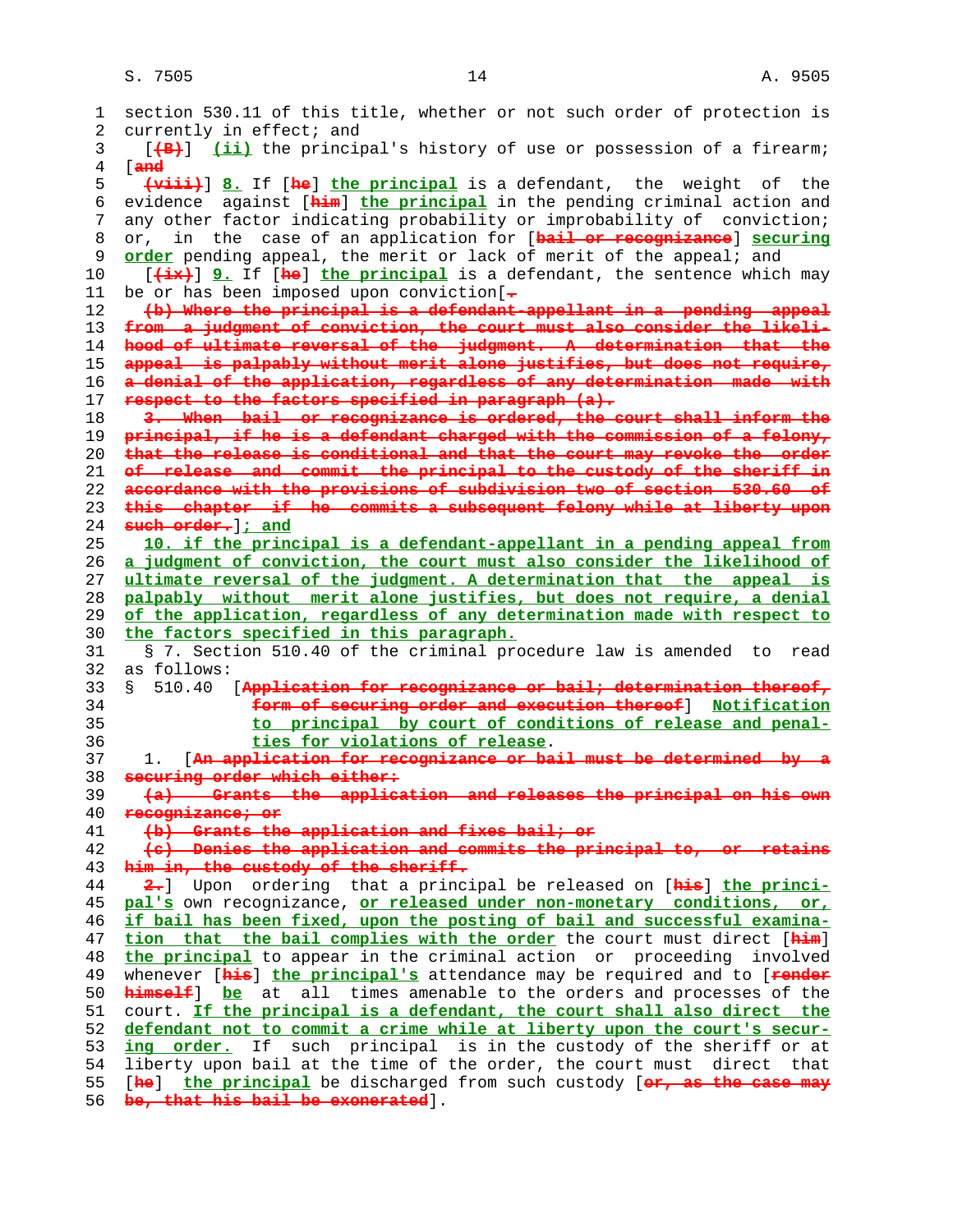section 530.11 of this title, whether or not such order of protection is currently in effect; and

[(B)] (ii) the principal's history of use or possession of a firearm; [and

(viii)] 8. If [he] the principal is a defendant, the weight of the evidence against [him] the principal in the pending criminal action and any other factor indicating probability or improbability of conviction; or, in the case of an application for [bail or recognizance] securing order pending appeal, the merit or lack of merit of the appeal; and

[(ix)] 9. If [he] the principal is a defendant, the sentence which may be or has been imposed upon conviction[.

(b) Where the principal is a defendant-appellant in a pending appeal from a judgment of conviction, the court must also consider the likelihood of ultimate reversal of the judgment. A determination that the appeal is palpably without merit alone justifies, but does not require, a denial of the application, regardless of any determination made with respect to the factors specified in paragraph (a).

3. When bail or recognizance is ordered, the court shall inform the principal, if he is a defendant charged with the commission of a felony, that the release is conditional and that the court may revoke the order of release and commit the principal to the custody of the sheriff in accordance with the provisions of subdivision two of section 530.60 of this chapter if he commits a subsequent felony while at liberty upon such order.]; and

10. if the principal is a defendant-appellant in a pending appeal from a judgment of conviction, the court must also consider the likelihood of ultimate reversal of the judgment. A determination that the appeal is palpably without merit alone justifies, but does not require, a denial of the application, regardless of any determination made with respect to the factors specified in this paragraph.

§ 7. Section 510.40 of the criminal procedure law is amended to read as follows:

§ 510.40 [Application for recognizance or bail; determination thereof, form of securing order and execution thereof] Notification to principal by court of conditions of release and penalties for violations of release.

1. [An application for recognizance or bail must be determined by a securing order which either:

(a) Grants the application and releases the principal on his own recognizance; or

(b) Grants the application and fixes bail; or

(c) Denies the application and commits the principal to, or retains him in, the custody of the sheriff.

2.] Upon ordering that a principal be released on [his] the principal's own recognizance, or released under non-monetary conditions, or, if bail has been fixed, upon the posting of bail and successful examination that the bail complies with the order the court must direct [him] the principal to appear in the criminal action or proceeding involved whenever [his] the principal's attendance may be required and to [render himself] be at all times amenable to the orders and processes of the court. If the principal is a defendant, the court shall also direct the defendant not to commit a crime while at liberty upon the court's securing order. If such principal is in the custody of the sheriff or at liberty upon bail at the time of the order, the court must direct that [he] the principal be discharged from such custody [or, as the case may be, that his bail be exonerated].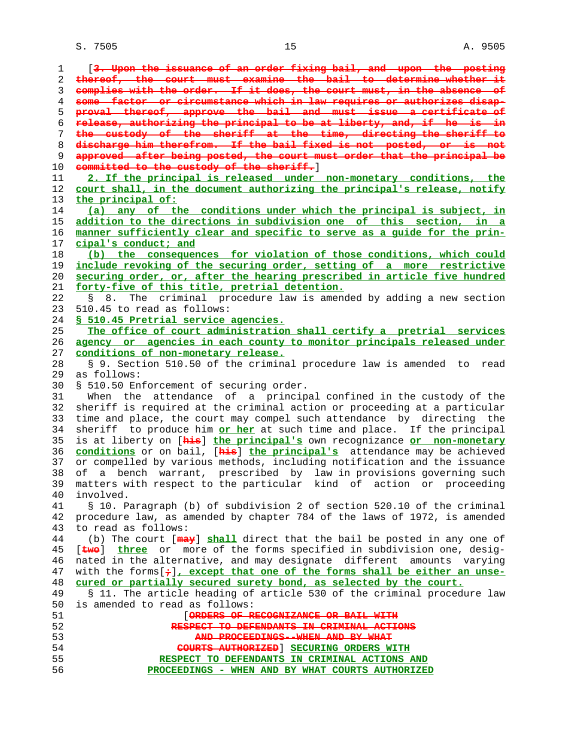[~~3. Upon the issuance of an order fixing bail, and upon the posting thereof, the court must examine the bail to determine whether it complies with the order. If it does, the court must, in the absence of some factor or circumstance which in law requires or authorizes disapproval thereof, approve the bail and must issue a certificate of release, authorizing the principal to be at liberty, and, if he is in the custody of the sheriff at the time, directing the sheriff to discharge him therefrom. If the bail fixed is not posted, or is not approved after being posted, the court must order that the principal be committed to the custody of the sheriff.~~]

**2. If the principal is released under non-monetary conditions, the court shall, in the document authorizing the principal's release, notify the principal of:**

**(a) any of the conditions under which the principal is subject, in addition to the directions in subdivision one of this section, in a manner sufficiently clear and specific to serve as a guide for the principal's conduct; and**

**(b) the consequences for violation of those conditions, which could include revoking of the securing order, setting of a more restrictive securing order, or, after the hearing prescribed in article five hundred forty-five of this title, pretrial detention.**

§ 8. The criminal procedure law is amended by adding a new section 510.45 to read as follows:

**§ 510.45 Pretrial service agencies.**

**The office of court administration shall certify a pretrial services agency or agencies in each county to monitor principals released under conditions of non-monetary release.**

§ 9. Section 510.50 of the criminal procedure law is amended to read as follows:

§ 510.50 Enforcement of securing order.

When the attendance of a principal confined in the custody of the sheriff is required at the criminal action or proceeding at a particular time and place, the court may compel such attendance by directing the sheriff to produce him **or her** at such time and place. If the principal is at liberty on [~~his~~] **the principal's** own recognizance **or non-monetary conditions** or on bail, [~~his~~] **the principal's** attendance may be achieved or compelled by various methods, including notification and the issuance of a bench warrant, prescribed by law in provisions governing such matters with respect to the particular kind of action or proceeding involved.

§ 10. Paragraph (b) of subdivision 2 of section 520.10 of the criminal procedure law, as amended by chapter 784 of the laws of 1972, is amended to read as follows:

(b) The court [~~may~~] **shall** direct that the bail be posted in any one of [~~two~~] **three** or more of the forms specified in subdivision one, designated in the alternative, and may designate different amounts varying with the forms[~~;~~]**, except that one of the forms shall be either an unsecured or partially secured surety bond, as selected by the court.**

§ 11. The article heading of article 530 of the criminal procedure law is amended to read as follows:

[~~ORDERS OF RECOGNIZANCE OR BAIL WITH RESPECT TO DEFENDANTS IN CRIMINAL ACTIONS AND PROCEEDINGS--WHEN AND BY WHAT COURTS AUTHORIZED~~] **SECURING ORDERS WITH RESPECT TO DEFENDANTS IN CRIMINAL ACTIONS AND PROCEEDINGS - WHEN AND BY WHAT COURTS AUTHORIZED**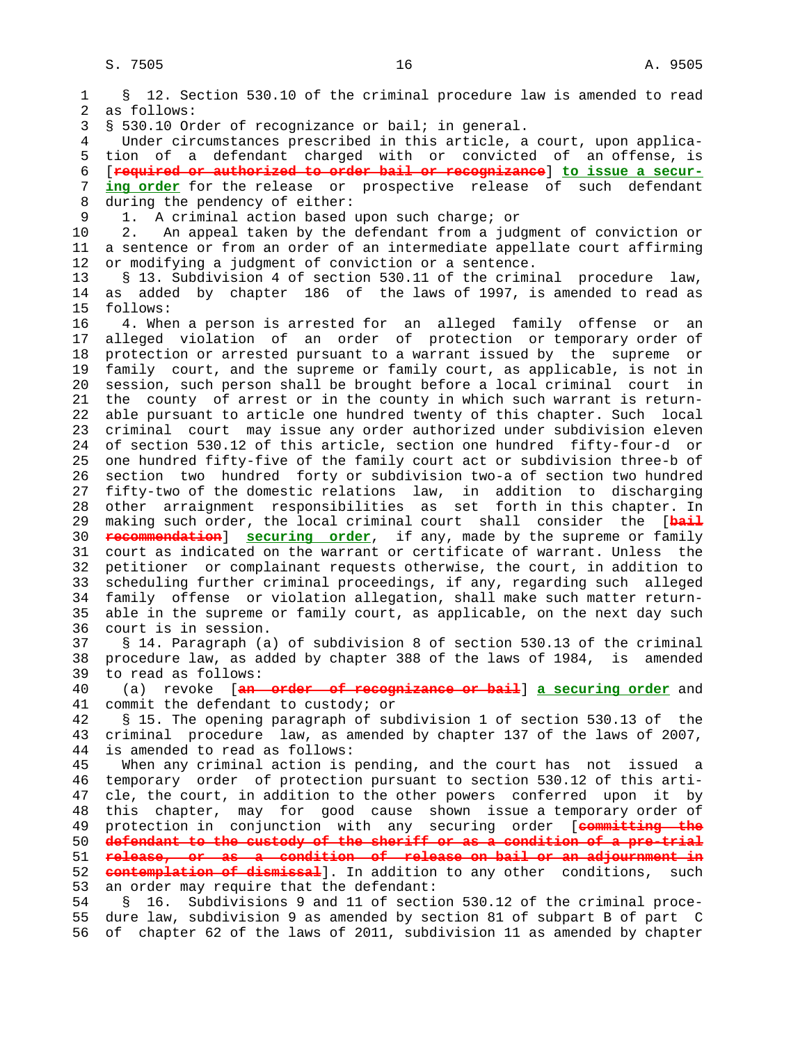§ 12. Section 530.10 of the criminal procedure law is amended to read as follows:

§ 530.10 Order of recognizance or bail; in general.

Under circumstances prescribed in this article, a court, upon application of a defendant charged with or convicted of an offense, is [~~required or authorized to order bail or recognizance~~] **to issue a securing order** for the release or prospective release of such defendant during the pendency of either:

1. A criminal action based upon such charge; or

2. An appeal taken by the defendant from a judgment of conviction or a sentence or from an order of an intermediate appellate court affirming or modifying a judgment of conviction or a sentence.

§ 13. Subdivision 4 of section 530.11 of the criminal procedure law, as added by chapter 186 of the laws of 1997, is amended to read as follows:

4. When a person is arrested for an alleged family offense or an alleged violation of an order of protection or temporary order of protection or arrested pursuant to a warrant issued by the supreme or family court, and the supreme or family court, as applicable, is not in session, such person shall be brought before a local criminal court in the county of arrest or in the county in which such warrant is returnable pursuant to article one hundred twenty of this chapter. Such local criminal court may issue any order authorized under subdivision eleven of section 530.12 of this article, section one hundred fifty-four-d or one hundred fifty-five of the family court act or subdivision three-b of section two hundred forty or subdivision two-a of section two hundred fifty-two of the domestic relations law, in addition to discharging other arraignment responsibilities as set forth in this chapter. In making such order, the local criminal court shall consider the [~~bail recommendation~~] **securing order**, if any, made by the supreme or family court as indicated on the warrant or certificate of warrant. Unless the petitioner or complainant requests otherwise, the court, in addition to scheduling further criminal proceedings, if any, regarding such alleged family offense or violation allegation, shall make such matter returnable in the supreme or family court, as applicable, on the next day such court is in session.

§ 14. Paragraph (a) of subdivision 8 of section 530.13 of the criminal procedure law, as added by chapter 388 of the laws of 1984, is amended to read as follows:

(a) revoke [~~an order of recognizance or bail~~] **a securing order** and commit the defendant to custody; or

§ 15. The opening paragraph of subdivision 1 of section 530.13 of the criminal procedure law, as amended by chapter 137 of the laws of 2007, is amended to read as follows:

When any criminal action is pending, and the court has not issued a temporary order of protection pursuant to section 530.12 of this article, the court, in addition to the other powers conferred upon it by this chapter, may for good cause shown issue a temporary order of protection in conjunction with any securing order [~~committing the defendant to the custody of the sheriff or as a condition of a pre-trial release, or as a condition of release on bail or an adjournment in contemplation of dismissal~~]. In addition to any other conditions, such an order may require that the defendant:

§ 16. Subdivisions 9 and 11 of section 530.12 of the criminal procedure law, subdivision 9 as amended by section 81 of subpart B of part C of chapter 62 of the laws of 2011, subdivision 11 as amended by chapter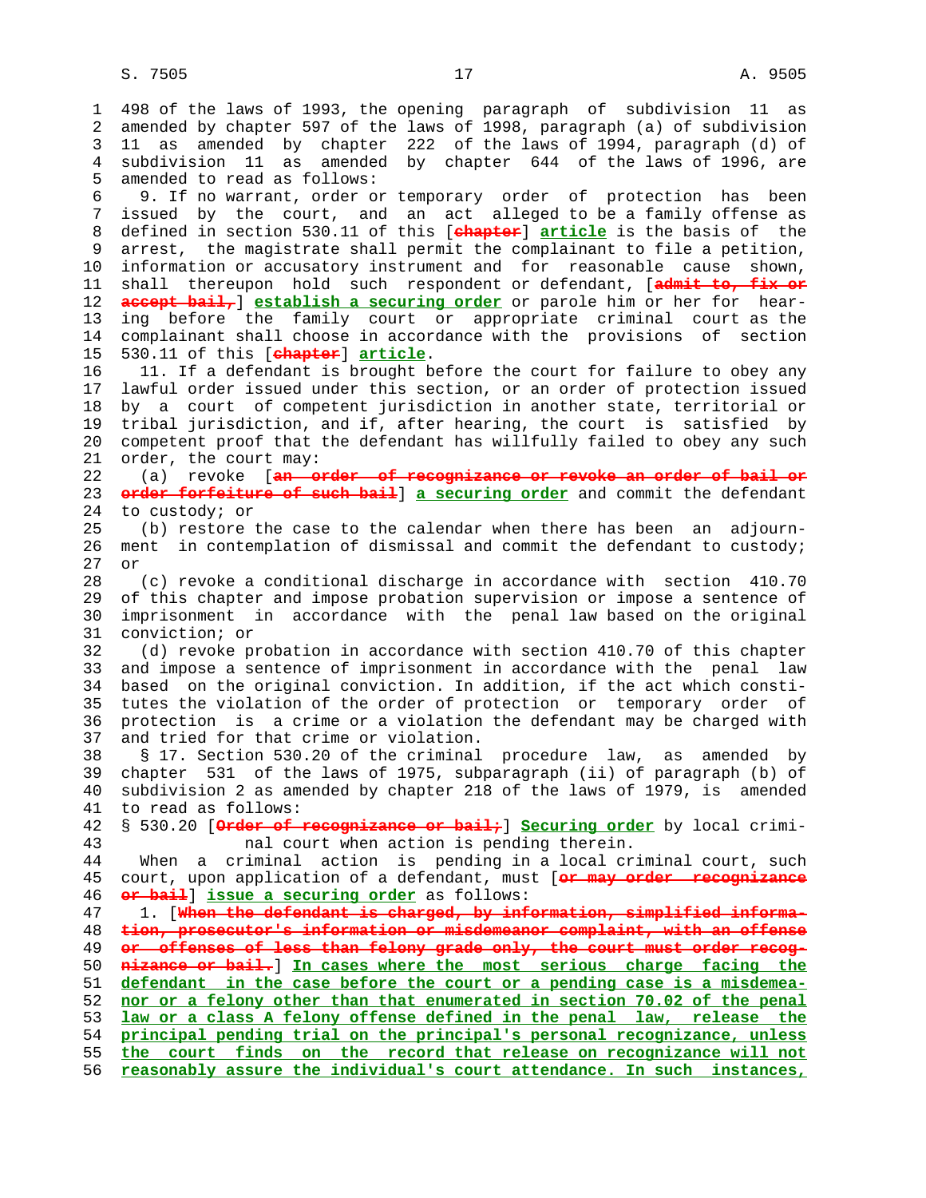498 of the laws of 1993, the opening paragraph of subdivision 11 as amended by chapter 597 of the laws of 1998, paragraph (a) of subdivision 11 as amended by chapter 222 of the laws of 1994, paragraph (d) of subdivision 11 as amended by chapter 644 of the laws of 1996, are amended to read as follows:

9. If no warrant, order or temporary order of protection has been issued by the court, and an act alleged to be a family offense as defined in section 530.11 of this [~~chapter~~] **article** is the basis of the arrest, the magistrate shall permit the complainant to file a petition, information or accusatory instrument and for reasonable cause shown, shall thereupon hold such respondent or defendant, [~~admit to, fix or accept bail,~~] **establish a securing order** or parole him or her for hearing before the family court or appropriate criminal court as the complainant shall choose in accordance with the provisions of section 530.11 of this [~~chapter~~] **article**.

11. If a defendant is brought before the court for failure to obey any lawful order issued under this section, or an order of protection issued by a court of competent jurisdiction in another state, territorial or tribal jurisdiction, and if, after hearing, the court is satisfied by competent proof that the defendant has willfully failed to obey any such order, the court may:

(a) revoke [~~an order of recognizance or revoke an order of bail or order forfeiture of such bail~~] **a securing order** and commit the defendant to custody; or

(b) restore the case to the calendar when there has been an adjournment in contemplation of dismissal and commit the defendant to custody; or

(c) revoke a conditional discharge in accordance with section 410.70 of this chapter and impose probation supervision or impose a sentence of imprisonment in accordance with the penal law based on the original conviction; or

(d) revoke probation in accordance with section 410.70 of this chapter and impose a sentence of imprisonment in accordance with the penal law based on the original conviction. In addition, if the act which constitutes the violation of the order of protection or temporary order of protection is a crime or a violation the defendant may be charged with and tried for that crime or violation.

§ 17. Section 530.20 of the criminal procedure law, as amended by chapter 531 of the laws of 1975, subparagraph (ii) of paragraph (b) of subdivision 2 as amended by chapter 218 of the laws of 1979, is amended to read as follows:

§ 530.20 [~~Order of recognizance or bail;~~] **Securing order** by local criminal court when action is pending therein.

When a criminal action is pending in a local criminal court, such court, upon application of a defendant, must [~~or may order recognizance or bail~~] **issue a securing order** as follows:

1. [~~When the defendant is charged, by information, simplified information, prosecutor's information or misdemeanor complaint, with an offense or offenses of less than felony grade only, the court must order recognizance or bail.~~] **In cases where the most serious charge facing the defendant in the case before the court or a pending case is a misdemeanor or a felony other than that enumerated in section 70.02 of the penal law or a class A felony offense defined in the penal law, release the principal pending trial on the principal's personal recognizance, unless the court finds on the record that release on recognizance will not reasonably assure the individual's court attendance. In such instances,**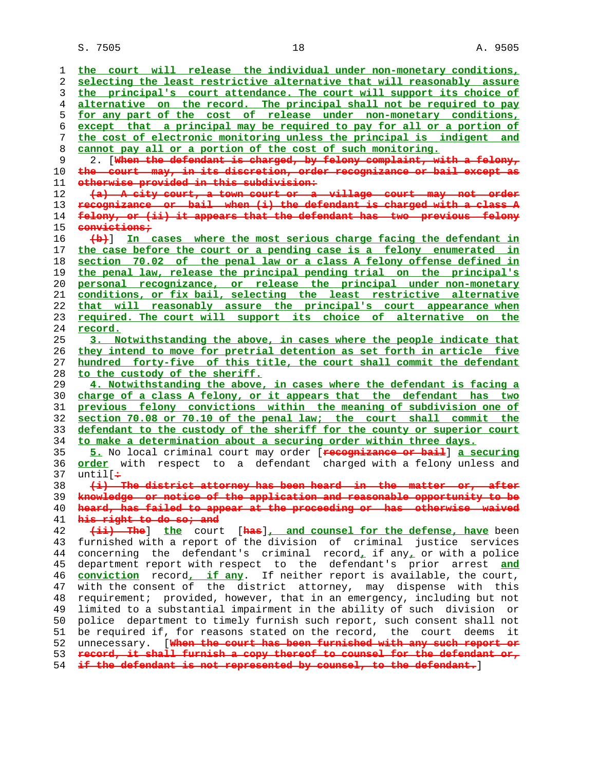the court will release the individual under non-monetary conditions, selecting the least restrictive alternative that will reasonably assure the principal's court attendance. The court will support its choice of alternative on the record. The principal shall not be required to pay for any part of the cost of release under non-monetary conditions, except that a principal may be required to pay for all or a portion of the cost of electronic monitoring unless the principal is indigent and cannot pay all or a portion of the cost of such monitoring.

2. [When the defendant is charged, by felony complaint, with a felony, the court may, in its discretion, order recognizance or bail except as otherwise provided in this subdivision:

(a) A city court, a town court or a village court may not order recognizance or bail when (i) the defendant is charged with a class A felony, or (ii) it appears that the defendant has two previous felony convictions;

(b)] In cases where the most serious charge facing the defendant in the case before the court or a pending case is a felony enumerated in section 70.02 of the penal law or a class A felony offense defined in the penal law, release the principal pending trial on the principal's personal recognizance, or release the principal under non-monetary conditions, or fix bail, selecting the least restrictive alternative that will reasonably assure the principal's court appearance when required. The court will support its choice of alternative on the record.

3. Notwithstanding the above, in cases where the people indicate that they intend to move for pretrial detention as set forth in article five hundred forty-five of this title, the court shall commit the defendant to the custody of the sheriff.

4. Notwithstanding the above, in cases where the defendant is facing a charge of a class A felony, or it appears that the defendant has two previous felony convictions within the meaning of subdivision one of section 70.08 or 70.10 of the penal law; the court shall commit the defendant to the custody of the sheriff for the county or superior court to make a determination about a securing order within three days.

5. No local criminal court may order [recognizance or bail] a securing order with respect to a defendant charged with a felony unless and until[:

(i) The district attorney has been heard in the matter or, after knowledge or notice of the application and reasonable opportunity to be heard, has failed to appear at the proceeding or has otherwise waived his right to do so; and

(ii) The] the court [has], and counsel for the defense, have been furnished with a report of the division of criminal justice services concerning the defendant's criminal record, if any, or with a police department report with respect to the defendant's prior arrest and conviction record, if any. If neither report is available, the court, with the consent of the district attorney, may dispense with this requirement; provided, however, that in an emergency, including but not limited to a substantial impairment in the ability of such division or police department to timely furnish such report, such consent shall not be required if, for reasons stated on the record, the court deems it unnecessary. [When the court has been furnished with any such report or record, it shall furnish a copy thereof to counsel for the defendant or, if the defendant is not represented by counsel, to the defendant.]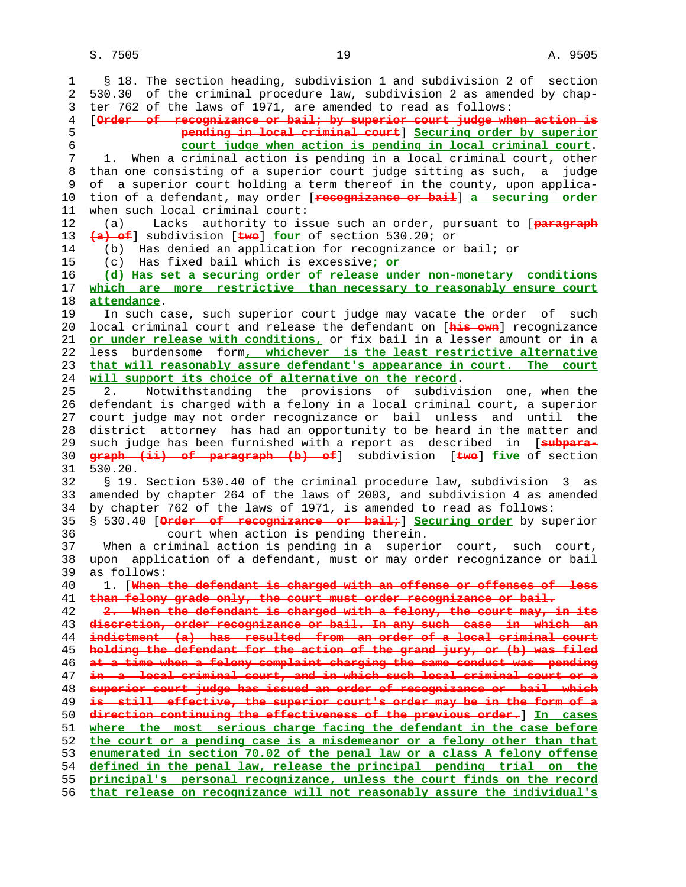§ 18. The section heading, subdivision 1 and subdivision 2 of section 530.30 of the criminal procedure law, subdivision 2 as amended by chapter 762 of the laws of 1971, are amended to read as follows:

[~~Order of recognizance or bail; by superior court judge when action is pending in local criminal court~~] Securing order by superior court judge when action is pending in local criminal court.

1. When a criminal action is pending in a local criminal court, other than one consisting of a superior court judge sitting as such, a judge of a superior court holding a term thereof in the county, upon application of a defendant, may order [~~recognizance or bail~~] a securing order when such local criminal court:

(a) Lacks authority to issue such an order, pursuant to [~~paragraph (a) of~~] subdivision [~~two~~] four of section 530.20; or

(b) Has denied an application for recognizance or bail; or

(c) Has fixed bail which is excessive; or

(d) Has set a securing order of release under non-monetary conditions which are more restrictive than necessary to reasonably ensure court attendance.

In such case, such superior court judge may vacate the order of such local criminal court and release the defendant on [~~his own~~] recognizance or under release with conditions, or fix bail in a lesser amount or in a less burdensome form, whichever is the least restrictive alternative that will reasonably assure defendant's appearance in court. The court will support its choice of alternative on the record.

2. Notwithstanding the provisions of subdivision one, when the defendant is charged with a felony in a local criminal court, a superior court judge may not order recognizance or bail unless and until the district attorney has had an opportunity to be heard in the matter and such judge has been furnished with a report as described in [~~subparagraph (ii) of paragraph (b) of~~] subdivision [~~two~~] five of section 530.20.

§ 19. Section 530.40 of the criminal procedure law, subdivision 3 as amended by chapter 264 of the laws of 2003, and subdivision 4 as amended by chapter 762 of the laws of 1971, is amended to read as follows:

§ 530.40 [~~Order of recognizance or bail;~~] Securing order by superior court when action is pending therein.

When a criminal action is pending in a superior court, such court, upon application of a defendant, must or may order recognizance or bail as follows:

1. [~~When the defendant is charged with an offense or offenses of less than felony grade only, the court must order recognizance or bail.~~

~~2. When the defendant is charged with a felony, the court may, in its discretion, order recognizance or bail. In any such case in which an indictment (a) has resulted from an order of a local criminal court holding the defendant for the action of the grand jury, or (b) was filed at a time when a felony complaint charging the same conduct was pending in a local criminal court, and in which such local criminal court or a superior court judge has issued an order of recognizance or bail which is still effective, the superior court's order may be in the form of a direction continuing the effectiveness of the previous order.~~] In cases where the most serious charge facing the defendant in the case before the court or a pending case is a misdemeanor or a felony other than that enumerated in section 70.02 of the penal law or a class A felony offense defined in the penal law, release the principal pending trial on the principal's personal recognizance, unless the court finds on the record that release on recognizance will not reasonably assure the individual's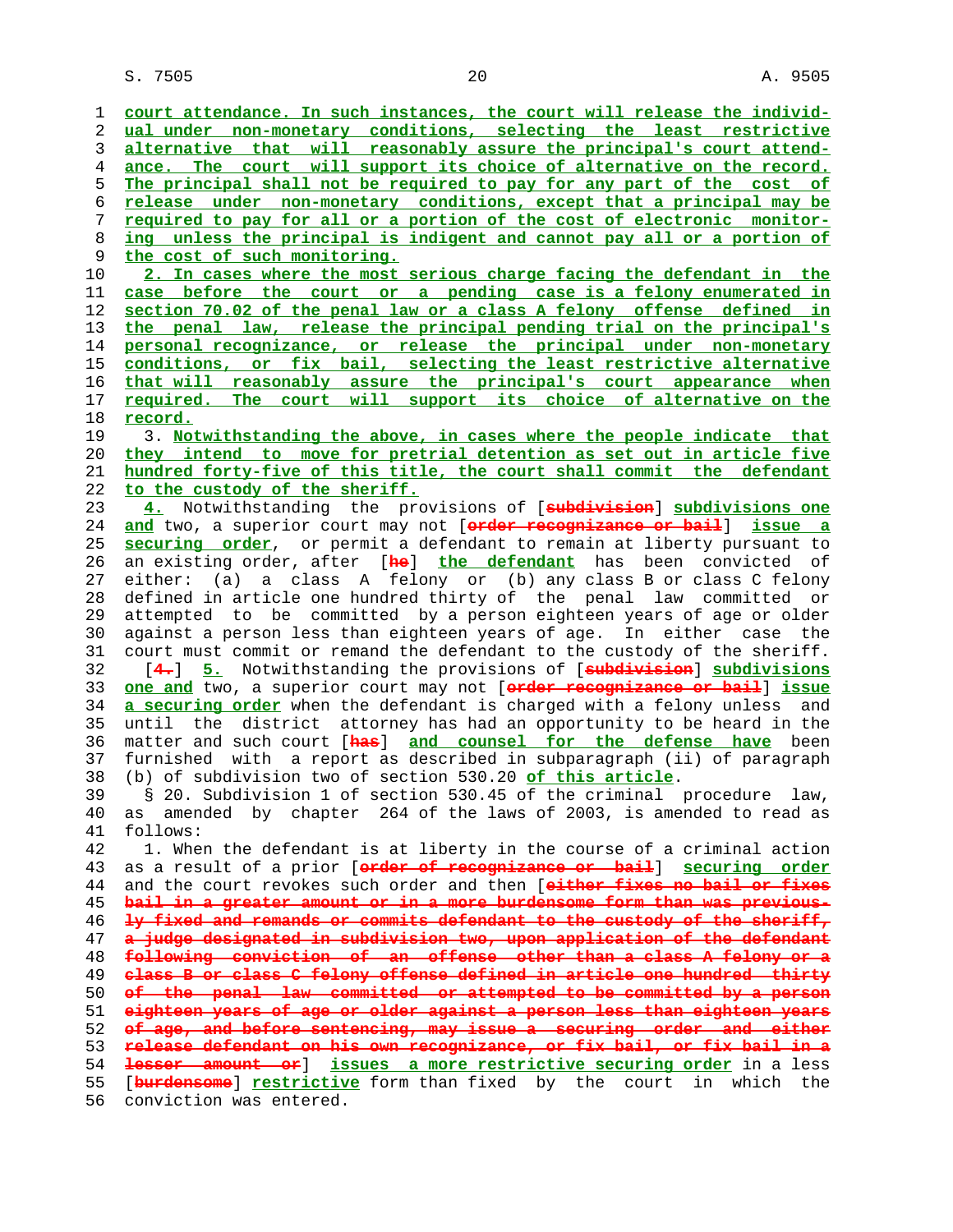court attendance. In such instances, the court will release the individual under non-monetary conditions, selecting the least restrictive alternative that will reasonably assure the principal's court attendance. The court will support its choice of alternative on the record. The principal shall not be required to pay for any part of the cost of release under non-monetary conditions, except that a principal may be required to pay for all or a portion of the cost of electronic monitoring unless the principal is indigent and cannot pay all or a portion of the cost of such monitoring.

2. In cases where the most serious charge facing the defendant in the case before the court or a pending case is a felony enumerated in section 70.02 of the penal law or a class A felony offense defined in the penal law, release the principal pending trial on the principal's personal recognizance, or release the principal under non-monetary conditions, or fix bail, selecting the least restrictive alternative that will reasonably assure the principal's court appearance when required. The court will support its choice of alternative on the record.

3. Notwithstanding the above, in cases where the people indicate that they intend to move for pretrial detention as set out in article five hundred forty-five of this title, the court shall commit the defendant to the custody of the sheriff.

4. Notwithstanding the provisions of [subdivision] subdivisions one and two, a superior court may not [order recognizance or bail] issue a securing order, or permit a defendant to remain at liberty pursuant to an existing order, after [he] the defendant has been convicted of either: (a) a class A felony or (b) any class B or class C felony defined in article one hundred thirty of the penal law committed or attempted to be committed by a person eighteen years of age or older against a person less than eighteen years of age. In either case the court must commit or remand the defendant to the custody of the sheriff.

[4.] 5. Notwithstanding the provisions of [subdivision] subdivisions one and two, a superior court may not [order recognizance or bail] issue a securing order when the defendant is charged with a felony unless and until the district attorney has had an opportunity to be heard in the matter and such court [has] and counsel for the defense have been furnished with a report as described in subparagraph (ii) of paragraph (b) of subdivision two of section 530.20 of this article.

§ 20. Subdivision 1 of section 530.45 of the criminal procedure law, as amended by chapter 264 of the laws of 2003, is amended to read as follows:

1. When the defendant is at liberty in the course of a criminal action as a result of a prior [order of recognizance or bail] securing order and the court revokes such order and then [either fixes no bail or fixes bail in a greater amount or in a more burdensome form than was previously fixed and remands or commits defendant to the custody of the sheriff, a judge designated in subdivision two, upon application of the defendant following conviction of an offense other than a class A felony or a class B or class C felony offense defined in article one hundred thirty of the penal law committed or attempted to be committed by a person eighteen years of age or older against a person less than eighteen years of age, and before sentencing, may issue a securing order and either release defendant on his own recognizance, or fix bail, or fix bail in a lesser amount or] issues a more restrictive securing order in a less [burdensome] restrictive form than fixed by the court in which the conviction was entered.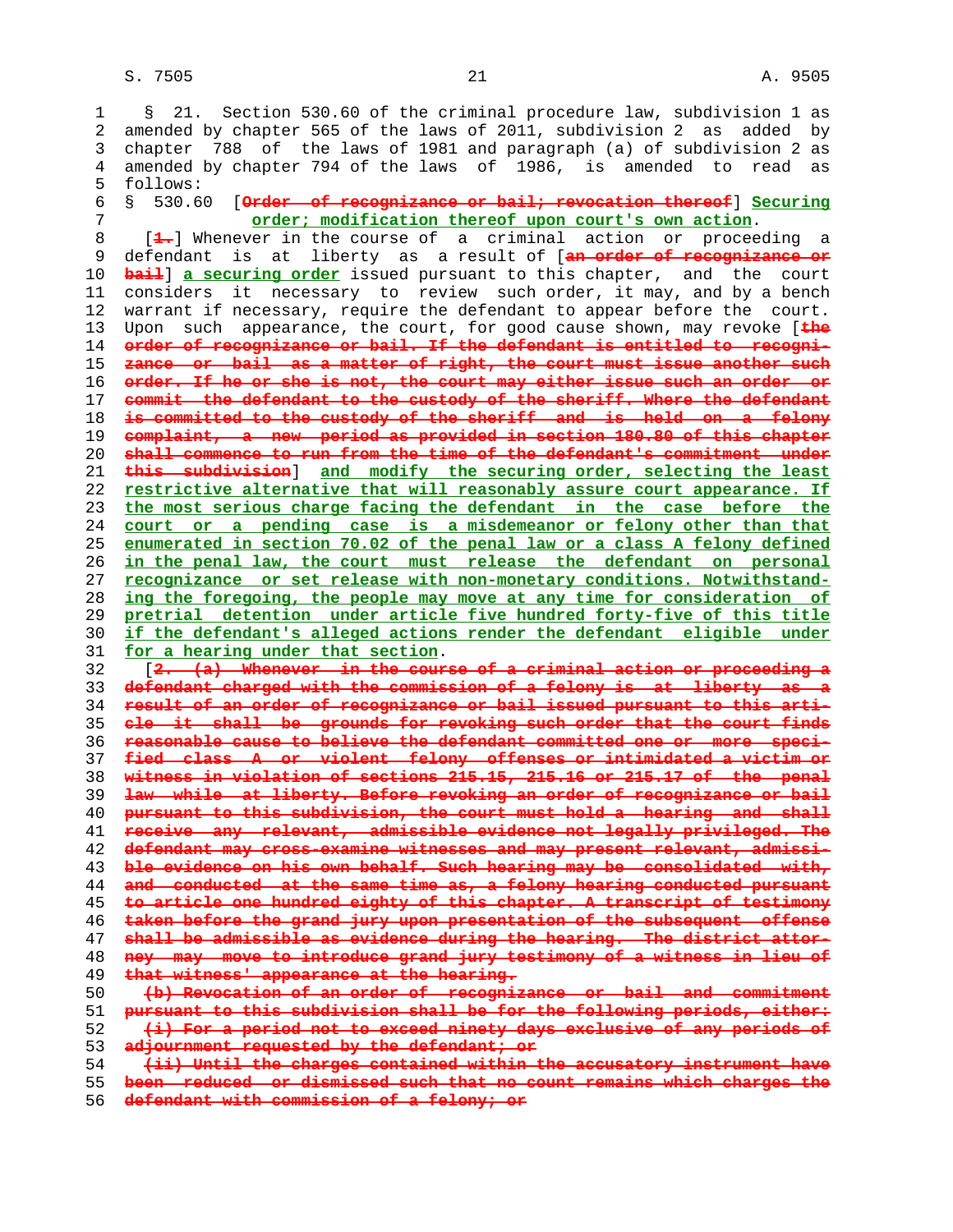§ 21. Section 530.60 of the criminal procedure law, subdivision 1 as amended by chapter 565 of the laws of 2011, subdivision 2 as added by chapter 788 of the laws of 1981 and paragraph (a) of subdivision 2 as amended by chapter 794 of the laws of 1986, is amended to read as follows:

§ 530.60 [~~Order of recognizance or bail; revocation thereof~~] Securing order; modification thereof upon court's own action.

[~~1.~~] Whenever in the course of a criminal action or proceeding a defendant is at liberty as a result of [~~an order of recognizance or bail~~] a securing order issued pursuant to this chapter, and the court considers it necessary to review such order, it may, and by a bench warrant if necessary, require the defendant to appear before the court. Upon such appearance, the court, for good cause shown, may revoke [~~the order of recognizance or bail. If the defendant is entitled to recognizance or bail as a matter of right, the court must issue another such order. If he or she is not, the court may either issue such an order or commit the defendant to the custody of the sheriff. Where the defendant is committed to the custody of the sheriff and is held on a felony complaint, a new period as provided in section 180.80 of this chapter shall commence to run from the time of the defendant's commitment under this subdivision~~] and modify the securing order, selecting the least restrictive alternative that will reasonably assure court appearance. If the most serious charge facing the defendant in the case before the court or a pending case is a misdemeanor or felony other than that enumerated in section 70.02 of the penal law or a class A felony defined in the penal law, the court must release the defendant on personal recognizance or set release with non-monetary conditions. Notwithstanding the foregoing, the people may move at any time for consideration of pretrial detention under article five hundred forty-five of this title if the defendant's alleged actions render the defendant eligible under for a hearing under that section.

[~~2. (a) Whenever in the course of a criminal action or proceeding a defendant charged with the commission of a felony is at liberty as a result of an order of recognizance or bail issued pursuant to this article it shall be grounds for revoking such order that the court finds reasonable cause to believe the defendant committed one or more specified class A or violent felony offenses or intimidated a victim or witness in violation of sections 215.15, 215.16 or 215.17 of the penal law while at liberty. Before revoking an order of recognizance or bail pursuant to this subdivision, the court must hold a hearing and shall receive any relevant, admissible evidence not legally privileged. The defendant may cross-examine witnesses and may present relevant, admissible evidence on his own behalf. Such hearing may be consolidated with, and conducted at the same time as, a felony hearing conducted pursuant to article one hundred eighty of this chapter. A transcript of testimony taken before the grand jury upon presentation of the subsequent offense shall be admissible as evidence during the hearing. The district attorney may move to introduce grand jury testimony of a witness in lieu of that witness' appearance at the hearing.~~

~~(b) Revocation of an order of recognizance or bail and commitment pursuant to this subdivision shall be for the following periods, either:~~

~~(i) For a period not to exceed ninety days exclusive of any periods of adjournment requested by the defendant; or~~

~~(ii) Until the charges contained within the accusatory instrument have been reduced or dismissed such that no count remains which charges the defendant with commission of a felony; or~~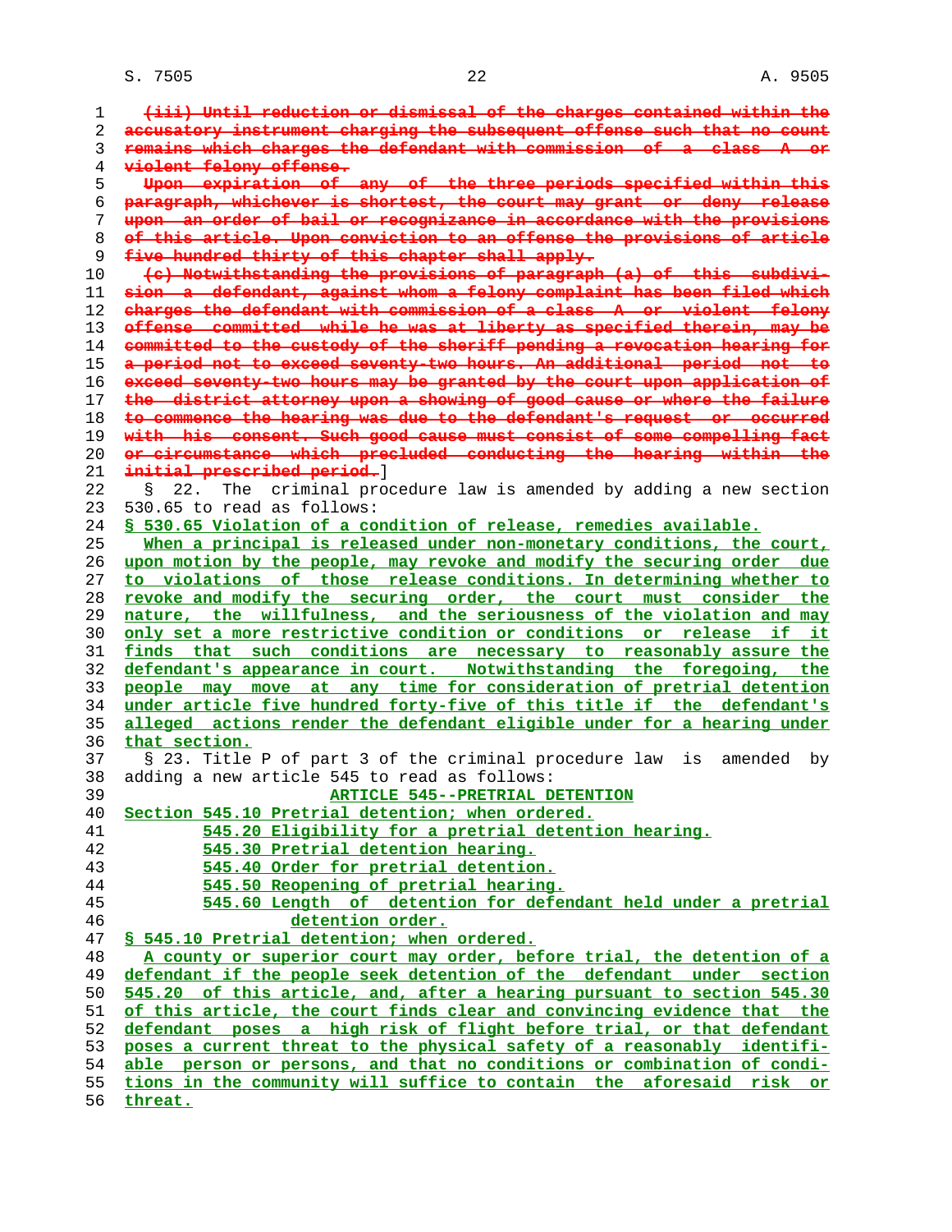~~(iii) Until reduction or dismissal of the charges contained within the accusatory instrument charging the subsequent offense such that no count remains which charges the defendant with commission of a class A or violent felony offense.~~

~~Upon expiration of any of the three periods specified within this paragraph, whichever is shortest, the court may grant or deny release upon an order of bail or recognizance in accordance with the provisions of this article. Upon conviction to an offense the provisions of article five hundred thirty of this chapter shall apply.~~

~~(c) Notwithstanding the provisions of paragraph (a) of this subdivision a defendant, against whom a felony complaint has been filed which charges the defendant with commission of a class A or violent felony offense committed while he was at liberty as specified therein, may be committed to the custody of the sheriff pending a revocation hearing for a period not to exceed seventy-two hours. An additional period not to exceed seventy-two hours may be granted by the court upon application of the district attorney upon a showing of good cause or where the failure to commence the hearing was due to the defendant's request or occurred with his consent. Such good cause must consist of some compelling fact or circumstance which precluded conducting the hearing within the initial prescribed period.~~]

§ 22. The criminal procedure law is amended by adding a new section 530.65 to read as follows:

<u>§ 530.65 Violation of a condition of release, remedies available.</u>

<u>When a principal is released under non-monetary conditions, the court, upon motion by the people, may revoke and modify the securing order due to violations of those release conditions. In determining whether to revoke and modify the securing order, the court must consider the nature, the willfulness, and the seriousness of the violation and may only set a more restrictive condition or conditions or release if it finds that such conditions are necessary to reasonably assure the defendant's appearance in court. Notwithstanding the foregoing, the people may move at any time for consideration of pretrial detention under article five hundred forty-five of this title if the defendant's alleged actions render the defendant eligible under for a hearing under that section.</u>

§ 23. Title P of part 3 of the criminal procedure law is amended by adding a new article 545 to read as follows:

<u>ARTICLE 545--PRETRIAL DETENTION</u>

<u>Section 545.10 Pretrial detention; when ordered.</u>
<u>545.20 Eligibility for a pretrial detention hearing.</u>
<u>545.30 Pretrial detention hearing.</u>
<u>545.40 Order for pretrial detention.</u>
<u>545.50 Reopening of pretrial hearing.</u>
<u>545.60 Length of detention for defendant held under a pretrial detention order.</u>

<u>§ 545.10 Pretrial detention; when ordered.</u>

<u>A county or superior court may order, before trial, the detention of a defendant if the people seek detention of the defendant under section 545.20 of this article, and, after a hearing pursuant to section 545.30 of this article, the court finds clear and convincing evidence that the defendant poses a high risk of flight before trial, or that defendant poses a current threat to the physical safety of a reasonably identifiable person or persons, and that no conditions or combination of conditions in the community will suffice to contain the aforesaid risk or threat.</u>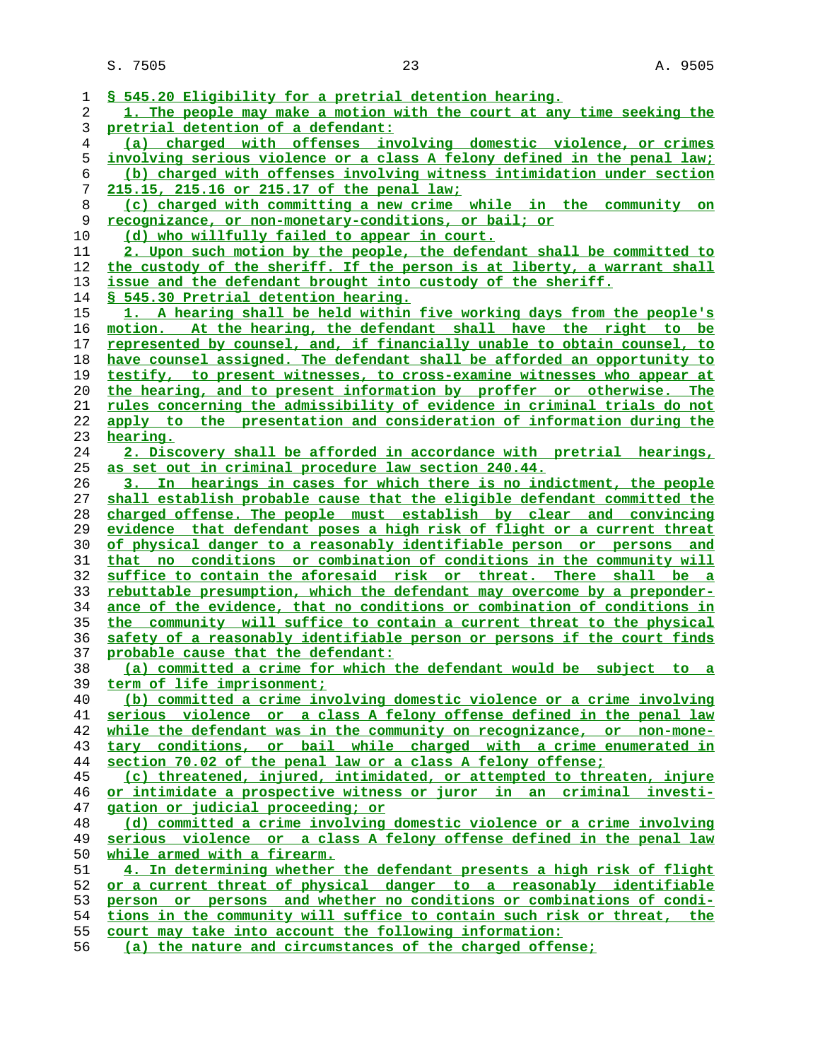§ 545.20 Eligibility for a pretrial detention hearing.

1. The people may make a motion with the court at any time seeking the pretrial detention of a defendant:

(a) charged with offenses involving domestic violence, or crimes involving serious violence or a class A felony defined in the penal law;

(b) charged with offenses involving witness intimidation under section 215.15, 215.16 or 215.17 of the penal law;

(c) charged with committing a new crime while in the community on recognizance, or non-monetary-conditions, or bail; or

(d) who willfully failed to appear in court.

2. Upon such motion by the people, the defendant shall be committed to the custody of the sheriff. If the person is at liberty, a warrant shall issue and the defendant brought into custody of the sheriff.

§ 545.30 Pretrial detention hearing.

1. A hearing shall be held within five working days from the people's motion. At the hearing, the defendant shall have the right to be represented by counsel, and, if financially unable to obtain counsel, to have counsel assigned. The defendant shall be afforded an opportunity to testify, to present witnesses, to cross-examine witnesses who appear at the hearing, and to present information by proffer or otherwise. The rules concerning the admissibility of evidence in criminal trials do not apply to the presentation and consideration of information during the hearing.

2. Discovery shall be afforded in accordance with pretrial hearings, as set out in criminal procedure law section 240.44.

3. In hearings in cases for which there is no indictment, the people shall establish probable cause that the eligible defendant committed the charged offense. The people must establish by clear and convincing evidence that defendant poses a high risk of flight or a current threat of physical danger to a reasonably identifiable person or persons and that no conditions or combination of conditions in the community will suffice to contain the aforesaid risk or threat. There shall be a rebuttable presumption, which the defendant may overcome by a preponderance of the evidence, that no conditions or combination of conditions in the community will suffice to contain a current threat to the physical safety of a reasonably identifiable person or persons if the court finds probable cause that the defendant:

(a) committed a crime for which the defendant would be subject to a term of life imprisonment;

(b) committed a crime involving domestic violence or a crime involving serious violence or a class A felony offense defined in the penal law while the defendant was in the community on recognizance, or non-monetary conditions, or bail while charged with a crime enumerated in section 70.02 of the penal law or a class A felony offense;

(c) threatened, injured, intimidated, or attempted to threaten, injure or intimidate a prospective witness or juror in an criminal investigation or judicial proceeding; or

(d) committed a crime involving domestic violence or a crime involving serious violence or a class A felony offense defined in the penal law while armed with a firearm.

4. In determining whether the defendant presents a high risk of flight or a current threat of physical danger to a reasonably identifiable person or persons and whether no conditions or combinations of conditions in the community will suffice to contain such risk or threat, the court may take into account the following information:

(a) the nature and circumstances of the charged offense;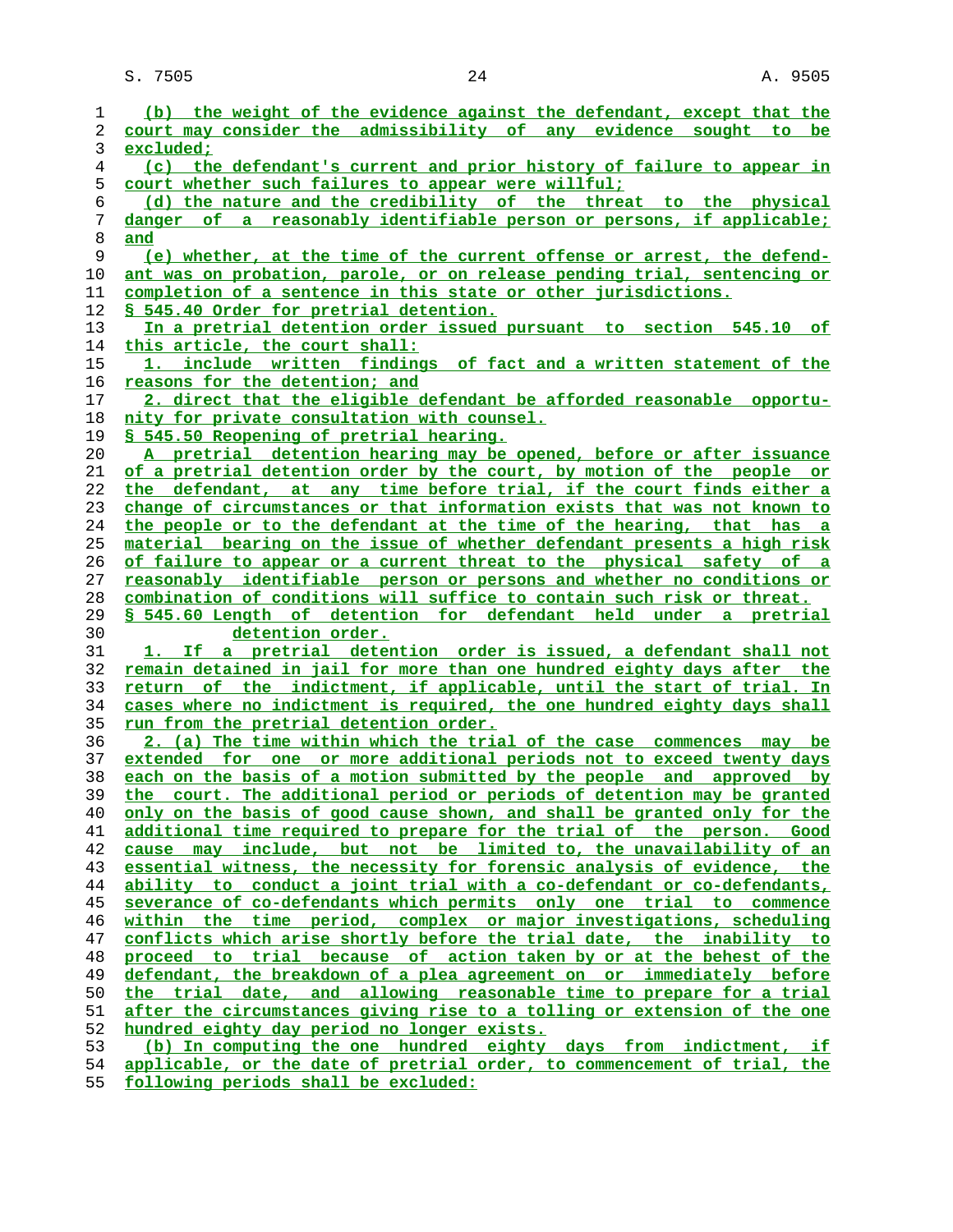(b) the weight of the evidence against the defendant, except that the court may consider the admissibility of any evidence sought to be excluded;

(c) the defendant's current and prior history of failure to appear in court whether such failures to appear were willful;

(d) the nature and the credibility of the threat to the physical danger of a reasonably identifiable person or persons, if applicable; and

(e) whether, at the time of the current offense or arrest, the defendant was on probation, parole, or on release pending trial, sentencing or completion of a sentence in this state or other jurisdictions.

§ 545.40 Order for pretrial detention.

In a pretrial detention order issued pursuant to section 545.10 of this article, the court shall:

1. include written findings of fact and a written statement of the reasons for the detention; and

2. direct that the eligible defendant be afforded reasonable opportunity for private consultation with counsel.

§ 545.50 Reopening of pretrial hearing.

A pretrial detention hearing may be opened, before or after issuance of a pretrial detention order by the court, by motion of the people or the defendant, at any time before trial, if the court finds either a change of circumstances or that information exists that was not known to the people or to the defendant at the time of the hearing, that has a material bearing on the issue of whether defendant presents a high risk of failure to appear or a current threat to the physical safety of a reasonably identifiable person or persons and whether no conditions or combination of conditions will suffice to contain such risk or threat.

§ 545.60 Length of detention for defendant held under a pretrial detention order.

1. If a pretrial detention order is issued, a defendant shall not remain detained in jail for more than one hundred eighty days after the return of the indictment, if applicable, until the start of trial. In cases where no indictment is required, the one hundred eighty days shall run from the pretrial detention order.

2. (a) The time within which the trial of the case commences may be extended for one or more additional periods not to exceed twenty days each on the basis of a motion submitted by the people and approved by the court. The additional period or periods of detention may be granted only on the basis of good cause shown, and shall be granted only for the additional time required to prepare for the trial of the person. Good cause may include, but not be limited to, the unavailability of an essential witness, the necessity for forensic analysis of evidence, the ability to conduct a joint trial with a co-defendant or co-defendants, severance of co-defendants which permits only one trial to commence within the time period, complex or major investigations, scheduling conflicts which arise shortly before the trial date, the inability to proceed to trial because of action taken by or at the behest of the defendant, the breakdown of a plea agreement on or immediately before the trial date, and allowing reasonable time to prepare for a trial after the circumstances giving rise to a tolling or extension of the one hundred eighty day period no longer exists.

(b) In computing the one hundred eighty days from indictment, if applicable, or the date of pretrial order, to commencement of trial, the following periods shall be excluded: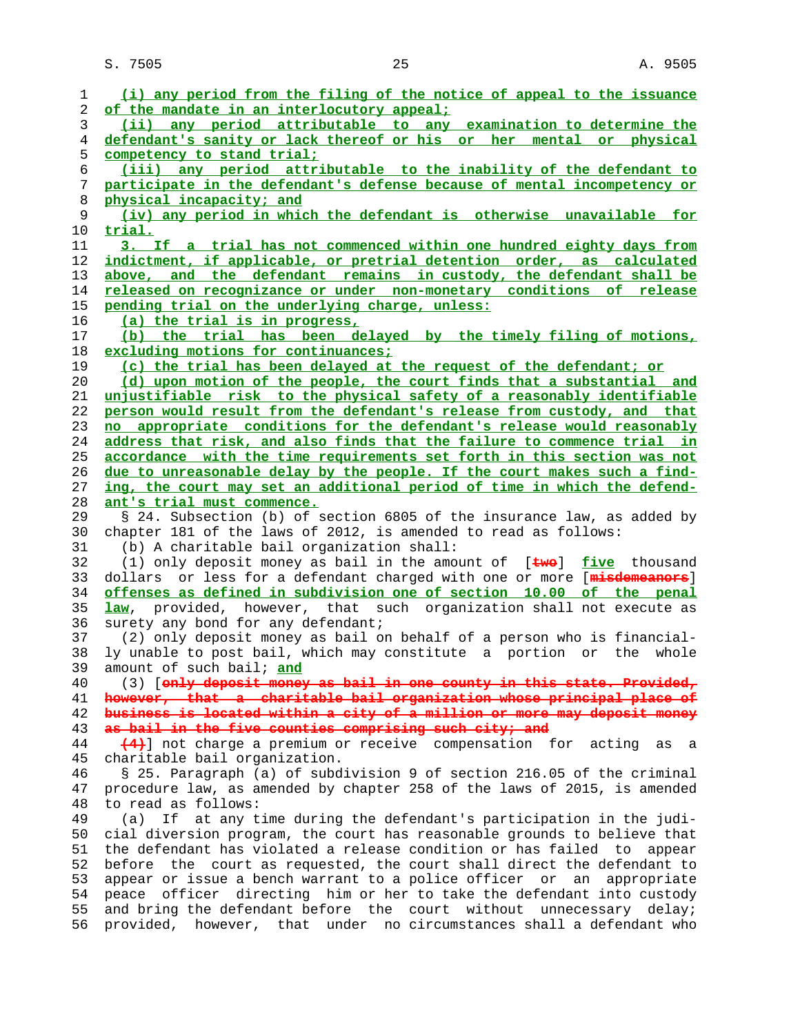(i) any period from the filing of the notice of appeal to the issuance of the mandate in an interlocutory appeal;

(ii) any period attributable to any examination to determine the defendant's sanity or lack thereof or his or her mental or physical competency to stand trial;

(iii) any period attributable to the inability of the defendant to participate in the defendant's defense because of mental incompetency or physical incapacity; and

(iv) any period in which the defendant is otherwise unavailable for trial.

3. If a trial has not commenced within one hundred eighty days from indictment, if applicable, or pretrial detention order, as calculated above, and the defendant remains in custody, the defendant shall be released on recognizance or under non-monetary conditions of release pending trial on the underlying charge, unless:

(a) the trial is in progress,

(b) the trial has been delayed by the timely filing of motions, excluding motions for continuances;

(c) the trial has been delayed at the request of the defendant; or

(d) upon motion of the people, the court finds that a substantial and unjustifiable risk to the physical safety of a reasonably identifiable person would result from the defendant's release from custody, and that no appropriate conditions for the defendant's release would reasonably address that risk, and also finds that the failure to commence trial in accordance with the time requirements set forth in this section was not due to unreasonable delay by the people. If the court makes such a finding, the court may set an additional period of time in which the defendant's trial must commence.

§ 24. Subsection (b) of section 6805 of the insurance law, as added by chapter 181 of the laws of 2012, is amended to read as follows:

(b) A charitable bail organization shall:

(1) only deposit money as bail in the amount of [~~two~~] five thousand dollars or less for a defendant charged with one or more [~~misdemeanors~~] offenses as defined in subdivision one of section 10.00 of the penal law, provided, however, that such organization shall not execute as surety any bond for any defendant;

(2) only deposit money as bail on behalf of a person who is financially unable to post bail, which may constitute a portion or the whole amount of such bail; and

(3) [~~only deposit money as bail in one county in this state. Provided, however, that a charitable bail organization whose principal place of business is located within a city of a million or more may deposit money as bail in the five counties comprising such city; and~~

~~(4)~~] not charge a premium or receive compensation for acting as a charitable bail organization.

§ 25. Paragraph (a) of subdivision 9 of section 216.05 of the criminal procedure law, as amended by chapter 258 of the laws of 2015, is amended to read as follows:

(a) If at any time during the defendant's participation in the judicial diversion program, the court has reasonable grounds to believe that the defendant has violated a release condition or has failed to appear before the court as requested, the court shall direct the defendant to appear or issue a bench warrant to a police officer or an appropriate peace officer directing him or her to take the defendant into custody and bring the defendant before the court without unnecessary delay; provided, however, that under no circumstances shall a defendant who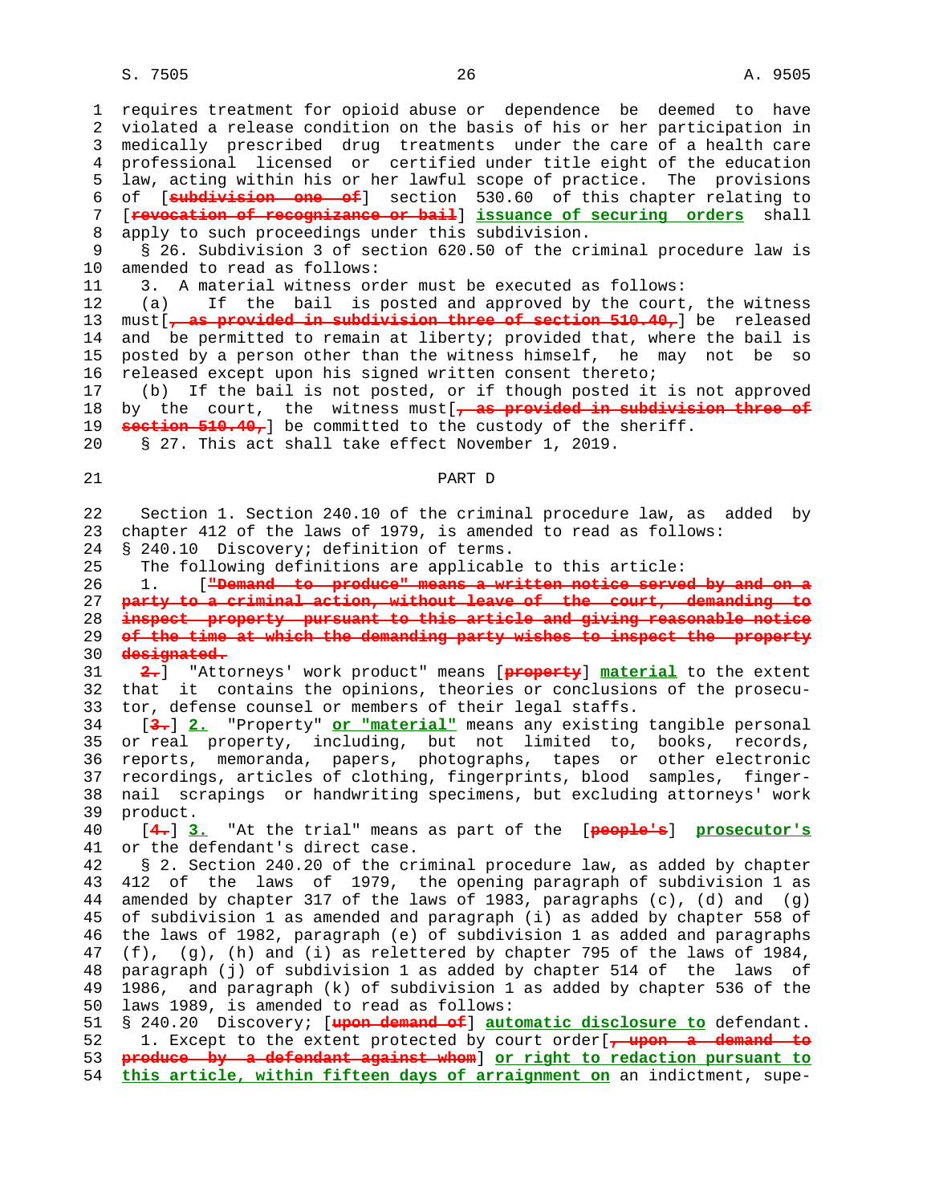requires treatment for opioid abuse or dependence be deemed to have violated a release condition on the basis of his or her participation in medically prescribed drug treatments under the care of a health care professional licensed or certified under title eight of the education law, acting within his or her lawful scope of practice. The provisions of [~~subdivision one of~~] section 530.60 of this chapter relating to [~~revocation of recognizance or bail~~] **issuance of securing orders** shall apply to such proceedings under this subdivision.

§ 26. Subdivision 3 of section 620.50 of the criminal procedure law is amended to read as follows:

3. A material witness order must be executed as follows:

(a) If the bail is posted and approved by the court, the witness must[~~, as provided in subdivision three of section 510.40,~~] be released and be permitted to remain at liberty; provided that, where the bail is posted by a person other than the witness himself, he may not be so released except upon his signed written consent thereto;

(b) If the bail is not posted, or if though posted it is not approved by the court, the witness must[~~, as provided in subdivision three of section 510.40,~~] be committed to the custody of the sheriff.

§ 27. This act shall take effect November 1, 2019.

## PART D

Section 1. Section 240.10 of the criminal procedure law, as added by chapter 412 of the laws of 1979, is amended to read as follows:

§ 240.10 Discovery; definition of terms.

The following definitions are applicable to this article:

1. [~~"Demand to produce" means a written notice served by and on a party to a criminal action, without leave of the court, demanding to inspect property pursuant to this article and giving reasonable notice of the time at which the demanding party wishes to inspect the property designated.~~

~~2.~~] "Attorneys' work product" means [~~property~~] **material** to the extent that it contains the opinions, theories or conclusions of the prosecutor, defense counsel or members of their legal staffs.

[~~3.~~] **2.** "Property" **or "material"** means any existing tangible personal or real property, including, but not limited to, books, records, reports, memoranda, papers, photographs, tapes or other electronic recordings, articles of clothing, fingerprints, blood samples, fingernail scrapings or handwriting specimens, but excluding attorneys' work product.

[~~4.~~] **3.** "At the trial" means as part of the [~~people's~~] **prosecutor's** or the defendant's direct case.

§ 2. Section 240.20 of the criminal procedure law, as added by chapter 412 of the laws of 1979, the opening paragraph of subdivision 1 as amended by chapter 317 of the laws of 1983, paragraphs (c), (d) and (g) of subdivision 1 as amended and paragraph (i) as added by chapter 558 of the laws of 1982, paragraph (e) of subdivision 1 as added and paragraphs (f), (g), (h) and (i) as relettered by chapter 795 of the laws of 1984, paragraph (j) of subdivision 1 as added by chapter 514 of the laws of 1986, and paragraph (k) of subdivision 1 as added by chapter 536 of the laws 1989, is amended to read as follows:

§ 240.20 Discovery; [~~upon demand of~~] **automatic disclosure to** defendant.

1. Except to the extent protected by court order[~~, upon a demand to produce by a defendant against whom~~] **or right to redaction pursuant to this article, within fifteen days of arraignment on** an indictment, supe-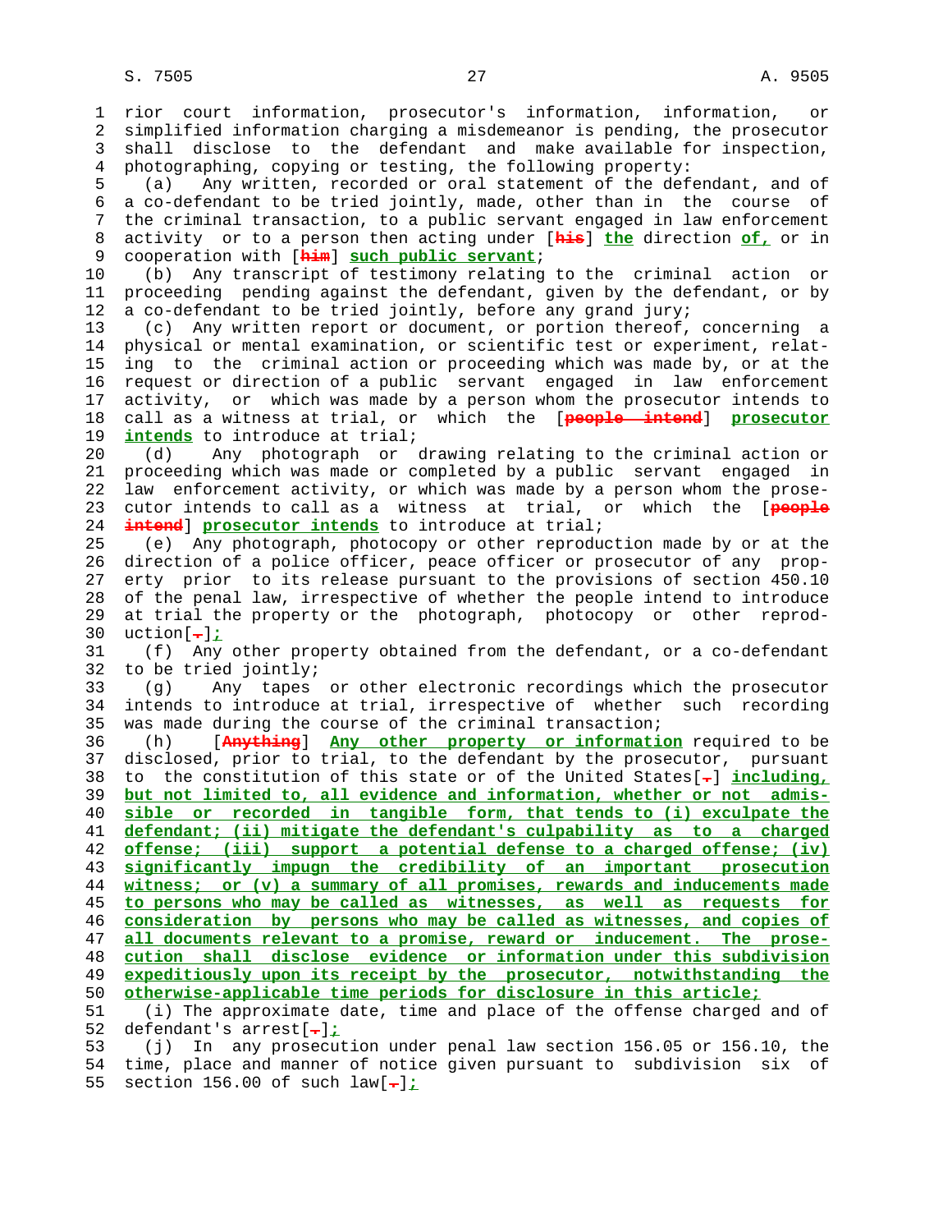rior court information, prosecutor's information, information, or simplified information charging a misdemeanor is pending, the prosecutor shall disclose to the defendant and make available for inspection, photographing, copying or testing, the following property:

(a) Any written, recorded or oral statement of the defendant, and of a co-defendant to be tried jointly, made, other than in the course of the criminal transaction, to a public servant engaged in law enforcement activity or to a person then acting under [his] the direction of, or in cooperation with [him] such public servant;

(b) Any transcript of testimony relating to the criminal action or proceeding pending against the defendant, given by the defendant, or by a co-defendant to be tried jointly, before any grand jury;

(c) Any written report or document, or portion thereof, concerning a physical or mental examination, or scientific test or experiment, relating to the criminal action or proceeding which was made by, or at the request or direction of a public servant engaged in law enforcement activity, or which was made by a person whom the prosecutor intends to call as a witness at trial, or which the [people intend] prosecutor intends to introduce at trial;

(d) Any photograph or drawing relating to the criminal action or proceeding which was made or completed by a public servant engaged in law enforcement activity, or which was made by a person whom the prosecutor intends to call as a witness at trial, or which the [people intend] prosecutor intends to introduce at trial;

(e) Any photograph, photocopy or other reproduction made by or at the direction of a police officer, peace officer or prosecutor of any property prior to its release pursuant to the provisions of section 450.10 of the penal law, irrespective of whether the people intend to introduce at trial the property or the photograph, photocopy or other reproduction[.];

(f) Any other property obtained from the defendant, or a co-defendant to be tried jointly;

(g) Any tapes or other electronic recordings which the prosecutor intends to introduce at trial, irrespective of whether such recording was made during the course of the criminal transaction;

(h) [Anything] Any other property or information required to be disclosed, prior to trial, to the defendant by the prosecutor, pursuant to the constitution of this state or of the United States[.] including, but not limited to, all evidence and information, whether or not admissible or recorded in tangible form, that tends to (i) exculpate the defendant; (ii) mitigate the defendant's culpability as to a charged offense; (iii) support a potential defense to a charged offense; (iv) significantly impugn the credibility of an important prosecution witness; or (v) a summary of all promises, rewards and inducements made to persons who may be called as witnesses, as well as requests for consideration by persons who may be called as witnesses, and copies of all documents relevant to a promise, reward or inducement. The prosecution shall disclose evidence or information under this subdivision expeditiously upon its receipt by the prosecutor, notwithstanding the otherwise-applicable time periods for disclosure in this article;

(i) The approximate date, time and place of the offense charged and of defendant's arrest[.];

(j) In any prosecution under penal law section 156.05 or 156.10, the time, place and manner of notice given pursuant to subdivision six of section 156.00 of such law[.];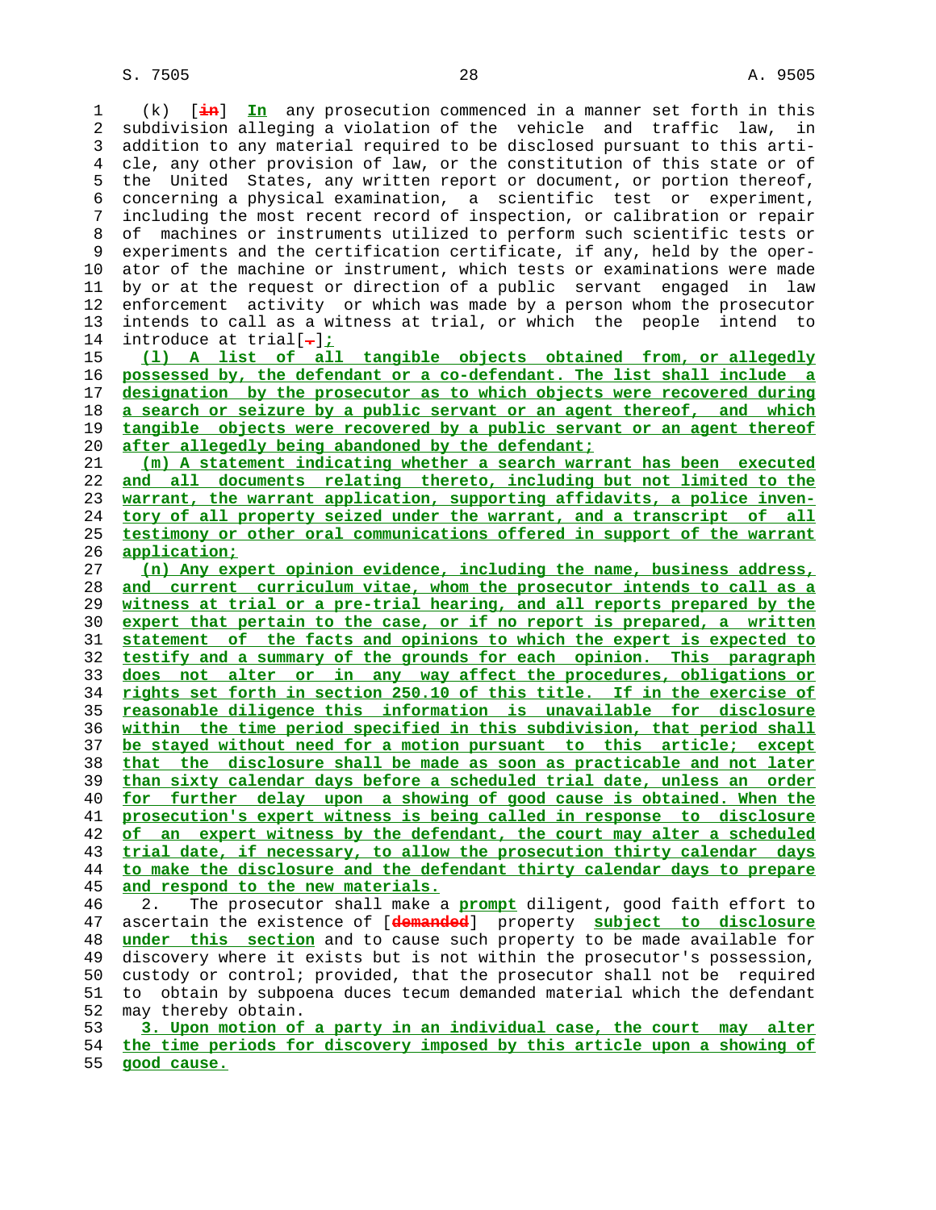(k) [~~in~~] <u>**In**</u> any prosecution commenced in a manner set forth in this subdivision alleging a violation of the vehicle and traffic law, in addition to any material required to be disclosed pursuant to this article, any other provision of law, or the constitution of this state or of the United States, any written report or document, or portion thereof, concerning a physical examination, a scientific test or experiment, including the most recent record of inspection, or calibration or repair of machines or instruments utilized to perform such scientific tests or experiments and the certification certificate, if any, held by the operator of the machine or instrument, which tests or examinations were made by or at the request or direction of a public servant engaged in law enforcement activity or which was made by a person whom the prosecutor intends to call as a witness at trial, or which the people intend to introduce at trial[~~.~~]<u>**;**</u>

<u>**(l) A list of all tangible objects obtained from, or allegedly possessed by, the defendant or a co-defendant. The list shall include a designation by the prosecutor as to which objects were recovered during a search or seizure by a public servant or an agent thereof, and which tangible objects were recovered by a public servant or an agent thereof after allegedly being abandoned by the defendant;**</u>

<u>**(m) A statement indicating whether a search warrant has been executed and all documents relating thereto, including but not limited to the warrant, the warrant application, supporting affidavits, a police inventory of all property seized under the warrant, and a transcript of all testimony or other oral communications offered in support of the warrant application;**</u>

<u>**(n) Any expert opinion evidence, including the name, business address, and current curriculum vitae, whom the prosecutor intends to call as a witness at trial or a pre-trial hearing, and all reports prepared by the expert that pertain to the case, or if no report is prepared, a written statement of the facts and opinions to which the expert is expected to testify and a summary of the grounds for each opinion. This paragraph does not alter or in any way affect the procedures, obligations or rights set forth in section 250.10 of this title. If in the exercise of reasonable diligence this information is unavailable for disclosure within the time period specified in this subdivision, that period shall be stayed without need for a motion pursuant to this article; except that the disclosure shall be made as soon as practicable and not later than sixty calendar days before a scheduled trial date, unless an order for further delay upon a showing of good cause is obtained. When the prosecution's expert witness is being called in response to disclosure of an expert witness by the defendant, the court may alter a scheduled trial date, if necessary, to allow the prosecution thirty calendar days to make the disclosure and the defendant thirty calendar days to prepare and respond to the new materials.**</u>

2. The prosecutor shall make a <u>**prompt**</u> diligent, good faith effort to ascertain the existence of [~~demanded~~] property <u>**subject to disclosure under this section**</u> and to cause such property to be made available for discovery where it exists but is not within the prosecutor's possession, custody or control; provided, that the prosecutor shall not be required to obtain by subpoena duces tecum demanded material which the defendant may thereby obtain.

<u>**3. Upon motion of a party in an individual case, the court may alter the time periods for discovery imposed by this article upon a showing of good cause.**</u>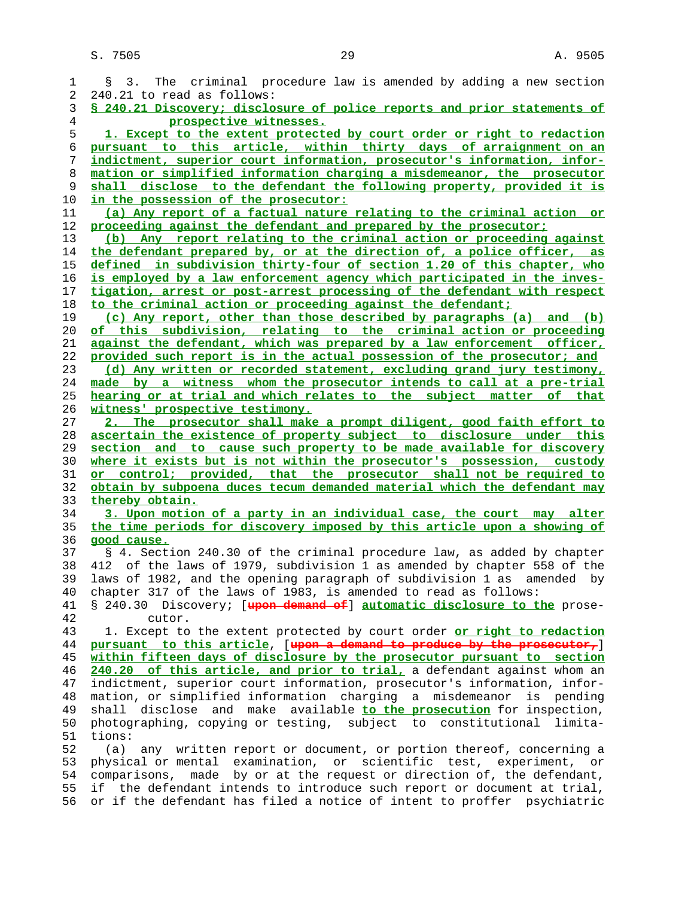§ 3. The criminal procedure law is amended by adding a new section 240.21 to read as follows:

**§ 240.21 Discovery; disclosure of police reports and prior statements of prospective witnesses.**

1. Except to the extent protected by court order or right to redaction pursuant to this article, within thirty days of arraignment on an indictment, superior court information, prosecutor's information, information or simplified information charging a misdemeanor, the prosecutor shall disclose to the defendant the following property, provided it is in the possession of the prosecutor:

(a) Any report of a factual nature relating to the criminal action or proceeding against the defendant and prepared by the prosecutor;

(b) Any report relating to the criminal action or proceeding against the defendant prepared by, or at the direction of, a police officer, as defined in subdivision thirty-four of section 1.20 of this chapter, who is employed by a law enforcement agency which participated in the investigation, arrest or post-arrest processing of the defendant with respect to the criminal action or proceeding against the defendant;

(c) Any report, other than those described by paragraphs (a) and (b) of this subdivision, relating to the criminal action or proceeding against the defendant, which was prepared by a law enforcement officer, provided such report is in the actual possession of the prosecutor; and

(d) Any written or recorded statement, excluding grand jury testimony, made by a witness whom the prosecutor intends to call at a pre-trial hearing or at trial and which relates to the subject matter of that witness' prospective testimony.

2. The prosecutor shall make a prompt diligent, good faith effort to ascertain the existence of property subject to disclosure under this section and to cause such property to be made available for discovery where it exists but is not within the prosecutor's possession, custody or control; provided, that the prosecutor shall not be required to obtain by subpoena duces tecum demanded material which the defendant may thereby obtain.

3. Upon motion of a party in an individual case, the court may alter the time periods for discovery imposed by this article upon a showing of good cause.

§ 4. Section 240.30 of the criminal procedure law, as added by chapter 412 of the laws of 1979, subdivision 1 as amended by chapter 558 of the laws of 1982, and the opening paragraph of subdivision 1 as amended by chapter 317 of the laws of 1983, is amended to read as follows:

§ 240.30 Discovery; [~~upon demand of~~] **automatic disclosure to the** prosecutor.

1. Except to the extent protected by court order **or right to redaction pursuant to this article**, [~~upon a demand to produce by the prosecutor,~~] **within fifteen days of disclosure by the prosecutor pursuant to section 240.20 of this article, and prior to trial,** a defendant against whom an indictment, superior court information, prosecutor's information, information, or simplified information charging a misdemeanor is pending shall disclose and make available **to the prosecution** for inspection, photographing, copying or testing, subject to constitutional limitations:

(a) any written report or document, or portion thereof, concerning a physical or mental examination, or scientific test, experiment, or comparisons, made by or at the request or direction of, the defendant, if the defendant intends to introduce such report or document at trial, or if the defendant has filed a notice of intent to proffer psychiatric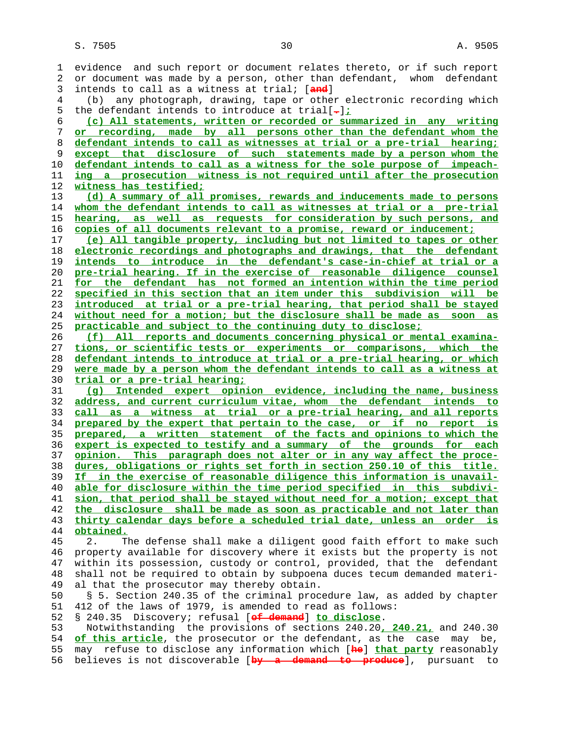evidence and such report or document relates thereto, or if such report or document was made by a person, other than defendant, whom defendant intends to call as a witness at trial; [and]

(b) any photograph, drawing, tape or other electronic recording which the defendant intends to introduce at trial[.];

(c) All statements, written or recorded or summarized in any writing or recording, made by all persons other than the defendant whom the defendant intends to call as witnesses at trial or a pre-trial hearing; except that disclosure of such statements made by a person whom the defendant intends to call as a witness for the sole purpose of impeaching a prosecution witness is not required until after the prosecution witness has testified;

(d) A summary of all promises, rewards and inducements made to persons whom the defendant intends to call as witnesses at trial or a pre-trial hearing, as well as requests for consideration by such persons, and copies of all documents relevant to a promise, reward or inducement;

(e) All tangible property, including but not limited to tapes or other electronic recordings and photographs and drawings, that the defendant intends to introduce in the defendant's case-in-chief at trial or a pre-trial hearing. If in the exercise of reasonable diligence counsel for the defendant has not formed an intention within the time period specified in this section that an item under this subdivision will be introduced at trial or a pre-trial hearing, that period shall be stayed without need for a motion; but the disclosure shall be made as soon as practicable and subject to the continuing duty to disclose;

(f) All reports and documents concerning physical or mental examinations, or scientific tests or experiments or comparisons, which the defendant intends to introduce at trial or a pre-trial hearing, or which were made by a person whom the defendant intends to call as a witness at trial or a pre-trial hearing;

(g) Intended expert opinion evidence, including the name, business address, and current curriculum vitae, whom the defendant intends to call as a witness at trial or a pre-trial hearing, and all reports prepared by the expert that pertain to the case, or if no report is prepared, a written statement of the facts and opinions to which the expert is expected to testify and a summary of the grounds for each opinion. This paragraph does not alter or in any way affect the procedures, obligations or rights set forth in section 250.10 of this title. If in the exercise of reasonable diligence this information is unavailable for disclosure within the time period specified in this subdivision, that period shall be stayed without need for a motion; except that the disclosure shall be made as soon as practicable and not later than thirty calendar days before a scheduled trial date, unless an order is obtained.

2. The defense shall make a diligent good faith effort to make such property available for discovery where it exists but the property is not within its possession, custody or control, provided, that the defendant shall not be required to obtain by subpoena duces tecum demanded material that the prosecutor may thereby obtain.

§ 5. Section 240.35 of the criminal procedure law, as added by chapter 412 of the laws of 1979, is amended to read as follows:

§ 240.35 Discovery; refusal [of demand] to disclose.

Notwithstanding the provisions of sections 240.20, 240.21, and 240.30 of this article, the prosecutor or the defendant, as the case may be, may refuse to disclose any information which [he] that party reasonably believes is not discoverable [by a demand to produce], pursuant to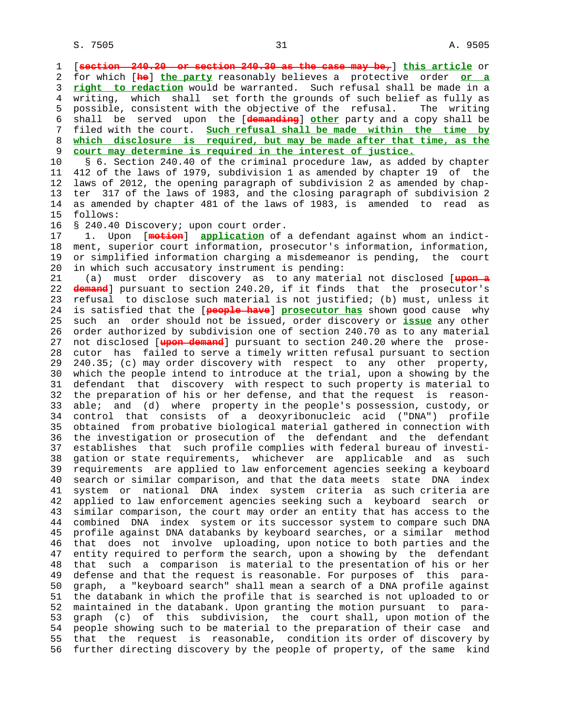[~~section 240.20 or section 240.30 as the case may be,~~] **this article** or for which [~~he~~] **the party** reasonably believes a protective order **or a right to redaction** would be warranted. Such refusal shall be made in a writing, which shall set forth the grounds of such belief as fully as possible, consistent with the objective of the refusal. The writing shall be served upon the [~~demanding~~] **other** party and a copy shall be filed with the court. **Such refusal shall be made within the time by which disclosure is required, but may be made after that time, as the court may determine is required in the interest of justice.**

§ 6. Section 240.40 of the criminal procedure law, as added by chapter 412 of the laws of 1979, subdivision 1 as amended by chapter 19 of the laws of 2012, the opening paragraph of subdivision 2 as amended by chapter 317 of the laws of 1983, and the closing paragraph of subdivision 2 as amended by chapter 481 of the laws of 1983, is amended to read as follows:

§ 240.40 Discovery; upon court order.

1. Upon [~~motion~~] **application** of a defendant against whom an indictment, superior court information, prosecutor's information, information, or simplified information charging a misdemeanor is pending, the court in which such accusatory instrument is pending:

(a) must order discovery as to any material not disclosed [~~upon a demand~~] pursuant to section 240.20, if it finds that the prosecutor's refusal to disclose such material is not justified; (b) must, unless it is satisfied that the [~~people have~~] **prosecutor has** shown good cause why such an order should not be issued, order discovery or **issue** any other order authorized by subdivision one of section 240.70 as to any material not disclosed [~~upon demand~~] pursuant to section 240.20 where the prosecutor has failed to serve a timely written refusal pursuant to section 240.35; (c) may order discovery with respect to any other property, which the people intend to introduce at the trial, upon a showing by the defendant that discovery with respect to such property is material to the preparation of his or her defense, and that the request is reasonable; and (d) where property in the people's possession, custody, or control that consists of a deoxyribonucleic acid ("DNA") profile obtained from probative biological material gathered in connection with the investigation or prosecution of the defendant and the defendant establishes that such profile complies with federal bureau of investigation or state requirements, whichever are applicable and as such requirements are applied to law enforcement agencies seeking a keyboard search or similar comparison, and that the data meets state DNA index system or national DNA index system criteria as such criteria are applied to law enforcement agencies seeking such a keyboard search or similar comparison, the court may order an entity that has access to the combined DNA index system or its successor system to compare such DNA profile against DNA databanks by keyboard searches, or a similar method that does not involve uploading, upon notice to both parties and the entity required to perform the search, upon a showing by the defendant that such a comparison is material to the presentation of his or her defense and that the request is reasonable. For purposes of this paragraph, a "keyboard search" shall mean a search of a DNA profile against the databank in which the profile that is searched is not uploaded to or maintained in the databank. Upon granting the motion pursuant to paragraph (c) of this subdivision, the court shall, upon motion of the people showing such to be material to the preparation of their case and that the request is reasonable, condition its order of discovery by further directing discovery by the people of property, of the same kind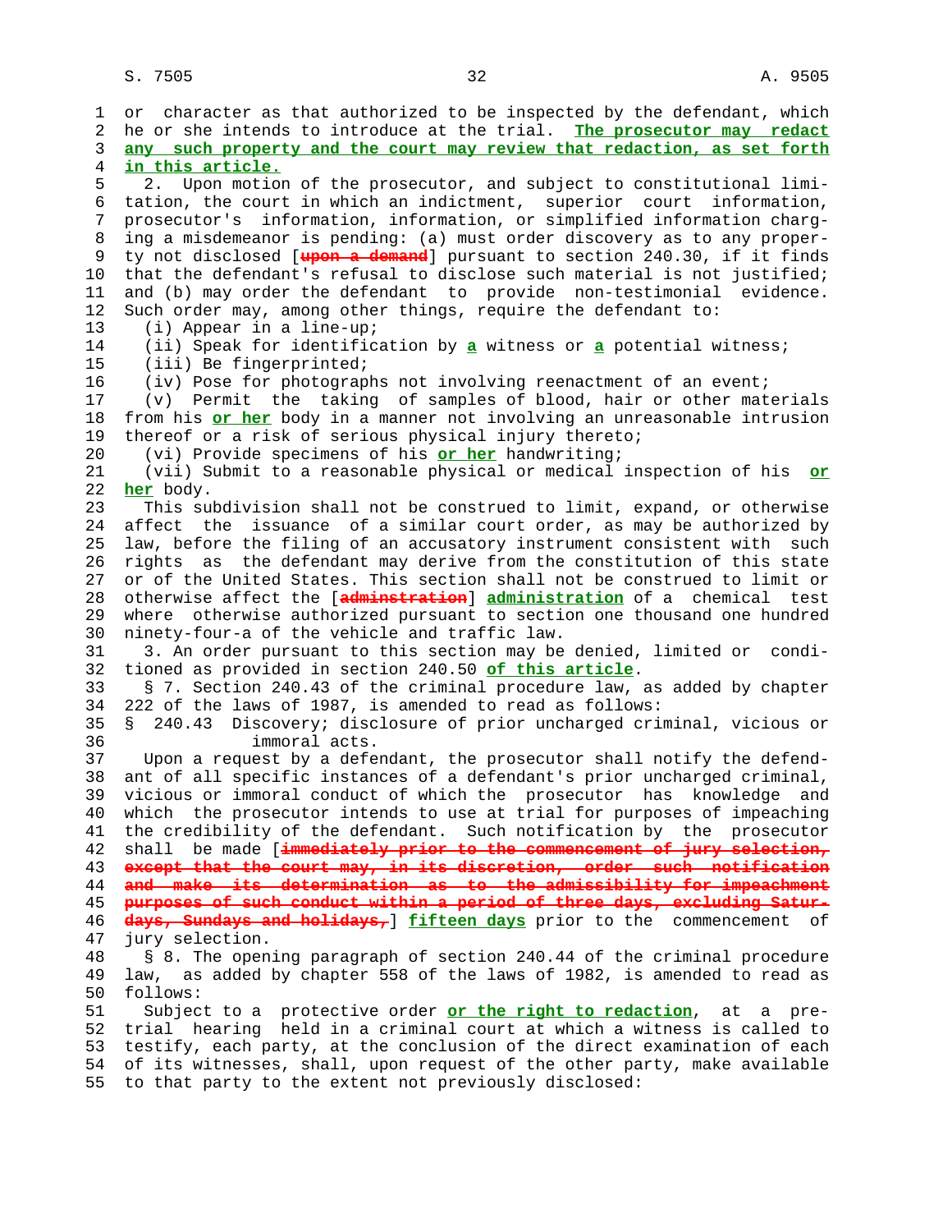or character as that authorized to be inspected by the defendant, which he or she intends to introduce at the trial. **The prosecutor may redact any such property and the court may review that redaction, as set forth in this article.**

2. Upon motion of the prosecutor, and subject to constitutional limitation, the court in which an indictment, superior court information, prosecutor's information, information, or simplified information charging a misdemeanor is pending: (a) must order discovery as to any property not disclosed [~~upon a demand~~] pursuant to section 240.30, if it finds that the defendant's refusal to disclose such material is not justified; and (b) may order the defendant to provide non-testimonial evidence. Such order may, among other things, require the defendant to:

(i) Appear in a line-up;

(ii) Speak for identification by **a** witness or **a** potential witness;

(iii) Be fingerprinted;

(iv) Pose for photographs not involving reenactment of an event;

(v) Permit the taking of samples of blood, hair or other materials from his **or her** body in a manner not involving an unreasonable intrusion thereof or a risk of serious physical injury thereto;

(vi) Provide specimens of his **or her** handwriting;

(vii) Submit to a reasonable physical or medical inspection of his **or her** body.

This subdivision shall not be construed to limit, expand, or otherwise affect the issuance of a similar court order, as may be authorized by law, before the filing of an accusatory instrument consistent with such rights as the defendant may derive from the constitution of this state or of the United States. This section shall not be construed to limit or otherwise affect the [~~adminstration~~] **administration** of a chemical test where otherwise authorized pursuant to section one thousand one hundred ninety-four-a of the vehicle and traffic law.

3. An order pursuant to this section may be denied, limited or conditioned as provided in section 240.50 **of this article**.

§ 7. Section 240.43 of the criminal procedure law, as added by chapter 222 of the laws of 1987, is amended to read as follows:

§ 240.43 Discovery; disclosure of prior uncharged criminal, vicious or immoral acts.

Upon a request by a defendant, the prosecutor shall notify the defendant of all specific instances of a defendant's prior uncharged criminal, vicious or immoral conduct of which the prosecutor has knowledge and which the prosecutor intends to use at trial for purposes of impeaching the credibility of the defendant. Such notification by the prosecutor shall be made [~~immediately prior to the commencement of jury selection, except that the court may, in its discretion, order such notification and make its determination as to the admissibility for impeachment purposes of such conduct within a period of three days, excluding Saturdays, Sundays and holidays,~~] **fifteen days** prior to the commencement of jury selection.

§ 8. The opening paragraph of section 240.44 of the criminal procedure law, as added by chapter 558 of the laws of 1982, is amended to read as follows:

Subject to a protective order **or the right to redaction**, at a pre-trial hearing held in a criminal court at which a witness is called to testify, each party, at the conclusion of the direct examination of each of its witnesses, shall, upon request of the other party, make available to that party to the extent not previously disclosed: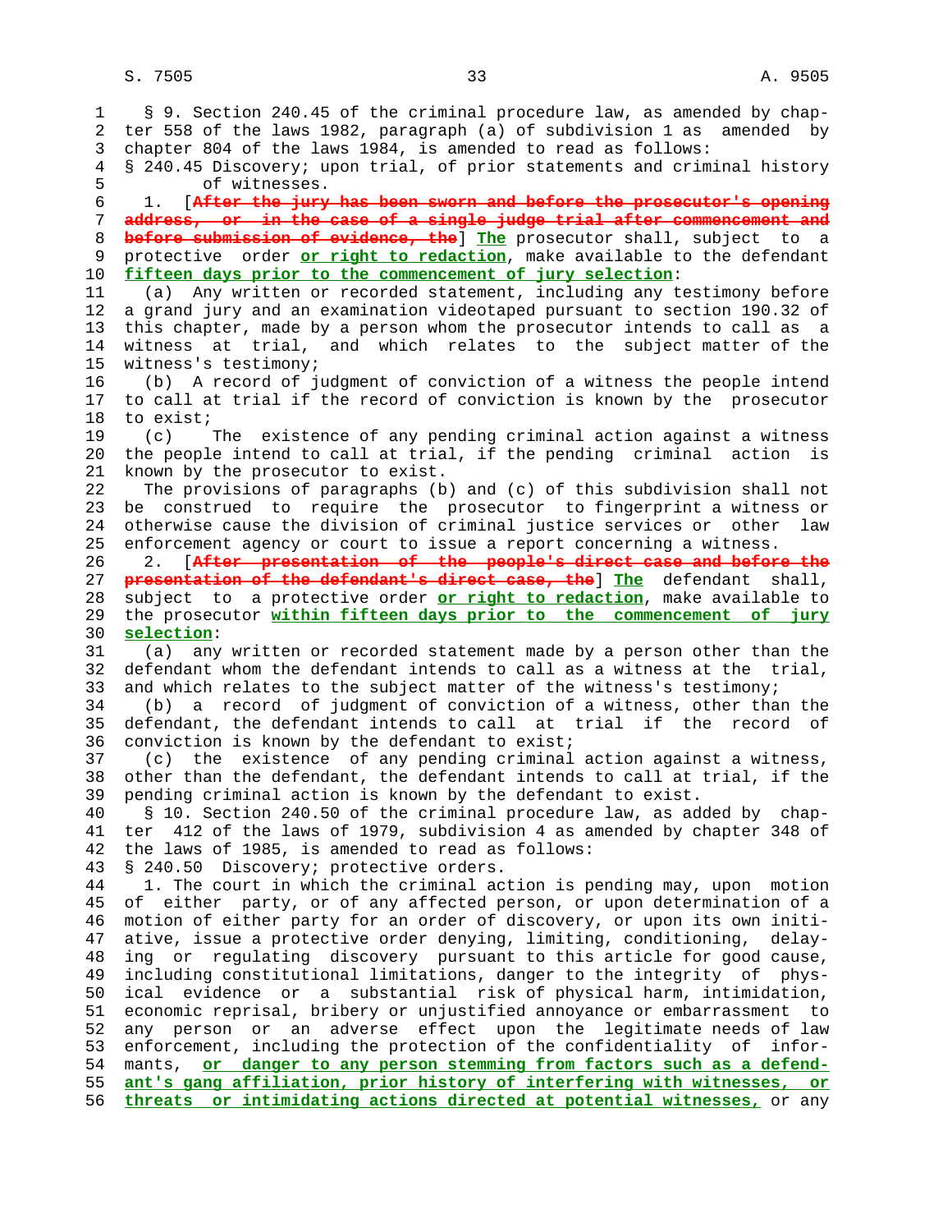§ 9. Section 240.45 of the criminal procedure law, as amended by chapter 558 of the laws 1982, paragraph (a) of subdivision 1 as amended by chapter 804 of the laws 1984, is amended to read as follows:

§ 240.45 Discovery; upon trial, of prior statements and criminal history of witnesses.

1. [~~After the jury has been sworn and before the prosecutor's opening address, or in the case of a single judge trial after commencement and before submission of evidence, the~~] **The** prosecutor shall, subject to a protective order **or right to redaction**, make available to the defendant **fifteen days prior to the commencement of jury selection**:

(a) Any written or recorded statement, including any testimony before a grand jury and an examination videotaped pursuant to section 190.32 of this chapter, made by a person whom the prosecutor intends to call as a witness at trial, and which relates to the subject matter of the witness's testimony;

(b) A record of judgment of conviction of a witness the people intend to call at trial if the record of conviction is known by the prosecutor to exist;

(c) The existence of any pending criminal action against a witness the people intend to call at trial, if the pending criminal action is known by the prosecutor to exist.

The provisions of paragraphs (b) and (c) of this subdivision shall not be construed to require the prosecutor to fingerprint a witness or otherwise cause the division of criminal justice services or other law enforcement agency or court to issue a report concerning a witness.

2. [~~After presentation of the people's direct case and before the presentation of the defendant's direct case, the~~] **The** defendant shall, subject to a protective order **or right to redaction**, make available to the prosecutor **within fifteen days prior to the commencement of jury selection**:

(a) any written or recorded statement made by a person other than the defendant whom the defendant intends to call as a witness at the trial, and which relates to the subject matter of the witness's testimony;

(b) a record of judgment of conviction of a witness, other than the defendant, the defendant intends to call at trial if the record of conviction is known by the defendant to exist;

(c) the existence of any pending criminal action against a witness, other than the defendant, the defendant intends to call at trial, if the pending criminal action is known by the defendant to exist.

§ 10. Section 240.50 of the criminal procedure law, as added by chapter 412 of the laws of 1979, subdivision 4 as amended by chapter 348 of the laws of 1985, is amended to read as follows:

§ 240.50 Discovery; protective orders.

1. The court in which the criminal action is pending may, upon motion of either party, or of any affected person, or upon determination of a motion of either party for an order of discovery, or upon its own initiative, issue a protective order denying, limiting, conditioning, delaying or regulating discovery pursuant to this article for good cause, including constitutional limitations, danger to the integrity of physical evidence or a substantial risk of physical harm, intimidation, economic reprisal, bribery or unjustified annoyance or embarrassment to any person or an adverse effect upon the legitimate needs of law enforcement, including the protection of the confidentiality of informants, **or danger to any person stemming from factors such as a defendant's gang affiliation, prior history of interfering with witnesses, or threats or intimidating actions directed at potential witnesses,** or any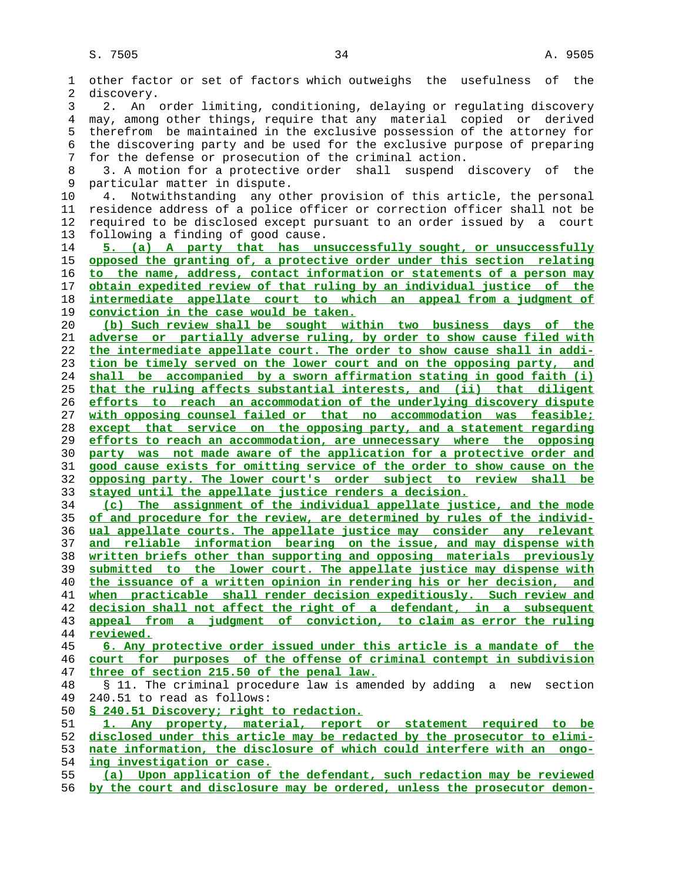other factor or set of factors which outweighs the usefulness of the discovery.

2. An order limiting, conditioning, delaying or regulating discovery may, among other things, require that any material copied or derived therefrom be maintained in the exclusive possession of the attorney for the discovering party and be used for the exclusive purpose of preparing for the defense or prosecution of the criminal action.

3. A motion for a protective order shall suspend discovery of the particular matter in dispute.

4. Notwithstanding any other provision of this article, the personal residence address of a police officer or correction officer shall not be required to be disclosed except pursuant to an order issued by a court following a finding of good cause.

5. (a) A party that has unsuccessfully sought, or unsuccessfully opposed the granting of, a protective order under this section relating to the name, address, contact information or statements of a person may obtain expedited review of that ruling by an individual justice of the intermediate appellate court to which an appeal from a judgment of conviction in the case would be taken.

(b) Such review shall be sought within two business days of the adverse or partially adverse ruling, by order to show cause filed with the intermediate appellate court. The order to show cause shall in addition be timely served on the lower court and on the opposing party, and shall be accompanied by a sworn affirmation stating in good faith (i) that the ruling affects substantial interests, and (ii) that diligent efforts to reach an accommodation of the underlying discovery dispute with opposing counsel failed or that no accommodation was feasible; except that service on the opposing party, and a statement regarding efforts to reach an accommodation, are unnecessary where the opposing party was not made aware of the application for a protective order and good cause exists for omitting service of the order to show cause on the opposing party. The lower court's order subject to review shall be stayed until the appellate justice renders a decision.

(c) The assignment of the individual appellate justice, and the mode of and procedure for the review, are determined by rules of the individual appellate courts. The appellate justice may consider any relevant and reliable information bearing on the issue, and may dispense with written briefs other than supporting and opposing materials previously submitted to the lower court. The appellate justice may dispense with the issuance of a written opinion in rendering his or her decision, and when practicable shall render decision expeditiously. Such review and decision shall not affect the right of a defendant, in a subsequent appeal from a judgment of conviction, to claim as error the ruling reviewed.

6. Any protective order issued under this article is a mandate of the court for purposes of the offense of criminal contempt in subdivision three of section 215.50 of the penal law.

§ 11. The criminal procedure law is amended by adding a new section 240.51 to read as follows:

§ 240.51 Discovery; right to redaction.

1. Any property, material, report or statement required to be disclosed under this article may be redacted by the prosecutor to eliminate information, the disclosure of which could interfere with an ongoing investigation or case.

(a) Upon application of the defendant, such redaction may be reviewed by the court and disclosure may be ordered, unless the prosecutor demon-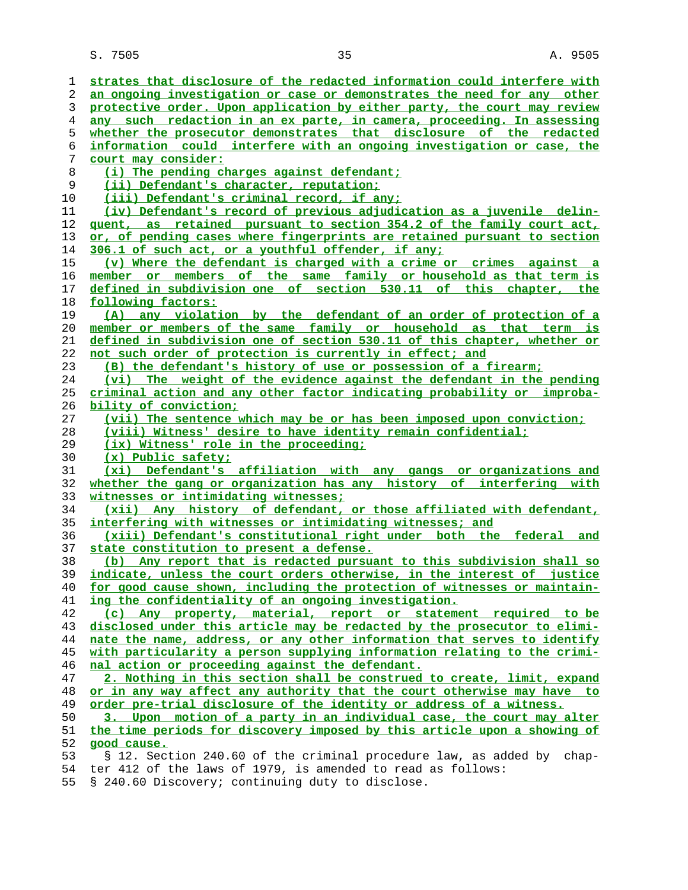strates that disclosure of the redacted information could interfere with an ongoing investigation or case or demonstrates the need for any other protective order. Upon application by either party, the court may review any such redaction in an ex parte, in camera, proceeding. In assessing whether the prosecutor demonstrates that disclosure of the redacted information could interfere with an ongoing investigation or case, the court may consider:

(i) The pending charges against defendant;

(ii) Defendant's character, reputation;

(iii) Defendant's criminal record, if any;

(iv) Defendant's record of previous adjudication as a juvenile delinquent, as retained pursuant to section 354.2 of the family court act, or, of pending cases where fingerprints are retained pursuant to section 306.1 of such act, or a youthful offender, if any;

(v) Where the defendant is charged with a crime or crimes against a member or members of the same family or household as that term is defined in subdivision one of section 530.11 of this chapter, the following factors:

(A) any violation by the defendant of an order of protection of a member or members of the same family or household as that term is defined in subdivision one of section 530.11 of this chapter, whether or not such order of protection is currently in effect; and

(B) the defendant's history of use or possession of a firearm;

(vi) The weight of the evidence against the defendant in the pending criminal action and any other factor indicating probability or improbability of conviction;

(vii) The sentence which may be or has been imposed upon conviction;

(viii) Witness' desire to have identity remain confidential;

(ix) Witness' role in the proceeding;

(x) Public safety;

(xi) Defendant's affiliation with any gangs or organizations and whether the gang or organization has any history of interfering with witnesses or intimidating witnesses;

(xii) Any history of defendant, or those affiliated with defendant, interfering with witnesses or intimidating witnesses; and

(xiii) Defendant's constitutional right under both the federal and state constitution to present a defense.

(b) Any report that is redacted pursuant to this subdivision shall so indicate, unless the court orders otherwise, in the interest of justice for good cause shown, including the protection of witnesses or maintaining the confidentiality of an ongoing investigation.

(c) Any property, material, report or statement required to be disclosed under this article may be redacted by the prosecutor to eliminate the name, address, or any other information that serves to identify with particularity a person supplying information relating to the criminal action or proceeding against the defendant.

2. Nothing in this section shall be construed to create, limit, expand or in any way affect any authority that the court otherwise may have to order pre-trial disclosure of the identity or address of a witness.

3. Upon motion of a party in an individual case, the court may alter the time periods for discovery imposed by this article upon a showing of good cause.

§ 12. Section 240.60 of the criminal procedure law, as added by chapter 412 of the laws of 1979, is amended to read as follows:

§ 240.60 Discovery; continuing duty to disclose.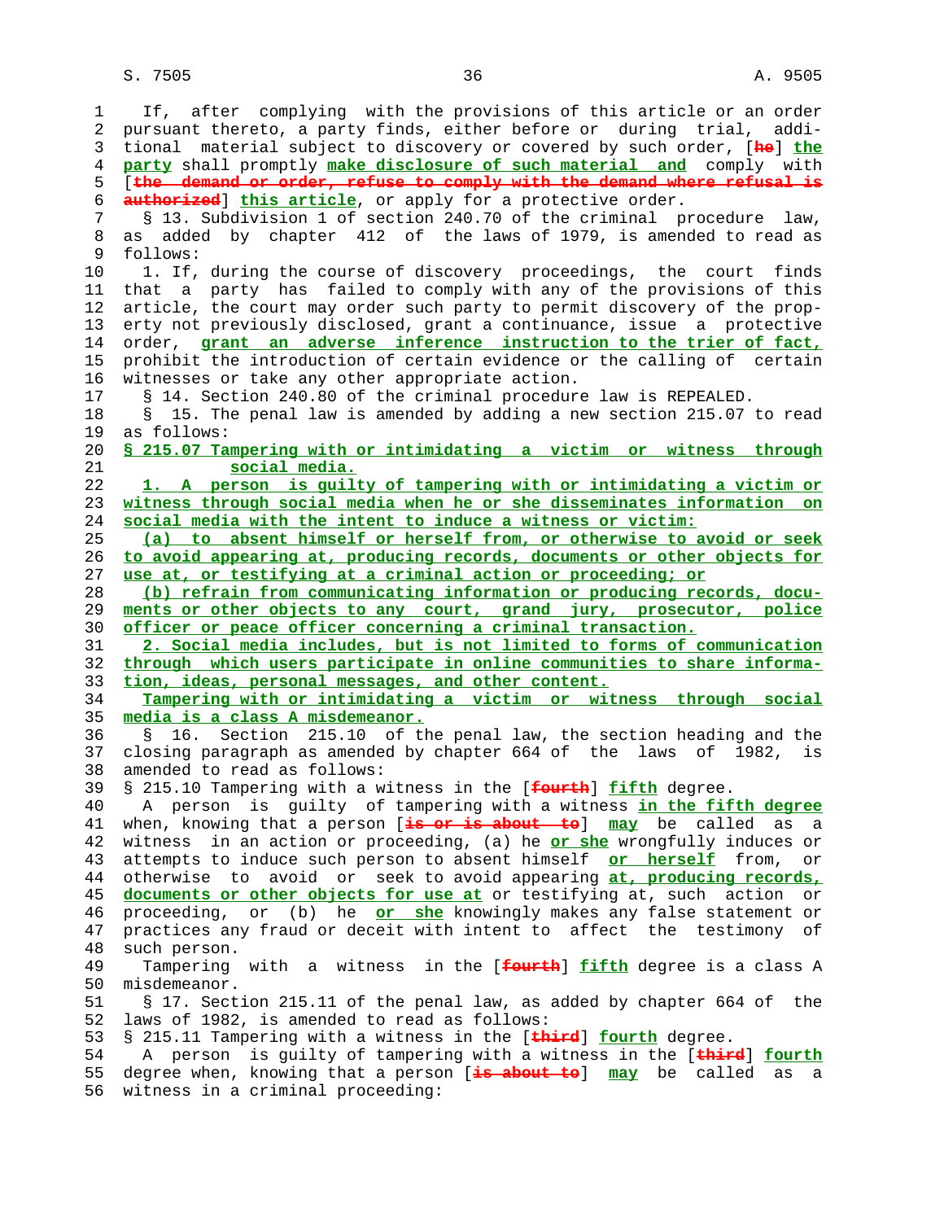If, after complying with the provisions of this article or an order pursuant thereto, a party finds, either before or during trial, additional material subject to discovery or covered by such order, [~~he~~] **the party** shall promptly **make disclosure of such material and** comply with [~~the demand or order, refuse to comply with the demand where refusal is authorized~~] **this article**, or apply for a protective order.

§ 13. Subdivision 1 of section 240.70 of the criminal procedure law, as added by chapter 412 of the laws of 1979, is amended to read as follows:

1. If, during the course of discovery proceedings, the court finds that a party has failed to comply with any of the provisions of this article, the court may order such party to permit discovery of the property not previously disclosed, grant a continuance, issue a protective order, **grant an adverse inference instruction to the trier of fact,** prohibit the introduction of certain evidence or the calling of certain witnesses or take any other appropriate action.

§ 14. Section 240.80 of the criminal procedure law is REPEALED.

§ 15. The penal law is amended by adding a new section 215.07 to read as follows:

**§ 215.07 Tampering with or intimidating a victim or witness through social media.**

**1. A person is guilty of tampering with or intimidating a victim or witness through social media when he or she disseminates information on social media with the intent to induce a witness or victim:**

**(a) to absent himself or herself from, or otherwise to avoid or seek to avoid appearing at, producing records, documents or other objects for use at, or testifying at a criminal action or proceeding; or**

**(b) refrain from communicating information or producing records, documents or other objects to any court, grand jury, prosecutor, police officer or peace officer concerning a criminal transaction.**

**2. Social media includes, but is not limited to forms of communication through which users participate in online communities to share information, ideas, personal messages, and other content.**

**Tampering with or intimidating a victim or witness through social media is a class A misdemeanor.**

§ 16. Section 215.10 of the penal law, the section heading and the closing paragraph as amended by chapter 664 of the laws of 1982, is amended to read as follows:

§ 215.10 Tampering with a witness in the [~~fourth~~] **fifth** degree.

A person is guilty of tampering with a witness **in the fifth degree** when, knowing that a person [~~is or is about to~~] **may** be called as a witness in an action or proceeding, (a) he **or she** wrongfully induces or attempts to induce such person to absent himself **or herself** from, or otherwise to avoid or seek to avoid appearing **at, producing records, documents or other objects for use at** or testifying at, such action or proceeding, or (b) he **or she** knowingly makes any false statement or practices any fraud or deceit with intent to affect the testimony of such person.

Tampering with a witness in the [~~fourth~~] **fifth** degree is a class A misdemeanor.

§ 17. Section 215.11 of the penal law, as added by chapter 664 of the laws of 1982, is amended to read as follows:

§ 215.11 Tampering with a witness in the [~~third~~] **fourth** degree.

A person is guilty of tampering with a witness in the [~~third~~] **fourth** degree when, knowing that a person [~~is about to~~] **may** be called as a witness in a criminal proceeding: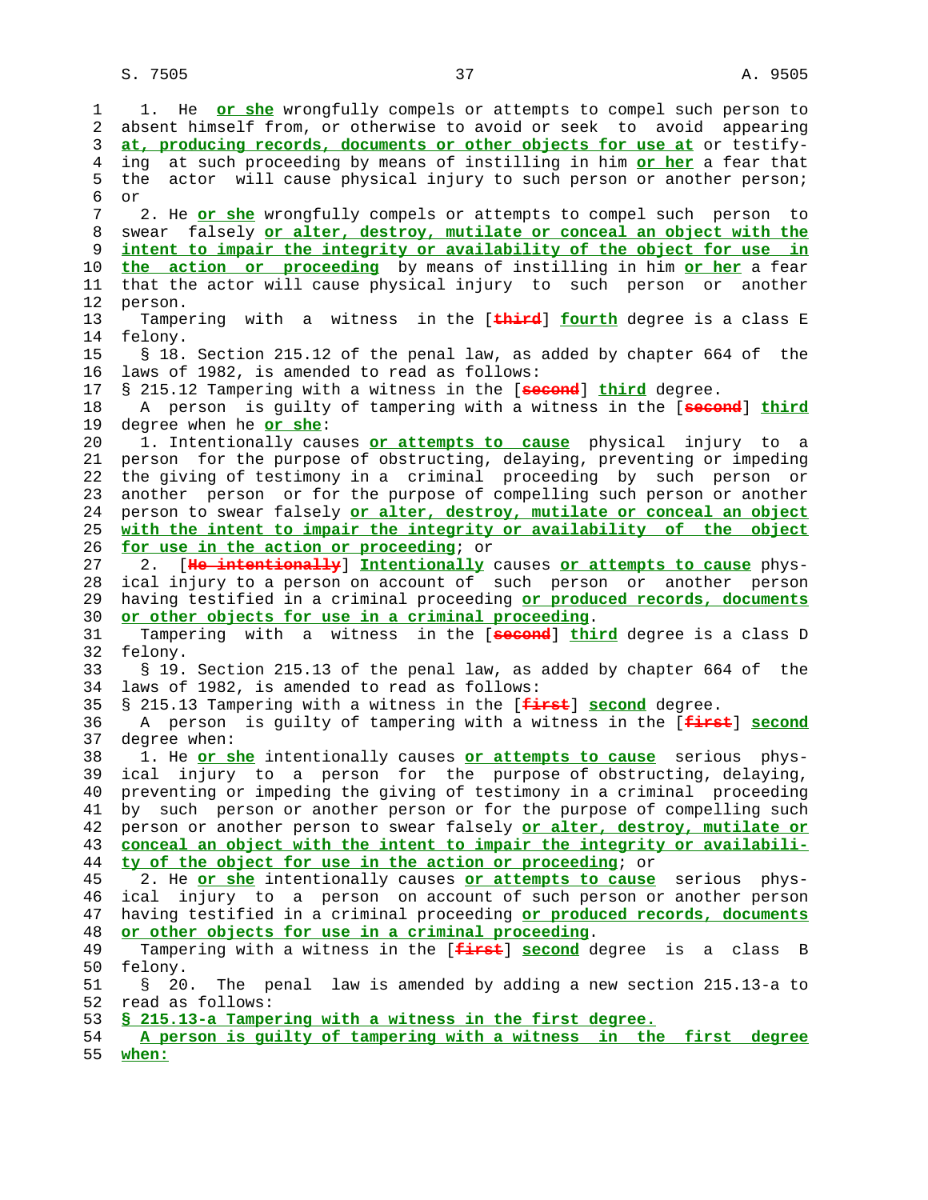1. He **or she** wrongfully compels or attempts to compel such person to absent himself from, or otherwise to avoid or seek to avoid appearing **at, producing records, documents or other objects for use at** or testifying at such proceeding by means of instilling in him **or her** a fear that the actor will cause physical injury to such person or another person; or

2. He **or she** wrongfully compels or attempts to compel such person to swear falsely **or alter, destroy, mutilate or conceal an object with the intent to impair the integrity or availability of the object for use in the action or proceeding** by means of instilling in him **or her** a fear that the actor will cause physical injury to such person or another person.

Tampering with a witness in the [~~third~~] **fourth** degree is a class E felony.

§ 18. Section 215.12 of the penal law, as added by chapter 664 of the laws of 1982, is amended to read as follows:

§ 215.12 Tampering with a witness in the [~~second~~] **third** degree.

A person is guilty of tampering with a witness in the [~~second~~] **third** degree when he **or she**:

1. Intentionally causes **or attempts to cause** physical injury to a person for the purpose of obstructing, delaying, preventing or impeding the giving of testimony in a criminal proceeding by such person or another person or for the purpose of compelling such person or another person to swear falsely **or alter, destroy, mutilate or conceal an object with the intent to impair the integrity or availability of the object for use in the action or proceeding**; or

2. [~~He intentionally~~] **Intentionally** causes **or attempts to cause** physical injury to a person on account of such person or another person having testified in a criminal proceeding **or produced records, documents or other objects for use in a criminal proceeding**.

Tampering with a witness in the [~~second~~] **third** degree is a class D felony.

§ 19. Section 215.13 of the penal law, as added by chapter 664 of the laws of 1982, is amended to read as follows:

§ 215.13 Tampering with a witness in the [~~first~~] **second** degree.

A person is guilty of tampering with a witness in the [~~first~~] **second** degree when:

1. He **or she** intentionally causes **or attempts to cause** serious physical injury to a person for the purpose of obstructing, delaying, preventing or impeding the giving of testimony in a criminal proceeding by such person or another person or for the purpose of compelling such person or another person to swear falsely **or alter, destroy, mutilate or conceal an object with the intent to impair the integrity or availability of the object for use in the action or proceeding**; or

2. He **or she** intentionally causes **or attempts to cause** serious physical injury to a person on account of such person or another person having testified in a criminal proceeding **or produced records, documents or other objects for use in a criminal proceeding**.

Tampering with a witness in the [~~first~~] **second** degree is a class B felony.

§ 20. The penal law is amended by adding a new section 215.13-a to read as follows:

**§ 215.13-a Tampering with a witness in the first degree.**

**A person is guilty of tampering with a witness in the first degree when:**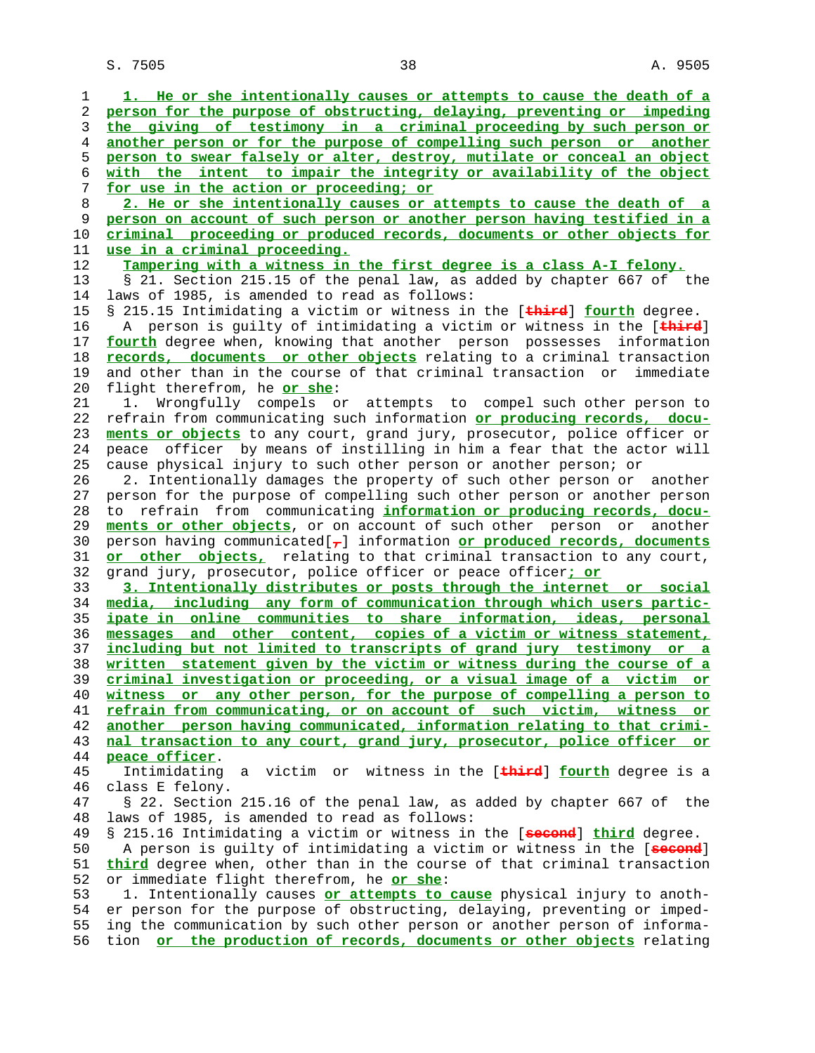1. He or she intentionally causes or attempts to cause the death of a person for the purpose of obstructing, delaying, preventing or impeding the giving of testimony in a criminal proceeding by such person or another person or for the purpose of compelling such person or another person to swear falsely or alter, destroy, mutilate or conceal an object with the intent to impair the integrity or availability of the object for use in the action or proceeding; or

2. He or she intentionally causes or attempts to cause the death of a person on account of such person or another person having testified in a criminal proceeding or produced records, documents or other objects for use in a criminal proceeding.

Tampering with a witness in the first degree is a class A-I felony.

§ 21. Section 215.15 of the penal law, as added by chapter 667 of the laws of 1985, is amended to read as follows:

§ 215.15 Intimidating a victim or witness in the [third] fourth degree.

A person is guilty of intimidating a victim or witness in the [third] fourth degree when, knowing that another person possesses information records, documents or other objects relating to a criminal transaction and other than in the course of that criminal transaction or immediate flight therefrom, he or she:

1. Wrongfully compels or attempts to compel such other person to refrain from communicating such information or producing records, documents or objects to any court, grand jury, prosecutor, police officer or peace officer by means of instilling in him a fear that the actor will cause physical injury to such other person or another person; or

2. Intentionally damages the property of such other person or another person for the purpose of compelling such other person or another person to refrain from communicating information or producing records, documents or other objects, or on account of such other person or another person having communicated[,] information or produced records, documents or other objects, relating to that criminal transaction to any court, grand jury, prosecutor, police officer or peace officer; or

3. Intentionally distributes or posts through the internet or social media, including any form of communication through which users participate in online communities to share information, ideas, personal messages and other content, copies of a victim or witness statement, including but not limited to transcripts of grand jury testimony or a written statement given by the victim or witness during the course of a criminal investigation or proceeding, or a visual image of a victim or witness or any other person, for the purpose of compelling a person to refrain from communicating, or on account of such victim, witness or another person having communicated, information relating to that criminal transaction to any court, grand jury, prosecutor, police officer or peace officer.

Intimidating a victim or witness in the [third] fourth degree is a class E felony.

§ 22. Section 215.16 of the penal law, as added by chapter 667 of the laws of 1985, is amended to read as follows:

§ 215.16 Intimidating a victim or witness in the [second] third degree.

A person is guilty of intimidating a victim or witness in the [second] third degree when, other than in the course of that criminal transaction or immediate flight therefrom, he or she:

1. Intentionally causes or attempts to cause physical injury to another person for the purpose of obstructing, delaying, preventing or impeding the communication by such other person or another person of information or the production of records, documents or other objects relating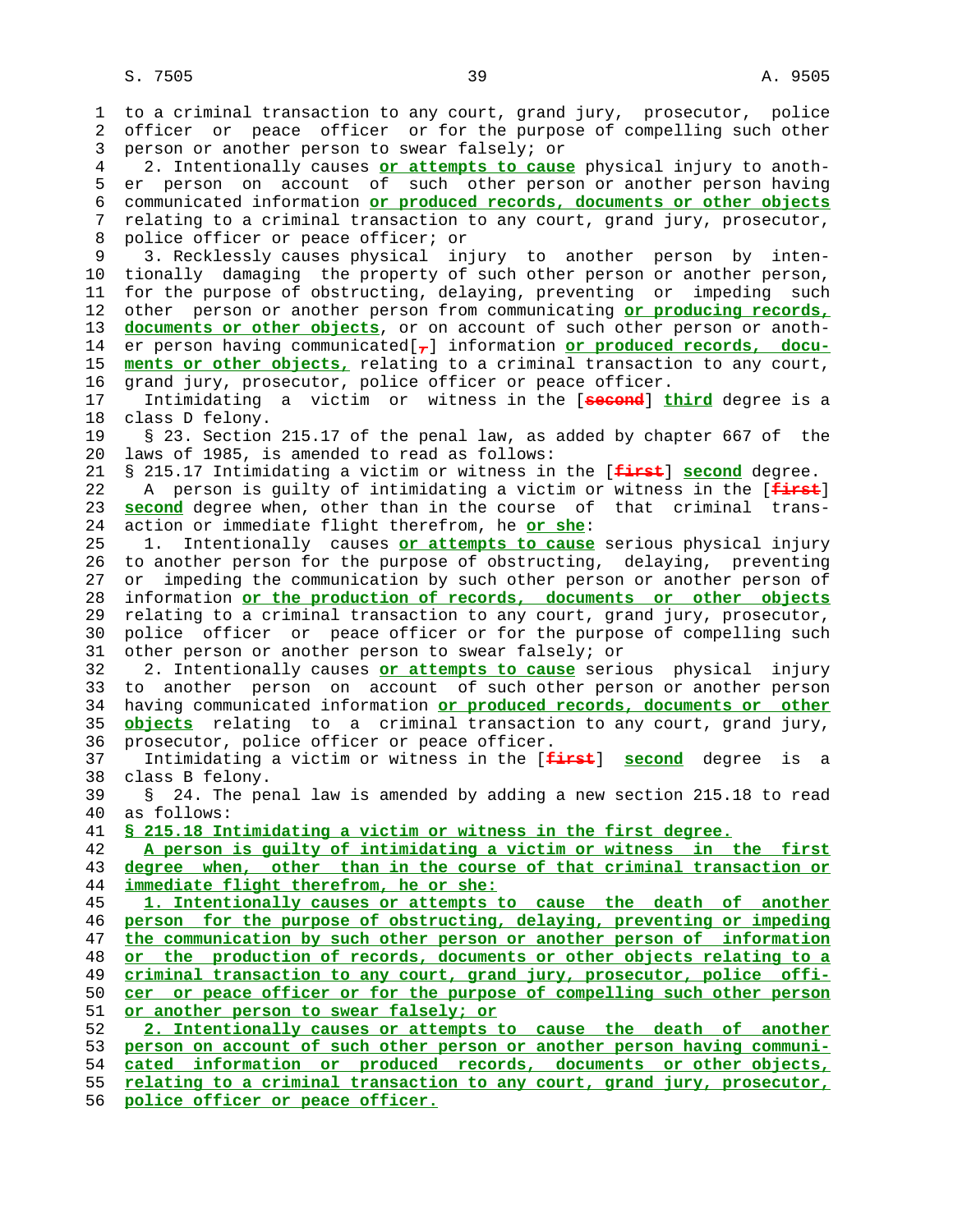to a criminal transaction to any court, grand jury, prosecutor, police officer or peace officer or for the purpose of compelling such other person or another person to swear falsely; or

2. Intentionally causes **or attempts to cause** physical injury to another person on account of such other person or another person having communicated information **or produced records, documents or other objects** relating to a criminal transaction to any court, grand jury, prosecutor, police officer or peace officer; or

3. Recklessly causes physical injury to another person by intentionally damaging the property of such other person or another person, for the purpose of obstructing, delaying, preventing or impeding such other person or another person from communicating **or producing records, documents or other objects**, or on account of such other person or another person having communicated[,] information **or produced records, documents or other objects,** relating to a criminal transaction to any court, grand jury, prosecutor, police officer or peace officer.

Intimidating a victim or witness in the [~~second~~] **third** degree is a class D felony.

§ 23. Section 215.17 of the penal law, as added by chapter 667 of the laws of 1985, is amended to read as follows:

§ 215.17 Intimidating a victim or witness in the [~~first~~] **second** degree.

A person is guilty of intimidating a victim or witness in the [~~first~~] **second** degree when, other than in the course of that criminal transaction or immediate flight therefrom, he **or she**:

1. Intentionally causes **or attempts to cause** serious physical injury to another person for the purpose of obstructing, delaying, preventing or impeding the communication by such other person or another person of information **or the production of records, documents or other objects** relating to a criminal transaction to any court, grand jury, prosecutor, police officer or peace officer or for the purpose of compelling such other person or another person to swear falsely; or

2. Intentionally causes **or attempts to cause** serious physical injury to another person on account of such other person or another person having communicated information **or produced records, documents or other objects** relating to a criminal transaction to any court, grand jury, prosecutor, police officer or peace officer.

Intimidating a victim or witness in the [~~first~~] **second** degree is a class B felony.

§ 24. The penal law is amended by adding a new section 215.18 to read as follows:

**§ 215.18 Intimidating a victim or witness in the first degree.**

**A person is guilty of intimidating a victim or witness in the first degree when, other than in the course of that criminal transaction or immediate flight therefrom, he or she:**

**1. Intentionally causes or attempts to cause the death of another person for the purpose of obstructing, delaying, preventing or impeding the communication by such other person or another person of information or the production of records, documents or other objects relating to a criminal transaction to any court, grand jury, prosecutor, police officer or peace officer or for the purpose of compelling such other person or another person to swear falsely; or**

**2. Intentionally causes or attempts to cause the death of another person on account of such other person or another person having communicated information or produced records, documents or other objects, relating to a criminal transaction to any court, grand jury, prosecutor, police officer or peace officer.**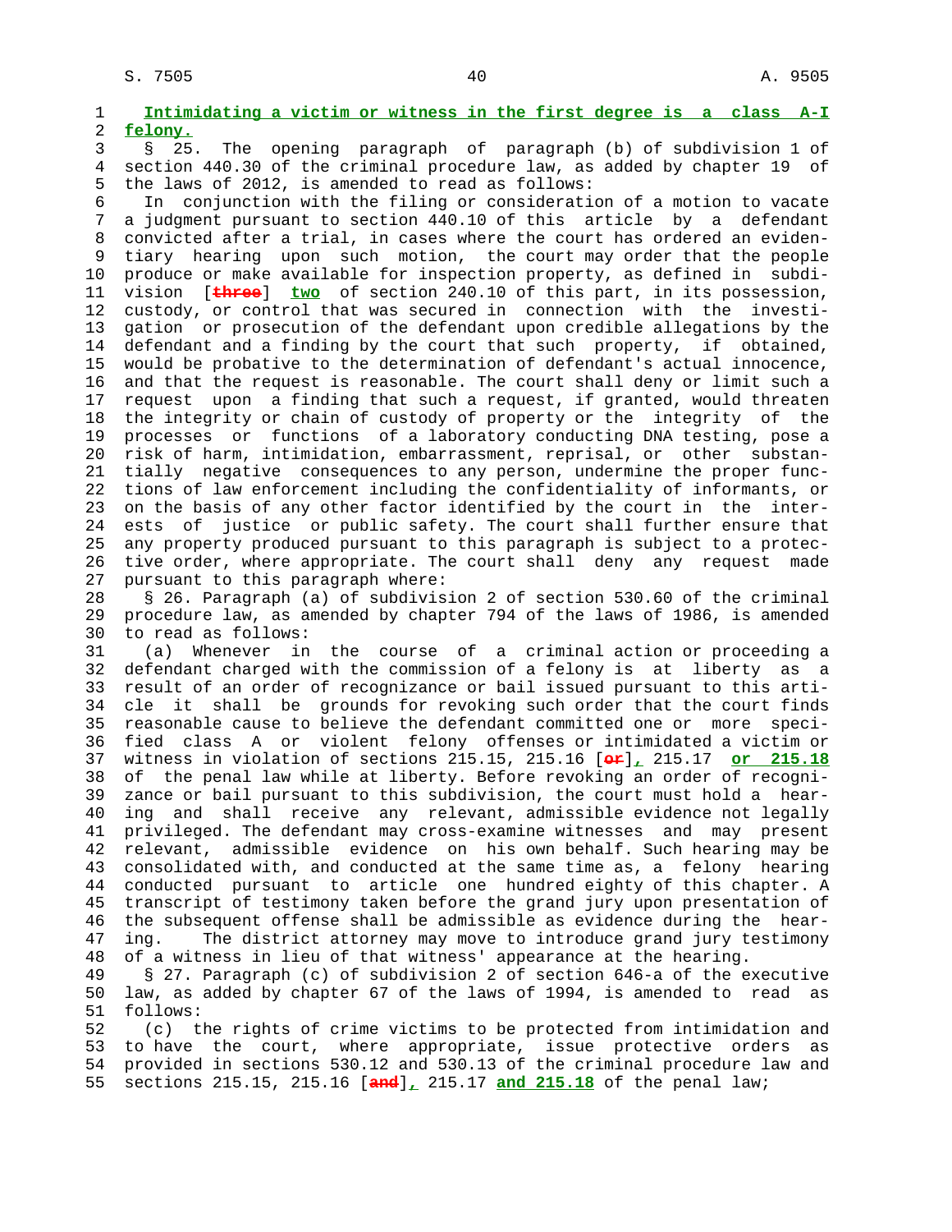**Intimidating a victim or witness in the first degree is a class A-I felony.**

§ 25. The opening paragraph of paragraph (b) of subdivision 1 of section 440.30 of the criminal procedure law, as added by chapter 19 of the laws of 2012, is amended to read as follows:

In conjunction with the filing or consideration of a motion to vacate a judgment pursuant to section 440.10 of this article by a defendant convicted after a trial, in cases where the court has ordered an evidentiary hearing upon such motion, the court may order that the people produce or make available for inspection property, as defined in subdivision [~~three~~] **two** of section 240.10 of this part, in its possession, custody, or control that was secured in connection with the investigation or prosecution of the defendant upon credible allegations by the defendant and a finding by the court that such property, if obtained, would be probative to the determination of defendant's actual innocence, and that the request is reasonable. The court shall deny or limit such a request upon a finding that such a request, if granted, would threaten the integrity or chain of custody of property or the integrity of the processes or functions of a laboratory conducting DNA testing, pose a risk of harm, intimidation, embarrassment, reprisal, or other substantially negative consequences to any person, undermine the proper functions of law enforcement including the confidentiality of informants, or on the basis of any other factor identified by the court in the interests of justice or public safety. The court shall further ensure that any property produced pursuant to this paragraph is subject to a protective order, where appropriate. The court shall deny any request made pursuant to this paragraph where:

§ 26. Paragraph (a) of subdivision 2 of section 530.60 of the criminal procedure law, as amended by chapter 794 of the laws of 1986, is amended to read as follows:

(a) Whenever in the course of a criminal action or proceeding a defendant charged with the commission of a felony is at liberty as a result of an order of recognizance or bail issued pursuant to this article it shall be grounds for revoking such order that the court finds reasonable cause to believe the defendant committed one or more specified class A or violent felony offenses or intimidated a victim or witness in violation of sections 215.15, 215.16 [~~or~~]**,** 215.17 **or 215.18** of the penal law while at liberty. Before revoking an order of recognizance or bail pursuant to this subdivision, the court must hold a hearing and shall receive any relevant, admissible evidence not legally privileged. The defendant may cross-examine witnesses and may present relevant, admissible evidence on his own behalf. Such hearing may be consolidated with, and conducted at the same time as, a felony hearing conducted pursuant to article one hundred eighty of this chapter. A transcript of testimony taken before the grand jury upon presentation of the subsequent offense shall be admissible as evidence during the hearing. The district attorney may move to introduce grand jury testimony of a witness in lieu of that witness' appearance at the hearing.

§ 27. Paragraph (c) of subdivision 2 of section 646-a of the executive law, as added by chapter 67 of the laws of 1994, is amended to read as follows:

(c) the rights of crime victims to be protected from intimidation and to have the court, where appropriate, issue protective orders as provided in sections 530.12 and 530.13 of the criminal procedure law and sections 215.15, 215.16 [~~and~~]**,** 215.17 **and 215.18** of the penal law;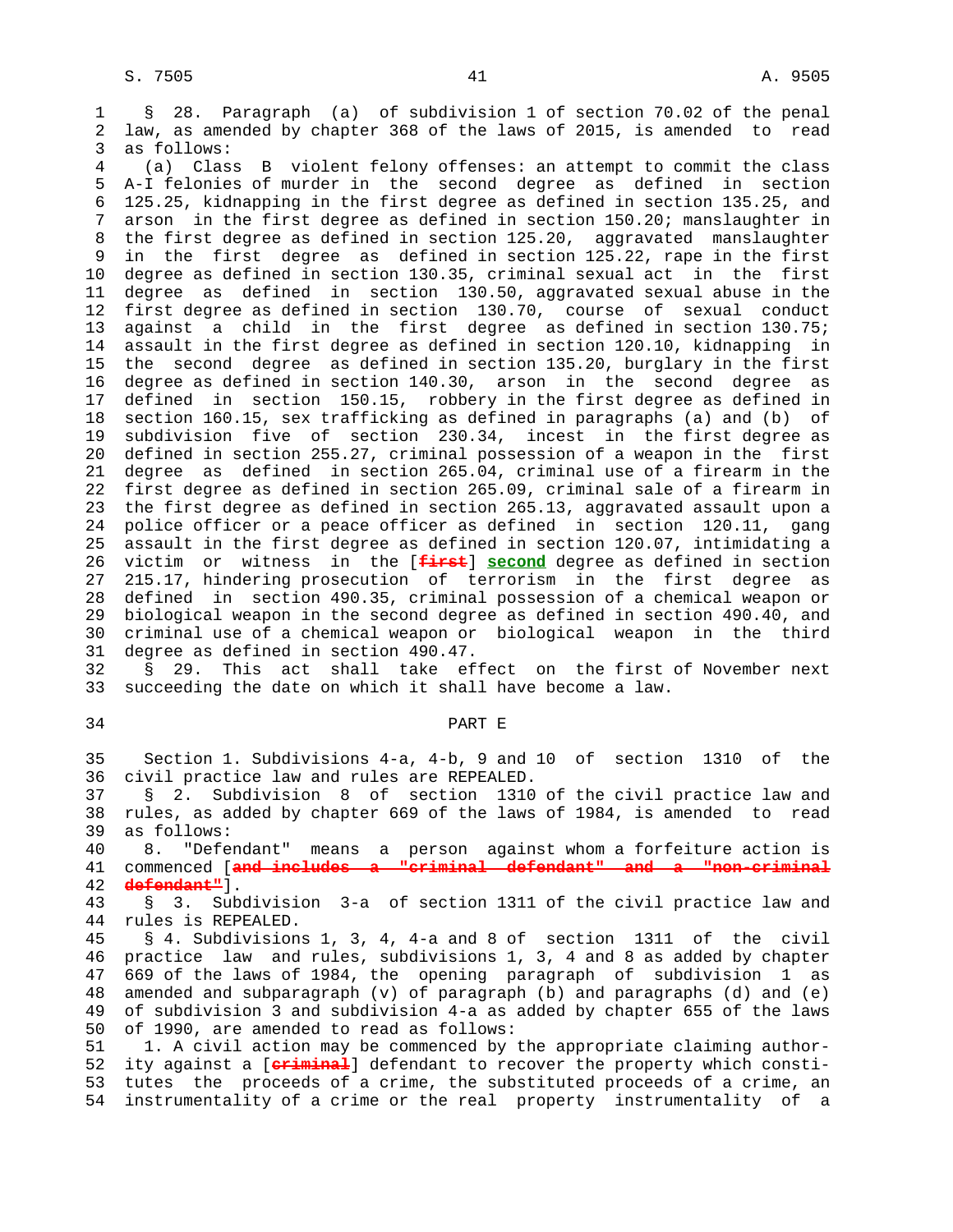§ 28. Paragraph (a) of subdivision 1 of section 70.02 of the penal law, as amended by chapter 368 of the laws of 2015, is amended to read as follows:

(a) Class B violent felony offenses: an attempt to commit the class A-I felonies of murder in the second degree as defined in section 125.25, kidnapping in the first degree as defined in section 135.25, and arson in the first degree as defined in section 150.20; manslaughter in the first degree as defined in section 125.20, aggravated manslaughter in the first degree as defined in section 125.22, rape in the first degree as defined in section 130.35, criminal sexual act in the first degree as defined in section 130.50, aggravated sexual abuse in the first degree as defined in section 130.70, course of sexual conduct against a child in the first degree as defined in section 130.75; assault in the first degree as defined in section 120.10, kidnapping in the second degree as defined in section 135.20, burglary in the first degree as defined in section 140.30, arson in the second degree as defined in section 150.15, robbery in the first degree as defined in section 160.15, sex trafficking as defined in paragraphs (a) and (b) of subdivision five of section 230.34, incest in the first degree as defined in section 255.27, criminal possession of a weapon in the first degree as defined in section 265.04, criminal use of a firearm in the first degree as defined in section 265.09, criminal sale of a firearm in the first degree as defined in section 265.13, aggravated assault upon a police officer or a peace officer as defined in section 120.11, gang assault in the first degree as defined in section 120.07, intimidating a victim or witness in the [~~first~~] **second** degree as defined in section 215.17, hindering prosecution of terrorism in the first degree as defined in section 490.35, criminal possession of a chemical weapon or biological weapon in the second degree as defined in section 490.40, and criminal use of a chemical weapon or biological weapon in the third degree as defined in section 490.47.

§ 29. This act shall take effect on the first of November next succeeding the date on which it shall have become a law.

PART E

Section 1. Subdivisions 4-a, 4-b, 9 and 10 of section 1310 of the civil practice law and rules are REPEALED.

§ 2. Subdivision 8 of section 1310 of the civil practice law and rules, as added by chapter 669 of the laws of 1984, is amended to read as follows:

8. "Defendant" means a person against whom a forfeiture action is commenced [~~and includes a "criminal defendant" and a "non-criminal defendant"~~].

§ 3. Subdivision 3-a of section 1311 of the civil practice law and rules is REPEALED.

§ 4. Subdivisions 1, 3, 4, 4-a and 8 of section 1311 of the civil practice law and rules, subdivisions 1, 3, 4 and 8 as added by chapter 669 of the laws of 1984, the opening paragraph of subdivision 1 as amended and subparagraph (v) of paragraph (b) and paragraphs (d) and (e) of subdivision 3 and subdivision 4-a as added by chapter 655 of the laws of 1990, are amended to read as follows:

1. A civil action may be commenced by the appropriate claiming authority against a [~~criminal~~] defendant to recover the property which constitutes the proceeds of a crime, the substituted proceeds of a crime, an instrumentality of a crime or the real property instrumentality of a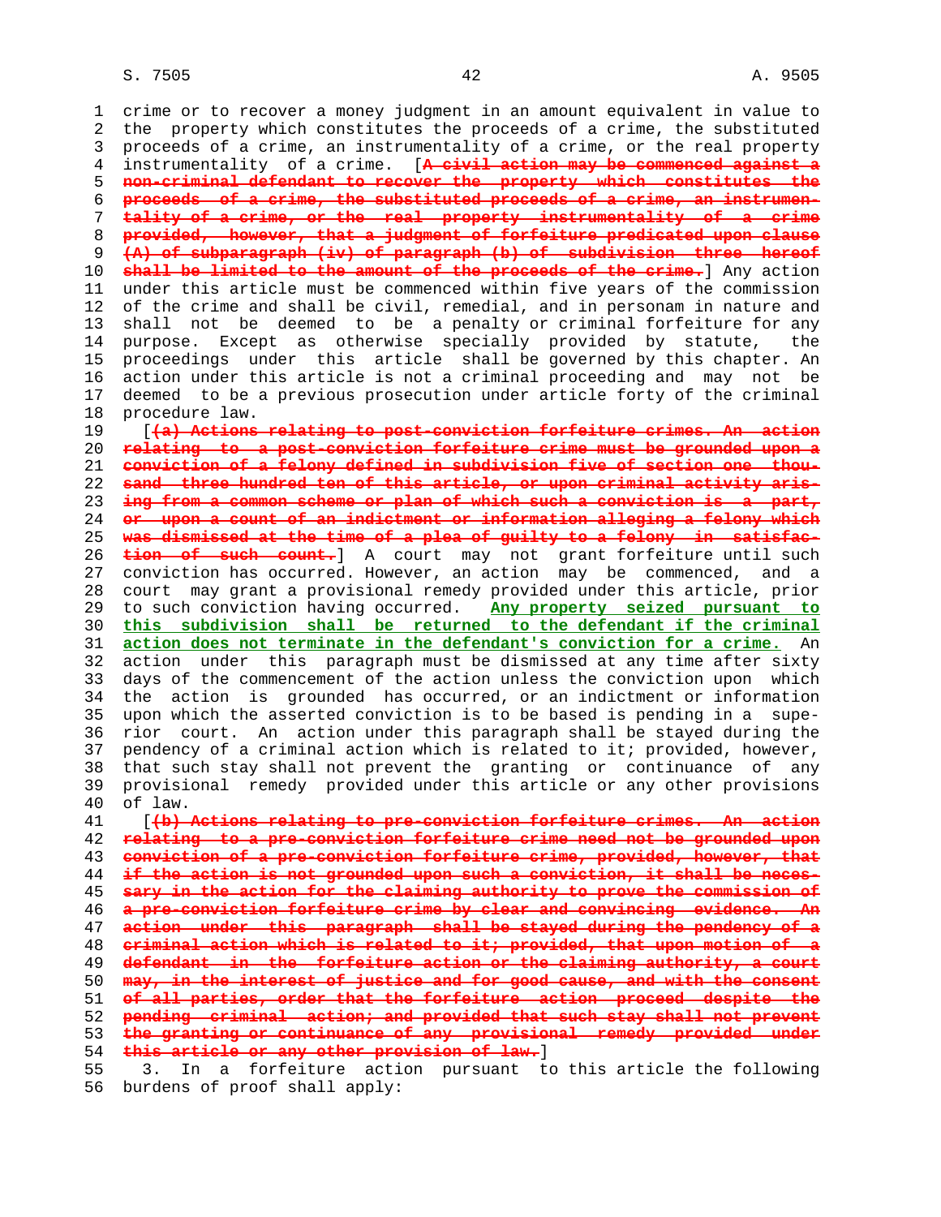crime or to recover a money judgment in an amount equivalent in value to the property which constitutes the proceeds of a crime, the substituted proceeds of a crime, an instrumentality of a crime, or the real property instrumentality of a crime. [~~A civil action may be commenced against a non-criminal defendant to recover the property which constitutes the proceeds of a crime, the substituted proceeds of a crime, an instrumentality of a crime, or the real property instrumentality of a crime provided, however, that a judgment of forfeiture predicated upon clause (A) of subparagraph (iv) of paragraph (b) of subdivision three hereof shall be limited to the amount of the proceeds of the crime.~~] Any action under this article must be commenced within five years of the commission of the crime and shall be civil, remedial, and in personam in nature and shall not be deemed to be a penalty or criminal forfeiture for any purpose. Except as otherwise specially provided by statute, the proceedings under this article shall be governed by this chapter. An action under this article is not a criminal proceeding and may not be deemed to be a previous prosecution under article forty of the criminal procedure law.

[~~(a) Actions relating to post-conviction forfeiture crimes. An action relating to a post-conviction forfeiture crime must be grounded upon a conviction of a felony defined in subdivision five of section one thousand three hundred ten of this article, or upon criminal activity arising from a common scheme or plan of which such a conviction is a part, or upon a count of an indictment or information alleging a felony which was dismissed at the time of a plea of guilty to a felony in satisfaction of such count.~~] A court may not grant forfeiture until such conviction has occurred. However, an action may be commenced, and a court may grant a provisional remedy provided under this article, prior to such conviction having occurred. **Any property seized pursuant to this subdivision shall be returned to the defendant if the criminal action does not terminate in the defendant's conviction for a crime.** An action under this paragraph must be dismissed at any time after sixty days of the commencement of the action unless the conviction upon which the action is grounded has occurred, or an indictment or information upon which the asserted conviction is to be based is pending in a superior court. An action under this paragraph shall be stayed during the pendency of a criminal action which is related to it; provided, however, that such stay shall not prevent the granting or continuance of any provisional remedy provided under this article or any other provisions of law.

[~~(b) Actions relating to pre-conviction forfeiture crimes. An action relating to a pre-conviction forfeiture crime need not be grounded upon conviction of a pre-conviction forfeiture crime, provided, however, that if the action is not grounded upon such a conviction, it shall be necessary in the action for the claiming authority to prove the commission of a pre-conviction forfeiture crime by clear and convincing evidence. An action under this paragraph shall be stayed during the pendency of a criminal action which is related to it; provided, that upon motion of a defendant in the forfeiture action or the claiming authority, a court may, in the interest of justice and for good cause, and with the consent of all parties, order that the forfeiture action proceed despite the pending criminal action; and provided that such stay shall not prevent the granting or continuance of any provisional remedy provided under this article or any other provision of law.~~]

3. In a forfeiture action pursuant to this article the following burdens of proof shall apply: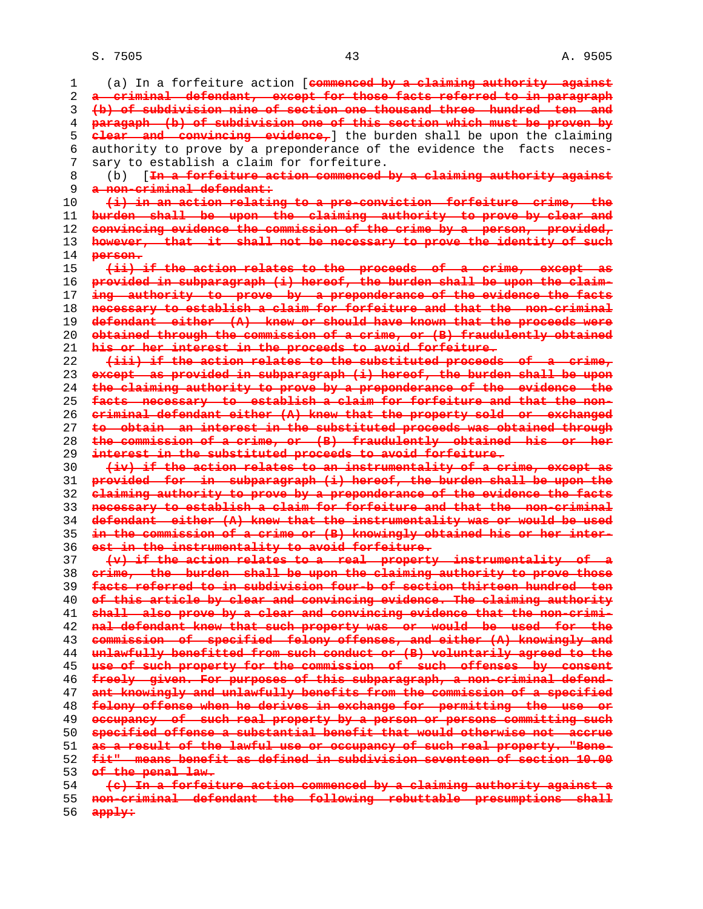(a) In a forfeiture action [~~commenced by a claiming authority against a criminal defendant, except for those facts referred to in paragraph (b) of subdivision nine of section one thousand three hundred ten and paragaph (b) of subdivision one of this section which must be proven by clear and convincing evidence,~~] the burden shall be upon the claiming authority to prove by a preponderance of the evidence the facts necessary to establish a claim for forfeiture.

(b) [~~In a forfeiture action commenced by a claiming authority against a non-criminal defendant:~~

~~(i) in an action relating to a pre-conviction forfeiture crime, the burden shall be upon the claiming authority to prove by clear and convincing evidence the commission of the crime by a person, provided, however, that it shall not be necessary to prove the identity of such person.~~

~~(ii) if the action relates to the proceeds of a crime, except as provided in subparagraph (i) hereof, the burden shall be upon the claiming authority to prove by a preponderance of the evidence the facts necessary to establish a claim for forfeiture and that the non-criminal defendant either (A) knew or should have known that the proceeds were obtained through the commission of a crime, or (B) fraudulently obtained his or her interest in the proceeds to avoid forfeiture.~~

~~(iii) if the action relates to the substituted proceeds of a crime, except as provided in subparagraph (i) hereof, the burden shall be upon the claiming authority to prove by a preponderance of the evidence the facts necessary to establish a claim for forfeiture and that the non-criminal defendant either (A) knew that the property sold or exchanged to obtain an interest in the substituted proceeds was obtained through the commission of a crime, or (B) fraudulently obtained his or her interest in the substituted proceeds to avoid forfeiture.~~

~~(iv) if the action relates to an instrumentality of a crime, except as provided for in subparagraph (i) hereof, the burden shall be upon the claiming authority to prove by a preponderance of the evidence the facts necessary to establish a claim for forfeiture and that the non-criminal defendant either (A) knew that the instrumentality was or would be used in the commission of a crime or (B) knowingly obtained his or her interest in the instrumentality to avoid forfeiture.~~

~~(v) if the action relates to a real property instrumentality of a crime, the burden shall be upon the claiming authority to prove those facts referred to in subdivision four-b of section thirteen hundred ten of this article by clear and convincing evidence. The claiming authority shall also prove by a clear and convincing evidence that the non-criminal defendant knew that such property was or would be used for the commission of specified felony offenses, and either (A) knowingly and unlawfully benefitted from such conduct or (B) voluntarily agreed to the use of such property for the commission of such offenses by consent freely given. For purposes of this subparagraph, a non-criminal defendant knowingly and unlawfully benefits from the commission of a specified felony offense when he derives in exchange for permitting the use or occupancy of such real property by a person or persons committing such specified offense a substantial benefit that would otherwise not accrue as a result of the lawful use or occupancy of such real property. "Benefit" means benefit as defined in subdivision seventeen of section 10.00 of the penal law.~~

~~(c) In a forfeiture action commenced by a claiming authority against a non-criminal defendant the following rebuttable presumptions shall apply:~~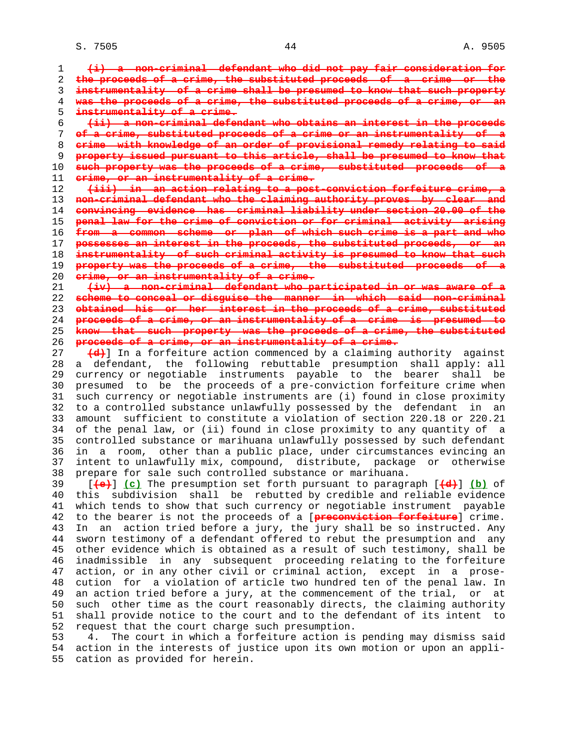~~(i) a non-criminal defendant who did not pay fair consideration for the proceeds of a crime, the substituted proceeds of a crime or the instrumentality of a crime shall be presumed to know that such property was the proceeds of a crime, the substituted proceeds of a crime, or an instrumentality of a crime.~~

~~(ii) a non-criminal defendant who obtains an interest in the proceeds of a crime, substituted proceeds of a crime or an instrumentality of a crime with knowledge of an order of provisional remedy relating to said property issued pursuant to this article, shall be presumed to know that such property was the proceeds of a crime, substituted proceeds of a crime, or an instrumentality of a crime.~~

~~(iii) in an action relating to a post-conviction forfeiture crime, a non-criminal defendant who the claiming authority proves by clear and convincing evidence has criminal liability under section 20.00 of the penal law for the crime of conviction or for criminal activity arising from a common scheme or plan of which such crime is a part and who possesses an interest in the proceeds, the substituted proceeds, or an instrumentality of such criminal activity is presumed to know that such property was the proceeds of a crime, the substituted proceeds of a crime, or an instrumentality of a crime.~~

~~(iv) a non-criminal defendant who participated in or was aware of a scheme to conceal or disguise the manner in which said non-criminal obtained his or her interest in the proceeds of a crime, substituted proceeds of a crime, or an instrumentality of a crime is presumed to know that such property was the proceeds of a crime, the substituted proceeds of a crime, or an instrumentality of a crime.~~

~~(d)~~] In a forfeiture action commenced by a claiming authority against a defendant, the following rebuttable presumption shall apply: all currency or negotiable instruments payable to the bearer shall be presumed to be the proceeds of a pre-conviction forfeiture crime when such currency or negotiable instruments are (i) found in close proximity to a controlled substance unlawfully possessed by the defendant in an amount sufficient to constitute a violation of section 220.18 or 220.21 of the penal law, or (ii) found in close proximity to any quantity of a controlled substance or marihuana unlawfully possessed by such defendant in a room, other than a public place, under circumstances evincing an intent to unlawfully mix, compound, distribute, package or otherwise prepare for sale such controlled substance or marihuana.

[~~(e)~~] <u>(c)</u> The presumption set forth pursuant to paragraph [~~(d)~~] <u>(b)</u> of this subdivision shall be rebutted by credible and reliable evidence which tends to show that such currency or negotiable instrument payable to the bearer is not the proceeds of a [~~preconviction forfeiture~~] crime. In an action tried before a jury, the jury shall be so instructed. Any sworn testimony of a defendant offered to rebut the presumption and any other evidence which is obtained as a result of such testimony, shall be inadmissible in any subsequent proceeding relating to the forfeiture action, or in any other civil or criminal action, except in a prosecution for a violation of article two hundred ten of the penal law. In an action tried before a jury, at the commencement of the trial, or at such other time as the court reasonably directs, the claiming authority shall provide notice to the court and to the defendant of its intent to request that the court charge such presumption.

4. The court in which a forfeiture action is pending may dismiss said action in the interests of justice upon its own motion or upon an application as provided for herein.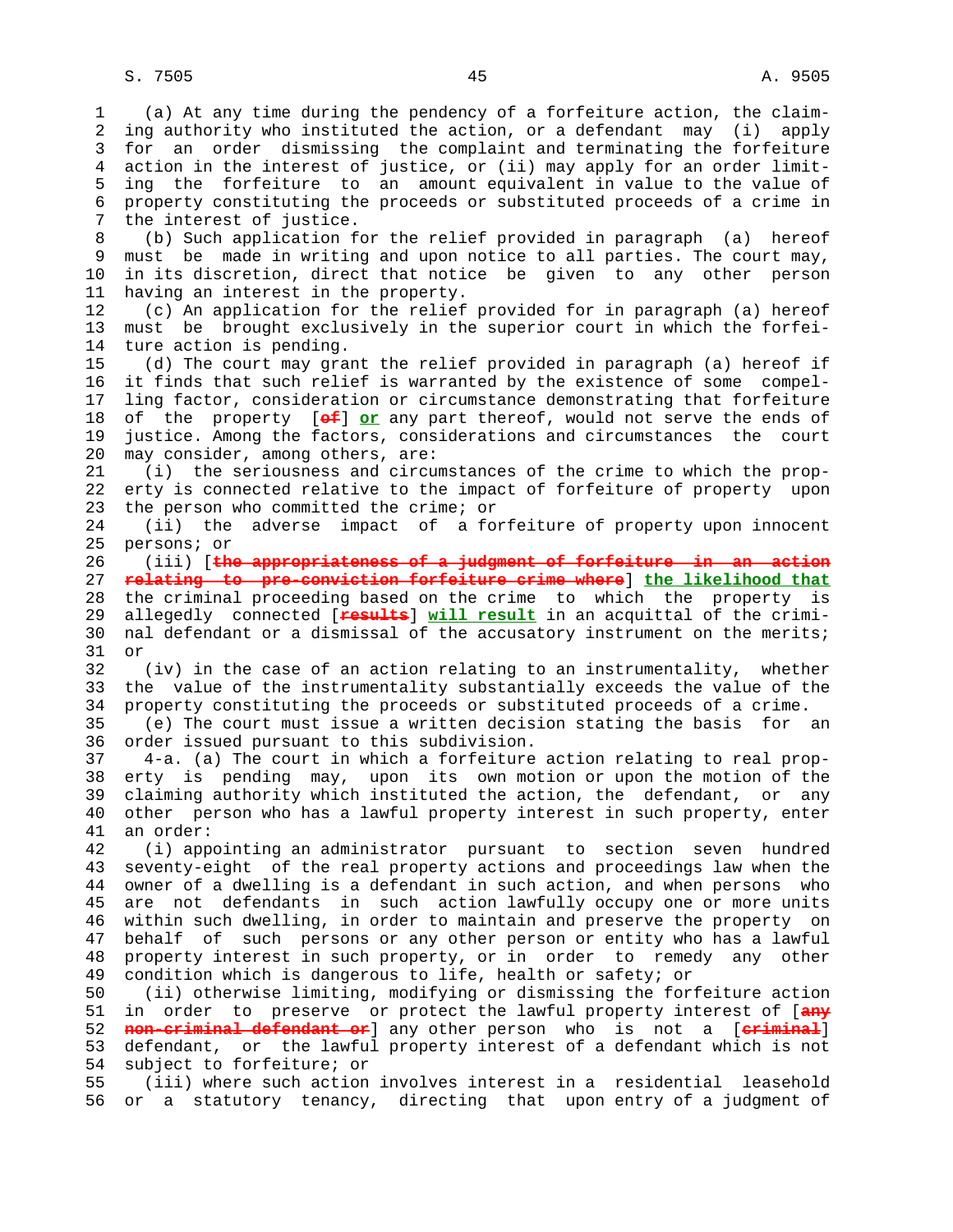(a) At any time during the pendency of a forfeiture action, the claiming authority who instituted the action, or a defendant may (i) apply for an order dismissing the complaint and terminating the forfeiture action in the interest of justice, or (ii) may apply for an order limiting the forfeiture to an amount equivalent in value to the value of property constituting the proceeds or substituted proceeds of a crime in the interest of justice.

(b) Such application for the relief provided in paragraph (a) hereof must be made in writing and upon notice to all parties. The court may, in its discretion, direct that notice be given to any other person having an interest in the property.

(c) An application for the relief provided for in paragraph (a) hereof must be brought exclusively in the superior court in which the forfeiture action is pending.

(d) The court may grant the relief provided in paragraph (a) hereof if it finds that such relief is warranted by the existence of some compelling factor, consideration or circumstance demonstrating that forfeiture of the property [~~of~~] **or** any part thereof, would not serve the ends of justice. Among the factors, considerations and circumstances the court may consider, among others, are:

(i) the seriousness and circumstances of the crime to which the property is connected relative to the impact of forfeiture of property upon the person who committed the crime; or

(ii) the adverse impact of a forfeiture of property upon innocent persons; or

(iii) [~~the appropriateness of a judgment of forfeiture in an action relating to pre-conviction forfeiture crime where~~] **the likelihood that** the criminal proceeding based on the crime to which the property is allegedly connected [~~results~~] **will result** in an acquittal of the criminal defendant or a dismissal of the accusatory instrument on the merits; or

(iv) in the case of an action relating to an instrumentality, whether the value of the instrumentality substantially exceeds the value of the property constituting the proceeds or substituted proceeds of a crime.

(e) The court must issue a written decision stating the basis for an order issued pursuant to this subdivision.

4-a. (a) The court in which a forfeiture action relating to real property is pending may, upon its own motion or upon the motion of the claiming authority which instituted the action, the defendant, or any other person who has a lawful property interest in such property, enter an order:

(i) appointing an administrator pursuant to section seven hundred seventy-eight of the real property actions and proceedings law when the owner of a dwelling is a defendant in such action, and when persons who are not defendants in such action lawfully occupy one or more units within such dwelling, in order to maintain and preserve the property on behalf of such persons or any other person or entity who has a lawful property interest in such property, or in order to remedy any other condition which is dangerous to life, health or safety; or

(ii) otherwise limiting, modifying or dismissing the forfeiture action in order to preserve or protect the lawful property interest of [~~any non-criminal defendant or~~] any other person who is not a [~~criminal~~] defendant, or the lawful property interest of a defendant which is not subject to forfeiture; or

(iii) where such action involves interest in a residential leasehold or a statutory tenancy, directing that upon entry of a judgment of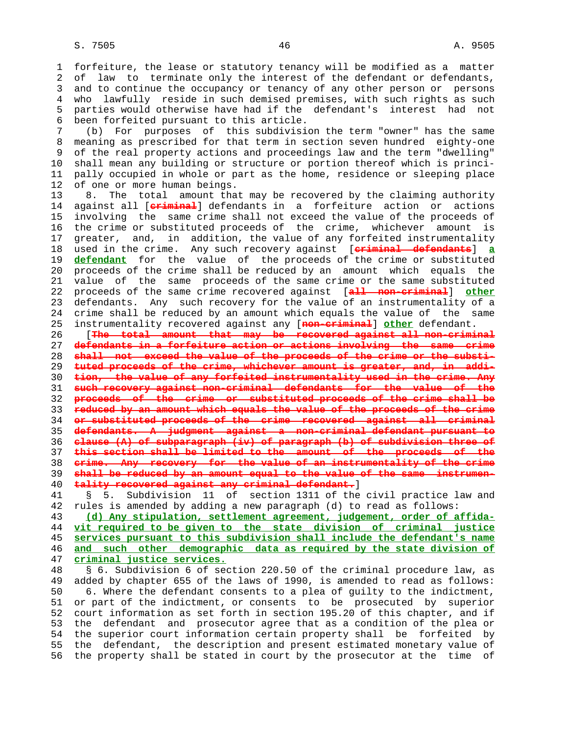forfeiture, the lease or statutory tenancy will be modified as a matter of law to terminate only the interest of the defendant or defendants, and to continue the occupancy or tenancy of any other person or persons who lawfully reside in such demised premises, with such rights as such parties would otherwise have had if the defendant's interest had not been forfeited pursuant to this article.

(b) For purposes of this subdivision the term "owner" has the same meaning as prescribed for that term in section seven hundred eighty-one of the real property actions and proceedings law and the term "dwelling" shall mean any building or structure or portion thereof which is principally occupied in whole or part as the home, residence or sleeping place of one or more human beings.

8. The total amount that may be recovered by the claiming authority against all [~~criminal~~] defendants in a forfeiture action or actions involving the same crime shall not exceed the value of the proceeds of the crime or substituted proceeds of the crime, whichever amount is greater, and, in addition, the value of any forfeited instrumentality used in the crime. Any such recovery against [~~criminal defendants~~] __a defendant__ for the value of the proceeds of the crime or substituted proceeds of the crime shall be reduced by an amount which equals the value of the same proceeds of the same crime or the same substituted proceeds of the same crime recovered against [~~all non-criminal~~] __other__ defendants. Any such recovery for the value of an instrumentality of a crime shall be reduced by an amount which equals the value of the same instrumentality recovered against any [~~non-criminal~~] __other__ defendant.

[~~The total amount that may be recovered against all non-criminal defendants in a forfeiture action or actions involving the same crime shall not exceed the value of the proceeds of the crime or the substituted proceeds of the crime, whichever amount is greater, and, in addition, the value of any forfeited instrumentality used in the crime. Any such recovery against non-criminal defendants for the value of the proceeds of the crime or substituted proceeds of the crime shall be reduced by an amount which equals the value of the proceeds of the crime or substituted proceeds of the crime recovered against all criminal defendants. A judgment against a non-criminal defendant pursuant to clause (A) of subparagraph (iv) of paragraph (b) of subdivision three of this section shall be limited to the amount of the proceeds of the crime. Any recovery for the value of an instrumentality of the crime shall be reduced by an amount equal to the value of the same instrumentality recovered against any criminal defendant.~~]

§ 5. Subdivision 11 of section 1311 of the civil practice law and rules is amended by adding a new paragraph (d) to read as follows:

__(d) Any stipulation, settlement agreement, judgement, order of affidavit required to be given to the state division of criminal justice services pursuant to this subdivision shall include the defendant's name and such other demographic data as required by the state division of criminal justice services.__

§ 6. Subdivision 6 of section 220.50 of the criminal procedure law, as added by chapter 655 of the laws of 1990, is amended to read as follows:

6. Where the defendant consents to a plea of guilty to the indictment, or part of the indictment, or consents to be prosecuted by superior court information as set forth in section 195.20 of this chapter, and if the defendant and prosecutor agree that as a condition of the plea or the superior court information certain property shall be forfeited by the defendant, the description and present estimated monetary value of the property shall be stated in court by the prosecutor at the time of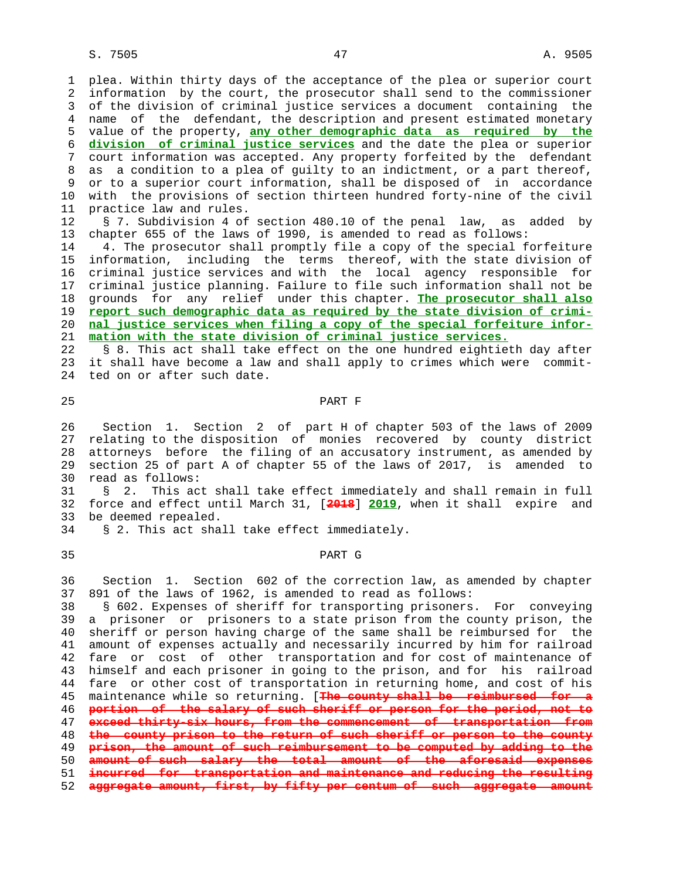plea. Within thirty days of the acceptance of the plea or superior court information by the court, the prosecutor shall send to the commissioner of the division of criminal justice services a document containing the name of the defendant, the description and present estimated monetary value of the property, **any other demographic data as required by the division of criminal justice services** and the date the plea or superior court information was accepted. Any property forfeited by the defendant as a condition to a plea of guilty to an indictment, or a part thereof, or to a superior court information, shall be disposed of in accordance with the provisions of section thirteen hundred forty-nine of the civil practice law and rules.

§ 7. Subdivision 4 of section 480.10 of the penal law, as added by chapter 655 of the laws of 1990, is amended to read as follows:

4. The prosecutor shall promptly file a copy of the special forfeiture information, including the terms thereof, with the state division of criminal justice services and with the local agency responsible for criminal justice planning. Failure to file such information shall not be grounds for any relief under this chapter. **The prosecutor shall also report such demographic data as required by the state division of criminal justice services when filing a copy of the special forfeiture information with the state division of criminal justice services.**

§ 8. This act shall take effect on the one hundred eightieth day after it shall have become a law and shall apply to crimes which were committed on or after such date.

## PART F

Section 1. Section 2 of part H of chapter 503 of the laws of 2009 relating to the disposition of monies recovered by county district attorneys before the filing of an accusatory instrument, as amended by section 25 of part A of chapter 55 of the laws of 2017, is amended to read as follows:

§ 2. This act shall take effect immediately and shall remain in full force and effect until March 31, [~~2018~~] **2019**, when it shall expire and be deemed repealed.

§ 2. This act shall take effect immediately.

## PART G

Section 1. Section 602 of the correction law, as amended by chapter 891 of the laws of 1962, is amended to read as follows:

§ 602. Expenses of sheriff for transporting prisoners. For conveying a prisoner or prisoners to a state prison from the county prison, the sheriff or person having charge of the same shall be reimbursed for the amount of expenses actually and necessarily incurred by him for railroad fare or cost of other transportation and for cost of maintenance of himself and each prisoner in going to the prison, and for his railroad fare or other cost of transportation in returning home, and cost of his maintenance while so returning. [~~The county shall be reimbursed for a portion of the salary of such sheriff or person for the period, not to exceed thirty-six hours, from the commencement of transportation from the county prison to the return of such sheriff or person to the county prison, the amount of such reimbursement to be computed by adding to the amount of such salary the total amount of the aforesaid expenses incurred for transportation and maintenance and reducing the resulting aggregate amount, first, by fifty per centum of such aggregate amount~~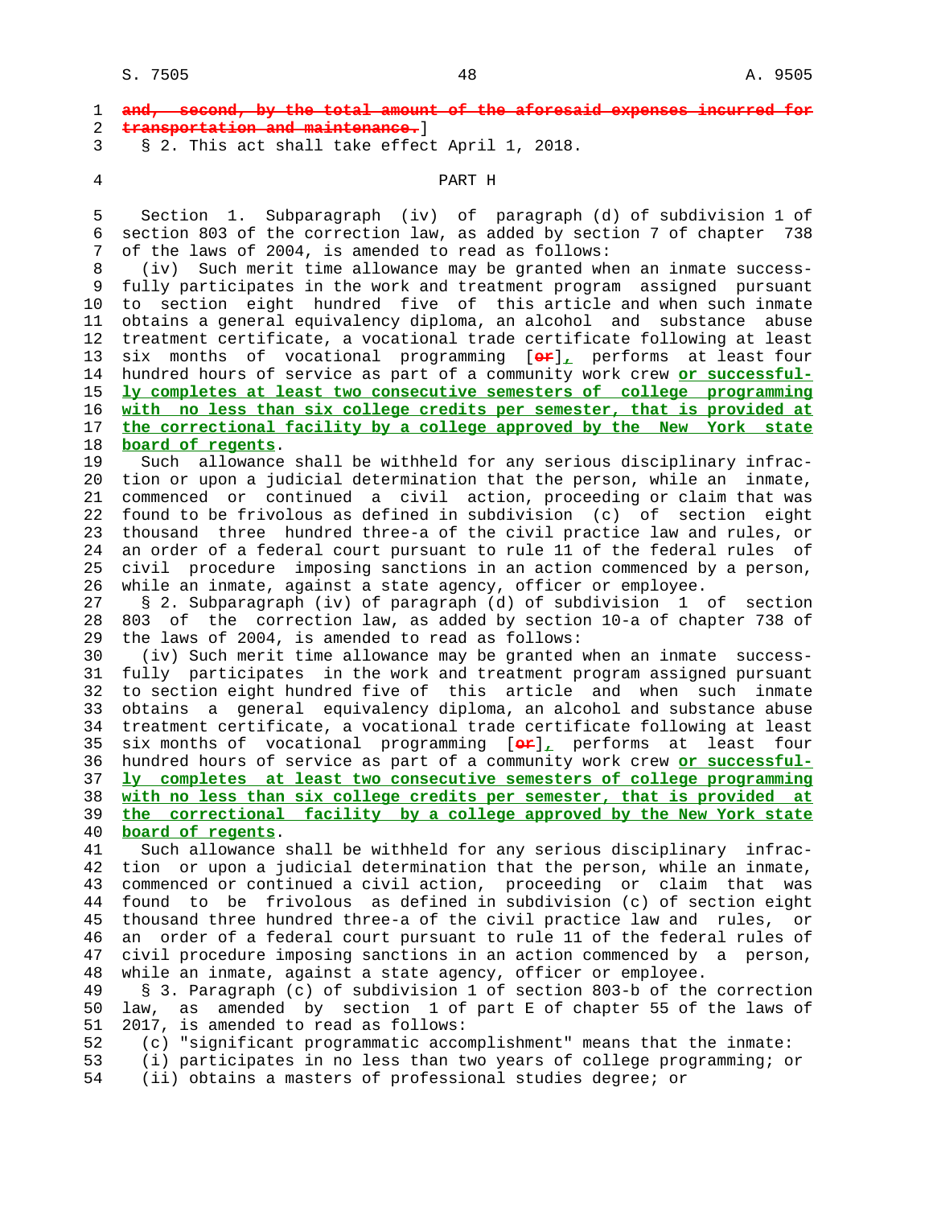~~and, second, by the total amount of the aforesaid expenses incurred for transportation and maintenance.~~]

§ 2. This act shall take effect April 1, 2018.

PART H

Section 1. Subparagraph (iv) of paragraph (d) of subdivision 1 of section 803 of the correction law, as added by section 7 of chapter 738 of the laws of 2004, is amended to read as follows:

(iv) Such merit time allowance may be granted when an inmate successfully participates in the work and treatment program assigned pursuant to section eight hundred five of this article and when such inmate obtains a general equivalency diploma, an alcohol and substance abuse treatment certificate, a vocational trade certificate following at least six months of vocational programming [~~or~~]**,** performs at least four hundred hours of service as part of a community work crew **or successfully completes at least two consecutive semesters of college programming with no less than six college credits per semester, that is provided at the correctional facility by a college approved by the New York state board of regents**.

Such allowance shall be withheld for any serious disciplinary infraction or upon a judicial determination that the person, while an inmate, commenced or continued a civil action, proceeding or claim that was found to be frivolous as defined in subdivision (c) of section eight thousand three hundred three-a of the civil practice law and rules, or an order of a federal court pursuant to rule 11 of the federal rules of civil procedure imposing sanctions in an action commenced by a person, while an inmate, against a state agency, officer or employee.

§ 2. Subparagraph (iv) of paragraph (d) of subdivision 1 of section 803 of the correction law, as added by section 10-a of chapter 738 of the laws of 2004, is amended to read as follows:

(iv) Such merit time allowance may be granted when an inmate successfully participates in the work and treatment program assigned pursuant to section eight hundred five of this article and when such inmate obtains a general equivalency diploma, an alcohol and substance abuse treatment certificate, a vocational trade certificate following at least six months of vocational programming [~~or~~]**,** performs at least four hundred hours of service as part of a community work crew **or successfully completes at least two consecutive semesters of college programming with no less than six college credits per semester, that is provided at the correctional facility by a college approved by the New York state board of regents**.

Such allowance shall be withheld for any serious disciplinary infraction or upon a judicial determination that the person, while an inmate, commenced or continued a civil action, proceeding or claim that was found to be frivolous as defined in subdivision (c) of section eight thousand three hundred three-a of the civil practice law and rules, or an order of a federal court pursuant to rule 11 of the federal rules of civil procedure imposing sanctions in an action commenced by a person, while an inmate, against a state agency, officer or employee.

§ 3. Paragraph (c) of subdivision 1 of section 803-b of the correction law, as amended by section 1 of part E of chapter 55 of the laws of 2017, is amended to read as follows:

(c) "significant programmatic accomplishment" means that the inmate:

(i) participates in no less than two years of college programming; or

(ii) obtains a masters of professional studies degree; or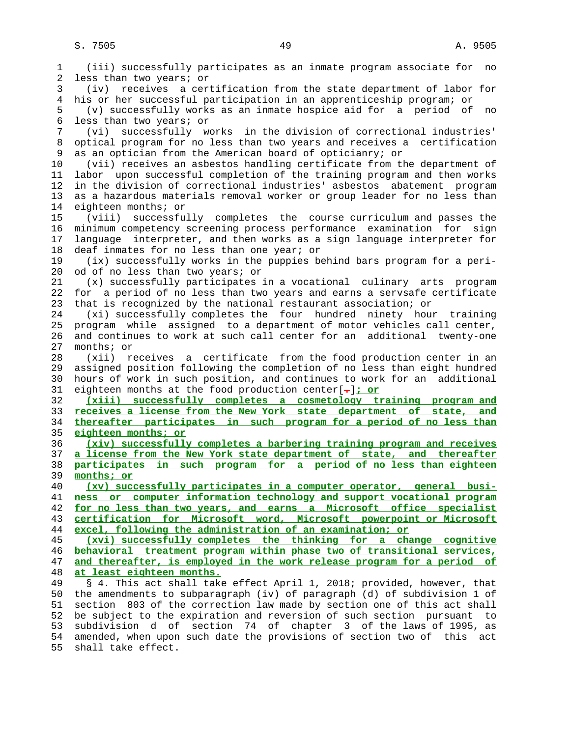(iii) successfully participates as an inmate program associate for no less than two years; or

(iv) receives a certification from the state department of labor for his or her successful participation in an apprenticeship program; or

(v) successfully works as an inmate hospice aid for a period of no less than two years; or

(vi) successfully works in the division of correctional industries' optical program for no less than two years and receives a certification as an optician from the American board of opticianry; or

(vii) receives an asbestos handling certificate from the department of labor upon successful completion of the training program and then works in the division of correctional industries' asbestos abatement program as a hazardous materials removal worker or group leader for no less than eighteen months; or

(viii) successfully completes the course curriculum and passes the minimum competency screening process performance examination for sign language interpreter, and then works as a sign language interpreter for deaf inmates for no less than one year; or

(ix) successfully works in the puppies behind bars program for a period of no less than two years; or

(x) successfully participates in a vocational culinary arts program for a period of no less than two years and earns a servsafe certificate that is recognized by the national restaurant association; or

(xi) successfully completes the four hundred ninety hour training program while assigned to a department of motor vehicles call center, and continues to work at such call center for an additional twenty-one months; or

(xii) receives a certificate from the food production center in an assigned position following the completion of no less than eight hundred hours of work in such position, and continues to work for an additional eighteen months at the food production center[.]**; or**

**(xiii) successfully completes a cosmetology training program and receives a license from the New York state department of state, and thereafter participates in such program for a period of no less than eighteen months; or**

**(xiv) successfully completes a barbering training program and receives a license from the New York state department of state, and thereafter participates in such program for a period of no less than eighteen months; or**

**(xv) successfully participates in a computer operator, general business or computer information technology and support vocational program for no less than two years, and earns a Microsoft office specialist certification for Microsoft word, Microsoft powerpoint or Microsoft excel, following the administration of an examination; or**

**(xvi) successfully completes the thinking for a change cognitive behavioral treatment program within phase two of transitional services, and thereafter, is employed in the work release program for a period of at least eighteen months.**

§ 4. This act shall take effect April 1, 2018; provided, however, that the amendments to subparagraph (iv) of paragraph (d) of subdivision 1 of section 803 of the correction law made by section one of this act shall be subject to the expiration and reversion of such section pursuant to subdivision d of section 74 of chapter 3 of the laws of 1995, as amended, when upon such date the provisions of section two of this act shall take effect.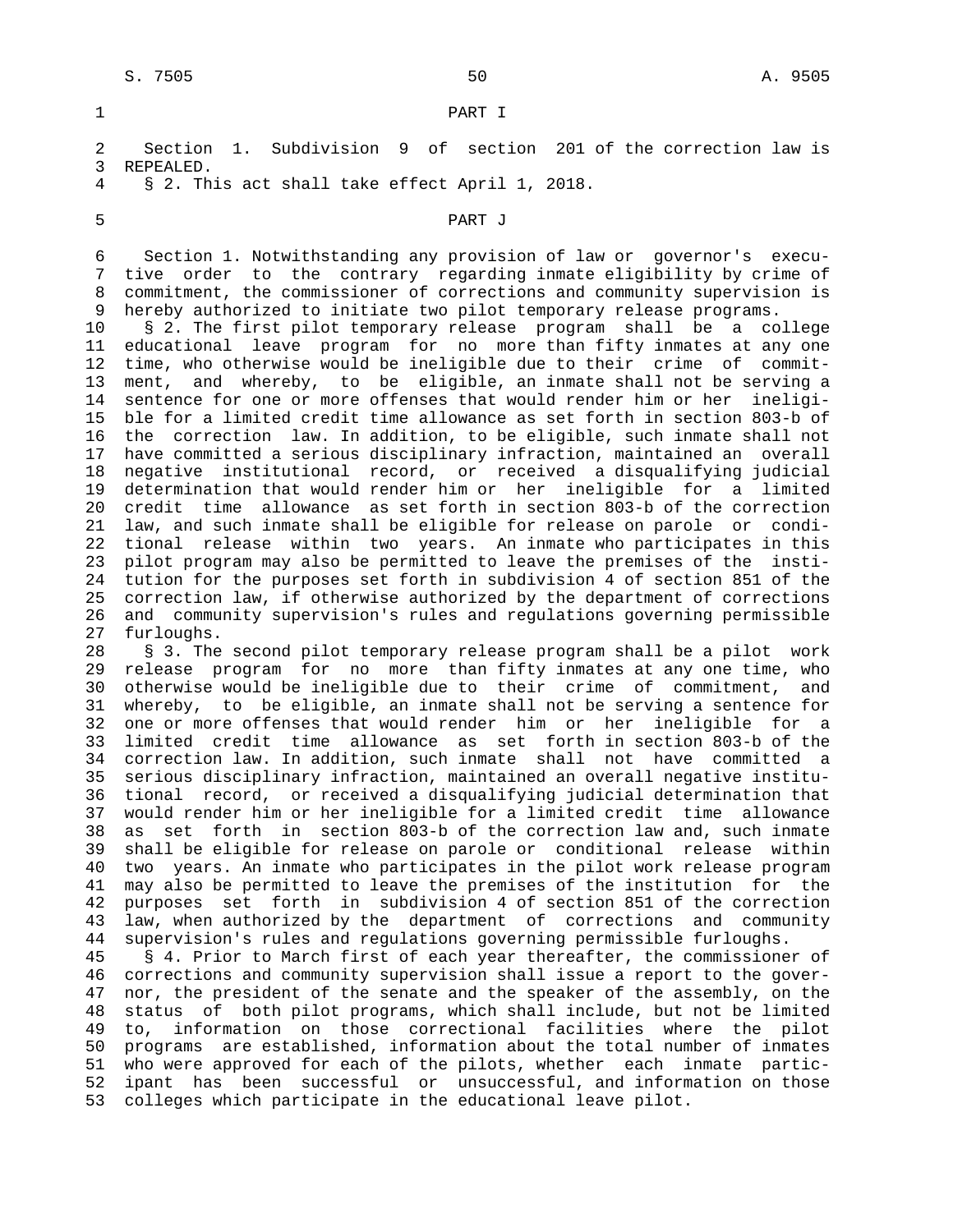## PART I

Section 1. Subdivision 9 of section 201 of the correction law is REPEALED.

§ 2. This act shall take effect April 1, 2018.

## PART J

Section 1. Notwithstanding any provision of law or governor's executive order to the contrary regarding inmate eligibility by crime of commitment, the commissioner of corrections and community supervision is hereby authorized to initiate two pilot temporary release programs.

§ 2. The first pilot temporary release program shall be a college educational leave program for no more than fifty inmates at any one time, who otherwise would be ineligible due to their crime of commitment, and whereby, to be eligible, an inmate shall not be serving a sentence for one or more offenses that would render him or her ineligible for a limited credit time allowance as set forth in section 803-b of the correction law. In addition, to be eligible, such inmate shall not have committed a serious disciplinary infraction, maintained an overall negative institutional record, or received a disqualifying judicial determination that would render him or her ineligible for a limited credit time allowance as set forth in section 803-b of the correction law, and such inmate shall be eligible for release on parole or conditional release within two years. An inmate who participates in this pilot program may also be permitted to leave the premises of the institution for the purposes set forth in subdivision 4 of section 851 of the correction law, if otherwise authorized by the department of corrections and community supervision's rules and regulations governing permissible furloughs.

§ 3. The second pilot temporary release program shall be a pilot work release program for no more than fifty inmates at any one time, who otherwise would be ineligible due to their crime of commitment, and whereby, to be eligible, an inmate shall not be serving a sentence for one or more offenses that would render him or her ineligible for a limited credit time allowance as set forth in section 803-b of the correction law. In addition, such inmate shall not have committed a serious disciplinary infraction, maintained an overall negative institutional record, or received a disqualifying judicial determination that would render him or her ineligible for a limited credit time allowance as set forth in section 803-b of the correction law and, such inmate shall be eligible for release on parole or conditional release within two years. An inmate who participates in the pilot work release program may also be permitted to leave the premises of the institution for the purposes set forth in subdivision 4 of section 851 of the correction law, when authorized by the department of corrections and community supervision's rules and regulations governing permissible furloughs.

§ 4. Prior to March first of each year thereafter, the commissioner of corrections and community supervision shall issue a report to the governor, the president of the senate and the speaker of the assembly, on the status of both pilot programs, which shall include, but not be limited to, information on those correctional facilities where the pilot programs are established, information about the total number of inmates who were approved for each of the pilots, whether each inmate participant has been successful or unsuccessful, and information on those colleges which participate in the educational leave pilot.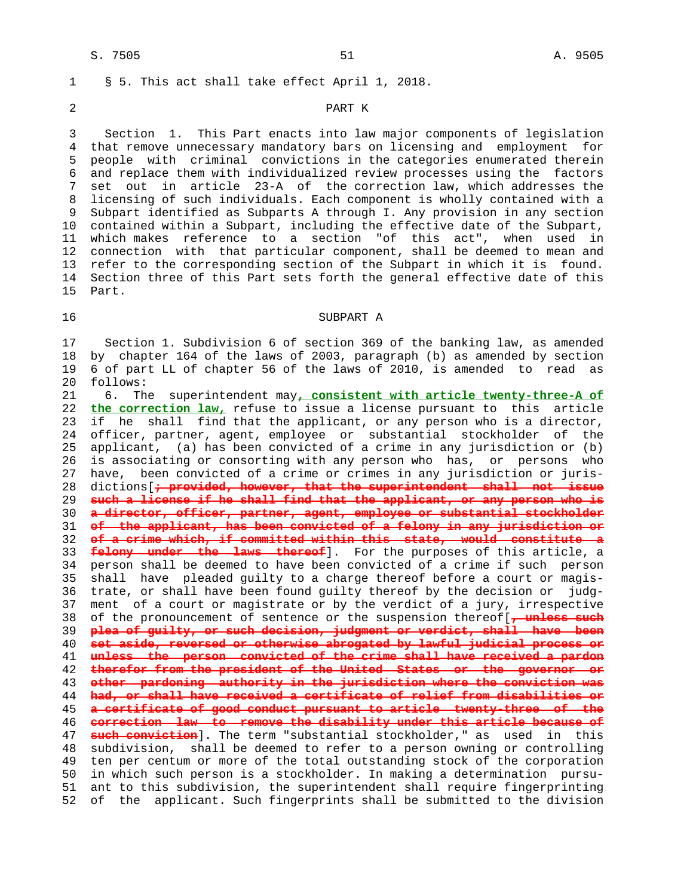§ 5. This act shall take effect April 1, 2018.

PART K

Section 1. This Part enacts into law major components of legislation that remove unnecessary mandatory bars on licensing and employment for people with criminal convictions in the categories enumerated therein and replace them with individualized review processes using the factors set out in article 23-A of the correction law, which addresses the licensing of such individuals. Each component is wholly contained with a Subpart identified as Subparts A through I. Any provision in any section contained within a Subpart, including the effective date of the Subpart, which makes reference to a section "of this act", when used in connection with that particular component, shall be deemed to mean and refer to the corresponding section of the Subpart in which it is found. Section three of this Part sets forth the general effective date of this Part.

SUBPART A

Section 1. Subdivision 6 of section 369 of the banking law, as amended by chapter 164 of the laws of 2003, paragraph (b) as amended by section 6 of part LL of chapter 56 of the laws of 2010, is amended to read as follows:

6. The superintendent may**, consistent with article twenty-three-A of the correction law,** refuse to issue a license pursuant to this article if he shall find that the applicant, or any person who is a director, officer, partner, agent, employee or substantial stockholder of the applicant, (a) has been convicted of a crime in any jurisdiction or (b) is associating or consorting with any person who has, or persons who have, been convicted of a crime or crimes in any jurisdiction or jurisdictions[~~; provided, however, that the superintendent shall not issue such a license if he shall find that the applicant, or any person who is a director, officer, partner, agent, employee or substantial stockholder of the applicant, has been convicted of a felony in any jurisdiction or of a crime which, if committed within this state, would constitute a felony under the laws thereof~~]. For the purposes of this article, a person shall be deemed to have been convicted of a crime if such person shall have pleaded guilty to a charge thereof before a court or magistrate, or shall have been found guilty thereof by the decision or judgment of a court or magistrate or by the verdict of a jury, irrespective of the pronouncement of sentence or the suspension thereof[~~, unless such plea of guilty, or such decision, judgment or verdict, shall have been set aside, reversed or otherwise abrogated by lawful judicial process or unless the person convicted of the crime shall have received a pardon therefor from the president of the United States or the governor or other pardoning authority in the jurisdiction where the conviction was had, or shall have received a certificate of relief from disabilities or a certificate of good conduct pursuant to article twenty-three of the correction law to remove the disability under this article because of such conviction~~]. The term "substantial stockholder," as used in this subdivision, shall be deemed to refer to a person owning or controlling ten per centum or more of the total outstanding stock of the corporation in which such person is a stockholder. In making a determination pursuant to this subdivision, the superintendent shall require fingerprinting of the applicant. Such fingerprints shall be submitted to the division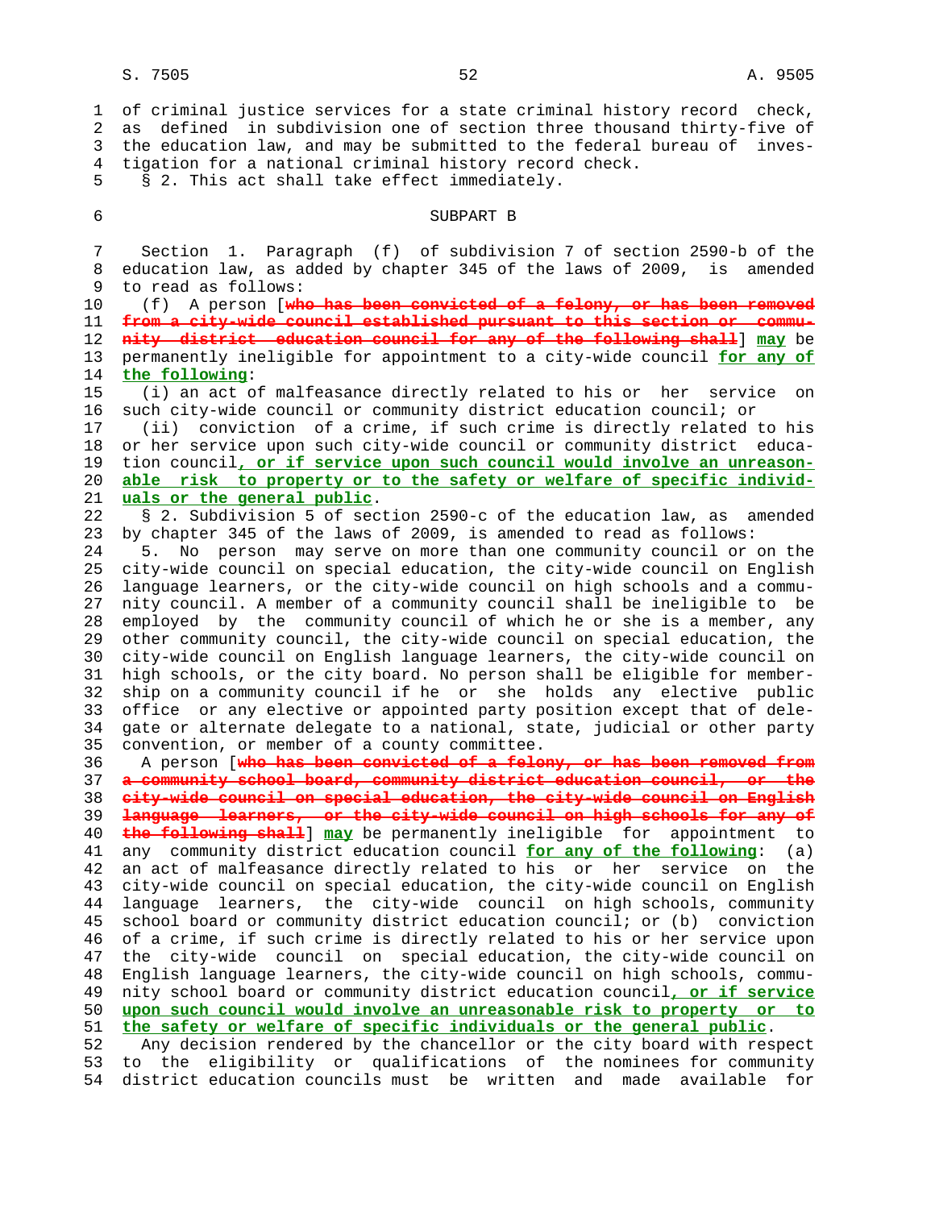of criminal justice services for a state criminal history record check, as defined in subdivision one of section three thousand thirty-five of the education law, and may be submitted to the federal bureau of investigation for a national criminal history record check.

§ 2. This act shall take effect immediately.

SUBPART B

Section 1. Paragraph (f) of subdivision 7 of section 2590-b of the education law, as added by chapter 345 of the laws of 2009, is amended to read as follows:

(f) A person [~~who has been convicted of a felony, or has been removed from a city-wide council established pursuant to this section or community district education council for any of the following shall~~] **may** be permanently ineligible for appointment to a city-wide council **for any of the following**:

(i) an act of malfeasance directly related to his or her service on such city-wide council or community district education council; or

(ii) conviction of a crime, if such crime is directly related to his or her service upon such city-wide council or community district education council**, or if service upon such council would involve an unreasonable risk to property or to the safety or welfare of specific individuals or the general public**.

§ 2. Subdivision 5 of section 2590-c of the education law, as amended by chapter 345 of the laws of 2009, is amended to read as follows:

5. No person may serve on more than one community council or on the city-wide council on special education, the city-wide council on English language learners, or the city-wide council on high schools and a community council. A member of a community council shall be ineligible to be employed by the community council of which he or she is a member, any other community council, the city-wide council on special education, the city-wide council on English language learners, the city-wide council on high schools, or the city board. No person shall be eligible for membership on a community council if he or she holds any elective public office or any elective or appointed party position except that of delegate or alternate delegate to a national, state, judicial or other party convention, or member of a county committee.

A person [~~who has been convicted of a felony, or has been removed from a community school board, community district education council, or the city-wide council on special education, the city-wide council on English language learners, or the city-wide council on high schools for any of the following shall~~] **may** be permanently ineligible for appointment to any community district education council **for any of the following**: (a) an act of malfeasance directly related to his or her service on the city-wide council on special education, the city-wide council on English language learners, the city-wide council on high schools, community school board or community district education council; or (b) conviction of a crime, if such crime is directly related to his or her service upon the city-wide council on special education, the city-wide council on English language learners, the city-wide council on high schools, community school board or community district education council**, or if service upon such council would involve an unreasonable risk to property or to the safety or welfare of specific individuals or the general public**.

Any decision rendered by the chancellor or the city board with respect to the eligibility or qualifications of the nominees for community district education councils must be written and made available for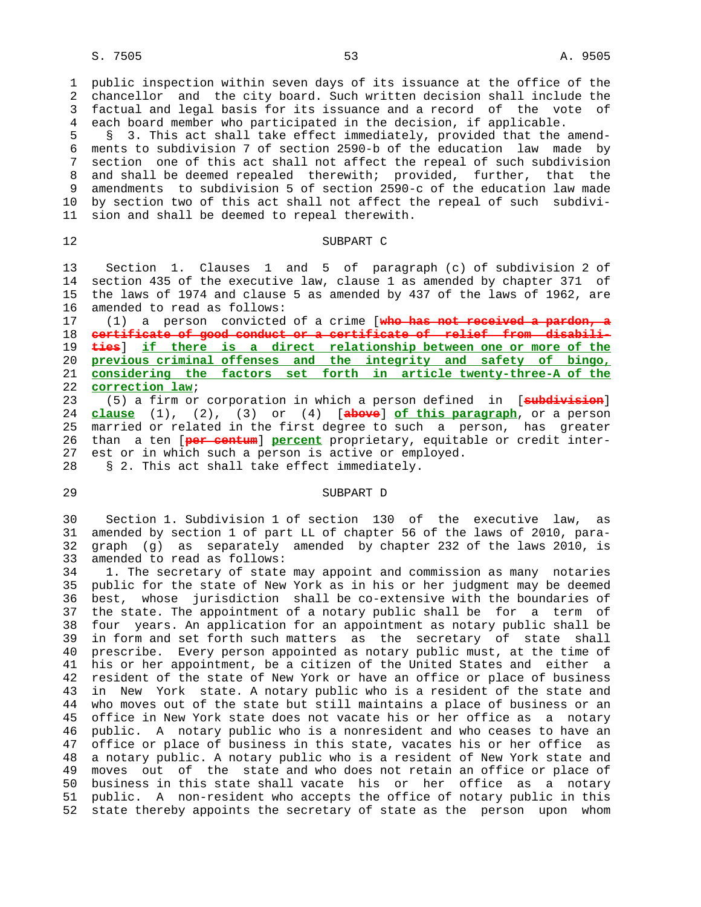public inspection within seven days of its issuance at the office of the chancellor and the city board. Such written decision shall include the factual and legal basis for its issuance and a record of the vote of each board member who participated in the decision, if applicable.

§ 3. This act shall take effect immediately, provided that the amendments to subdivision 7 of section 2590-b of the education law made by section one of this act shall not affect the repeal of such subdivision and shall be deemed repealed therewith; provided, further, that the amendments to subdivision 5 of section 2590-c of the education law made by section two of this act shall not affect the repeal of such subdivision and shall be deemed to repeal therewith.

SUBPART C

Section 1. Clauses 1 and 5 of paragraph (c) of subdivision 2 of section 435 of the executive law, clause 1 as amended by chapter 371 of the laws of 1974 and clause 5 as amended by 437 of the laws of 1962, are amended to read as follows:

(1) a person convicted of a crime [~~who has not received a pardon, a certificate of good conduct or a certificate of relief from disabilities~~] **if there is a direct relationship between one or more of the previous criminal offenses and the integrity and safety of bingo, considering the factors set forth in article twenty-three-A of the correction law**;

(5) a firm or corporation in which a person defined in [~~subdivision~~] **clause** (1), (2), (3) or (4) [~~above~~] **of this paragraph**, or a person married or related in the first degree to such a person, has greater than a ten [~~per centum~~] **percent** proprietary, equitable or credit interest or in which such a person is active or employed.

§ 2. This act shall take effect immediately.

SUBPART D

Section 1. Subdivision 1 of section 130 of the executive law, as amended by section 1 of part LL of chapter 56 of the laws of 2010, paragraph (g) as separately amended by chapter 232 of the laws 2010, is amended to read as follows:

1. The secretary of state may appoint and commission as many notaries public for the state of New York as in his or her judgment may be deemed best, whose jurisdiction shall be co-extensive with the boundaries of the state. The appointment of a notary public shall be for a term of four years. An application for an appointment as notary public shall be in form and set forth such matters as the secretary of state shall prescribe. Every person appointed as notary public must, at the time of his or her appointment, be a citizen of the United States and either a resident of the state of New York or have an office or place of business in New York state. A notary public who is a resident of the state and who moves out of the state but still maintains a place of business or an office in New York state does not vacate his or her office as a notary public. A notary public who is a nonresident and who ceases to have an office or place of business in this state, vacates his or her office as a notary public. A notary public who is a resident of New York state and moves out of the state and who does not retain an office or place of business in this state shall vacate his or her office as a notary public. A non-resident who accepts the office of notary public in this state thereby appoints the secretary of state as the person upon whom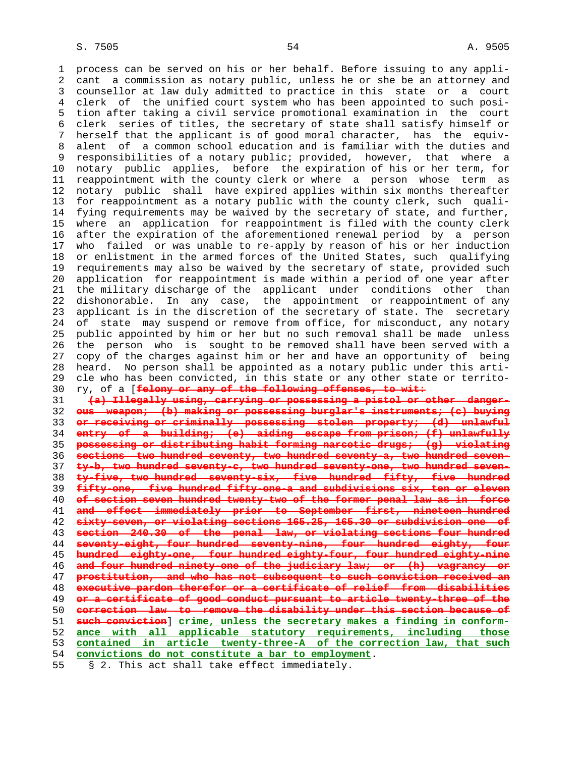process can be served on his or her behalf. Before issuing to any applicant a commission as notary public, unless he or she be an attorney and counsellor at law duly admitted to practice in this state or a court clerk of the unified court system who has been appointed to such position after taking a civil service promotional examination in the court clerk series of titles, the secretary of state shall satisfy himself or herself that the applicant is of good moral character, has the equivalent of a common school education and is familiar with the duties and responsibilities of a notary public; provided, however, that where a notary public applies, before the expiration of his or her term, for reappointment with the county clerk or where a person whose term as notary public shall have expired applies within six months thereafter for reappointment as a notary public with the county clerk, such qualifying requirements may be waived by the secretary of state, and further, where an application for reappointment is filed with the county clerk after the expiration of the aforementioned renewal period by a person who failed or was unable to re-apply by reason of his or her induction or enlistment in the armed forces of the United States, such qualifying requirements may also be waived by the secretary of state, provided such application for reappointment is made within a period of one year after the military discharge of the applicant under conditions other than dishonorable. In any case, the appointment or reappointment of any applicant is in the discretion of the secretary of state. The secretary of state may suspend or remove from office, for misconduct, any notary public appointed by him or her but no such removal shall be made unless the person who is sought to be removed shall have been served with a copy of the charges against him or her and have an opportunity of being heard. No person shall be appointed as a notary public under this article who has been convicted, in this state or any other state or territory, of a [~~felony or any of the following offenses, to wit: (a) Illegally using, carrying or possessing a pistol or other dangerous weapon; (b) making or possessing burglar's instruments; (c) buying or receiving or criminally possessing stolen property; (d) unlawful entry of a building; (e) aiding escape from prison; (f) unlawfully possessing or distributing habit forming narcotic drugs; (g) violating sections two hundred seventy, two hundred seventy-a, two hundred seventy-b, two hundred seventy-c, two hundred seventy-one, two hundred seventy-five, two hundred seventy-six, five hundred fifty, five hundred fifty-one, five hundred fifty-one-a and subdivisions six, ten or eleven of section seven hundred twenty-two of the former penal law as in force and effect immediately prior to September first, nineteen hundred sixty-seven, or violating sections 165.25, 165.30 or subdivision one of section 240.30 of the penal law, or violating sections four hundred seventy-eight, four hundred seventy-nine, four hundred eighty, four hundred eighty-one, four hundred eighty-four, four hundred eighty-nine and four hundred ninety-one of the judiciary law; or (h) vagrancy or prostitution, and who has not subsequent to such conviction received an executive pardon therefor or a certificate of relief from disabilities or a certificate of good conduct pursuant to article twenty-three of the correction law to remove the disability under this section because of such conviction~~] <u>crime, unless the secretary makes a finding in conformance with all applicable statutory requirements, including those contained in article twenty-three-A of the correction law, that such convictions do not constitute a bar to employment</u>.

§ 2. This act shall take effect immediately.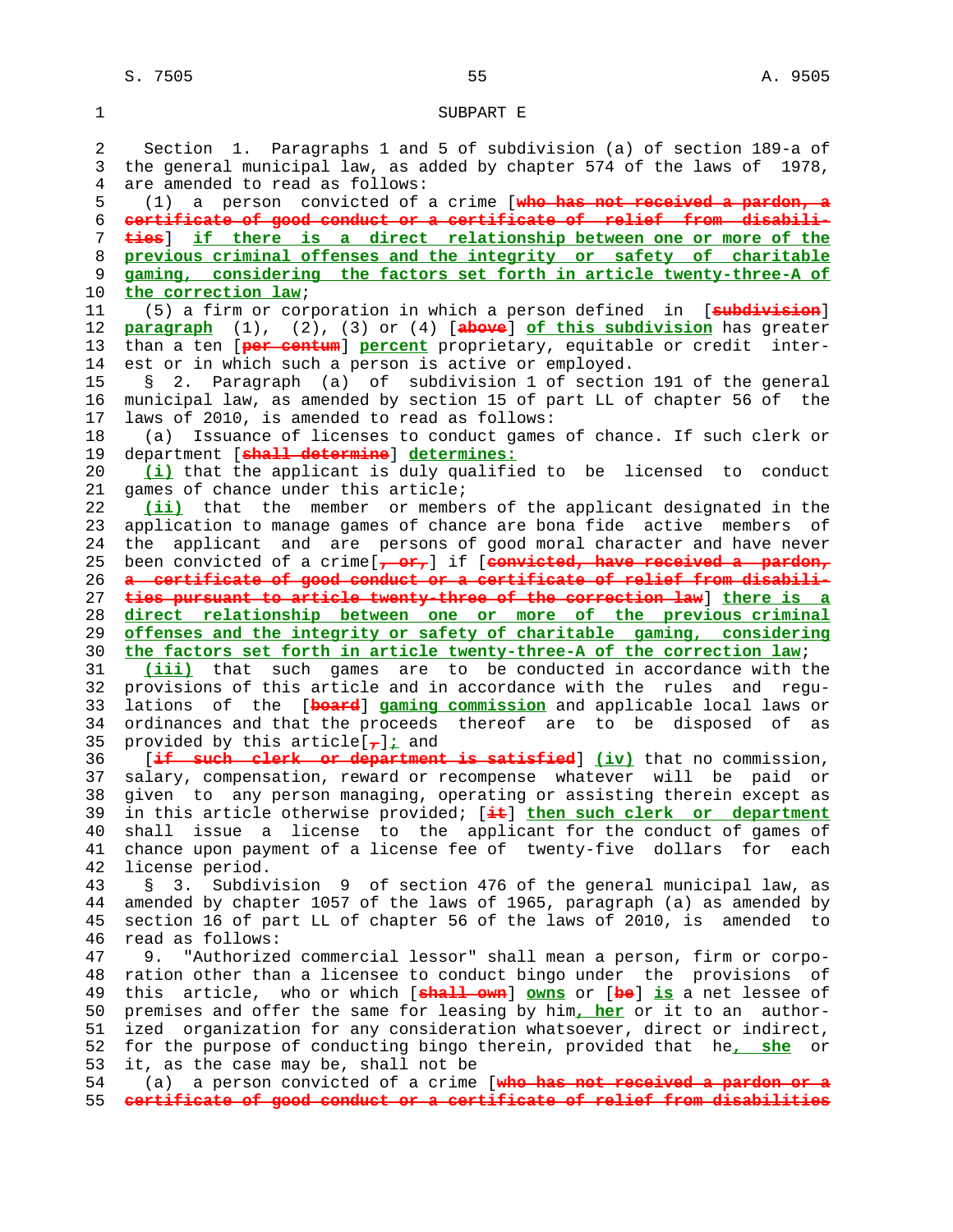SUBPART E

Section 1. Paragraphs 1 and 5 of subdivision (a) of section 189-a of the general municipal law, as added by chapter 574 of the laws of 1978, are amended to read as follows:

(1) a person convicted of a crime [~~who has not received a pardon, a certificate of good conduct or a certificate of relief from disabilities~~] **if there is a direct relationship between one or more of the previous criminal offenses and the integrity or safety of charitable gaming, considering the factors set forth in article twenty-three-A of the correction law**;

(5) a firm or corporation in which a person defined in [~~subdivision~~] **paragraph** (1), (2), (3) or (4) [~~above~~] **of this subdivision** has greater than a ten [~~per centum~~] **percent** proprietary, equitable or credit interest or in which such a person is active or employed.

§ 2. Paragraph (a) of subdivision 1 of section 191 of the general municipal law, as amended by section 15 of part LL of chapter 56 of the laws of 2010, is amended to read as follows:

(a) Issuance of licenses to conduct games of chance. If such clerk or department [~~shall determine~~] **determines:**

**(i)** that the applicant is duly qualified to be licensed to conduct games of chance under this article;

**(ii)** that the member or members of the applicant designated in the application to manage games of chance are bona fide active members of the applicant and are persons of good moral character and have never been convicted of a crime[~~, or,~~] if [~~convicted, have received a pardon, a certificate of good conduct or a certificate of relief from disabilities pursuant to article twenty-three of the correction law~~] **there is a direct relationship between one or more of the previous criminal offenses and the integrity or safety of charitable gaming, considering the factors set forth in article twenty-three-A of the correction law**;

**(iii)** that such games are to be conducted in accordance with the provisions of this article and in accordance with the rules and regulations of the [~~board~~] **gaming commission** and applicable local laws or ordinances and that the proceeds thereof are to be disposed of as provided by this article[~~,~~]**;** and

[~~if such clerk or department is satisfied~~] **(iv)** that no commission, salary, compensation, reward or recompense whatever will be paid or given to any person managing, operating or assisting therein except as in this article otherwise provided; [~~it~~] **then such clerk or department** shall issue a license to the applicant for the conduct of games of chance upon payment of a license fee of twenty-five dollars for each license period.

§ 3. Subdivision 9 of section 476 of the general municipal law, as amended by chapter 1057 of the laws of 1965, paragraph (a) as amended by section 16 of part LL of chapter 56 of the laws of 2010, is amended to read as follows:

9. "Authorized commercial lessor" shall mean a person, firm or corporation other than a licensee to conduct bingo under the provisions of this article, who or which [~~shall own~~] **owns** or [~~be~~] **is** a net lessee of premises and offer the same for leasing by him**, her** or it to an authorized organization for any consideration whatsoever, direct or indirect, for the purpose of conducting bingo therein, provided that he**, she** or it, as the case may be, shall not be

(a) a person convicted of a crime [~~who has not received a pardon or a certificate of good conduct or a certificate of relief from disabilities~~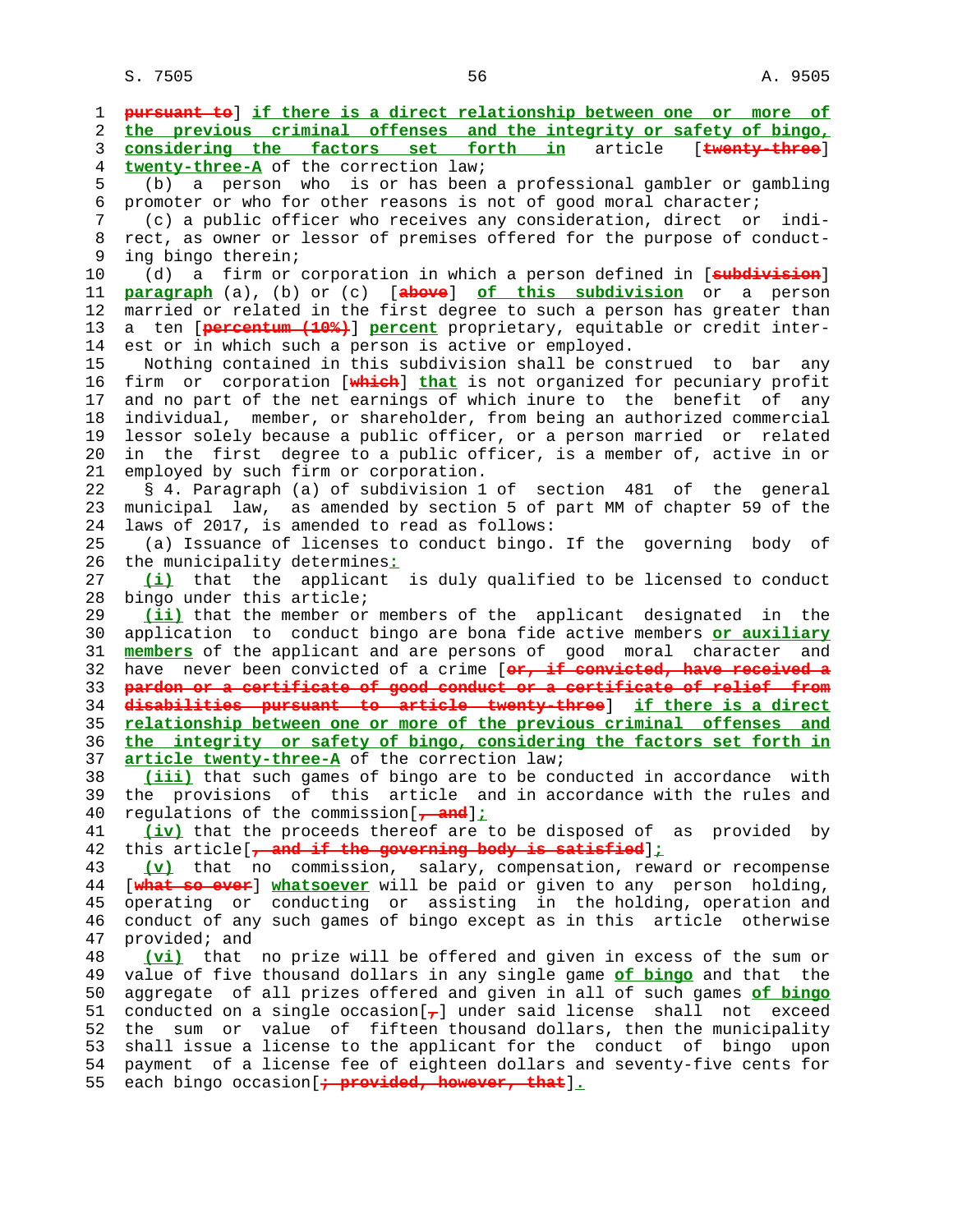pursuant to] if there is a direct relationship between one or more of the previous criminal offenses and the integrity or safety of bingo, considering the factors set forth in article [twenty-three] twenty-three-A of the correction law;

(b) a person who is or has been a professional gambler or gambling promoter or who for other reasons is not of good moral character;

(c) a public officer who receives any consideration, direct or indirect, as owner or lessor of premises offered for the purpose of conducting bingo therein;

(d) a firm or corporation in which a person defined in [subdivision] paragraph (a), (b) or (c) [above] of this subdivision or a person married or related in the first degree to such a person has greater than a ten [percentum (10%)] percent proprietary, equitable or credit interest or in which such a person is active or employed.

Nothing contained in this subdivision shall be construed to bar any firm or corporation [which] that is not organized for pecuniary profit and no part of the net earnings of which inure to the benefit of any individual, member, or shareholder, from being an authorized commercial lessor solely because a public officer, or a person married or related in the first degree to a public officer, is a member of, active in or employed by such firm or corporation.

§ 4. Paragraph (a) of subdivision 1 of section 481 of the general municipal law, as amended by section 5 of part MM of chapter 59 of the laws of 2017, is amended to read as follows:

(a) Issuance of licenses to conduct bingo. If the governing body of the municipality determines:

(i) that the applicant is duly qualified to be licensed to conduct bingo under this article;

(ii) that the member or members of the applicant designated in the application to conduct bingo are bona fide active members or auxiliary members of the applicant and are persons of good moral character and have never been convicted of a crime [or, if convicted, have received a pardon or a certificate of good conduct or a certificate of relief from disabilities pursuant to article twenty-three] if there is a direct relationship between one or more of the previous criminal offenses and the integrity or safety of bingo, considering the factors set forth in article twenty-three-A of the correction law;

(iii) that such games of bingo are to be conducted in accordance with the provisions of this article and in accordance with the rules and regulations of the commission[, and];

(iv) that the proceeds thereof are to be disposed of as provided by this article[, and if the governing body is satisfied];

(v) that no commission, salary, compensation, reward or recompense [what so ever] whatsoever will be paid or given to any person holding, operating or conducting or assisting in the holding, operation and conduct of any such games of bingo except as in this article otherwise provided; and

(vi) that no prize will be offered and given in excess of the sum or value of five thousand dollars in any single game of bingo and that the aggregate of all prizes offered and given in all of such games of bingo conducted on a single occasion[,] under said license shall not exceed the sum or value of fifteen thousand dollars, then the municipality shall issue a license to the applicant for the conduct of bingo upon payment of a license fee of eighteen dollars and seventy-five cents for each bingo occasion[; provided, however, that].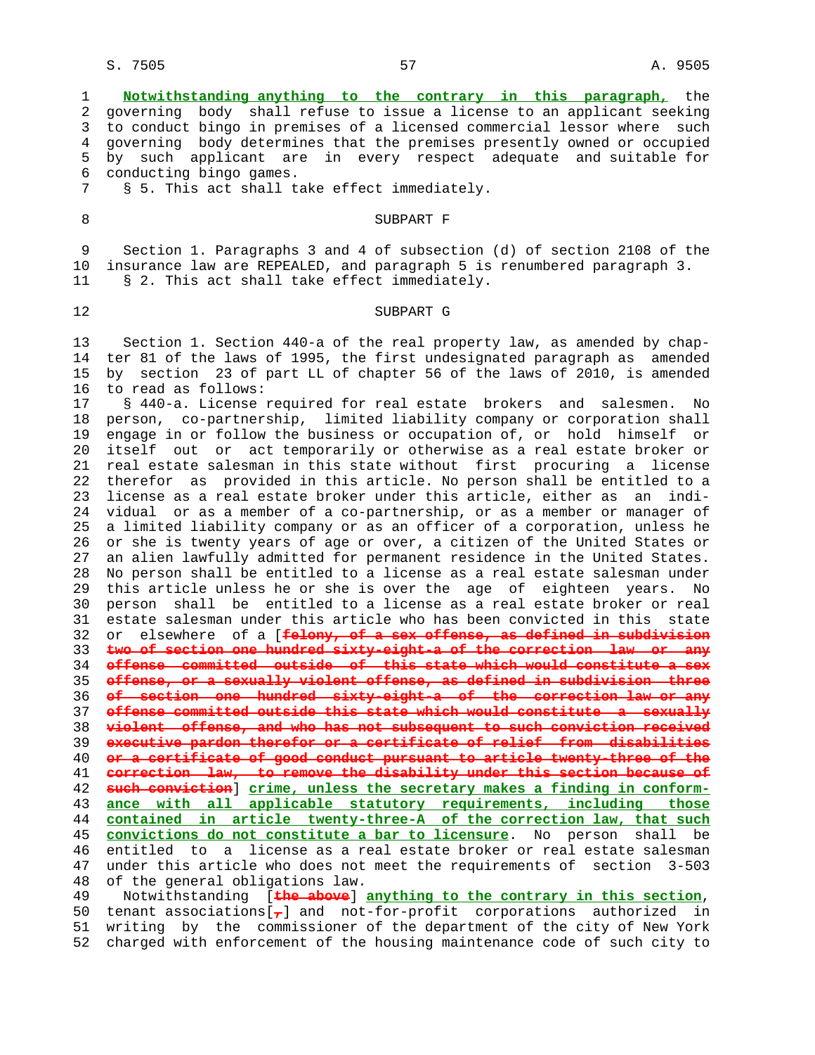**Notwithstanding anything to the contrary in this paragraph,** the governing body shall refuse to issue a license to an applicant seeking to conduct bingo in premises of a licensed commercial lessor where such governing body determines that the premises presently owned or occupied by such applicant are in every respect adequate and suitable for conducting bingo games.

§ 5. This act shall take effect immediately.

SUBPART F

Section 1. Paragraphs 3 and 4 of subsection (d) of section 2108 of the insurance law are REPEALED, and paragraph 5 is renumbered paragraph 3.

§ 2. This act shall take effect immediately.

SUBPART G

Section 1. Section 440-a of the real property law, as amended by chapter 81 of the laws of 1995, the first undesignated paragraph as amended by section 23 of part LL of chapter 56 of the laws of 2010, is amended to read as follows:

§ 440-a. License required for real estate brokers and salesmen. No person, co-partnership, limited liability company or corporation shall engage in or follow the business or occupation of, or hold himself or itself out or act temporarily or otherwise as a real estate broker or real estate salesman in this state without first procuring a license therefor as provided in this article. No person shall be entitled to a license as a real estate broker under this article, either as an individual or as a member of a co-partnership, or as a member or manager of a limited liability company or as an officer of a corporation, unless he or she is twenty years of age or over, a citizen of the United States or an alien lawfully admitted for permanent residence in the United States. No person shall be entitled to a license as a real estate salesman under this article unless he or she is over the age of eighteen years. No person shall be entitled to a license as a real estate broker or real estate salesman under this article who has been convicted in this state or elsewhere of a [~~felony, of a sex offense, as defined in subdivision two of section one hundred sixty-eight-a of the correction law or any offense committed outside of this state which would constitute a sex offense, or a sexually violent offense, as defined in subdivision three of section one hundred sixty-eight-a of the correction law or any offense committed outside this state which would constitute a sexually violent offense, and who has not subsequent to such conviction received executive pardon therefor or a certificate of relief from disabilities or a certificate of good conduct pursuant to article twenty-three of the correction law, to remove the disability under this section because of such conviction~~] **crime, unless the secretary makes a finding in conformance with all applicable statutory requirements, including those contained in article twenty-three-A of the correction law, that such convictions do not constitute a bar to licensure**. No person shall be entitled to a license as a real estate broker or real estate salesman under this article who does not meet the requirements of section 3-503 of the general obligations law.

Notwithstanding [~~the above~~] **anything to the contrary in this section**, tenant associations[~~,~~] and not-for-profit corporations authorized in writing by the commissioner of the department of the city of New York charged with enforcement of the housing maintenance code of such city to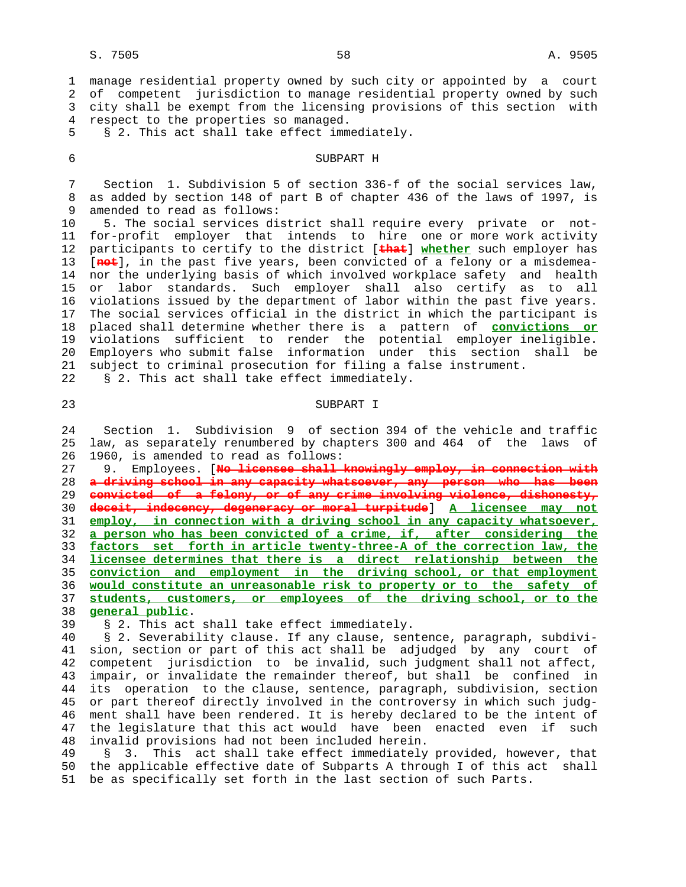manage residential property owned by such city or appointed by a court of competent jurisdiction to manage residential property owned by such city shall be exempt from the licensing provisions of this section with respect to the properties so managed.

§ 2. This act shall take effect immediately.

SUBPART H

Section 1. Subdivision 5 of section 336-f of the social services law, as added by section 148 of part B of chapter 436 of the laws of 1997, is amended to read as follows:

5. The social services district shall require every private or not-for-profit employer that intends to hire one or more work activity participants to certify to the district [~~that~~] **whether** such employer has [~~not~~], in the past five years, been convicted of a felony or a misdemeanor the underlying basis of which involved workplace safety and health or labor standards. Such employer shall also certify as to all violations issued by the department of labor within the past five years. The social services official in the district in which the participant is placed shall determine whether there is a pattern of **convictions or** violations sufficient to render the potential employer ineligible. Employers who submit false information under this section shall be subject to criminal prosecution for filing a false instrument.

§ 2. This act shall take effect immediately.

SUBPART I

Section 1. Subdivision 9 of section 394 of the vehicle and traffic law, as separately renumbered by chapters 300 and 464 of the laws of 1960, is amended to read as follows:

9. Employees. [~~No licensee shall knowingly employ, in connection with a driving school in any capacity whatsoever, any person who has been convicted of a felony, or of any crime involving violence, dishonesty, deceit, indecency, degeneracy or moral turpitude~~] **A licensee may not employ, in connection with a driving school in any capacity whatsoever, a person who has been convicted of a crime, if, after considering the factors set forth in article twenty-three-A of the correction law, the licensee determines that there is a direct relationship between the conviction and employment in the driving school, or that employment would constitute an unreasonable risk to property or to the safety of students, customers, or employees of the driving school, or to the general public**.

§ 2. This act shall take effect immediately.

§ 2. Severability clause. If any clause, sentence, paragraph, subdivision, section or part of this act shall be adjudged by any court of competent jurisdiction to be invalid, such judgment shall not affect, impair, or invalidate the remainder thereof, but shall be confined in its operation to the clause, sentence, paragraph, subdivision, section or part thereof directly involved in the controversy in which such judgment shall have been rendered. It is hereby declared to be the intent of the legislature that this act would have been enacted even if such invalid provisions had not been included herein.

§ 3. This act shall take effect immediately provided, however, that the applicable effective date of Subparts A through I of this act shall be as specifically set forth in the last section of such Parts.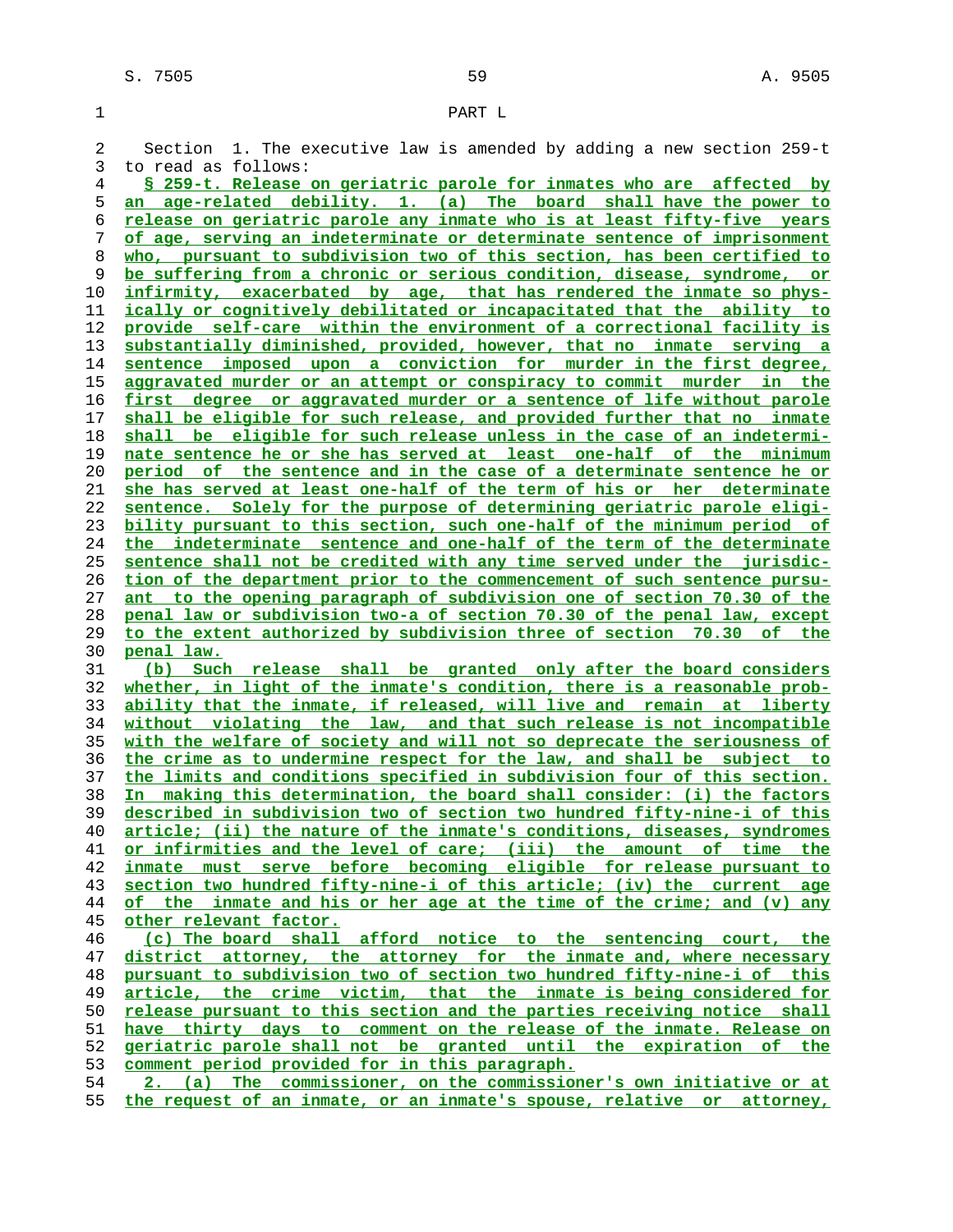PART L

Section 1. The executive law is amended by adding a new section 259-t to read as follows:

§ 259-t. Release on geriatric parole for inmates who are affected by an age-related debility. 1. (a) The board shall have the power to release on geriatric parole any inmate who is at least fifty-five years of age, serving an indeterminate or determinate sentence of imprisonment who, pursuant to subdivision two of this section, has been certified to be suffering from a chronic or serious condition, disease, syndrome, or infirmity, exacerbated by age, that has rendered the inmate so physically or cognitively debilitated or incapacitated that the ability to provide self-care within the environment of a correctional facility is substantially diminished, provided, however, that no inmate serving a sentence imposed upon a conviction for murder in the first degree, aggravated murder or an attempt or conspiracy to commit murder in the first degree or aggravated murder or a sentence of life without parole shall be eligible for such release, and provided further that no inmate shall be eligible for such release unless in the case of an indeterminate sentence he or she has served at least one-half of the minimum period of the sentence and in the case of a determinate sentence he or she has served at least one-half of the term of his or her determinate sentence. Solely for the purpose of determining geriatric parole eligibility pursuant to this section, such one-half of the minimum period of the indeterminate sentence and one-half of the term of the determinate sentence shall not be credited with any time served under the jurisdiction of the department prior to the commencement of such sentence pursuant to the opening paragraph of subdivision one of section 70.30 of the penal law or subdivision two-a of section 70.30 of the penal law, except to the extent authorized by subdivision three of section 70.30 of the penal law.

(b) Such release shall be granted only after the board considers whether, in light of the inmate's condition, there is a reasonable probability that the inmate, if released, will live and remain at liberty without violating the law, and that such release is not incompatible with the welfare of society and will not so deprecate the seriousness of the crime as to undermine respect for the law, and shall be subject to the limits and conditions specified in subdivision four of this section. In making this determination, the board shall consider: (i) the factors described in subdivision two of section two hundred fifty-nine-i of this article; (ii) the nature of the inmate's conditions, diseases, syndromes or infirmities and the level of care; (iii) the amount of time the inmate must serve before becoming eligible for release pursuant to section two hundred fifty-nine-i of this article; (iv) the current age of the inmate and his or her age at the time of the crime; and (v) any other relevant factor.

(c) The board shall afford notice to the sentencing court, the district attorney, the attorney for the inmate and, where necessary pursuant to subdivision two of section two hundred fifty-nine-i of this article, the crime victim, that the inmate is being considered for release pursuant to this section and the parties receiving notice shall have thirty days to comment on the release of the inmate. Release on geriatric parole shall not be granted until the expiration of the comment period provided for in this paragraph.

2. (a) The commissioner, on the commissioner's own initiative or at the request of an inmate, or an inmate's spouse, relative or attorney,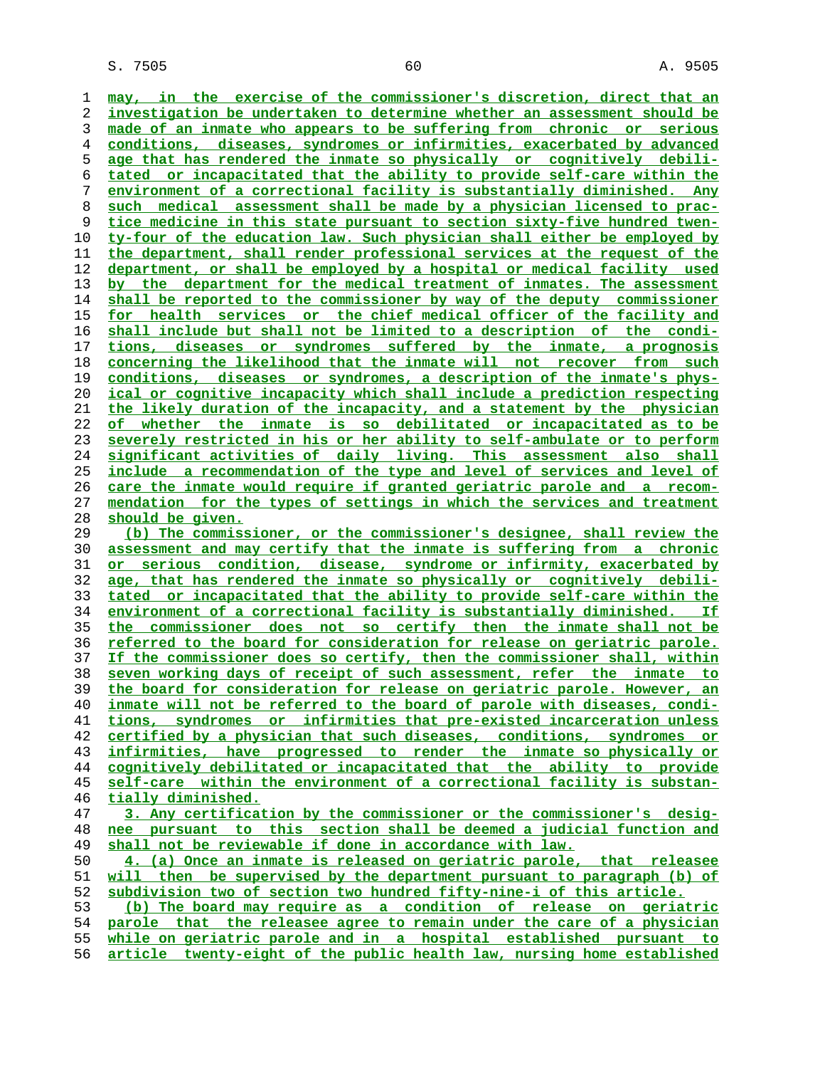may, in the exercise of the commissioner's discretion, direct that an investigation be undertaken to determine whether an assessment should be made of an inmate who appears to be suffering from chronic or serious conditions, diseases, syndromes or infirmities, exacerbated by advanced age that has rendered the inmate so physically or cognitively debilitated or incapacitated that the ability to provide self-care within the environment of a correctional facility is substantially diminished. Any such medical assessment shall be made by a physician licensed to practice medicine in this state pursuant to section sixty-five hundred twenty-four of the education law. Such physician shall either be employed by the department, shall render professional services at the request of the department, or shall be employed by a hospital or medical facility used by the department for the medical treatment of inmates. The assessment shall be reported to the commissioner by way of the deputy commissioner for health services or the chief medical officer of the facility and shall include but shall not be limited to a description of the conditions, diseases or syndromes suffered by the inmate, a prognosis concerning the likelihood that the inmate will not recover from such conditions, diseases or syndromes, a description of the inmate's physical or cognitive incapacity which shall include a prediction respecting the likely duration of the incapacity, and a statement by the physician of whether the inmate is so debilitated or incapacitated as to be severely restricted in his or her ability to self-ambulate or to perform significant activities of daily living. This assessment also shall include a recommendation of the type and level of services and level of care the inmate would require if granted geriatric parole and a recommendation for the types of settings in which the services and treatment should be given.

(b) The commissioner, or the commissioner's designee, shall review the assessment and may certify that the inmate is suffering from a chronic or serious condition, disease, syndrome or infirmity, exacerbated by age, that has rendered the inmate so physically or cognitively debilitated or incapacitated that the ability to provide self-care within the environment of a correctional facility is substantially diminished. If the commissioner does not so certify then the inmate shall not be referred to the board for consideration for release on geriatric parole. If the commissioner does so certify, then the commissioner shall, within seven working days of receipt of such assessment, refer the inmate to the board for consideration for release on geriatric parole. However, an inmate will not be referred to the board of parole with diseases, conditions, syndromes or infirmities that pre-existed incarceration unless certified by a physician that such diseases, conditions, syndromes or infirmities, have progressed to render the inmate so physically or cognitively debilitated or incapacitated that the ability to provide self-care within the environment of a correctional facility is substantially diminished.

3. Any certification by the commissioner or the commissioner's designee pursuant to this section shall be deemed a judicial function and shall not be reviewable if done in accordance with law.

4. (a) Once an inmate is released on geriatric parole, that releasee will then be supervised by the department pursuant to paragraph (b) of subdivision two of section two hundred fifty-nine-i of this article.

(b) The board may require as a condition of release on geriatric parole that the releasee agree to remain under the care of a physician while on geriatric parole and in a hospital established pursuant to article twenty-eight of the public health law, nursing home established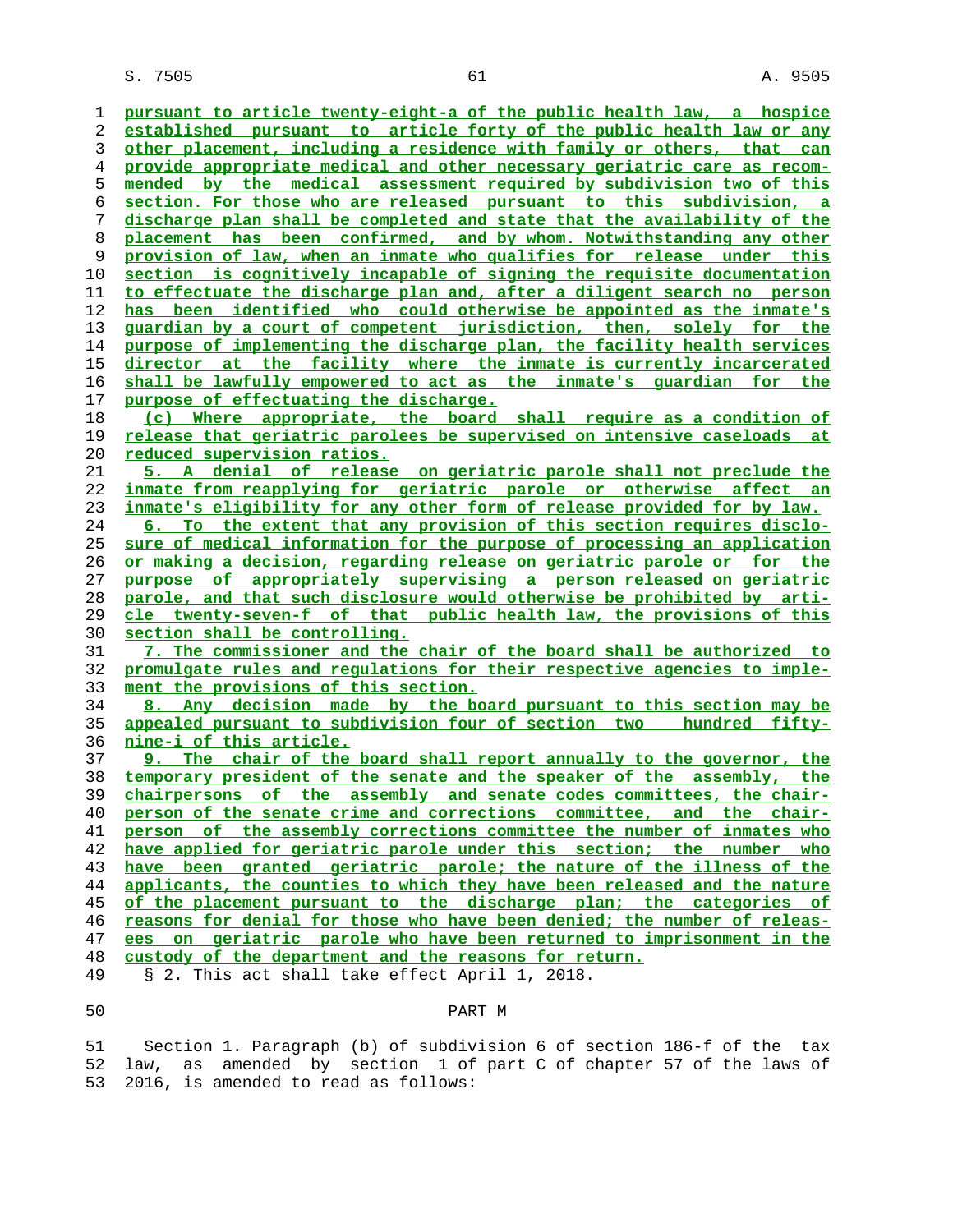pursuant to article twenty-eight-a of the public health law, a hospice established pursuant to article forty of the public health law or any other placement, including a residence with family or others, that can provide appropriate medical and other necessary geriatric care as recommended by the medical assessment required by subdivision two of this section. For those who are released pursuant to this subdivision, a discharge plan shall be completed and state that the availability of the placement has been confirmed, and by whom. Notwithstanding any other provision of law, when an inmate who qualifies for release under this section is cognitively incapable of signing the requisite documentation to effectuate the discharge plan and, after a diligent search no person has been identified who could otherwise be appointed as the inmate's guardian by a court of competent jurisdiction, then, solely for the purpose of implementing the discharge plan, the facility health services director at the facility where the inmate is currently incarcerated shall be lawfully empowered to act as the inmate's guardian for the purpose of effectuating the discharge.

(c) Where appropriate, the board shall require as a condition of release that geriatric parolees be supervised on intensive caseloads at reduced supervision ratios.

5. A denial of release on geriatric parole shall not preclude the inmate from reapplying for geriatric parole or otherwise affect an inmate's eligibility for any other form of release provided for by law.

6. To the extent that any provision of this section requires disclosure of medical information for the purpose of processing an application or making a decision, regarding release on geriatric parole or for the purpose of appropriately supervising a person released on geriatric parole, and that such disclosure would otherwise be prohibited by article twenty-seven-f of that public health law, the provisions of this section shall be controlling.

7. The commissioner and the chair of the board shall be authorized to promulgate rules and regulations for their respective agencies to implement the provisions of this section.

8. Any decision made by the board pursuant to this section may be appealed pursuant to subdivision four of section two hundred fifty-nine-i of this article.

9. The chair of the board shall report annually to the governor, the temporary president of the senate and the speaker of the assembly, the chairpersons of the assembly and senate codes committees, the chairperson of the senate crime and corrections committee, and the chairperson of the assembly corrections committee the number of inmates who have applied for geriatric parole under this section; the number who have been granted geriatric parole; the nature of the illness of the applicants, the counties to which they have been released and the nature of the placement pursuant to the discharge plan; the categories of reasons for denial for those who have been denied; the number of releasees on geriatric parole who have been returned to imprisonment in the custody of the department and the reasons for return.

§ 2. This act shall take effect April 1, 2018.

## PART M

Section 1. Paragraph (b) of subdivision 6 of section 186-f of the tax law, as amended by section 1 of part C of chapter 57 of the laws of 2016, is amended to read as follows: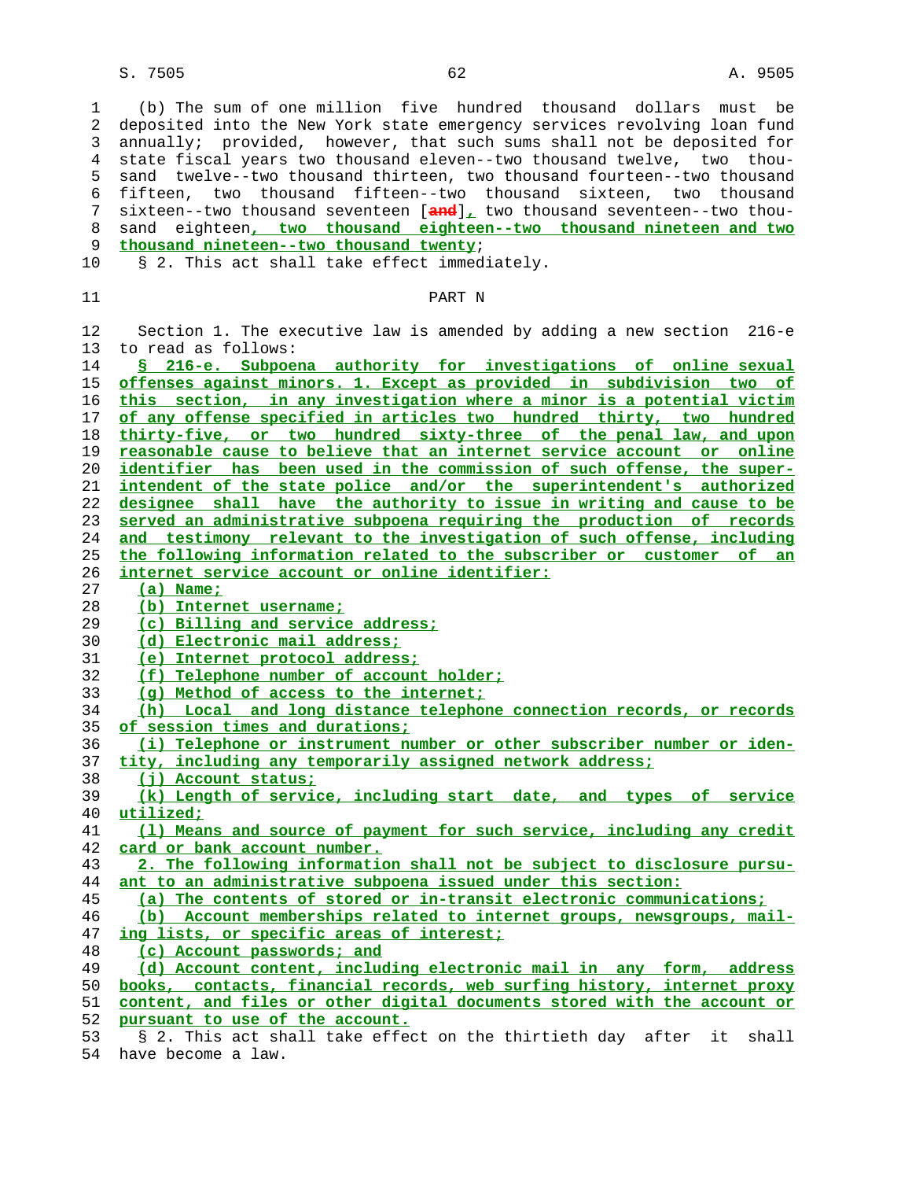(b) The sum of one million five hundred thousand dollars must be deposited into the New York state emergency services revolving loan fund annually; provided, however, that such sums shall not be deposited for state fiscal years two thousand eleven--two thousand twelve, two thousand twelve--two thousand thirteen, two thousand fourteen--two thousand fifteen, two thousand fifteen--two thousand sixteen, two thousand sixteen--two thousand seventeen [and], two thousand seventeen--two thousand eighteen, two thousand eighteen--two thousand nineteen and two thousand nineteen--two thousand twenty;

§ 2. This act shall take effect immediately.

PART N

Section 1. The executive law is amended by adding a new section 216-e to read as follows:

§ 216-e. Subpoena authority for investigations of online sexual offenses against minors. 1. Except as provided in subdivision two of this section, in any investigation where a minor is a potential victim of any offense specified in articles two hundred thirty, two hundred thirty-five, or two hundred sixty-three of the penal law, and upon reasonable cause to believe that an internet service account or online identifier has been used in the commission of such offense, the superintendent of the state police and/or the superintendent's authorized designee shall have the authority to issue in writing and cause to be served an administrative subpoena requiring the production of records and testimony relevant to the investigation of such offense, including the following information related to the subscriber or customer of an internet service account or online identifier:

(a) Name;

(b) Internet username;

(c) Billing and service address;

(d) Electronic mail address;

(e) Internet protocol address;

(f) Telephone number of account holder;

(g) Method of access to the internet;

(h) Local and long distance telephone connection records, or records of session times and durations;

(i) Telephone or instrument number or other subscriber number or identity, including any temporarily assigned network address;

(j) Account status;

(k) Length of service, including start date, and types of service utilized;

(l) Means and source of payment for such service, including any credit card or bank account number.

2. The following information shall not be subject to disclosure pursuant to an administrative subpoena issued under this section:

(a) The contents of stored or in-transit electronic communications;

(b) Account memberships related to internet groups, newsgroups, mailing lists, or specific areas of interest;

(c) Account passwords; and

(d) Account content, including electronic mail in any form, address books, contacts, financial records, web surfing history, internet proxy content, and files or other digital documents stored with the account or pursuant to use of the account.

§ 2. This act shall take effect on the thirtieth day after it shall have become a law.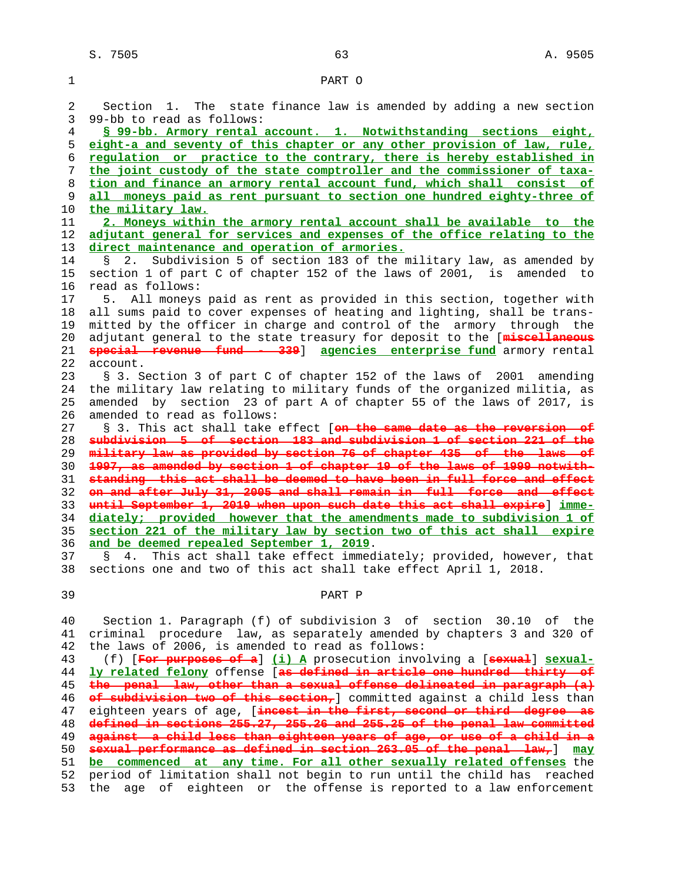PART O

Section 1. The state finance law is amended by adding a new section 99-bb to read as follows:

**§ 99-bb. Armory rental account. 1. Notwithstanding sections eight, eight-a and seventy of this chapter or any other provision of law, rule, regulation or practice to the contrary, there is hereby established in the joint custody of the state comptroller and the commissioner of taxation and finance an armory rental account fund, which shall consist of all moneys paid as rent pursuant to section one hundred eighty-three of the military law.**

**2. Moneys within the armory rental account shall be available to the adjutant general for services and expenses of the office relating to the direct maintenance and operation of armories.**

§ 2. Subdivision 5 of section 183 of the military law, as amended by section 1 of part C of chapter 152 of the laws of 2001, is amended to read as follows:

5. All moneys paid as rent as provided in this section, together with all sums paid to cover expenses of heating and lighting, shall be transmitted by the officer in charge and control of the armory through the adjutant general to the state treasury for deposit to the [~~miscellaneous special revenue fund - 339~~] agencies enterprise fund armory rental account.

§ 3. Section 3 of part C of chapter 152 of the laws of 2001 amending the military law relating to military funds of the organized militia, as amended by section 23 of part A of chapter 55 of the laws of 2017, is amended to read as follows:

§ 3. This act shall take effect [~~on the same date as the reversion of subdivision 5 of section 183 and subdivision 1 of section 221 of the military law as provided by section 76 of chapter 435 of the laws of 1997, as amended by section 1 of chapter 19 of the laws of 1999 notwithstanding this act shall be deemed to have been in full force and effect on and after July 31, 2005 and shall remain in full force and effect until September 1, 2019 when upon such date this act shall expire~~] immediately; provided however that the amendments made to subdivision 1 of section 221 of the military law by section two of this act shall expire and be deemed repealed September 1, 2019.

§ 4. This act shall take effect immediately; provided, however, that sections one and two of this act shall take effect April 1, 2018.

PART P

Section 1. Paragraph (f) of subdivision 3 of section 30.10 of the criminal procedure law, as separately amended by chapters 3 and 320 of the laws of 2006, is amended to read as follows:

(f) [~~For purposes of a~~] (i) A prosecution involving a [~~sexual~~] sexually related felony offense [~~as defined in article one hundred thirty of the penal law, other than a sexual offense delineated in paragraph (a) of subdivision two of this section,~~] committed against a child less than eighteen years of age, [~~incest in the first, second or third degree as defined in sections 255.27, 255.26 and 255.25 of the penal law committed against a child less than eighteen years of age, or use of a child in a sexual performance as defined in section 263.05 of the penal law,~~] may be commenced at any time. For all other sexually related offenses the period of limitation shall not begin to run until the child has reached the age of eighteen or the offense is reported to a law enforcement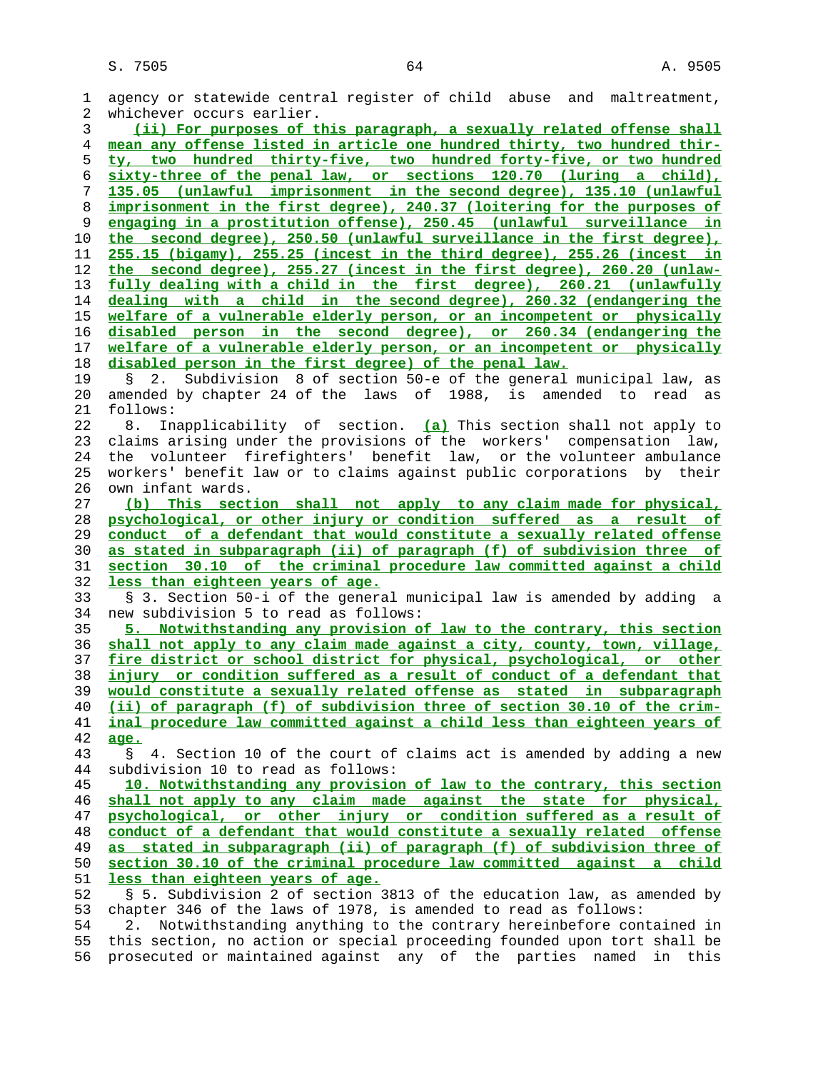agency or statewide central register of child abuse and maltreatment, whichever occurs earlier.

(ii) For purposes of this paragraph, a sexually related offense shall mean any offense listed in article one hundred thirty, two hundred thirty, two hundred thirty-five, two hundred forty-five, or two hundred sixty-three of the penal law, or sections 120.70 (luring a child), 135.05 (unlawful imprisonment in the second degree), 135.10 (unlawful imprisonment in the first degree), 240.37 (loitering for the purposes of engaging in a prostitution offense), 250.45 (unlawful surveillance in the second degree), 250.50 (unlawful surveillance in the first degree), 255.15 (bigamy), 255.25 (incest in the third degree), 255.26 (incest in the second degree), 255.27 (incest in the first degree), 260.20 (unlawfully dealing with a child in the first degree), 260.21 (unlawfully dealing with a child in the second degree), 260.32 (endangering the welfare of a vulnerable elderly person, or an incompetent or physically disabled person in the second degree), or 260.34 (endangering the welfare of a vulnerable elderly person, or an incompetent or physically disabled person in the first degree) of the penal law.

§ 2. Subdivision 8 of section 50-e of the general municipal law, as amended by chapter 24 of the laws of 1988, is amended to read as follows:

8. Inapplicability of section. (a) This section shall not apply to claims arising under the provisions of the workers' compensation law, the volunteer firefighters' benefit law, or the volunteer ambulance workers' benefit law or to claims against public corporations by their own infant wards.

(b) This section shall not apply to any claim made for physical, psychological, or other injury or condition suffered as a result of conduct of a defendant that would constitute a sexually related offense as stated in subparagraph (ii) of paragraph (f) of subdivision three of section 30.10 of the criminal procedure law committed against a child less than eighteen years of age.

§ 3. Section 50-i of the general municipal law is amended by adding a new subdivision 5 to read as follows:

5. Notwithstanding any provision of law to the contrary, this section shall not apply to any claim made against a city, county, town, village, fire district or school district for physical, psychological, or other injury or condition suffered as a result of conduct of a defendant that would constitute a sexually related offense as stated in subparagraph (ii) of paragraph (f) of subdivision three of section 30.10 of the criminal procedure law committed against a child less than eighteen years of age.

§ 4. Section 10 of the court of claims act is amended by adding a new subdivision 10 to read as follows:

10. Notwithstanding any provision of law to the contrary, this section shall not apply to any claim made against the state for physical, psychological, or other injury or condition suffered as a result of conduct of a defendant that would constitute a sexually related offense as stated in subparagraph (ii) of paragraph (f) of subdivision three of section 30.10 of the criminal procedure law committed against a child less than eighteen years of age.

§ 5. Subdivision 2 of section 3813 of the education law, as amended by chapter 346 of the laws of 1978, is amended to read as follows:

2. Notwithstanding anything to the contrary hereinbefore contained in this section, no action or special proceeding founded upon tort shall be prosecuted or maintained against any of the parties named in this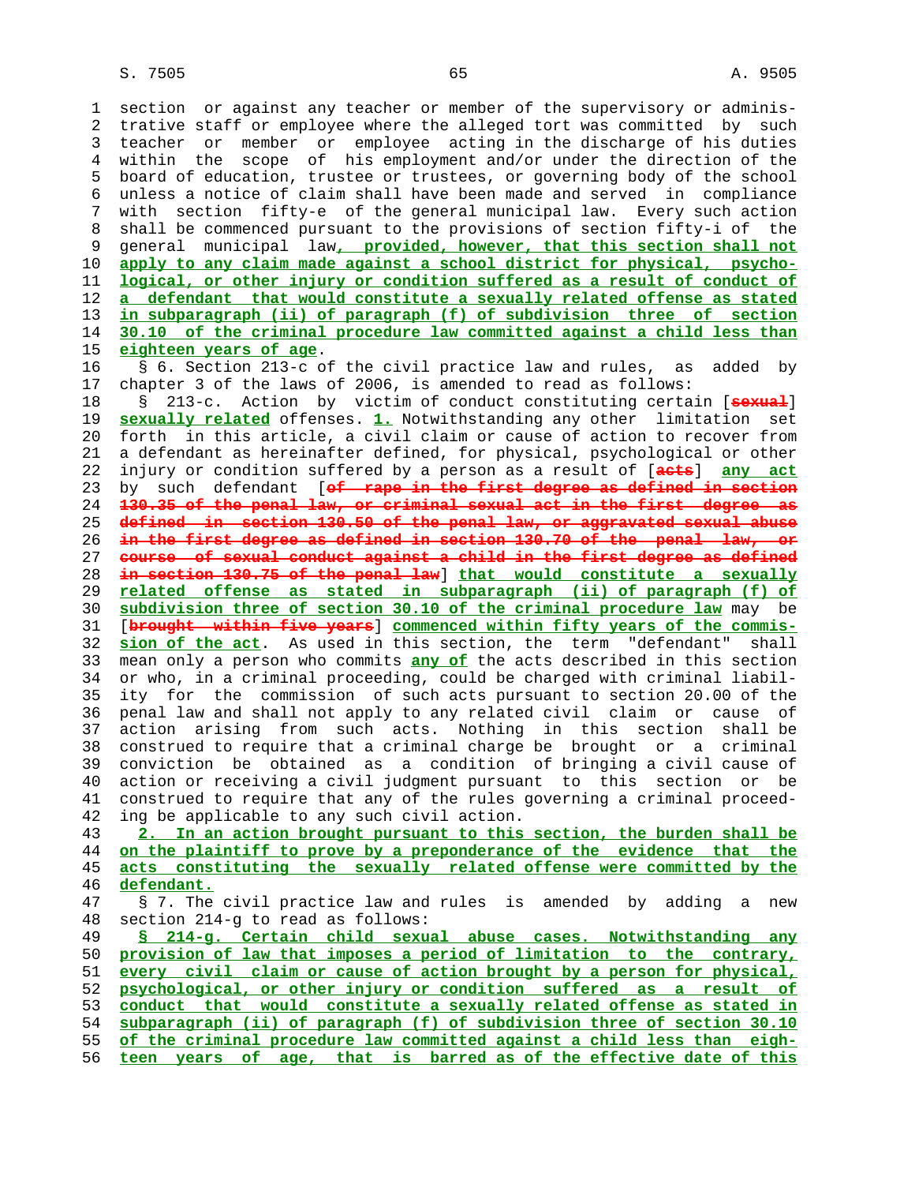section or against any teacher or member of the supervisory or administrative staff or employee where the alleged tort was committed by such teacher or member or employee acting in the discharge of his duties within the scope of his employment and/or under the direction of the board of education, trustee or trustees, or governing body of the school unless a notice of claim shall have been made and served in compliance with section fifty-e of the general municipal law. Every such action shall be commenced pursuant to the provisions of section fifty-i of the general municipal law, provided, however, that this section shall not apply to any claim made against a school district for physical, psychological, or other injury or condition suffered as a result of conduct of a defendant that would constitute a sexually related offense as stated in subparagraph (ii) of paragraph (f) of subdivision three of section 30.10 of the criminal procedure law committed against a child less than eighteen years of age.

§ 6. Section 213-c of the civil practice law and rules, as added by chapter 3 of the laws of 2006, is amended to read as follows:

§ 213-c. Action by victim of conduct constituting certain [sexual] sexually related offenses. 1. Notwithstanding any other limitation set forth in this article, a civil claim or cause of action to recover from a defendant as hereinafter defined, for physical, psychological or other injury or condition suffered by a person as a result of [acts] any act by such defendant [of rape in the first degree as defined in section 130.35 of the penal law, or criminal sexual act in the first degree as defined in section 130.50 of the penal law, or aggravated sexual abuse in the first degree as defined in section 130.70 of the penal law, or course of sexual conduct against a child in the first degree as defined in section 130.75 of the penal law] that would constitute a sexually related offense as stated in subparagraph (ii) of paragraph (f) of subdivision three of section 30.10 of the criminal procedure law may be [brought within five years] commenced within fifty years of the commission of the act. As used in this section, the term "defendant" shall mean only a person who commits any of the acts described in this section or who, in a criminal proceeding, could be charged with criminal liability for the commission of such acts pursuant to section 20.00 of the penal law and shall not apply to any related civil claim or cause of action arising from such acts. Nothing in this section shall be construed to require that a criminal charge be brought or a criminal conviction be obtained as a condition of bringing a civil cause of action or receiving a civil judgment pursuant to this section or be construed to require that any of the rules governing a criminal proceeding be applicable to any such civil action.

2. In an action brought pursuant to this section, the burden shall be on the plaintiff to prove by a preponderance of the evidence that the acts constituting the sexually related offense were committed by the defendant.

§ 7. The civil practice law and rules is amended by adding a new section 214-g to read as follows:

§ 214-g. Certain child sexual abuse cases. Notwithstanding any provision of law that imposes a period of limitation to the contrary, every civil claim or cause of action brought by a person for physical, psychological, or other injury or condition suffered as a result of conduct that would constitute a sexually related offense as stated in subparagraph (ii) of paragraph (f) of subdivision three of section 30.10 of the criminal procedure law committed against a child less than eighteen years of age, that is barred as of the effective date of this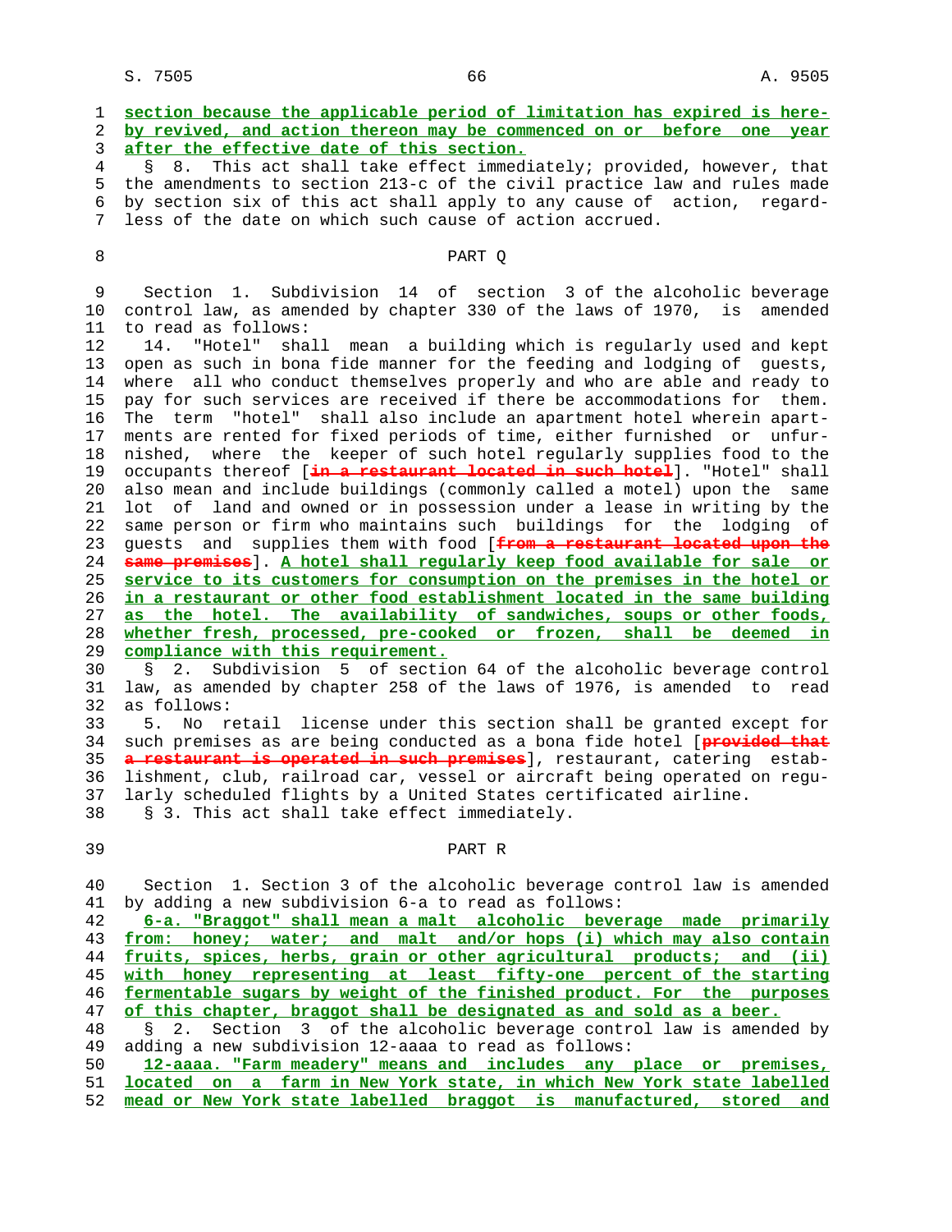section because the applicable period of limitation has expired is hereby revived, and action thereon may be commenced on or before one year after the effective date of this section.

§ 8. This act shall take effect immediately; provided, however, that the amendments to section 213-c of the civil practice law and rules made by section six of this act shall apply to any cause of action, regardless of the date on which such cause of action accrued.

PART Q

Section 1. Subdivision 14 of section 3 of the alcoholic beverage control law, as amended by chapter 330 of the laws of 1970, is amended to read as follows:

14. "Hotel" shall mean a building which is regularly used and kept open as such in bona fide manner for the feeding and lodging of guests, where all who conduct themselves properly and who are able and ready to pay for such services are received if there be accommodations for them. The term "hotel" shall also include an apartment hotel wherein apartments are rented for fixed periods of time, either furnished or unfurnished, where the keeper of such hotel regularly supplies food to the occupants thereof [~~in a restaurant located in such hotel~~]. "Hotel" shall also mean and include buildings (commonly called a motel) upon the same lot of land and owned or in possession under a lease in writing by the same person or firm who maintains such buildings for the lodging of guests and supplies them with food [~~from a restaurant located upon the same premises~~]. A hotel shall regularly keep food available for sale or service to its customers for consumption on the premises in the hotel or in a restaurant or other food establishment located in the same building as the hotel. The availability of sandwiches, soups or other foods, whether fresh, processed, pre-cooked or frozen, shall be deemed in compliance with this requirement.

§ 2. Subdivision 5 of section 64 of the alcoholic beverage control law, as amended by chapter 258 of the laws of 1976, is amended to read as follows:

5. No retail license under this section shall be granted except for such premises as are being conducted as a bona fide hotel [~~provided that a restaurant is operated in such premises~~], restaurant, catering establishment, club, railroad car, vessel or aircraft being operated on regularly scheduled flights by a United States certificated airline.

§ 3. This act shall take effect immediately.

PART R

Section 1. Section 3 of the alcoholic beverage control law is amended by adding a new subdivision 6-a to read as follows:

6-a. "Braggot" shall mean a malt alcoholic beverage made primarily from: honey; water; and malt and/or hops (i) which may also contain fruits, spices, herbs, grain or other agricultural products; and (ii) with honey representing at least fifty-one percent of the starting fermentable sugars by weight of the finished product. For the purposes of this chapter, braggot shall be designated as and sold as a beer.

§ 2. Section 3 of the alcoholic beverage control law is amended by adding a new subdivision 12-aaaa to read as follows:

12-aaaa. "Farm meadery" means and includes any place or premises, located on a farm in New York state, in which New York state labelled mead or New York state labelled braggot is manufactured, stored and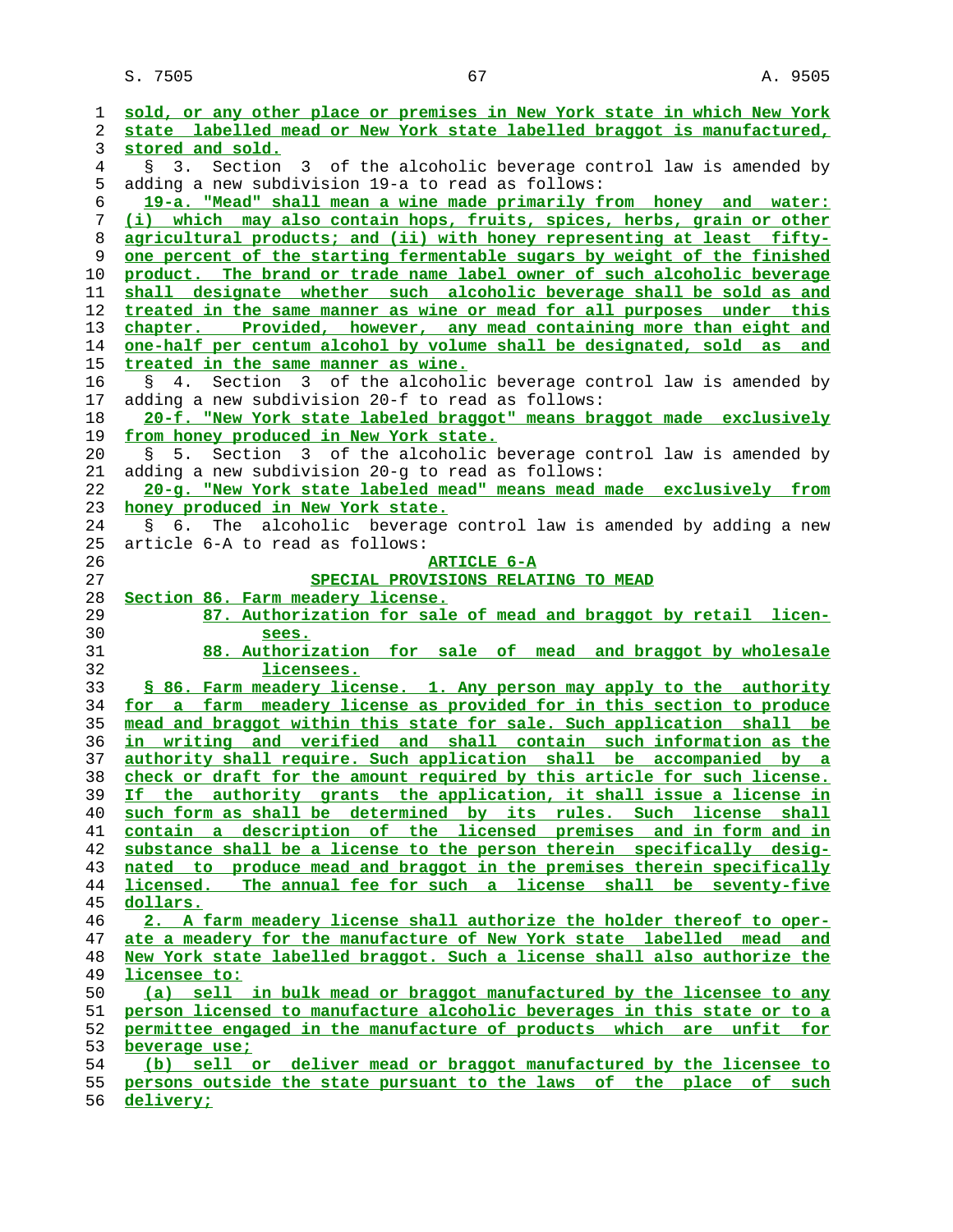sold, or any other place or premises in New York state in which New York state labelled mead or New York state labelled braggot is manufactured, stored and sold.

§ 3. Section 3 of the alcoholic beverage control law is amended by adding a new subdivision 19-a to read as follows:

19-a. "Mead" shall mean a wine made primarily from honey and water: (i) which may also contain hops, fruits, spices, herbs, grain or other agricultural products; and (ii) with honey representing at least fifty-one percent of the starting fermentable sugars by weight of the finished product. The brand or trade name label owner of such alcoholic beverage shall designate whether such alcoholic beverage shall be sold as and treated in the same manner as wine or mead for all purposes under this chapter. Provided, however, any mead containing more than eight and one-half per centum alcohol by volume shall be designated, sold as and treated in the same manner as wine.

§ 4. Section 3 of the alcoholic beverage control law is amended by adding a new subdivision 20-f to read as follows:

20-f. "New York state labeled braggot" means braggot made exclusively from honey produced in New York state.

§ 5. Section 3 of the alcoholic beverage control law is amended by adding a new subdivision 20-g to read as follows:

20-g. "New York state labeled mead" means mead made exclusively from honey produced in New York state.

§ 6. The alcoholic beverage control law is amended by adding a new article 6-A to read as follows:

ARTICLE 6-A

SPECIAL PROVISIONS RELATING TO MEAD

Section 86. Farm meadery license.

87. Authorization for sale of mead and braggot by retail licensees.

88. Authorization for sale of mead and braggot by wholesale licensees.

§ 86. Farm meadery license. 1. Any person may apply to the authority for a farm meadery license as provided for in this section to produce mead and braggot within this state for sale. Such application shall be in writing and verified and shall contain such information as the authority shall require. Such application shall be accompanied by a check or draft for the amount required by this article for such license. If the authority grants the application, it shall issue a license in such form as shall be determined by its rules. Such license shall contain a description of the licensed premises and in form and in substance shall be a license to the person therein specifically designated to produce mead and braggot in the premises therein specifically licensed. The annual fee for such a license shall be seventy-five dollars.

2. A farm meadery license shall authorize the holder thereof to operate a meadery for the manufacture of New York state labelled mead and New York state labelled braggot. Such a license shall also authorize the licensee to:

(a) sell in bulk mead or braggot manufactured by the licensee to any person licensed to manufacture alcoholic beverages in this state or to a permittee engaged in the manufacture of products which are unfit for beverage use;

(b) sell or deliver mead or braggot manufactured by the licensee to persons outside the state pursuant to the laws of the place of such delivery;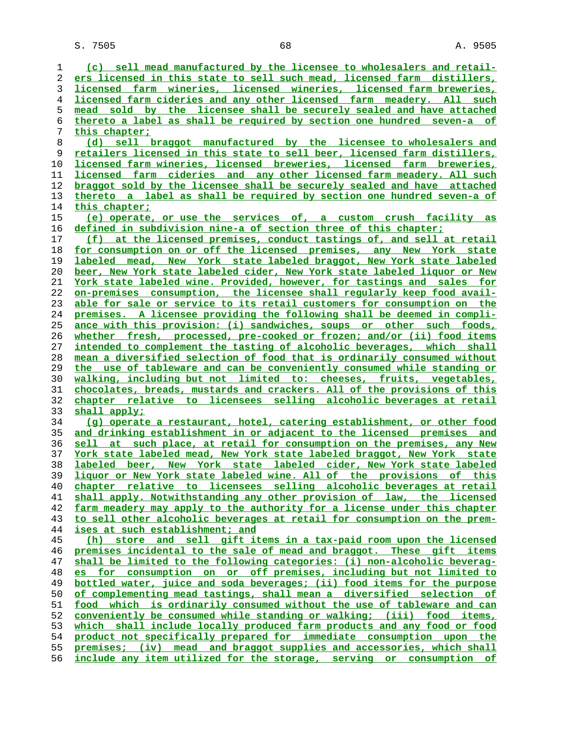(c) sell mead manufactured by the licensee to wholesalers and retailers licensed in this state to sell such mead, licensed farm distillers, licensed farm wineries, licensed wineries, licensed farm breweries, licensed farm cideries and any other licensed farm meadery. All such mead sold by the licensee shall be securely sealed and have attached thereto a label as shall be required by section one hundred seven-a of this chapter;

(d) sell braggot manufactured by the licensee to wholesalers and retailers licensed in this state to sell beer, licensed farm distillers, licensed farm wineries, licensed breweries, licensed farm breweries, licensed farm cideries and any other licensed farm meadery. All such braggot sold by the licensee shall be securely sealed and have attached thereto a label as shall be required by section one hundred seven-a of this chapter;

(e) operate, or use the services of, a custom crush facility as defined in subdivision nine-a of section three of this chapter;

(f) at the licensed premises, conduct tastings of, and sell at retail for consumption on or off the licensed premises, any New York state labeled mead, New York state labeled braggot, New York state labeled beer, New York state labeled cider, New York state labeled liquor or New York state labeled wine. Provided, however, for tastings and sales for on-premises consumption, the licensee shall regularly keep food available for sale or service to its retail customers for consumption on the premises. A licensee providing the following shall be deemed in compliance with this provision: (i) sandwiches, soups or other such foods, whether fresh, processed, pre-cooked or frozen; and/or (ii) food items intended to complement the tasting of alcoholic beverages, which shall mean a diversified selection of food that is ordinarily consumed without the use of tableware and can be conveniently consumed while standing or walking, including but not limited to: cheeses, fruits, vegetables, chocolates, breads, mustards and crackers. All of the provisions of this chapter relative to licensees selling alcoholic beverages at retail shall apply;

(g) operate a restaurant, hotel, catering establishment, or other food and drinking establishment in or adjacent to the licensed premises and sell at such place, at retail for consumption on the premises, any New York state labeled mead, New York state labeled braggot, New York state labeled beer, New York state labeled cider, New York state labeled liquor or New York state labeled wine. All of the provisions of this chapter relative to licensees selling alcoholic beverages at retail shall apply. Notwithstanding any other provision of law, the licensed farm meadery may apply to the authority for a license under this chapter to sell other alcoholic beverages at retail for consumption on the premises at such establishment; and

(h) store and sell gift items in a tax-paid room upon the licensed premises incidental to the sale of mead and braggot. These gift items shall be limited to the following categories: (i) non-alcoholic beverages for consumption on or off premises, including but not limited to bottled water, juice and soda beverages; (ii) food items for the purpose of complementing mead tastings, shall mean a diversified selection of food which is ordinarily consumed without the use of tableware and can conveniently be consumed while standing or walking; (iii) food items, which shall include locally produced farm products and any food or food product not specifically prepared for immediate consumption upon the premises; (iv) mead and braggot supplies and accessories, which shall include any item utilized for the storage, serving or consumption of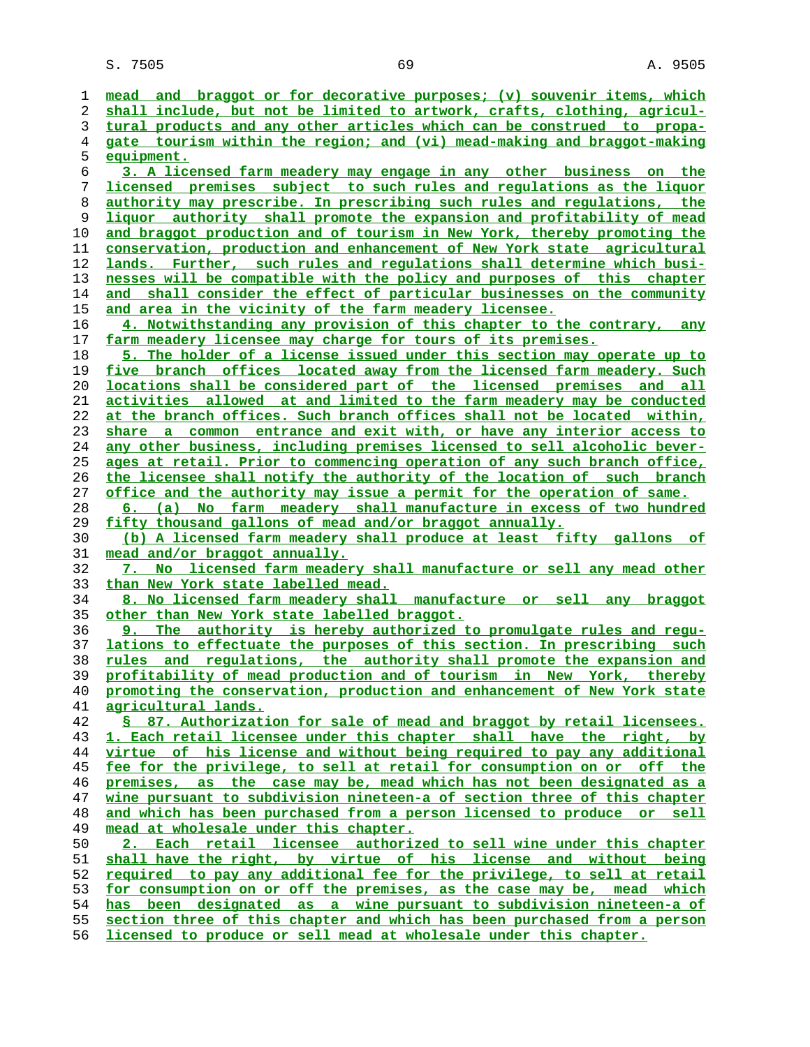mead and braggot or for decorative purposes; (v) souvenir items, which shall include, but not be limited to artwork, crafts, clothing, agricultural products and any other articles which can be construed to propagate tourism within the region; and (vi) mead-making and braggot-making equipment.

3. A licensed farm meadery may engage in any other business on the licensed premises subject to such rules and regulations as the liquor authority may prescribe. In prescribing such rules and regulations, the liquor authority shall promote the expansion and profitability of mead and braggot production and of tourism in New York, thereby promoting the conservation, production and enhancement of New York state agricultural lands. Further, such rules and regulations shall determine which businesses will be compatible with the policy and purposes of this chapter and shall consider the effect of particular businesses on the community and area in the vicinity of the farm meadery licensee.

4. Notwithstanding any provision of this chapter to the contrary, any farm meadery licensee may charge for tours of its premises.

5. The holder of a license issued under this section may operate up to five branch offices located away from the licensed farm meadery. Such locations shall be considered part of the licensed premises and all activities allowed at and limited to the farm meadery may be conducted at the branch offices. Such branch offices shall not be located within, share a common entrance and exit with, or have any interior access to any other business, including premises licensed to sell alcoholic beverages at retail. Prior to commencing operation of any such branch office, the licensee shall notify the authority of the location of such branch office and the authority may issue a permit for the operation of same.

6. (a) No farm meadery shall manufacture in excess of two hundred fifty thousand gallons of mead and/or braggot annually.

(b) A licensed farm meadery shall produce at least fifty gallons of mead and/or braggot annually.

7. No licensed farm meadery shall manufacture or sell any mead other than New York state labelled mead.

8. No licensed farm meadery shall manufacture or sell any braggot other than New York state labelled braggot.

9. The authority is hereby authorized to promulgate rules and regulations to effectuate the purposes of this section. In prescribing such rules and regulations, the authority shall promote the expansion and profitability of mead production and of tourism in New York, thereby promoting the conservation, production and enhancement of New York state agricultural lands.

§ 87. Authorization for sale of mead and braggot by retail licensees. 1. Each retail licensee under this chapter shall have the right, by virtue of his license and without being required to pay any additional fee for the privilege, to sell at retail for consumption on or off the premises, as the case may be, mead which has not been designated as a wine pursuant to subdivision nineteen-a of section three of this chapter and which has been purchased from a person licensed to produce or sell mead at wholesale under this chapter.

2. Each retail licensee authorized to sell wine under this chapter shall have the right, by virtue of his license and without being required to pay any additional fee for the privilege, to sell at retail for consumption on or off the premises, as the case may be, mead which has been designated as a wine pursuant to subdivision nineteen-a of section three of this chapter and which has been purchased from a person licensed to produce or sell mead at wholesale under this chapter.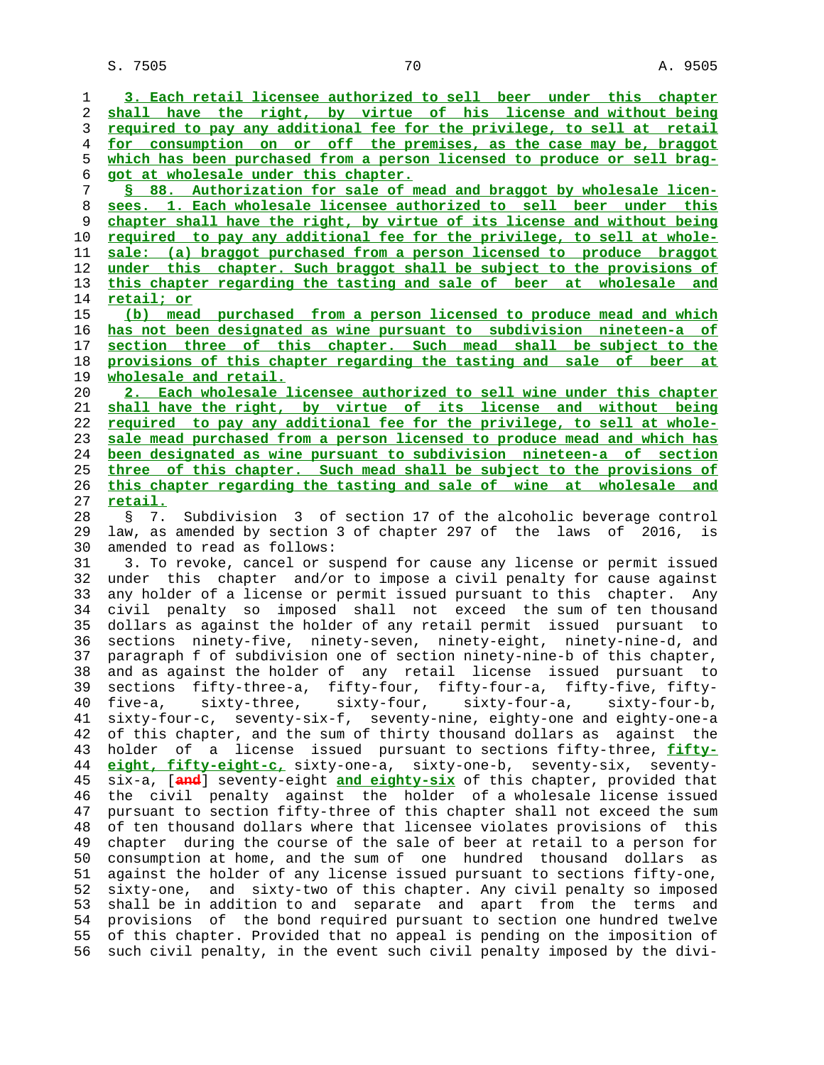3. Each retail licensee authorized to sell beer under this chapter shall have the right, by virtue of his license and without being required to pay any additional fee for the privilege, to sell at retail for consumption on or off the premises, as the case may be, braggot which has been purchased from a person licensed to produce or sell braggot at wholesale under this chapter.

§ 88. Authorization for sale of mead and braggot by wholesale licensees. 1. Each wholesale licensee authorized to sell beer under this chapter shall have the right, by virtue of its license and without being required to pay any additional fee for the privilege, to sell at wholesale: (a) braggot purchased from a person licensed to produce braggot under this chapter. Such braggot shall be subject to the provisions of this chapter regarding the tasting and sale of beer at wholesale and retail; or

(b) mead purchased from a person licensed to produce mead and which has not been designated as wine pursuant to subdivision nineteen-a of section three of this chapter. Such mead shall be subject to the provisions of this chapter regarding the tasting and sale of beer at wholesale and retail.

2. Each wholesale licensee authorized to sell wine under this chapter shall have the right, by virtue of its license and without being required to pay any additional fee for the privilege, to sell at wholesale mead purchased from a person licensed to produce mead and which has been designated as wine pursuant to subdivision nineteen-a of section three of this chapter. Such mead shall be subject to the provisions of this chapter regarding the tasting and sale of wine at wholesale and retail.

§ 7. Subdivision 3 of section 17 of the alcoholic beverage control law, as amended by section 3 of chapter 297 of the laws of 2016, is amended to read as follows:

3. To revoke, cancel or suspend for cause any license or permit issued under this chapter and/or to impose a civil penalty for cause against any holder of a license or permit issued pursuant to this chapter. Any civil penalty so imposed shall not exceed the sum of ten thousand dollars as against the holder of any retail permit issued pursuant to sections ninety-five, ninety-seven, ninety-eight, ninety-nine-d, and paragraph f of subdivision one of section ninety-nine-b of this chapter, and as against the holder of any retail license issued pursuant to sections fifty-three-a, fifty-four, fifty-four-a, fifty-five, fifty-five-a, sixty-three, sixty-four, sixty-four-a, sixty-four-b, sixty-four-c, seventy-six-f, seventy-nine, eighty-one and eighty-one-a of this chapter, and the sum of thirty thousand dollars as against the holder of a license issued pursuant to sections fifty-three, fifty-eight, fifty-eight-c, sixty-one-a, sixty-one-b, seventy-six, seventy-six-a, [and] seventy-eight and eighty-six of this chapter, provided that the civil penalty against the holder of a wholesale license issued pursuant to section fifty-three of this chapter shall not exceed the sum of ten thousand dollars where that licensee violates provisions of this chapter during the course of the sale of beer at retail to a person for consumption at home, and the sum of one hundred thousand dollars as against the holder of any license issued pursuant to sections fifty-one, sixty-one, and sixty-two of this chapter. Any civil penalty so imposed shall be in addition to and separate and apart from the terms and provisions of the bond required pursuant to section one hundred twelve of this chapter. Provided that no appeal is pending on the imposition of such civil penalty, in the event such civil penalty imposed by the divi-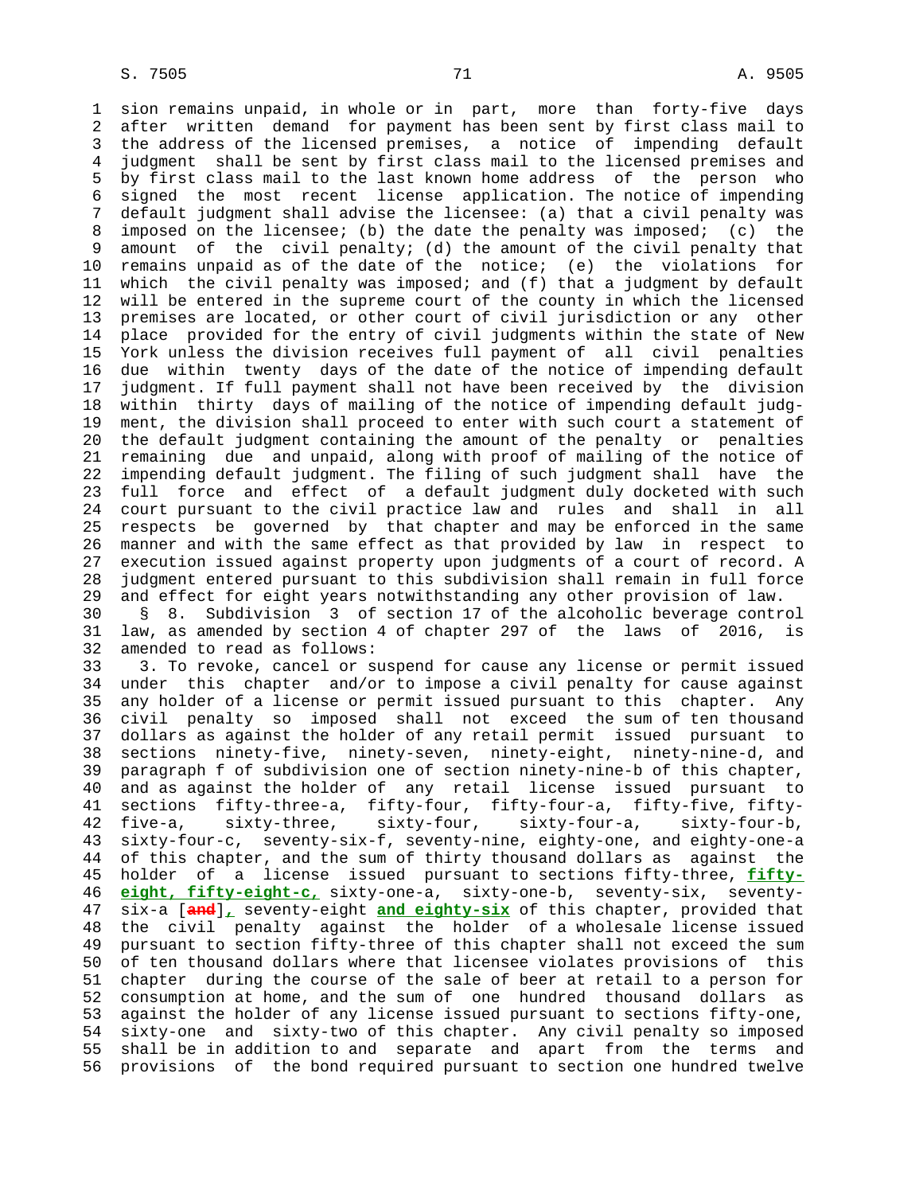sion remains unpaid, in whole or in part, more than forty-five days after written demand for payment has been sent by first class mail to the address of the licensed premises, a notice of impending default judgment shall be sent by first class mail to the licensed premises and by first class mail to the last known home address of the person who signed the most recent license application. The notice of impending default judgment shall advise the licensee: (a) that a civil penalty was imposed on the licensee; (b) the date the penalty was imposed; (c) the amount of the civil penalty; (d) the amount of the civil penalty that remains unpaid as of the date of the notice; (e) the violations for which the civil penalty was imposed; and (f) that a judgment by default will be entered in the supreme court of the county in which the licensed premises are located, or other court of civil jurisdiction or any other place provided for the entry of civil judgments within the state of New York unless the division receives full payment of all civil penalties due within twenty days of the date of the notice of impending default judgment. If full payment shall not have been received by the division within thirty days of mailing of the notice of impending default judgment, the division shall proceed to enter with such court a statement of the default judgment containing the amount of the penalty or penalties remaining due and unpaid, along with proof of mailing of the notice of impending default judgment. The filing of such judgment shall have the full force and effect of a default judgment duly docketed with such court pursuant to the civil practice law and rules and shall in all respects be governed by that chapter and may be enforced in the same manner and with the same effect as that provided by law in respect to execution issued against property upon judgments of a court of record. A judgment entered pursuant to this subdivision shall remain in full force and effect for eight years notwithstanding any other provision of law.

§ 8. Subdivision 3 of section 17 of the alcoholic beverage control law, as amended by section 4 of chapter 297 of the laws of 2016, is amended to read as follows:

3. To revoke, cancel or suspend for cause any license or permit issued under this chapter and/or to impose a civil penalty for cause against any holder of a license or permit issued pursuant to this chapter. Any civil penalty so imposed shall not exceed the sum of ten thousand dollars as against the holder of any retail permit issued pursuant to sections ninety-five, ninety-seven, ninety-eight, ninety-nine-d, and paragraph f of subdivision one of section ninety-nine-b of this chapter, and as against the holder of any retail license issued pursuant to sections fifty-three-a, fifty-four, fifty-four-a, fifty-five, fifty-five-a, sixty-three, sixty-four, sixty-four-a, sixty-four-b, sixty-four-c, seventy-six-f, seventy-nine, eighty-one, and eighty-one-a of this chapter, and the sum of thirty thousand dollars as against the holder of a license issued pursuant to sections fifty-three, **fifty-eight, fifty-eight-c,** sixty-one-a, sixty-one-b, seventy-six, seventy-six-a [~~and~~]**,** seventy-eight **and eighty-six** of this chapter, provided that the civil penalty against the holder of a wholesale license issued pursuant to section fifty-three of this chapter shall not exceed the sum of ten thousand dollars where that licensee violates provisions of this chapter during the course of the sale of beer at retail to a person for consumption at home, and the sum of one hundred thousand dollars as against the holder of any license issued pursuant to sections fifty-one, sixty-one and sixty-two of this chapter. Any civil penalty so imposed shall be in addition to and separate and apart from the terms and provisions of the bond required pursuant to section one hundred twelve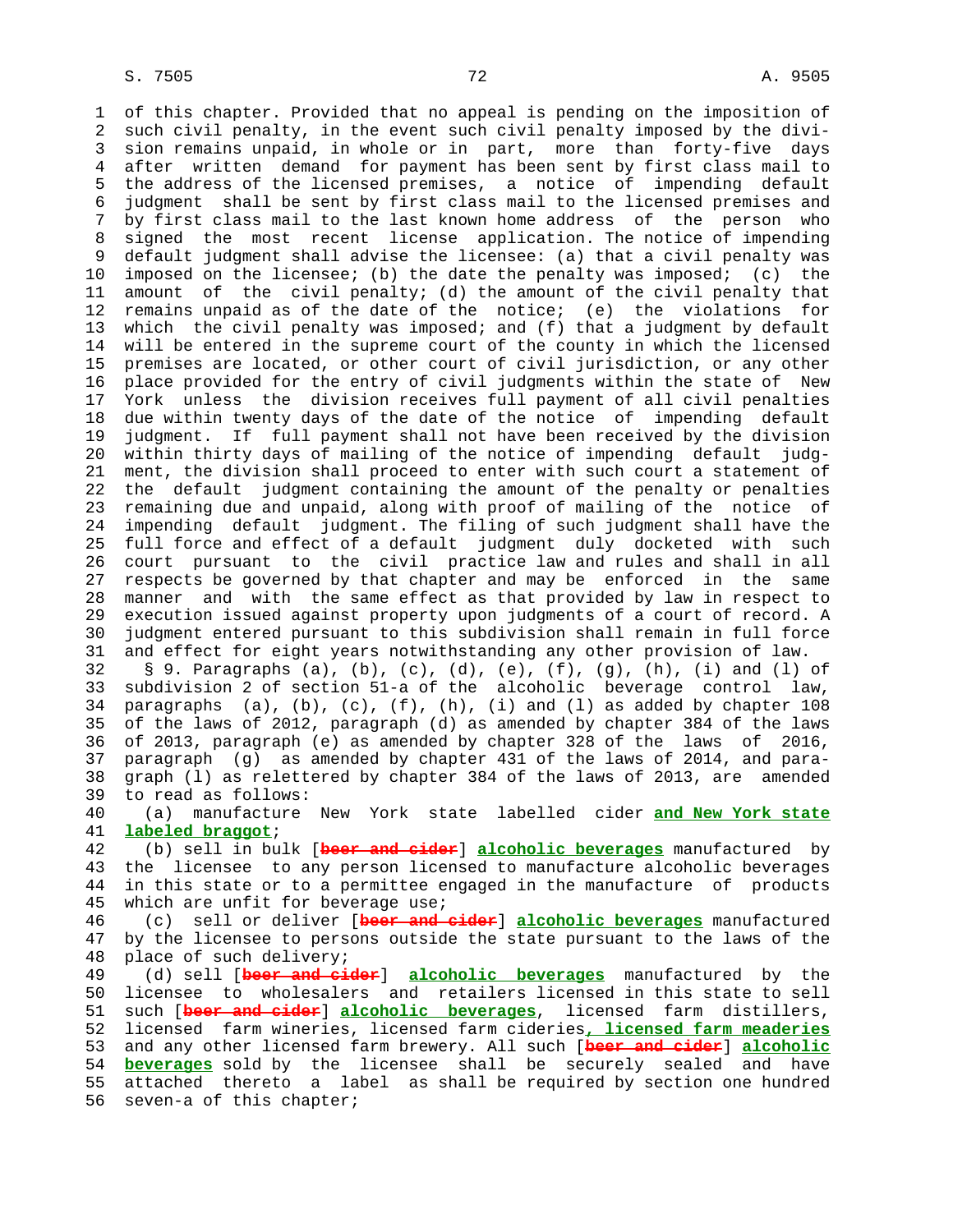of this chapter. Provided that no appeal is pending on the imposition of such civil penalty, in the event such civil penalty imposed by the division remains unpaid, in whole or in part, more than forty-five days after written demand for payment has been sent by first class mail to the address of the licensed premises, a notice of impending default judgment shall be sent by first class mail to the licensed premises and by first class mail to the last known home address of the person who signed the most recent license application. The notice of impending default judgment shall advise the licensee: (a) that a civil penalty was imposed on the licensee; (b) the date the penalty was imposed; (c) the amount of the civil penalty; (d) the amount of the civil penalty that remains unpaid as of the date of the notice; (e) the violations for which the civil penalty was imposed; and (f) that a judgment by default will be entered in the supreme court of the county in which the licensed premises are located, or other court of civil jurisdiction, or any other place provided for the entry of civil judgments within the state of New York unless the division receives full payment of all civil penalties due within twenty days of the date of the notice of impending default judgment. If full payment shall not have been received by the division within thirty days of mailing of the notice of impending default judgment, the division shall proceed to enter with such court a statement of the default judgment containing the amount of the penalty or penalties remaining due and unpaid, along with proof of mailing of the notice of impending default judgment. The filing of such judgment shall have the full force and effect of a default judgment duly docketed with such court pursuant to the civil practice law and rules and shall in all respects be governed by that chapter and may be enforced in the same manner and with the same effect as that provided by law in respect to execution issued against property upon judgments of a court of record. A judgment entered pursuant to this subdivision shall remain in full force and effect for eight years notwithstanding any other provision of law.

§ 9. Paragraphs (a), (b), (c), (d), (e), (f), (g), (h), (i) and (l) of subdivision 2 of section 51-a of the alcoholic beverage control law, paragraphs (a), (b), (c), (f), (h), (i) and (l) as added by chapter 108 of the laws of 2012, paragraph (d) as amended by chapter 384 of the laws of 2013, paragraph (e) as amended by chapter 328 of the laws of 2016, paragraph (g) as amended by chapter 431 of the laws of 2014, and paragraph (l) as relettered by chapter 384 of the laws of 2013, are amended to read as follows:

(a) manufacture New York state labelled cider **and New York state labeled braggot**;

(b) sell in bulk [~~beer and cider~~] **alcoholic beverages** manufactured by the licensee to any person licensed to manufacture alcoholic beverages in this state or to a permittee engaged in the manufacture of products which are unfit for beverage use;

(c) sell or deliver [~~beer and cider~~] **alcoholic beverages** manufactured by the licensee to persons outside the state pursuant to the laws of the place of such delivery;

(d) sell [~~beer and cider~~] **alcoholic beverages** manufactured by the licensee to wholesalers and retailers licensed in this state to sell such [~~beer and cider~~] **alcoholic beverages**, licensed farm distillers, licensed farm wineries, licensed farm cideries**, licensed farm meaderies** and any other licensed farm brewery. All such [~~beer and cider~~] **alcoholic beverages** sold by the licensee shall be securely sealed and have attached thereto a label as shall be required by section one hundred seven-a of this chapter;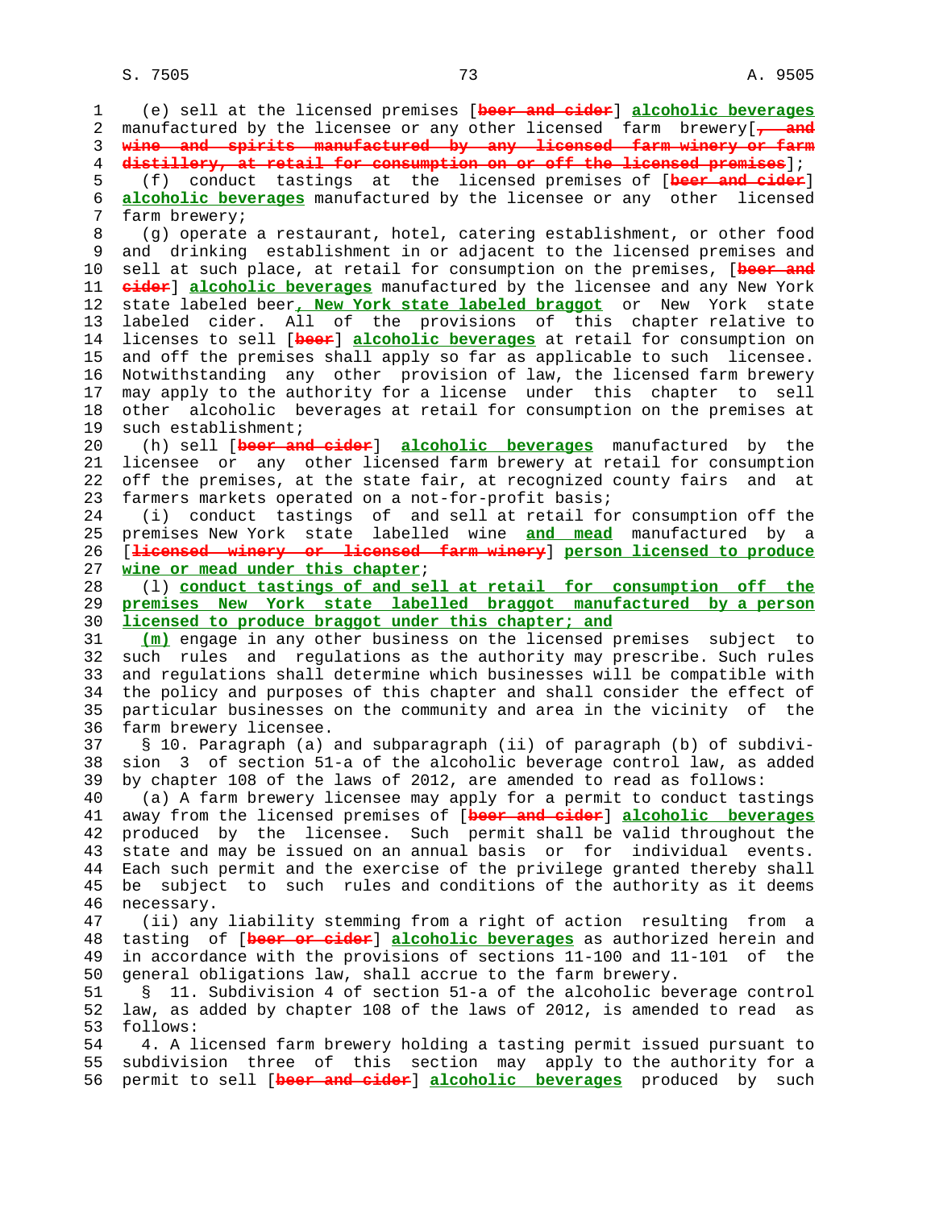(e) sell at the licensed premises [~~beer and cider~~] **alcoholic beverages** manufactured by the licensee or any other licensed farm brewery[~~, and wine and spirits manufactured by any licensed farm winery or farm distillery, at retail for consumption on or off the licensed premises~~];

(f) conduct tastings at the licensed premises of [~~beer and cider~~] **alcoholic beverages** manufactured by the licensee or any other licensed farm brewery;

(g) operate a restaurant, hotel, catering establishment, or other food and drinking establishment in or adjacent to the licensed premises and sell at such place, at retail for consumption on the premises, [~~beer and cider~~] **alcoholic beverages** manufactured by the licensee and any New York state labeled beer**, New York state labeled braggot** or New York state labeled cider. All of the provisions of this chapter relative to licenses to sell [~~beer~~] **alcoholic beverages** at retail for consumption on and off the premises shall apply so far as applicable to such licensee. Notwithstanding any other provision of law, the licensed farm brewery may apply to the authority for a license under this chapter to sell other alcoholic beverages at retail for consumption on the premises at such establishment;

(h) sell [~~beer and cider~~] **alcoholic beverages** manufactured by the licensee or any other licensed farm brewery at retail for consumption off the premises, at the state fair, at recognized county fairs and at farmers markets operated on a not-for-profit basis;

(i) conduct tastings of and sell at retail for consumption off the premises New York state labelled wine **and mead** manufactured by a [~~licensed winery or licensed farm winery~~] **person licensed to produce wine or mead under this chapter**;

(l) **conduct tastings of and sell at retail for consumption off the premises New York state labelled braggot manufactured by a person licensed to produce braggot under this chapter; and**

**(m)** engage in any other business on the licensed premises subject to such rules and regulations as the authority may prescribe. Such rules and regulations shall determine which businesses will be compatible with the policy and purposes of this chapter and shall consider the effect of particular businesses on the community and area in the vicinity of the farm brewery licensee.

§ 10. Paragraph (a) and subparagraph (ii) of paragraph (b) of subdivision 3 of section 51-a of the alcoholic beverage control law, as added by chapter 108 of the laws of 2012, are amended to read as follows:

(a) A farm brewery licensee may apply for a permit to conduct tastings away from the licensed premises of [~~beer and cider~~] **alcoholic beverages** produced by the licensee. Such permit shall be valid throughout the state and may be issued on an annual basis or for individual events. Each such permit and the exercise of the privilege granted thereby shall be subject to such rules and conditions of the authority as it deems necessary.

(ii) any liability stemming from a right of action resulting from a tasting of [~~beer or cider~~] **alcoholic beverages** as authorized herein and in accordance with the provisions of sections 11-100 and 11-101 of the general obligations law, shall accrue to the farm brewery.

§ 11. Subdivision 4 of section 51-a of the alcoholic beverage control law, as added by chapter 108 of the laws of 2012, is amended to read as follows:

4. A licensed farm brewery holding a tasting permit issued pursuant to subdivision three of this section may apply to the authority for a permit to sell [~~beer and cider~~] **alcoholic beverages** produced by such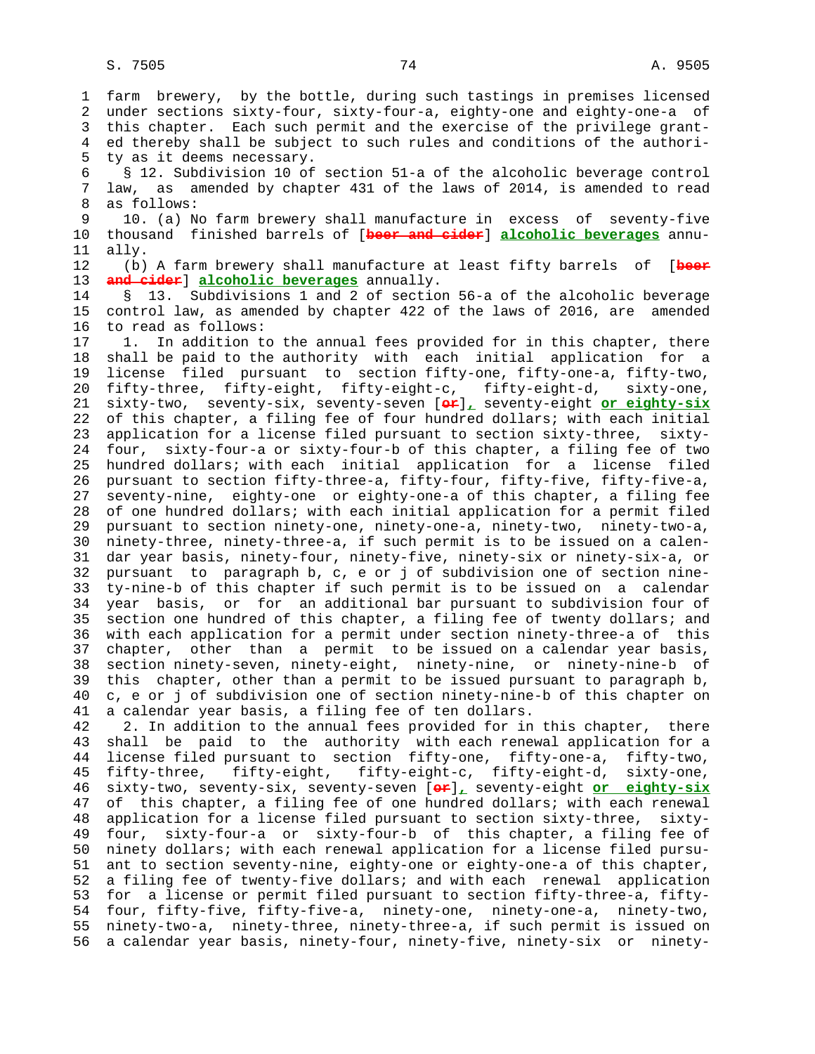farm brewery, by the bottle, during such tastings in premises licensed under sections sixty-four, sixty-four-a, eighty-one and eighty-one-a of this chapter. Each such permit and the exercise of the privilege granted thereby shall be subject to such rules and conditions of the authority as it deems necessary.

§ 12. Subdivision 10 of section 51-a of the alcoholic beverage control law, as amended by chapter 431 of the laws of 2014, is amended to read as follows:

10. (a) No farm brewery shall manufacture in excess of seventy-five thousand finished barrels of [~~beer and cider~~] **alcoholic beverages** annually.

(b) A farm brewery shall manufacture at least fifty barrels of [~~beer and cider~~] **alcoholic beverages** annually.

§ 13. Subdivisions 1 and 2 of section 56-a of the alcoholic beverage control law, as amended by chapter 422 of the laws of 2016, are amended to read as follows:

1. In addition to the annual fees provided for in this chapter, there shall be paid to the authority with each initial application for a license filed pursuant to section fifty-one, fifty-one-a, fifty-two, fifty-three, fifty-eight, fifty-eight-c, fifty-eight-d, sixty-one, sixty-two, seventy-six, seventy-seven [~~or~~]**,** seventy-eight **or eighty-six** of this chapter, a filing fee of four hundred dollars; with each initial application for a license filed pursuant to section sixty-three, sixty-four, sixty-four-a or sixty-four-b of this chapter, a filing fee of two hundred dollars; with each initial application for a license filed pursuant to section fifty-three-a, fifty-four, fifty-five, fifty-five-a, seventy-nine, eighty-one or eighty-one-a of this chapter, a filing fee of one hundred dollars; with each initial application for a permit filed pursuant to section ninety-one, ninety-one-a, ninety-two, ninety-two-a, ninety-three, ninety-three-a, if such permit is to be issued on a calendar year basis, ninety-four, ninety-five, ninety-six or ninety-six-a, or pursuant to paragraph b, c, e or j of subdivision one of section ninety-nine-b of this chapter if such permit is to be issued on a calendar year basis, or for an additional bar pursuant to subdivision four of section one hundred of this chapter, a filing fee of twenty dollars; and with each application for a permit under section ninety-three-a of this chapter, other than a permit to be issued on a calendar year basis, section ninety-seven, ninety-eight, ninety-nine, or ninety-nine-b of this chapter, other than a permit to be issued pursuant to paragraph b, c, e or j of subdivision one of section ninety-nine-b of this chapter on a calendar year basis, a filing fee of ten dollars.

2. In addition to the annual fees provided for in this chapter, there shall be paid to the authority with each renewal application for a license filed pursuant to section fifty-one, fifty-one-a, fifty-two, fifty-three, fifty-eight, fifty-eight-c, fifty-eight-d, sixty-one, sixty-two, seventy-six, seventy-seven [~~or~~]**,** seventy-eight **or eighty-six** of this chapter, a filing fee of one hundred dollars; with each renewal application for a license filed pursuant to section sixty-three, sixty-four, sixty-four-a or sixty-four-b of this chapter, a filing fee of ninety dollars; with each renewal application for a license filed pursuant to section seventy-nine, eighty-one or eighty-one-a of this chapter, a filing fee of twenty-five dollars; and with each renewal application for a license or permit filed pursuant to section fifty-three-a, fifty-four, fifty-five, fifty-five-a, ninety-one, ninety-one-a, ninety-two, ninety-two-a, ninety-three, ninety-three-a, if such permit is issued on a calendar year basis, ninety-four, ninety-five, ninety-six or ninety-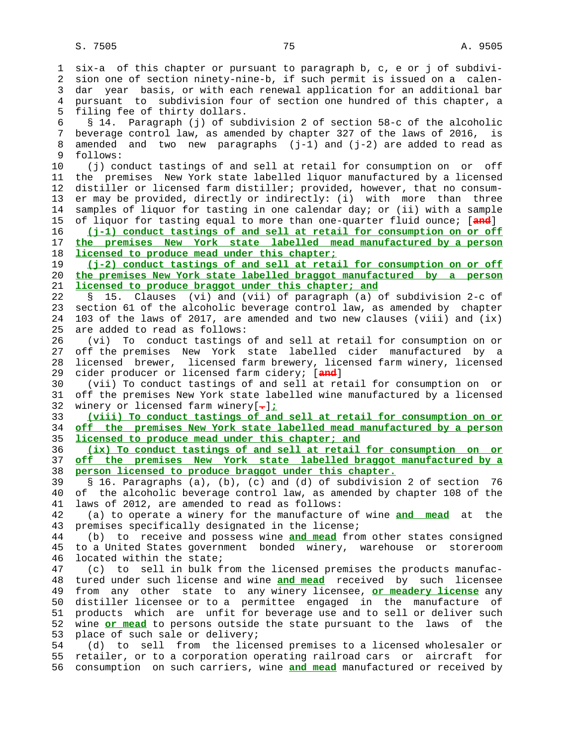six-a of this chapter or pursuant to paragraph b, c, e or j of subdivision one of section ninety-nine-b, if such permit is issued on a calendar year basis, or with each renewal application for an additional bar pursuant to subdivision four of section one hundred of this chapter, a filing fee of thirty dollars.

§ 14. Paragraph (j) of subdivision 2 of section 58-c of the alcoholic beverage control law, as amended by chapter 327 of the laws of 2016, is amended and two new paragraphs (j-1) and (j-2) are added to read as follows:

(j) conduct tastings of and sell at retail for consumption on or off the premises New York state labelled liquor manufactured by a licensed distiller or licensed farm distiller; provided, however, that no consumer may be provided, directly or indirectly: (i) with more than three samples of liquor for tasting in one calendar day; or (ii) with a sample of liquor for tasting equal to more than one-quarter fluid ounce; [~~and~~]

**(j-1) conduct tastings of and sell at retail for consumption on or off the premises New York state labelled mead manufactured by a person licensed to produce mead under this chapter;**

**(j-2) conduct tastings of and sell at retail for consumption on or off the premises New York state labelled braggot manufactured by a person licensed to produce braggot under this chapter; and**

§ 15. Clauses (vi) and (vii) of paragraph (a) of subdivision 2-c of section 61 of the alcoholic beverage control law, as amended by chapter 103 of the laws of 2017, are amended and two new clauses (viii) and (ix) are added to read as follows:

(vi) To conduct tastings of and sell at retail for consumption on or off the premises New York state labelled cider manufactured by a licensed brewer, licensed farm brewery, licensed farm winery, licensed cider producer or licensed farm cidery; [~~and~~]

(vii) To conduct tastings of and sell at retail for consumption on or off the premises New York state labelled wine manufactured by a licensed winery or licensed farm winery[~~.~~]**;**

**(viii) To conduct tastings of and sell at retail for consumption on or off the premises New York state labelled mead manufactured by a person licensed to produce mead under this chapter; and**

**(ix) To conduct tastings of and sell at retail for consumption on or off the premises New York state labelled braggot manufactured by a person licensed to produce braggot under this chapter.**

§ 16. Paragraphs (a), (b), (c) and (d) of subdivision 2 of section 76 of the alcoholic beverage control law, as amended by chapter 108 of the laws of 2012, are amended to read as follows:

(a) to operate a winery for the manufacture of wine **and mead** at the premises specifically designated in the license;

(b) to receive and possess wine **and mead** from other states consigned to a United States government bonded winery, warehouse or storeroom located within the state;

(c) to sell in bulk from the licensed premises the products manufactured under such license and wine **and mead** received by such licensee from any other state to any winery licensee, **or meadery license** any distiller licensee or to a permittee engaged in the manufacture of products which are unfit for beverage use and to sell or deliver such wine **or mead** to persons outside the state pursuant to the laws of the place of such sale or delivery;

(d) to sell from the licensed premises to a licensed wholesaler or retailer, or to a corporation operating railroad cars or aircraft for consumption on such carriers, wine **and mead** manufactured or received by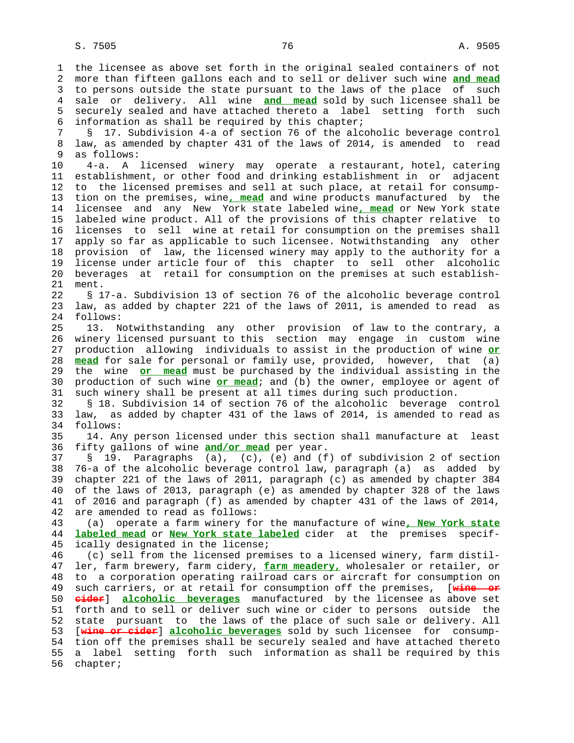the licensee as above set forth in the original sealed containers of not more than fifteen gallons each and to sell or deliver such wine **and mead** to persons outside the state pursuant to the laws of the place of such sale or delivery. All wine **and mead** sold by such licensee shall be securely sealed and have attached thereto a label setting forth such information as shall be required by this chapter;

§ 17. Subdivision 4-a of section 76 of the alcoholic beverage control law, as amended by chapter 431 of the laws of 2014, is amended to read as follows:

4-a. A licensed winery may operate a restaurant, hotel, catering establishment, or other food and drinking establishment in or adjacent to the licensed premises and sell at such place, at retail for consumption on the premises, wine**, mead** and wine products manufactured by the licensee and any New York state labeled wine**, mead** or New York state labeled wine product. All of the provisions of this chapter relative to licenses to sell wine at retail for consumption on the premises shall apply so far as applicable to such licensee. Notwithstanding any other provision of law, the licensed winery may apply to the authority for a license under article four of this chapter to sell other alcoholic beverages at retail for consumption on the premises at such establishment.

§ 17-a. Subdivision 13 of section 76 of the alcoholic beverage control law, as added by chapter 221 of the laws of 2011, is amended to read as follows:

13. Notwithstanding any other provision of law to the contrary, a winery licensed pursuant to this section may engage in custom wine production allowing individuals to assist in the production of wine **or mead** for sale for personal or family use, provided, however, that (a) the wine **or mead** must be purchased by the individual assisting in the production of such wine **or mead**; and (b) the owner, employee or agent of such winery shall be present at all times during such production.

§ 18. Subdivision 14 of section 76 of the alcoholic beverage control law, as added by chapter 431 of the laws of 2014, is amended to read as follows:

14. Any person licensed under this section shall manufacture at least fifty gallons of wine **and/or mead** per year.

§ 19. Paragraphs (a), (c), (e) and (f) of subdivision 2 of section 76-a of the alcoholic beverage control law, paragraph (a) as added by chapter 221 of the laws of 2011, paragraph (c) as amended by chapter 384 of the laws of 2013, paragraph (e) as amended by chapter 328 of the laws of 2016 and paragraph (f) as amended by chapter 431 of the laws of 2014, are amended to read as follows:

(a) operate a farm winery for the manufacture of wine**, New York state labeled mead** or **New York state labeled** cider at the premises specifically designated in the license;

(c) sell from the licensed premises to a licensed winery, farm distiller, farm brewery, farm cidery, **farm meadery,** wholesaler or retailer, or to a corporation operating railroad cars or aircraft for consumption on such carriers, or at retail for consumption off the premises, [~~wine or cider~~] **alcoholic beverages** manufactured by the licensee as above set forth and to sell or deliver such wine or cider to persons outside the state pursuant to the laws of the place of such sale or delivery. All [~~wine or cider~~] **alcoholic beverages** sold by such licensee for consumption off the premises shall be securely sealed and have attached thereto a label setting forth such information as shall be required by this chapter;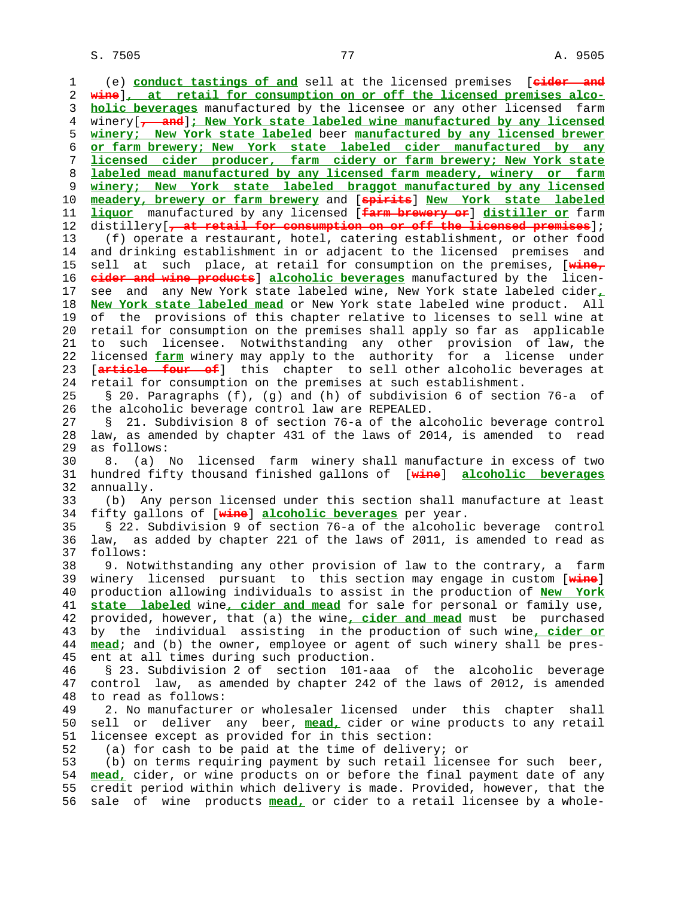(e) **conduct tastings of and** sell at the licensed premises [~~cider and wine~~]**, at retail for consumption on or off the licensed premises alcoholic beverages** manufactured by the licensee or any other licensed farm winery[~~, and~~]**; New York state labeled wine manufactured by any licensed winery; New York state labeled** beer **manufactured by any licensed brewer or farm brewery; New York state labeled cider manufactured by any licensed cider producer, farm cidery or farm brewery; New York state labeled mead manufactured by any licensed farm meadery, winery or farm winery; New York state labeled braggot manufactured by any licensed meadery, brewery or farm brewery** and [~~spirits~~] **New York state labeled liquor** manufactured by any licensed [~~farm brewery or~~] **distiller or** farm distillery[~~, at retail for consumption on or off the licensed premises~~];

(f) operate a restaurant, hotel, catering establishment, or other food and drinking establishment in or adjacent to the licensed premises and sell at such place, at retail for consumption on the premises, [~~wine, cider and wine products~~] **alcoholic beverages** manufactured by the licensee and any New York state labeled wine, New York state labeled cider**, New York state labeled mead** or New York state labeled wine product. All of the provisions of this chapter relative to licenses to sell wine at retail for consumption on the premises shall apply so far as applicable to such licensee. Notwithstanding any other provision of law, the licensed **farm** winery may apply to the authority for a license under [~~article four of~~] this chapter to sell other alcoholic beverages at retail for consumption on the premises at such establishment.

§ 20. Paragraphs (f), (g) and (h) of subdivision 6 of section 76-a of the alcoholic beverage control law are REPEALED.

§ 21. Subdivision 8 of section 76-a of the alcoholic beverage control law, as amended by chapter 431 of the laws of 2014, is amended to read as follows:

8. (a) No licensed farm winery shall manufacture in excess of two hundred fifty thousand finished gallons of [~~wine~~] **alcoholic beverages** annually.

(b) Any person licensed under this section shall manufacture at least fifty gallons of [~~wine~~] **alcoholic beverages** per year.

§ 22. Subdivision 9 of section 76-a of the alcoholic beverage control law, as added by chapter 221 of the laws of 2011, is amended to read as follows:

9. Notwithstanding any other provision of law to the contrary, a farm winery licensed pursuant to this section may engage in custom [~~wine~~] production allowing individuals to assist in the production of **New York state labeled** wine**, cider and mead** for sale for personal or family use, provided, however, that (a) the wine**, cider and mead** must be purchased by the individual assisting in the production of such wine**, cider or mead**; and (b) the owner, employee or agent of such winery shall be present at all times during such production.

§ 23. Subdivision 2 of section 101-aaa of the alcoholic beverage control law, as amended by chapter 242 of the laws of 2012, is amended to read as follows:

2. No manufacturer or wholesaler licensed under this chapter shall sell or deliver any beer, **mead,** cider or wine products to any retail licensee except as provided for in this section:

(a) for cash to be paid at the time of delivery; or

(b) on terms requiring payment by such retail licensee for such beer, **mead,** cider, or wine products on or before the final payment date of any credit period within which delivery is made. Provided, however, that the sale of wine products **mead,** or cider to a retail licensee by a whole-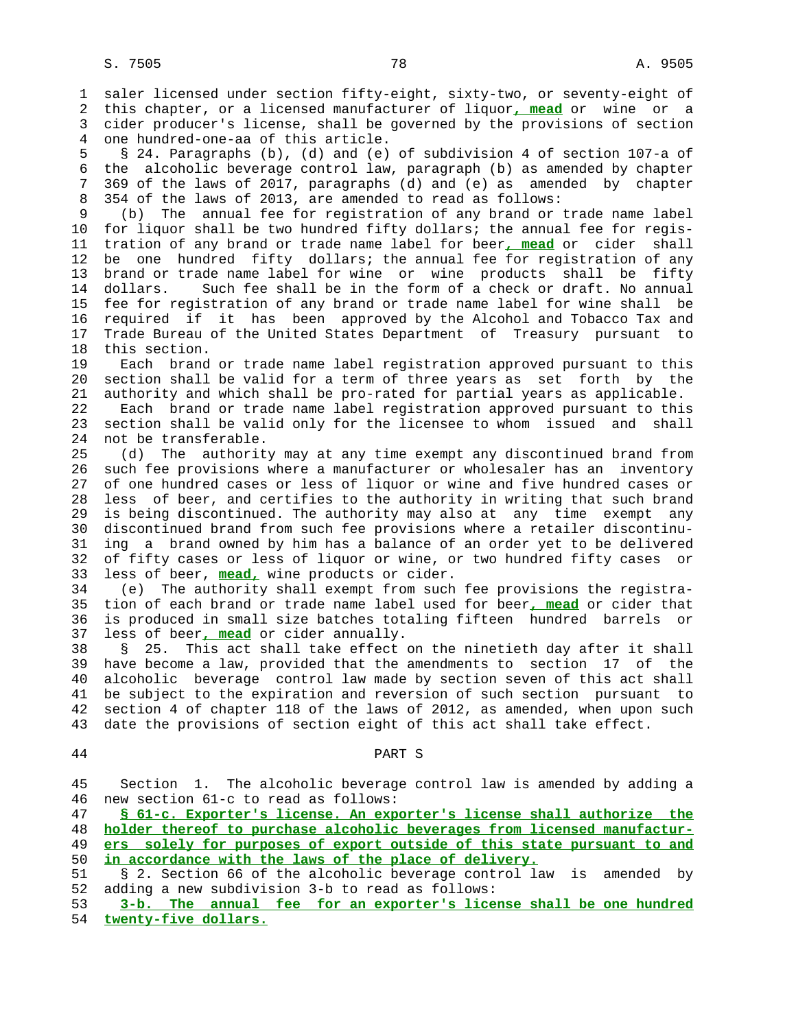saler licensed under section fifty-eight, sixty-two, or seventy-eight of this chapter, or a licensed manufacturer of liquor**, mead** or wine or a cider producer's license, shall be governed by the provisions of section one hundred-one-aa of this article.

§ 24. Paragraphs (b), (d) and (e) of subdivision 4 of section 107-a of the alcoholic beverage control law, paragraph (b) as amended by chapter 369 of the laws of 2017, paragraphs (d) and (e) as amended by chapter 354 of the laws of 2013, are amended to read as follows:

(b) The annual fee for registration of any brand or trade name label for liquor shall be two hundred fifty dollars; the annual fee for registration of any brand or trade name label for beer**, mead** or cider shall be one hundred fifty dollars; the annual fee for registration of any brand or trade name label for wine or wine products shall be fifty dollars. Such fee shall be in the form of a check or draft. No annual fee for registration of any brand or trade name label for wine shall be required if it has been approved by the Alcohol and Tobacco Tax and Trade Bureau of the United States Department of Treasury pursuant to this section.

Each brand or trade name label registration approved pursuant to this section shall be valid for a term of three years as set forth by the authority and which shall be pro-rated for partial years as applicable.

Each brand or trade name label registration approved pursuant to this section shall be valid only for the licensee to whom issued and shall not be transferable.

(d) The authority may at any time exempt any discontinued brand from such fee provisions where a manufacturer or wholesaler has an inventory of one hundred cases or less of liquor or wine and five hundred cases or less of beer, and certifies to the authority in writing that such brand is being discontinued. The authority may also at any time exempt any discontinued brand from such fee provisions where a retailer discontinuing a brand owned by him has a balance of an order yet to be delivered of fifty cases or less of liquor or wine, or two hundred fifty cases or less of beer, **mead,** wine products or cider.

(e) The authority shall exempt from such fee provisions the registration of each brand or trade name label used for beer**, mead** or cider that is produced in small size batches totaling fifteen hundred barrels or less of beer**, mead** or cider annually.

§ 25. This act shall take effect on the ninetieth day after it shall have become a law, provided that the amendments to section 17 of the alcoholic beverage control law made by section seven of this act shall be subject to the expiration and reversion of such section pursuant to section 4 of chapter 118 of the laws of 2012, as amended, when upon such date the provisions of section eight of this act shall take effect.

## PART S

Section 1. The alcoholic beverage control law is amended by adding a new section 61-c to read as follows:

**§ 61-c. Exporter's license. An exporter's license shall authorize the holder thereof to purchase alcoholic beverages from licensed manufacturers solely for purposes of export outside of this state pursuant to and in accordance with the laws of the place of delivery.**

§ 2. Section 66 of the alcoholic beverage control law is amended by adding a new subdivision 3-b to read as follows:

**3-b. The annual fee for an exporter's license shall be one hundred twenty-five dollars.**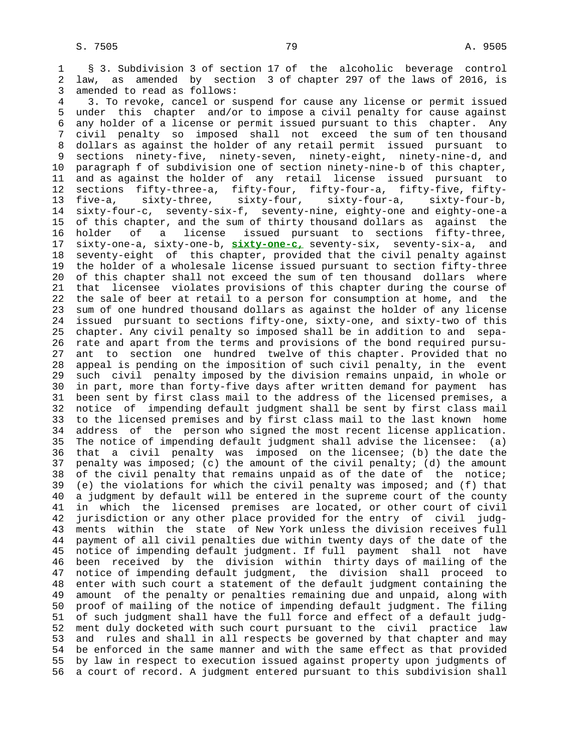§ 3. Subdivision 3 of section 17 of the alcoholic beverage control law, as amended by section 3 of chapter 297 of the laws of 2016, is amended to read as follows:

3. To revoke, cancel or suspend for cause any license or permit issued under this chapter and/or to impose a civil penalty for cause against any holder of a license or permit issued pursuant to this chapter. Any civil penalty so imposed shall not exceed the sum of ten thousand dollars as against the holder of any retail permit issued pursuant to sections ninety-five, ninety-seven, ninety-eight, ninety-nine-d, and paragraph f of subdivision one of section ninety-nine-b of this chapter, and as against the holder of any retail license issued pursuant to sections fifty-three-a, fifty-four, fifty-four-a, fifty-five, fifty-five-a, sixty-three, sixty-four, sixty-four-a, sixty-four-b, sixty-four-c, seventy-six-f, seventy-nine, eighty-one and eighty-one-a of this chapter, and the sum of thirty thousand dollars as against the holder of a license issued pursuant to sections fifty-three, sixty-one-a, sixty-one-b, **sixty-one-c,** seventy-six, seventy-six-a, and seventy-eight of this chapter, provided that the civil penalty against the holder of a wholesale license issued pursuant to section fifty-three of this chapter shall not exceed the sum of ten thousand dollars where that licensee violates provisions of this chapter during the course of the sale of beer at retail to a person for consumption at home, and the sum of one hundred thousand dollars as against the holder of any license issued pursuant to sections fifty-one, sixty-one, and sixty-two of this chapter. Any civil penalty so imposed shall be in addition to and separate and apart from the terms and provisions of the bond required pursuant to section one hundred twelve of this chapter. Provided that no appeal is pending on the imposition of such civil penalty, in the event such civil penalty imposed by the division remains unpaid, in whole or in part, more than forty-five days after written demand for payment has been sent by first class mail to the address of the licensed premises, a notice of impending default judgment shall be sent by first class mail to the licensed premises and by first class mail to the last known home address of the person who signed the most recent license application. The notice of impending default judgment shall advise the licensee: (a) that a civil penalty was imposed on the licensee; (b) the date the penalty was imposed; (c) the amount of the civil penalty; (d) the amount of the civil penalty that remains unpaid as of the date of the notice; (e) the violations for which the civil penalty was imposed; and (f) that a judgment by default will be entered in the supreme court of the county in which the licensed premises are located, or other court of civil jurisdiction or any other place provided for the entry of civil judgments within the state of New York unless the division receives full payment of all civil penalties due within twenty days of the date of the notice of impending default judgment. If full payment shall not have been received by the division within thirty days of mailing of the notice of impending default judgment, the division shall proceed to enter with such court a statement of the default judgment containing the amount of the penalty or penalties remaining due and unpaid, along with proof of mailing of the notice of impending default judgment. The filing of such judgment shall have the full force and effect of a default judgment duly docketed with such court pursuant to the civil practice law and rules and shall in all respects be governed by that chapter and may be enforced in the same manner and with the same effect as that provided by law in respect to execution issued against property upon judgments of a court of record. A judgment entered pursuant to this subdivision shall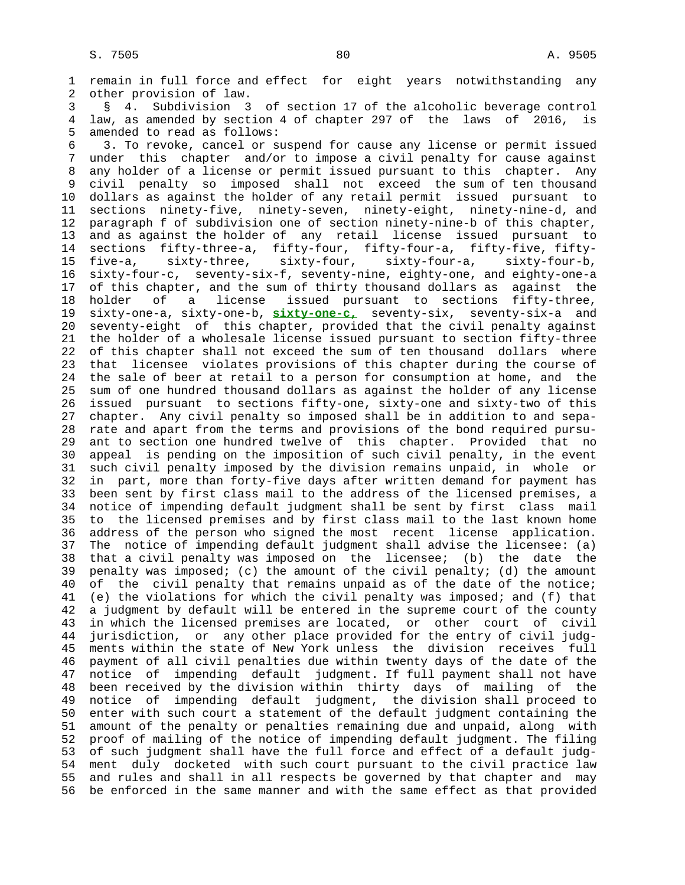remain in full force and effect for eight years notwithstanding any other provision of law.

§ 4. Subdivision 3 of section 17 of the alcoholic beverage control law, as amended by section 4 of chapter 297 of the laws of 2016, is amended to read as follows:

3. To revoke, cancel or suspend for cause any license or permit issued under this chapter and/or to impose a civil penalty for cause against any holder of a license or permit issued pursuant to this chapter. Any civil penalty so imposed shall not exceed the sum of ten thousand dollars as against the holder of any retail permit issued pursuant to sections ninety-five, ninety-seven, ninety-eight, ninety-nine-d, and paragraph f of subdivision one of section ninety-nine-b of this chapter, and as against the holder of any retail license issued pursuant to sections fifty-three-a, fifty-four, fifty-four-a, fifty-five, fifty-five-a, sixty-three, sixty-four, sixty-four-a, sixty-four-b, sixty-four-c, seventy-six-f, seventy-nine, eighty-one, and eighty-one-a of this chapter, and the sum of thirty thousand dollars as against the holder of a license issued pursuant to sections fifty-three, sixty-one-a, sixty-one-b, **sixty-one-c,** seventy-six, seventy-six-a and seventy-eight of this chapter, provided that the civil penalty against the holder of a wholesale license issued pursuant to section fifty-three of this chapter shall not exceed the sum of ten thousand dollars where that licensee violates provisions of this chapter during the course of the sale of beer at retail to a person for consumption at home, and the sum of one hundred thousand dollars as against the holder of any license issued pursuant to sections fifty-one, sixty-one and sixty-two of this chapter. Any civil penalty so imposed shall be in addition to and separate and apart from the terms and provisions of the bond required pursuant to section one hundred twelve of this chapter. Provided that no appeal is pending on the imposition of such civil penalty, in the event such civil penalty imposed by the division remains unpaid, in whole or in part, more than forty-five days after written demand for payment has been sent by first class mail to the address of the licensed premises, a notice of impending default judgment shall be sent by first class mail to the licensed premises and by first class mail to the last known home address of the person who signed the most recent license application. The notice of impending default judgment shall advise the licensee: (a) that a civil penalty was imposed on the licensee; (b) the date the penalty was imposed; (c) the amount of the civil penalty; (d) the amount of the civil penalty that remains unpaid as of the date of the notice; (e) the violations for which the civil penalty was imposed; and (f) that a judgment by default will be entered in the supreme court of the county in which the licensed premises are located, or other court of civil jurisdiction, or any other place provided for the entry of civil judgments within the state of New York unless the division receives full payment of all civil penalties due within twenty days of the date of the notice of impending default judgment. If full payment shall not have been received by the division within thirty days of mailing of the notice of impending default judgment, the division shall proceed to enter with such court a statement of the default judgment containing the amount of the penalty or penalties remaining due and unpaid, along with proof of mailing of the notice of impending default judgment. The filing of such judgment shall have the full force and effect of a default judgment duly docketed with such court pursuant to the civil practice law and rules and shall in all respects be governed by that chapter and may be enforced in the same manner and with the same effect as that provided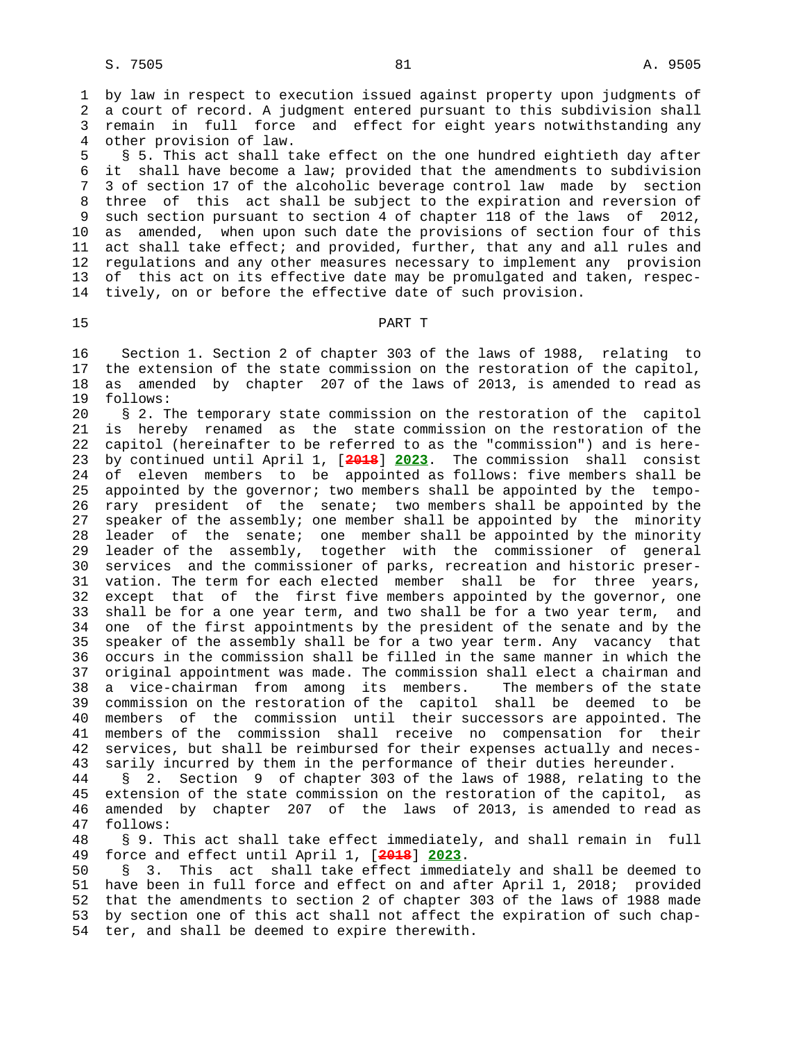by law in respect to execution issued against property upon judgments of a court of record. A judgment entered pursuant to this subdivision shall remain in full force and effect for eight years notwithstanding any other provision of law.

§ 5. This act shall take effect on the one hundred eightieth day after it shall have become a law; provided that the amendments to subdivision 3 of section 17 of the alcoholic beverage control law made by section three of this act shall be subject to the expiration and reversion of such section pursuant to section 4 of chapter 118 of the laws of 2012, as amended, when upon such date the provisions of section four of this act shall take effect; and provided, further, that any and all rules and regulations and any other measures necessary to implement any provision of this act on its effective date may be promulgated and taken, respectively, on or before the effective date of such provision.

## PART T

Section 1. Section 2 of chapter 303 of the laws of 1988, relating to the extension of the state commission on the restoration of the capitol, as amended by chapter 207 of the laws of 2013, is amended to read as follows:

§ 2. The temporary state commission on the restoration of the capitol is hereby renamed as the state commission on the restoration of the capitol (hereinafter to be referred to as the "commission") and is hereby continued until April 1, [~~2018~~] __2023__. The commission shall consist of eleven members to be appointed as follows: five members shall be appointed by the governor; two members shall be appointed by the temporary president of the senate; two members shall be appointed by the speaker of the assembly; one member shall be appointed by the minority leader of the senate; one member shall be appointed by the minority leader of the assembly, together with the commissioner of general services and the commissioner of parks, recreation and historic preservation. The term for each elected member shall be for three years, except that of the first five members appointed by the governor, one shall be for a one year term, and two shall be for a two year term, and one of the first appointments by the president of the senate and by the speaker of the assembly shall be for a two year term. Any vacancy that occurs in the commission shall be filled in the same manner in which the original appointment was made. The commission shall elect a chairman and a vice-chairman from among its members. The members of the state commission on the restoration of the capitol shall be deemed to be members of the commission until their successors are appointed. The members of the commission shall receive no compensation for their services, but shall be reimbursed for their expenses actually and necessarily incurred by them in the performance of their duties hereunder.

§ 2. Section 9 of chapter 303 of the laws of 1988, relating to the extension of the state commission on the restoration of the capitol, as amended by chapter 207 of the laws of 2013, is amended to read as follows:

§ 9. This act shall take effect immediately, and shall remain in full force and effect until April 1, [~~2018~~] __2023__.

§ 3. This act shall take effect immediately and shall be deemed to have been in full force and effect on and after April 1, 2018; provided that the amendments to section 2 of chapter 303 of the laws of 1988 made by section one of this act shall not affect the expiration of such chapter, and shall be deemed to expire therewith.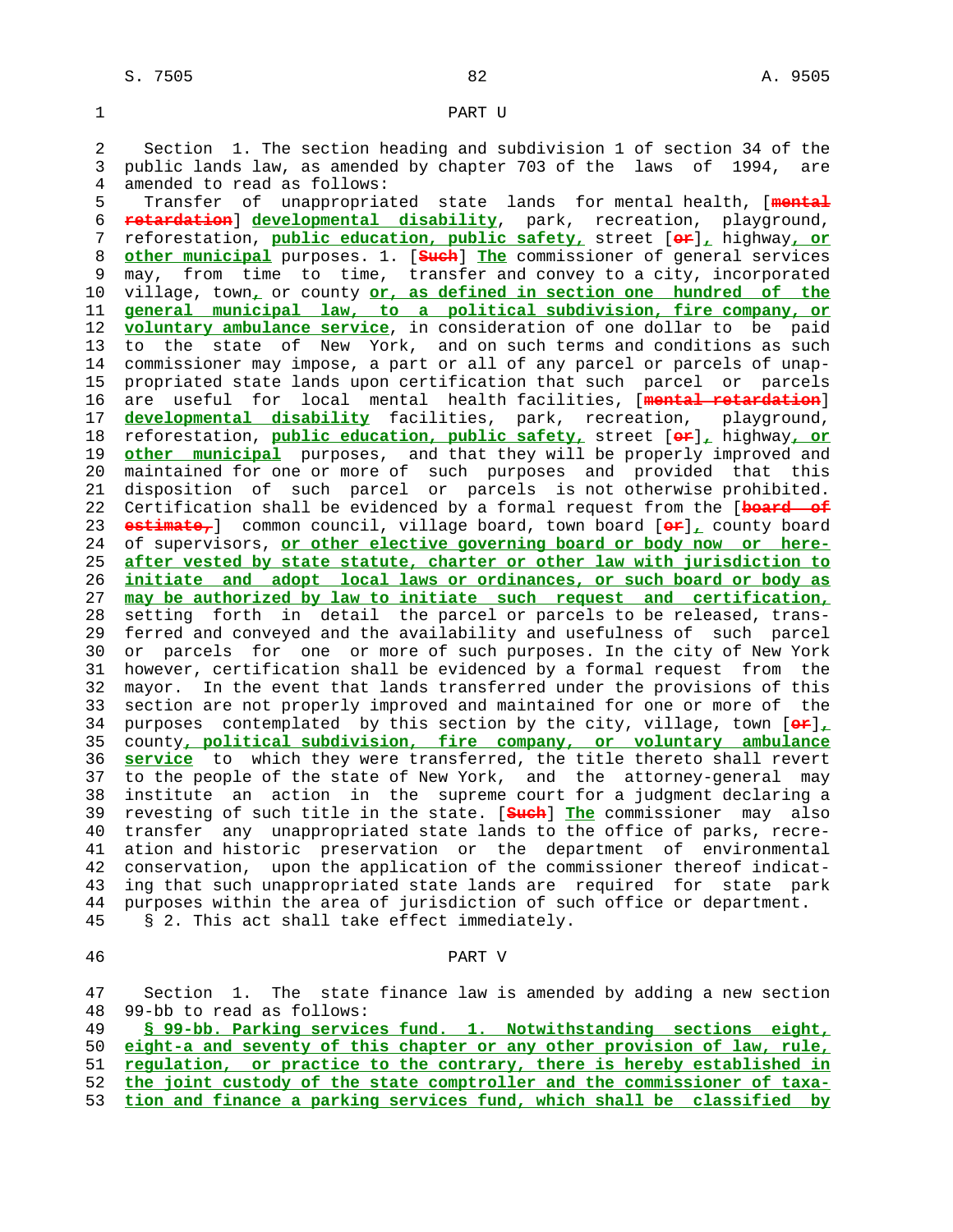PART U

Section 1. The section heading and subdivision 1 of section 34 of the public lands law, as amended by chapter 703 of the laws of 1994, are amended to read as follows:

Transfer of unappropriated state lands for mental health, [~~mental retardation~~] **developmental disability**, park, recreation, playground, reforestation, **public education, public safety,** street [~~or~~]**,** highway**, or other municipal** purposes. 1. [~~Such~~] **The** commissioner of general services may, from time to time, transfer and convey to a city, incorporated village, town**,** or county **or, as defined in section one hundred of the general municipal law, to a political subdivision, fire company, or voluntary ambulance service**, in consideration of one dollar to be paid to the state of New York, and on such terms and conditions as such commissioner may impose, a part or all of any parcel or parcels of unappropriated state lands upon certification that such parcel or parcels are useful for local mental health facilities, [~~mental retardation~~] **developmental disability** facilities, park, recreation, playground, reforestation, **public education, public safety,** street [~~or~~]**,** highway**, or other municipal** purposes, and that they will be properly improved and maintained for one or more of such purposes and provided that this disposition of such parcel or parcels is not otherwise prohibited. Certification shall be evidenced by a formal request from the [~~board of estimate,~~] common council, village board, town board [~~or~~]**,** county board of supervisors, **or other elective governing board or body now or hereafter vested by state statute, charter or other law with jurisdiction to initiate and adopt local laws or ordinances, or such board or body as may be authorized by law to initiate such request and certification,** setting forth in detail the parcel or parcels to be released, transferred and conveyed and the availability and usefulness of such parcel or parcels for one or more of such purposes. In the city of New York however, certification shall be evidenced by a formal request from the mayor. In the event that lands transferred under the provisions of this section are not properly improved and maintained for one or more of the purposes contemplated by this section by the city, village, town [~~or~~]**,** county**, political subdivision, fire company, or voluntary ambulance service** to which they were transferred, the title thereto shall revert to the people of the state of New York, and the attorney-general may institute an action in the supreme court for a judgment declaring a revesting of such title in the state. [~~Such~~] **The** commissioner may also transfer any unappropriated state lands to the office of parks, recreation and historic preservation or the department of environmental conservation, upon the application of the commissioner thereof indicating that such unappropriated state lands are required for state park purposes within the area of jurisdiction of such office or department.

§ 2. This act shall take effect immediately.

PART V

Section 1. The state finance law is amended by adding a new section 99-bb to read as follows:

**§ 99-bb. Parking services fund. 1. Notwithstanding sections eight, eight-a and seventy of this chapter or any other provision of law, rule, regulation, or practice to the contrary, there is hereby established in the joint custody of the state comptroller and the commissioner of taxation and finance a parking services fund, which shall be classified by**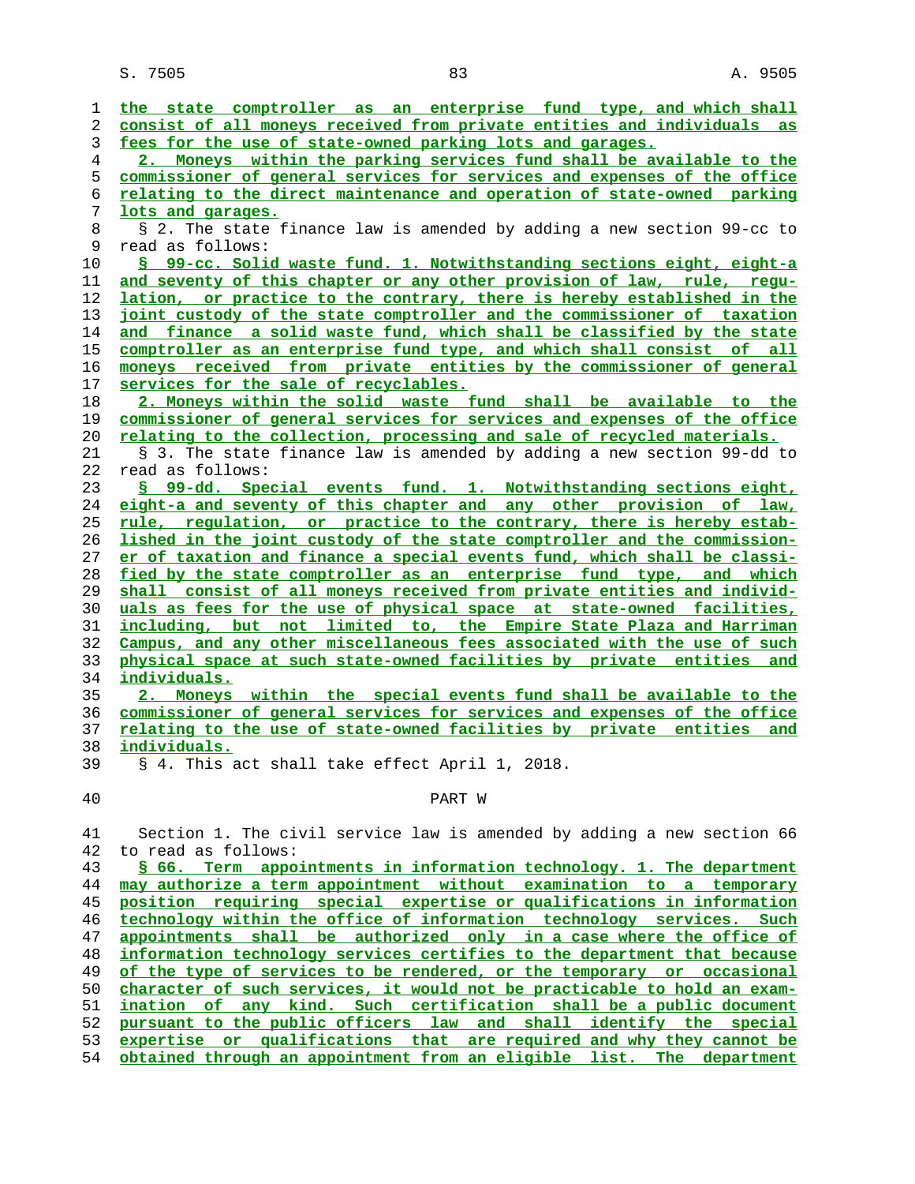the state comptroller as an enterprise fund type, and which shall consist of all moneys received from private entities and individuals as fees for the use of state-owned parking lots and garages.

2. Moneys within the parking services fund shall be available to the commissioner of general services for services and expenses of the office relating to the direct maintenance and operation of state-owned parking lots and garages.

§ 2. The state finance law is amended by adding a new section 99-cc to read as follows:

§ 99-cc. Solid waste fund. 1. Notwithstanding sections eight, eight-a and seventy of this chapter or any other provision of law, rule, regulation, or practice to the contrary, there is hereby established in the joint custody of the state comptroller and the commissioner of taxation and finance a solid waste fund, which shall be classified by the state comptroller as an enterprise fund type, and which shall consist of all moneys received from private entities by the commissioner of general services for the sale of recyclables.

2. Moneys within the solid waste fund shall be available to the commissioner of general services for services and expenses of the office relating to the collection, processing and sale of recycled materials.

§ 3. The state finance law is amended by adding a new section 99-dd to read as follows:

§ 99-dd. Special events fund. 1. Notwithstanding sections eight, eight-a and seventy of this chapter and any other provision of law, rule, regulation, or practice to the contrary, there is hereby established in the joint custody of the state comptroller and the commissioner of taxation and finance a special events fund, which shall be classified by the state comptroller as an enterprise fund type, and which shall consist of all moneys received from private entities and individuals as fees for the use of physical space at state-owned facilities, including, but not limited to, the Empire State Plaza and Harriman Campus, and any other miscellaneous fees associated with the use of such physical space at such state-owned facilities by private entities and individuals.

2. Moneys within the special events fund shall be available to the commissioner of general services for services and expenses of the office relating to the use of state-owned facilities by private entities and individuals.

§ 4. This act shall take effect April 1, 2018.

PART W

Section 1. The civil service law is amended by adding a new section 66 to read as follows:

§ 66. Term appointments in information technology. 1. The department may authorize a term appointment without examination to a temporary position requiring special expertise or qualifications in information technology within the office of information technology services. Such appointments shall be authorized only in a case where the office of information technology services certifies to the department that because of the type of services to be rendered, or the temporary or occasional character of such services, it would not be practicable to hold an examination of any kind. Such certification shall be a public document pursuant to the public officers law and shall identify the special expertise or qualifications that are required and why they cannot be obtained through an appointment from an eligible list. The department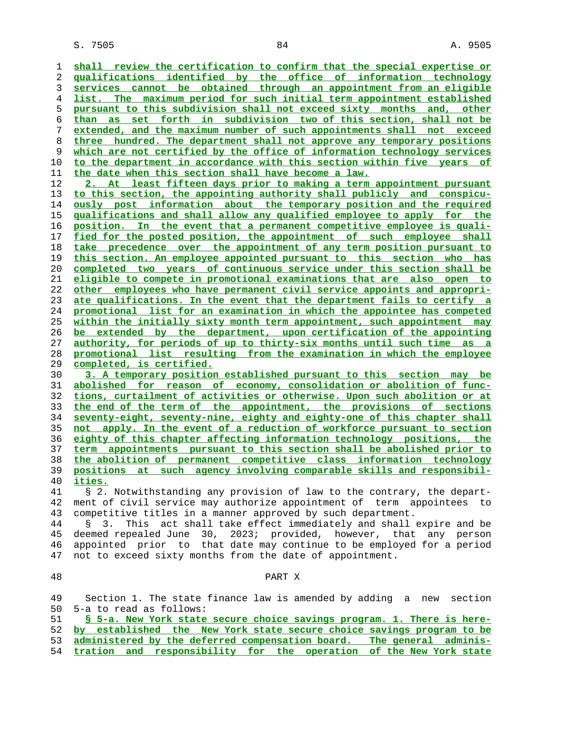shall review the certification to confirm that the special expertise or qualifications identified by the office of information technology services cannot be obtained through an appointment from an eligible list. The maximum period for such initial term appointment established pursuant to this subdivision shall not exceed sixty months and, other than as set forth in subdivision two of this section, shall not be extended, and the maximum number of such appointments shall not exceed three hundred. The department shall not approve any temporary positions which are not certified by the office of information technology services to the department in accordance with this section within five years of the date when this section shall have become a law.

2. At least fifteen days prior to making a term appointment pursuant to this section, the appointing authority shall publicly and conspicuously post information about the temporary position and the required qualifications and shall allow any qualified employee to apply for the position. In the event that a permanent competitive employee is qualified for the posted position, the appointment of such employee shall take precedence over the appointment of any term position pursuant to this section. An employee appointed pursuant to this section who has completed two years of continuous service under this section shall be eligible to compete in promotional examinations that are also open to other employees who have permanent civil service appoints and appropriate qualifications. In the event that the department fails to certify a promotional list for an examination in which the appointee has competed within the initially sixty month term appointment, such appointment may be extended by the department, upon certification of the appointing authority, for periods of up to thirty-six months until such time as a promotional list resulting from the examination in which the employee completed, is certified.

3. A temporary position established pursuant to this section may be abolished for reason of economy, consolidation or abolition of functions, curtailment of activities or otherwise. Upon such abolition or at the end of the term of the appointment, the provisions of sections seventy-eight, seventy-nine, eighty and eighty-one of this chapter shall not apply. In the event of a reduction of workforce pursuant to section eighty of this chapter affecting information technology positions, the term appointments pursuant to this section shall be abolished prior to the abolition of permanent competitive class information technology positions at such agency involving comparable skills and responsibilities.

§ 2. Notwithstanding any provision of law to the contrary, the department of civil service may authorize appointment of term appointees to competitive titles in a manner approved by such department.

§ 3. This act shall take effect immediately and shall expire and be deemed repealed June 30, 2023; provided, however, that any person appointed prior to that date may continue to be employed for a period not to exceed sixty months from the date of appointment.

PART X

Section 1. The state finance law is amended by adding a new section 5-a to read as follows:

§ 5-a. New York state secure choice savings program. 1. There is hereby established the New York state secure choice savings program to be administered by the deferred compensation board. The general administration and responsibility for the operation of the New York state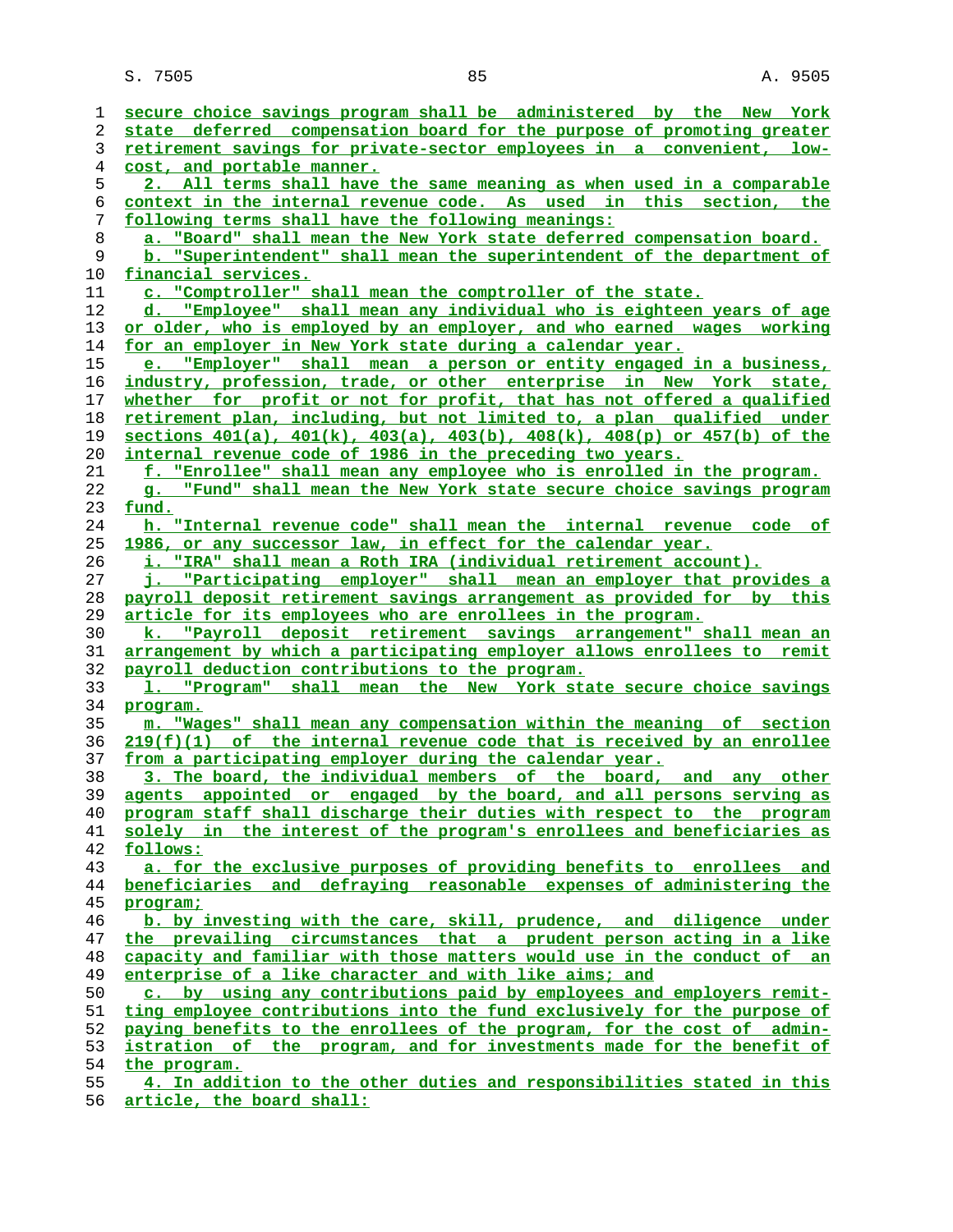secure choice savings program shall be administered by the New York state deferred compensation board for the purpose of promoting greater retirement savings for private-sector employees in a convenient, low-cost, and portable manner.

2. All terms shall have the same meaning as when used in a comparable context in the internal revenue code. As used in this section, the following terms shall have the following meanings:

a. "Board" shall mean the New York state deferred compensation board.

b. "Superintendent" shall mean the superintendent of the department of financial services.

c. "Comptroller" shall mean the comptroller of the state.

d. "Employee" shall mean any individual who is eighteen years of age or older, who is employed by an employer, and who earned wages working for an employer in New York state during a calendar year.

e. "Employer" shall mean a person or entity engaged in a business, industry, profession, trade, or other enterprise in New York state, whether for profit or not for profit, that has not offered a qualified retirement plan, including, but not limited to, a plan qualified under sections 401(a), 401(k), 403(a), 403(b), 408(k), 408(p) or 457(b) of the internal revenue code of 1986 in the preceding two years.

f. "Enrollee" shall mean any employee who is enrolled in the program.

g. "Fund" shall mean the New York state secure choice savings program fund.

h. "Internal revenue code" shall mean the internal revenue code of 1986, or any successor law, in effect for the calendar year.

i. "IRA" shall mean a Roth IRA (individual retirement account).

j. "Participating employer" shall mean an employer that provides a payroll deposit retirement savings arrangement as provided for by this article for its employees who are enrollees in the program.

k. "Payroll deposit retirement savings arrangement" shall mean an arrangement by which a participating employer allows enrollees to remit payroll deduction contributions to the program.

l. "Program" shall mean the New York state secure choice savings program.

m. "Wages" shall mean any compensation within the meaning of section 219(f)(1) of the internal revenue code that is received by an enrollee from a participating employer during the calendar year.

3. The board, the individual members of the board, and any other agents appointed or engaged by the board, and all persons serving as program staff shall discharge their duties with respect to the program solely in the interest of the program's enrollees and beneficiaries as follows:

a. for the exclusive purposes of providing benefits to enrollees and beneficiaries and defraying reasonable expenses of administering the program;

b. by investing with the care, skill, prudence, and diligence under the prevailing circumstances that a prudent person acting in a like capacity and familiar with those matters would use in the conduct of an enterprise of a like character and with like aims; and

c. by using any contributions paid by employees and employers remitting employee contributions into the fund exclusively for the purpose of paying benefits to the enrollees of the program, for the cost of administration of the program, and for investments made for the benefit of the program.

4. In addition to the other duties and responsibilities stated in this article, the board shall: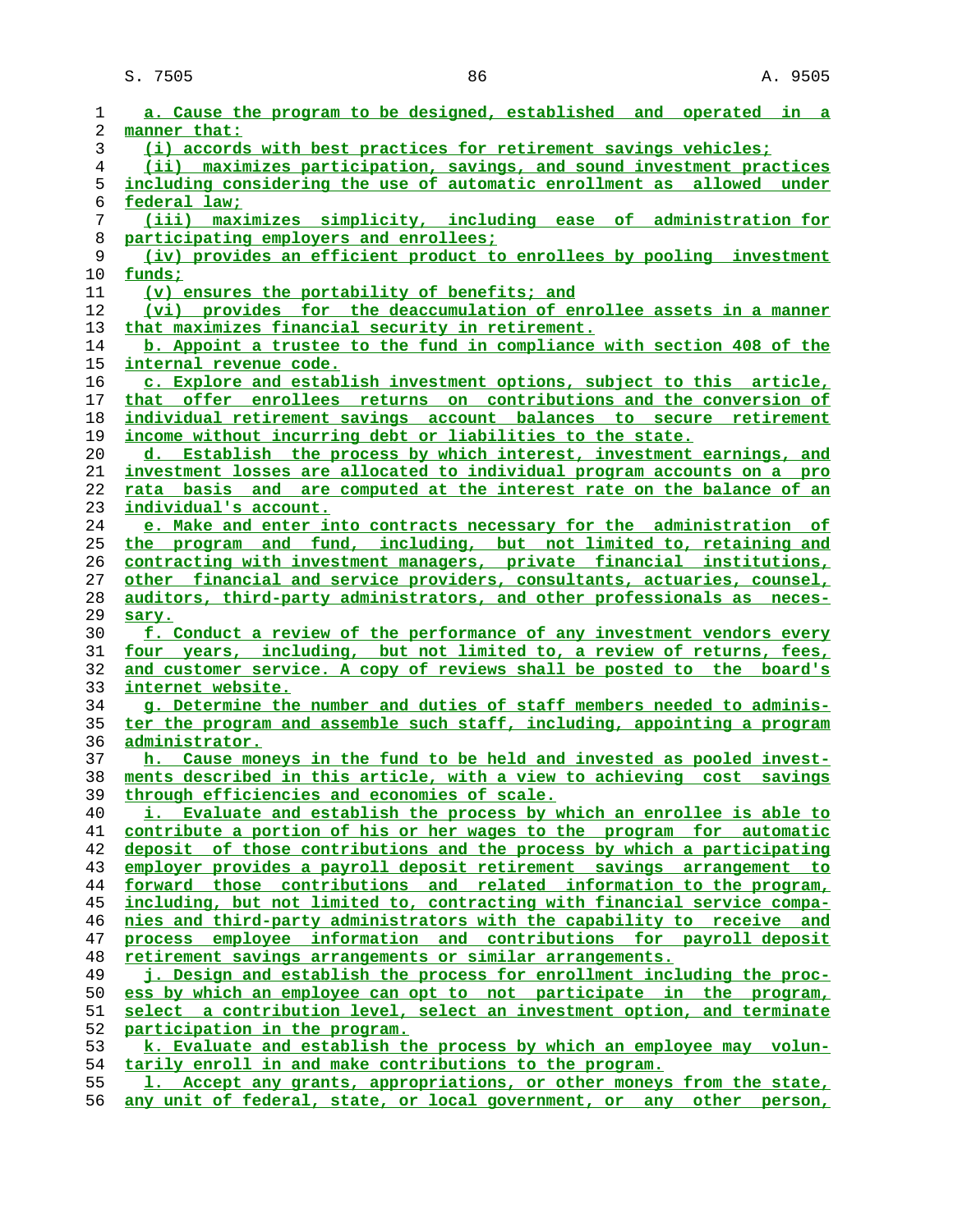a. Cause the program to be designed, established and operated in a manner that:

(i) accords with best practices for retirement savings vehicles;

(ii) maximizes participation, savings, and sound investment practices including considering the use of automatic enrollment as allowed under federal law;

(iii) maximizes simplicity, including ease of administration for participating employers and enrollees;

(iv) provides an efficient product to enrollees by pooling investment funds;

(v) ensures the portability of benefits; and

(vi) provides for the deaccumulation of enrollee assets in a manner that maximizes financial security in retirement.

b. Appoint a trustee to the fund in compliance with section 408 of the internal revenue code.

c. Explore and establish investment options, subject to this article, that offer enrollees returns on contributions and the conversion of individual retirement savings account balances to secure retirement income without incurring debt or liabilities to the state.

d. Establish the process by which interest, investment earnings, and investment losses are allocated to individual program accounts on a pro rata basis and are computed at the interest rate on the balance of an individual's account.

e. Make and enter into contracts necessary for the administration of the program and fund, including, but not limited to, retaining and contracting with investment managers, private financial institutions, other financial and service providers, consultants, actuaries, counsel, auditors, third-party administrators, and other professionals as necessary.

f. Conduct a review of the performance of any investment vendors every four years, including, but not limited to, a review of returns, fees, and customer service. A copy of reviews shall be posted to the board's internet website.

g. Determine the number and duties of staff members needed to administer the program and assemble such staff, including, appointing a program administrator.

h. Cause moneys in the fund to be held and invested as pooled investments described in this article, with a view to achieving cost savings through efficiencies and economies of scale.

i. Evaluate and establish the process by which an enrollee is able to contribute a portion of his or her wages to the program for automatic deposit of those contributions and the process by which a participating employer provides a payroll deposit retirement savings arrangement to forward those contributions and related information to the program, including, but not limited to, contracting with financial service companies and third-party administrators with the capability to receive and process employee information and contributions for payroll deposit retirement savings arrangements or similar arrangements.

j. Design and establish the process for enrollment including the process by which an employee can opt to not participate in the program, select a contribution level, select an investment option, and terminate participation in the program.

k. Evaluate and establish the process by which an employee may voluntarily enroll in and make contributions to the program.

l. Accept any grants, appropriations, or other moneys from the state, any unit of federal, state, or local government, or any other person,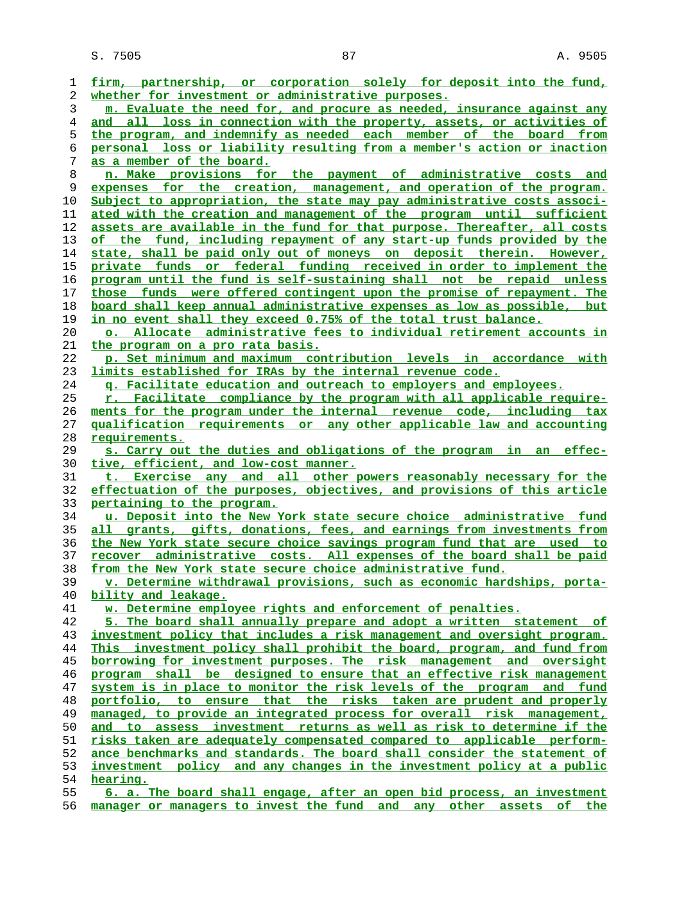firm, partnership, or corporation solely for deposit into the fund, whether for investment or administrative purposes.

m. Evaluate the need for, and procure as needed, insurance against any and all loss in connection with the property, assets, or activities of the program, and indemnify as needed each member of the board from personal loss or liability resulting from a member's action or inaction as a member of the board.

n. Make provisions for the payment of administrative costs and expenses for the creation, management, and operation of the program. Subject to appropriation, the state may pay administrative costs associated with the creation and management of the program until sufficient assets are available in the fund for that purpose. Thereafter, all costs of the fund, including repayment of any start-up funds provided by the state, shall be paid only out of moneys on deposit therein. However, private funds or federal funding received in order to implement the program until the fund is self-sustaining shall not be repaid unless those funds were offered contingent upon the promise of repayment. The board shall keep annual administrative expenses as low as possible, but in no event shall they exceed 0.75% of the total trust balance.

o. Allocate administrative fees to individual retirement accounts in the program on a pro rata basis.

p. Set minimum and maximum contribution levels in accordance with limits established for IRAs by the internal revenue code.

q. Facilitate education and outreach to employers and employees.

r. Facilitate compliance by the program with all applicable requirements for the program under the internal revenue code, including tax qualification requirements or any other applicable law and accounting requirements.

s. Carry out the duties and obligations of the program in an effective, efficient, and low-cost manner.

t. Exercise any and all other powers reasonably necessary for the effectuation of the purposes, objectives, and provisions of this article pertaining to the program.

u. Deposit into the New York state secure choice administrative fund all grants, gifts, donations, fees, and earnings from investments from the New York state secure choice savings program fund that are used to recover administrative costs. All expenses of the board shall be paid from the New York state secure choice administrative fund.

v. Determine withdrawal provisions, such as economic hardships, portability and leakage.

w. Determine employee rights and enforcement of penalties.

5. The board shall annually prepare and adopt a written statement of investment policy that includes a risk management and oversight program. This investment policy shall prohibit the board, program, and fund from borrowing for investment purposes. The risk management and oversight program shall be designed to ensure that an effective risk management system is in place to monitor the risk levels of the program and fund portfolio, to ensure that the risks taken are prudent and properly managed, to provide an integrated process for overall risk management, and to assess investment returns as well as risk to determine if the risks taken are adequately compensated compared to applicable performance benchmarks and standards. The board shall consider the statement of investment policy and any changes in the investment policy at a public hearing.

6. a. The board shall engage, after an open bid process, an investment manager or managers to invest the fund and any other assets of the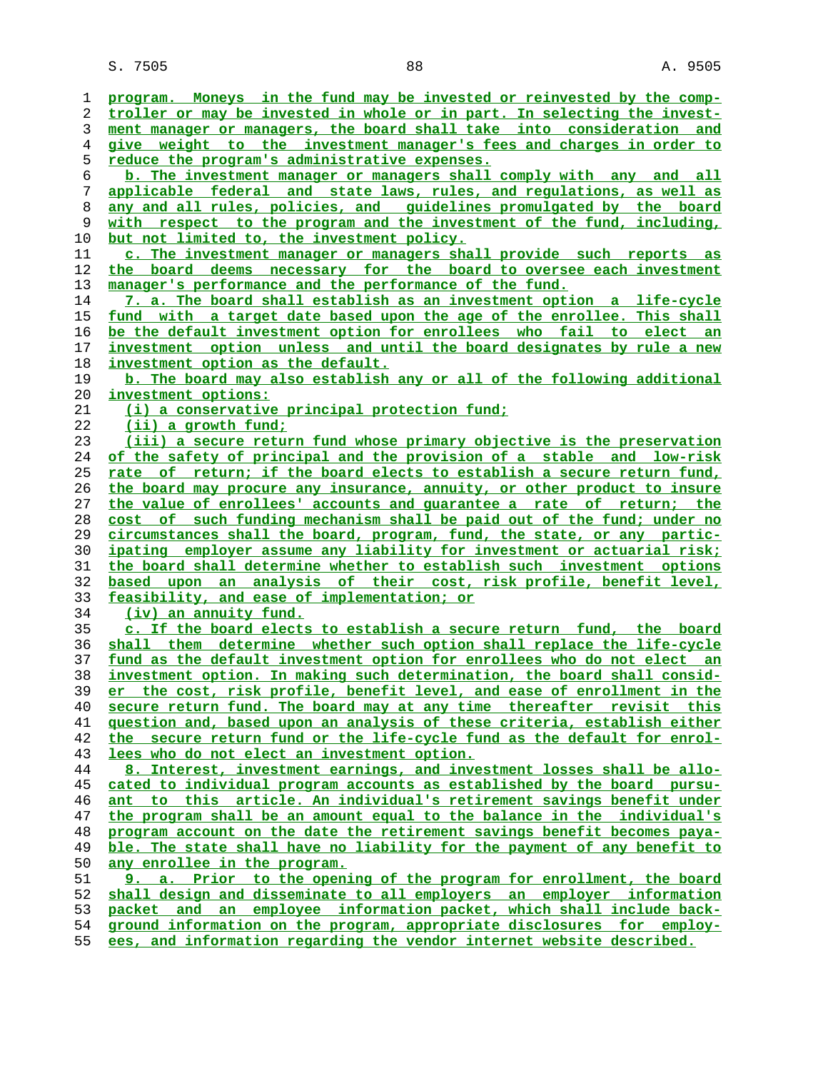program. Moneys in the fund may be invested or reinvested by the comptroller or may be invested in whole or in part. In selecting the investment manager or managers, the board shall take into consideration and give weight to the investment manager's fees and charges in order to reduce the program's administrative expenses.

b. The investment manager or managers shall comply with any and all applicable federal and state laws, rules, and regulations, as well as any and all rules, policies, and guidelines promulgated by the board with respect to the program and the investment of the fund, including, but not limited to, the investment policy.

c. The investment manager or managers shall provide such reports as the board deems necessary for the board to oversee each investment manager's performance and the performance of the fund.

7. a. The board shall establish as an investment option a life-cycle fund with a target date based upon the age of the enrollee. This shall be the default investment option for enrollees who fail to elect an investment option unless and until the board designates by rule a new investment option as the default.

b. The board may also establish any or all of the following additional investment options:

(i) a conservative principal protection fund;

(ii) a growth fund;

(iii) a secure return fund whose primary objective is the preservation of the safety of principal and the provision of a stable and low-risk rate of return; if the board elects to establish a secure return fund, the board may procure any insurance, annuity, or other product to insure the value of enrollees' accounts and guarantee a rate of return; the cost of such funding mechanism shall be paid out of the fund; under no circumstances shall the board, program, fund, the state, or any participating employer assume any liability for investment or actuarial risk; the board shall determine whether to establish such investment options based upon an analysis of their cost, risk profile, benefit level, feasibility, and ease of implementation; or

(iv) an annuity fund.

c. If the board elects to establish a secure return fund, the board shall them determine whether such option shall replace the life-cycle fund as the default investment option for enrollees who do not elect an investment option. In making such determination, the board shall consider the cost, risk profile, benefit level, and ease of enrollment in the secure return fund. The board may at any time thereafter revisit this question and, based upon an analysis of these criteria, establish either the secure return fund or the life-cycle fund as the default for enrollees who do not elect an investment option.

8. Interest, investment earnings, and investment losses shall be allocated to individual program accounts as established by the board pursuant to this article. An individual's retirement savings benefit under the program shall be an amount equal to the balance in the individual's program account on the date the retirement savings benefit becomes payable. The state shall have no liability for the payment of any benefit to any enrollee in the program.

9. a. Prior to the opening of the program for enrollment, the board shall design and disseminate to all employers an employer information packet and an employee information packet, which shall include background information on the program, appropriate disclosures for employees, and information regarding the vendor internet website described.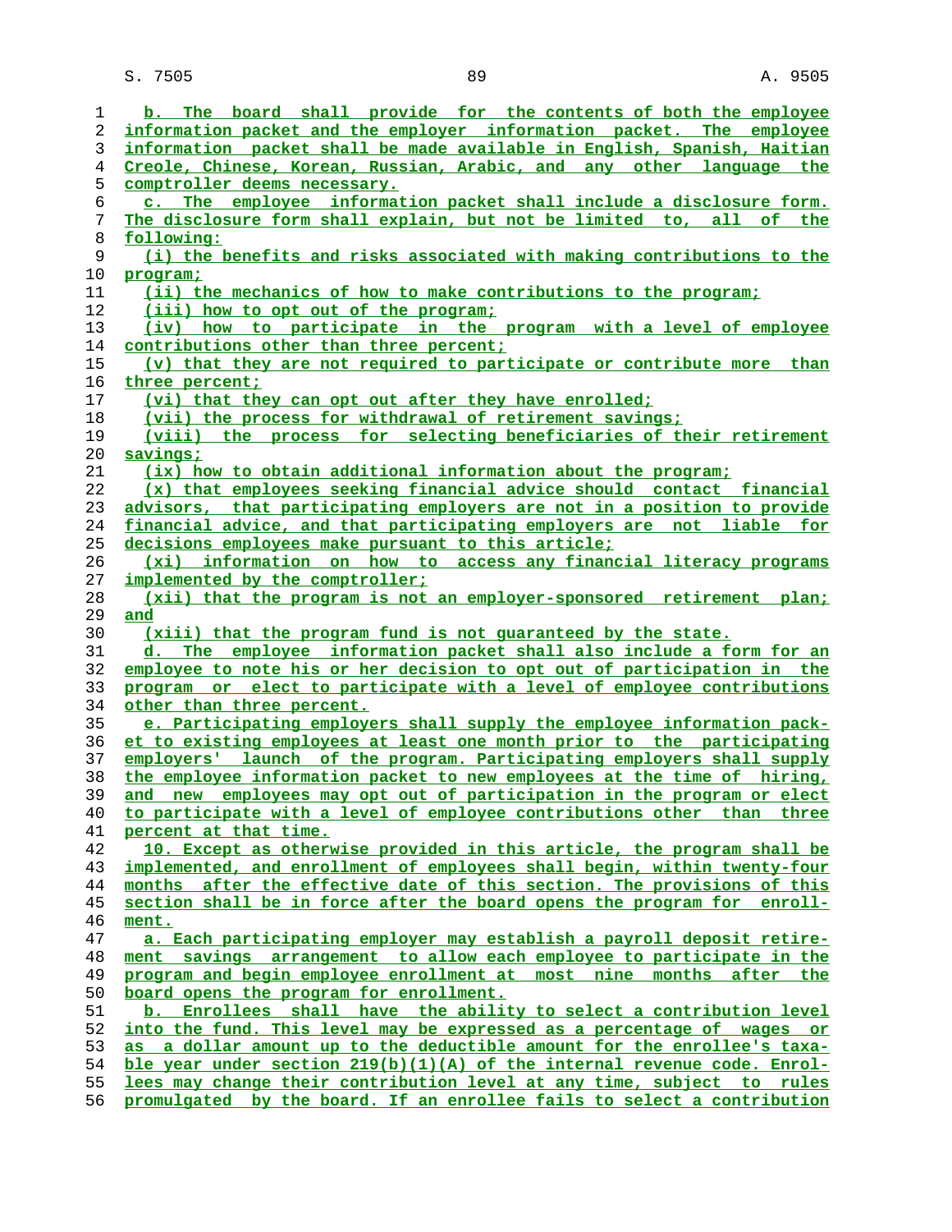b. The board shall provide for the contents of both the employee information packet and the employer information packet. The employee information packet shall be made available in English, Spanish, Haitian Creole, Chinese, Korean, Russian, Arabic, and any other language the comptroller deems necessary.

c. The employee information packet shall include a disclosure form. The disclosure form shall explain, but not be limited to, all of the following:

(i) the benefits and risks associated with making contributions to the program;

(ii) the mechanics of how to make contributions to the program;

(iii) how to opt out of the program;

(iv) how to participate in the program with a level of employee contributions other than three percent;

(v) that they are not required to participate or contribute more than three percent;

(vi) that they can opt out after they have enrolled;

(vii) the process for withdrawal of retirement savings;

(viii) the process for selecting beneficiaries of their retirement savings;

(ix) how to obtain additional information about the program;

(x) that employees seeking financial advice should contact financial advisors, that participating employers are not in a position to provide financial advice, and that participating employers are not liable for decisions employees make pursuant to this article;

(xi) information on how to access any financial literacy programs implemented by the comptroller;

(xii) that the program is not an employer-sponsored retirement plan; and

(xiii) that the program fund is not guaranteed by the state.

d. The employee information packet shall also include a form for an employee to note his or her decision to opt out of participation in the program or elect to participate with a level of employee contributions other than three percent.

e. Participating employers shall supply the employee information packet to existing employees at least one month prior to the participating employers' launch of the program. Participating employers shall supply the employee information packet to new employees at the time of hiring, and new employees may opt out of participation in the program or elect to participate with a level of employee contributions other than three percent at that time.

10. Except as otherwise provided in this article, the program shall be implemented, and enrollment of employees shall begin, within twenty-four months after the effective date of this section. The provisions of this section shall be in force after the board opens the program for enrollment.

a. Each participating employer may establish a payroll deposit retirement savings arrangement to allow each employee to participate in the program and begin employee enrollment at most nine months after the board opens the program for enrollment.

b. Enrollees shall have the ability to select a contribution level into the fund. This level may be expressed as a percentage of wages or as a dollar amount up to the deductible amount for the enrollee's taxable year under section 219(b)(1)(A) of the internal revenue code. Enrollees may change their contribution level at any time, subject to rules promulgated by the board. If an enrollee fails to select a contribution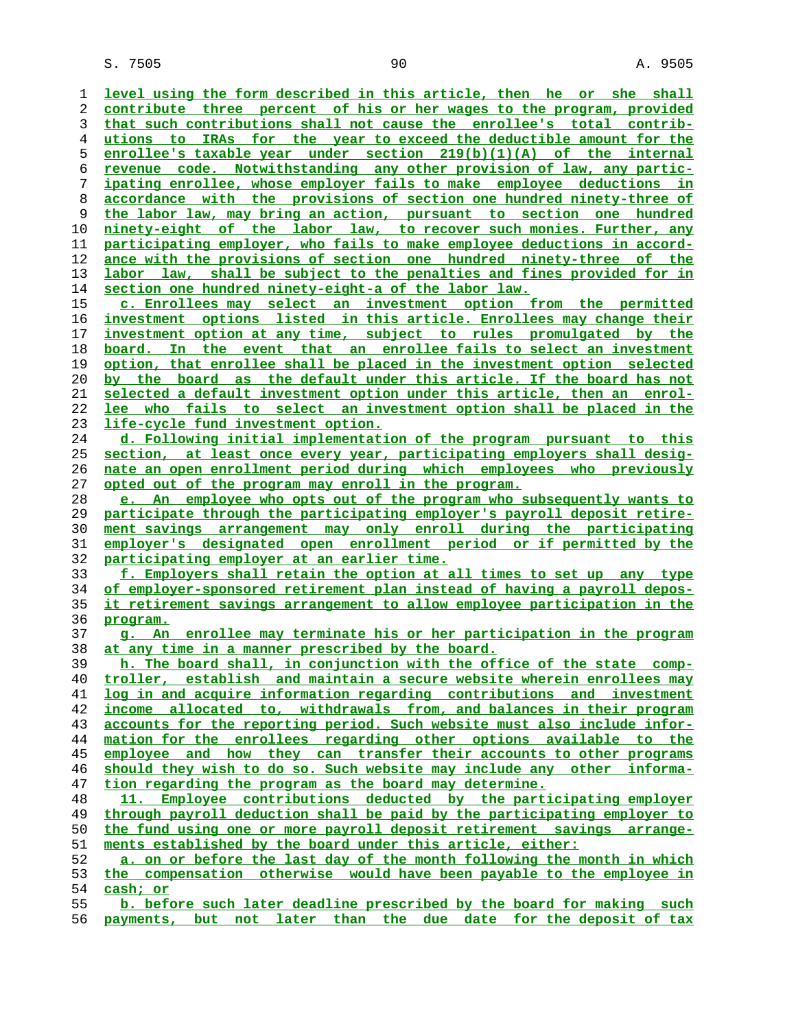level using the form described in this article, then he or she shall contribute three percent of his or her wages to the program, provided that such contributions shall not cause the enrollee's total contributions to IRAs for the year to exceed the deductible amount for the enrollee's taxable year under section 219(b)(1)(A) of the internal revenue code. Notwithstanding any other provision of law, any participating enrollee, whose employer fails to make employee deductions in accordance with the provisions of section one hundred ninety-three of the labor law, may bring an action, pursuant to section one hundred ninety-eight of the labor law, to recover such monies. Further, any participating employer, who fails to make employee deductions in accordance with the provisions of section one hundred ninety-three of the labor law, shall be subject to the penalties and fines provided for in section one hundred ninety-eight-a of the labor law.

c. Enrollees may select an investment option from the permitted investment options listed in this article. Enrollees may change their investment option at any time, subject to rules promulgated by the board. In the event that an enrollee fails to select an investment option, that enrollee shall be placed in the investment option selected by the board as the default under this article. If the board has not selected a default investment option under this article, then an enrollee who fails to select an investment option shall be placed in the life-cycle fund investment option.

d. Following initial implementation of the program pursuant to this section, at least once every year, participating employers shall designate an open enrollment period during which employees who previously opted out of the program may enroll in the program.

e. An employee who opts out of the program who subsequently wants to participate through the participating employer's payroll deposit retirement savings arrangement may only enroll during the participating employer's designated open enrollment period or if permitted by the participating employer at an earlier time.

f. Employers shall retain the option at all times to set up any type of employer-sponsored retirement plan instead of having a payroll deposit retirement savings arrangement to allow employee participation in the program.

g. An enrollee may terminate his or her participation in the program at any time in a manner prescribed by the board.

h. The board shall, in conjunction with the office of the state comptroller, establish and maintain a secure website wherein enrollees may log in and acquire information regarding contributions and investment income allocated to, withdrawals from, and balances in their program accounts for the reporting period. Such website must also include information for the enrollees regarding other options available to the employee and how they can transfer their accounts to other programs should they wish to do so. Such website may include any other information regarding the program as the board may determine.

11. Employee contributions deducted by the participating employer through payroll deduction shall be paid by the participating employer to the fund using one or more payroll deposit retirement savings arrangements established by the board under this article, either:

a. on or before the last day of the month following the month in which the compensation otherwise would have been payable to the employee in cash; or

b. before such later deadline prescribed by the board for making such payments, but not later than the due date for the deposit of tax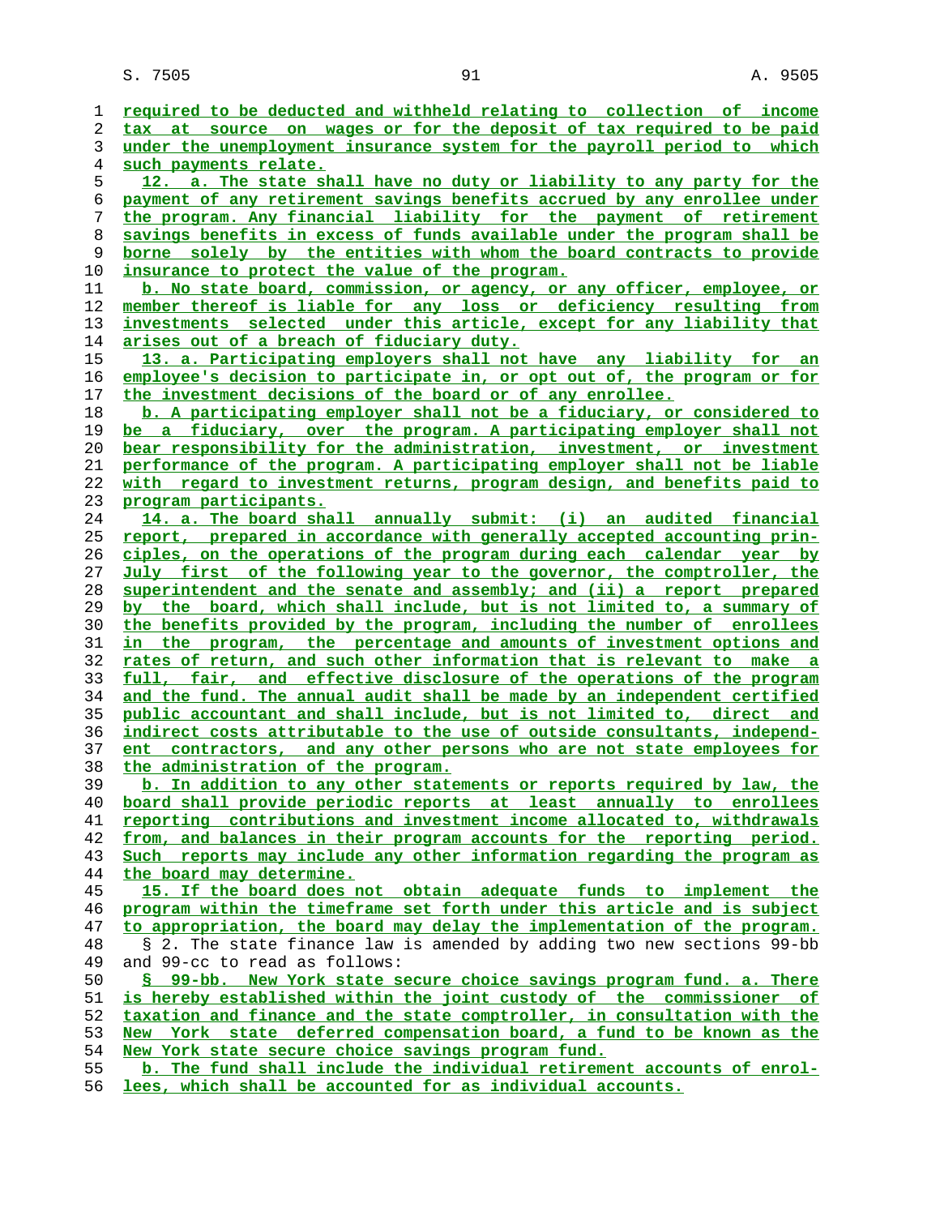required to be deducted and withheld relating to collection of income tax at source on wages or for the deposit of tax required to be paid under the unemployment insurance system for the payroll period to which such payments relate.

12. a. The state shall have no duty or liability to any party for the payment of any retirement savings benefits accrued by any enrollee under the program. Any financial liability for the payment of retirement savings benefits in excess of funds available under the program shall be borne solely by the entities with whom the board contracts to provide insurance to protect the value of the program.

b. No state board, commission, or agency, or any officer, employee, or member thereof is liable for any loss or deficiency resulting from investments selected under this article, except for any liability that arises out of a breach of fiduciary duty.

13. a. Participating employers shall not have any liability for an employee's decision to participate in, or opt out of, the program or for the investment decisions of the board or of any enrollee.

b. A participating employer shall not be a fiduciary, or considered to be a fiduciary, over the program. A participating employer shall not bear responsibility for the administration, investment, or investment performance of the program. A participating employer shall not be liable with regard to investment returns, program design, and benefits paid to program participants.

14. a. The board shall annually submit: (i) an audited financial report, prepared in accordance with generally accepted accounting principles, on the operations of the program during each calendar year by July first of the following year to the governor, the comptroller, the superintendent and the senate and assembly; and (ii) a report prepared by the board, which shall include, but is not limited to, a summary of the benefits provided by the program, including the number of enrollees in the program, the percentage and amounts of investment options and rates of return, and such other information that is relevant to make a full, fair, and effective disclosure of the operations of the program and the fund. The annual audit shall be made by an independent certified public accountant and shall include, but is not limited to, direct and indirect costs attributable to the use of outside consultants, independent contractors, and any other persons who are not state employees for the administration of the program.

b. In addition to any other statements or reports required by law, the board shall provide periodic reports at least annually to enrollees reporting contributions and investment income allocated to, withdrawals from, and balances in their program accounts for the reporting period. Such reports may include any other information regarding the program as the board may determine.

15. If the board does not obtain adequate funds to implement the program within the timeframe set forth under this article and is subject to appropriation, the board may delay the implementation of the program.

§ 2. The state finance law is amended by adding two new sections 99-bb and 99-cc to read as follows:

§ 99-bb. New York state secure choice savings program fund. a. There is hereby established within the joint custody of the commissioner of taxation and finance and the state comptroller, in consultation with the New York state deferred compensation board, a fund to be known as the New York state secure choice savings program fund.

b. The fund shall include the individual retirement accounts of enrollees, which shall be accounted for as individual accounts.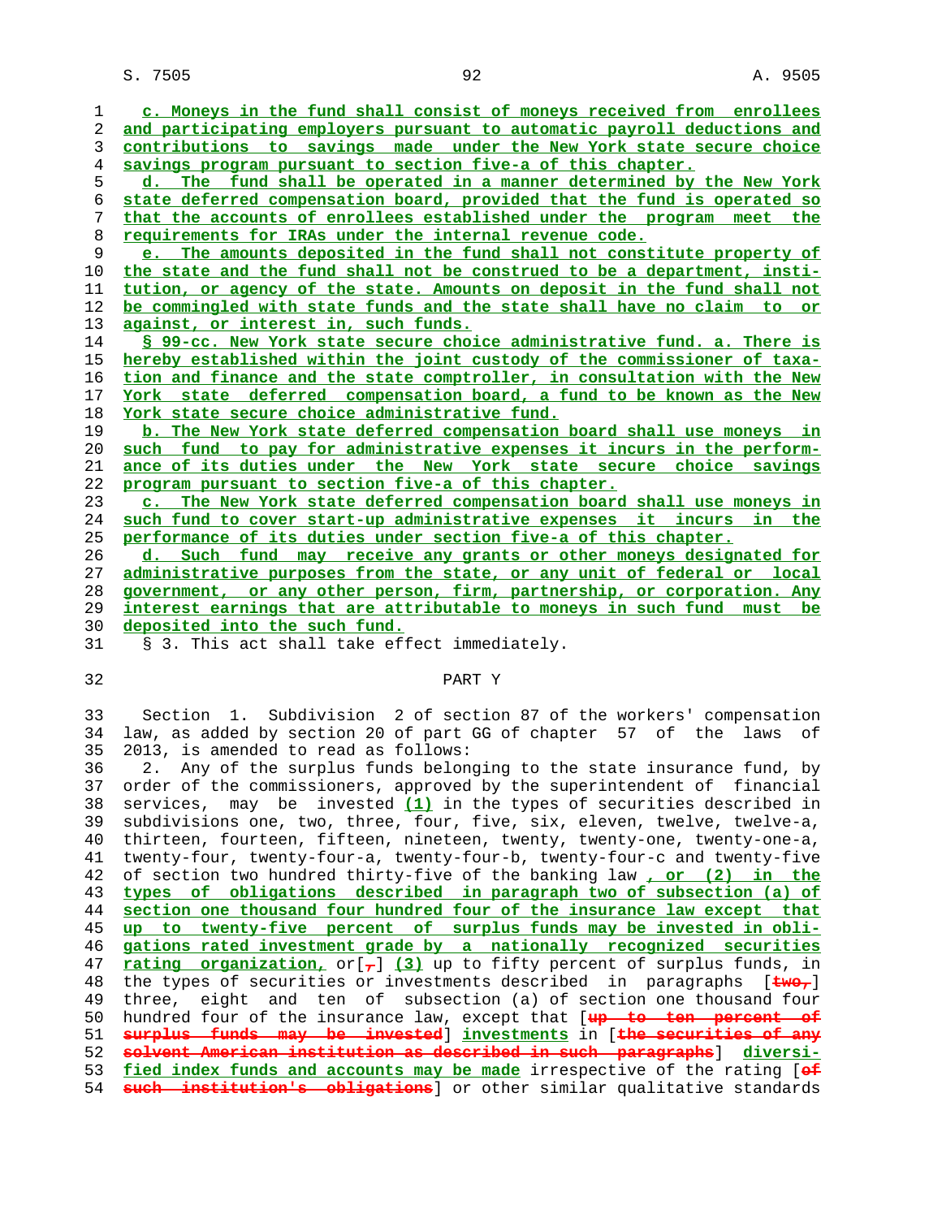c. Moneys in the fund shall consist of moneys received from enrollees and participating employers pursuant to automatic payroll deductions and contributions to savings made under the New York state secure choice savings program pursuant to section five-a of this chapter.

d. The fund shall be operated in a manner determined by the New York state deferred compensation board, provided that the fund is operated so that the accounts of enrollees established under the program meet the requirements for IRAs under the internal revenue code.

e. The amounts deposited in the fund shall not constitute property of the state and the fund shall not be construed to be a department, institution, or agency of the state. Amounts on deposit in the fund shall not be commingled with state funds and the state shall have no claim to or against, or interest in, such funds.

§ 99-cc. New York state secure choice administrative fund. a. There is hereby established within the joint custody of the commissioner of taxation and finance and the state comptroller, in consultation with the New York state deferred compensation board, a fund to be known as the New York state secure choice administrative fund.

b. The New York state deferred compensation board shall use moneys in such fund to pay for administrative expenses it incurs in the performance of its duties under the New York state secure choice savings program pursuant to section five-a of this chapter.

c. The New York state deferred compensation board shall use moneys in such fund to cover start-up administrative expenses it incurs in the performance of its duties under section five-a of this chapter.

d. Such fund may receive any grants or other moneys designated for administrative purposes from the state, or any unit of federal or local government, or any other person, firm, partnership, or corporation. Any interest earnings that are attributable to moneys in such fund must be deposited into the such fund.

§ 3. This act shall take effect immediately.

PART Y

Section 1. Subdivision 2 of section 87 of the workers' compensation law, as added by section 20 of part GG of chapter 57 of the laws of 2013, is amended to read as follows:

2. Any of the surplus funds belonging to the state insurance fund, by order of the commissioners, approved by the superintendent of financial services, may be invested (1) in the types of securities described in subdivisions one, two, three, four, five, six, eleven, twelve, twelve-a, thirteen, fourteen, fifteen, nineteen, twenty, twenty-one, twenty-one-a, twenty-four, twenty-four-a, twenty-four-b, twenty-four-c and twenty-five of section two hundred thirty-five of the banking law , or (2) in the types of obligations described in paragraph two of subsection (a) of section one thousand four hundred four of the insurance law except that up to twenty-five percent of surplus funds may be invested in obligations rated investment grade by a nationally recognized securities rating organization, or[,] (3) up to fifty percent of surplus funds, in the types of securities or investments described in paragraphs [two,] three, eight and ten of subsection (a) of section one thousand four hundred four of the insurance law, except that [up to ten percent of surplus funds may be invested] investments in [the securities of any solvent American institution as described in such paragraphs] diversified index funds and accounts may be made irrespective of the rating [of such institution's obligations] or other similar qualitative standards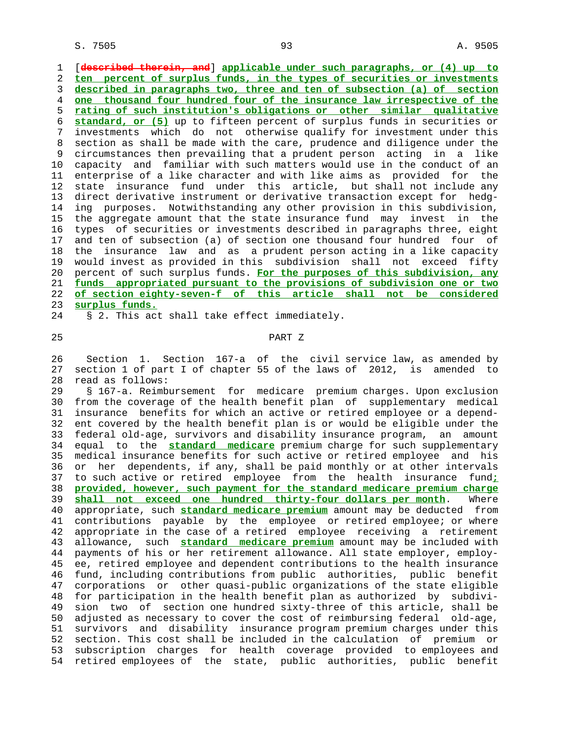[described therein, and] applicable under such paragraphs, or (4) up to ten percent of surplus funds, in the types of securities or investments described in paragraphs two, three and ten of subsection (a) of section one thousand four hundred four of the insurance law irrespective of the rating of such institution's obligations or other similar qualitative standard, or (5) up to fifteen percent of surplus funds in securities or investments which do not otherwise qualify for investment under this section as shall be made with the care, prudence and diligence under the circumstances then prevailing that a prudent person acting in a like capacity and familiar with such matters would use in the conduct of an enterprise of a like character and with like aims as provided for the state insurance fund under this article, but shall not include any direct derivative instrument or derivative transaction except for hedging purposes. Notwithstanding any other provision in this subdivision, the aggregate amount that the state insurance fund may invest in the types of securities or investments described in paragraphs three, eight and ten of subsection (a) of section one thousand four hundred four of the insurance law and as a prudent person acting in a like capacity would invest as provided in this subdivision shall not exceed fifty percent of such surplus funds. For the purposes of this subdivision, any funds appropriated pursuant to the provisions of subdivision one or two of section eighty-seven-f of this article shall not be considered surplus funds.

§ 2. This act shall take effect immediately.

PART Z

Section 1. Section 167-a of the civil service law, as amended by section 1 of part I of chapter 55 of the laws of 2012, is amended to read as follows:

§ 167-a. Reimbursement for medicare premium charges. Upon exclusion from the coverage of the health benefit plan of supplementary medical insurance benefits for which an active or retired employee or a dependent covered by the health benefit plan is or would be eligible under the federal old-age, survivors and disability insurance program, an amount equal to the standard medicare premium charge for such supplementary medical insurance benefits for such active or retired employee and his or her dependents, if any, shall be paid monthly or at other intervals to such active or retired employee from the health insurance fund; provided, however, such payment for the standard medicare premium charge shall not exceed one hundred thirty-four dollars per month. Where appropriate, such standard medicare premium amount may be deducted from contributions payable by the employee or retired employee; or where appropriate in the case of a retired employee receiving a retirement allowance, such standard medicare premium amount may be included with payments of his or her retirement allowance. All state employer, employee, retired employee and dependent contributions to the health insurance fund, including contributions from public authorities, public benefit corporations or other quasi-public organizations of the state eligible for participation in the health benefit plan as authorized by subdivision two of section one hundred sixty-three of this article, shall be adjusted as necessary to cover the cost of reimbursing federal old-age, survivors and disability insurance program premium charges under this section. This cost shall be included in the calculation of premium or subscription charges for health coverage provided to employees and retired employees of the state, public authorities, public benefit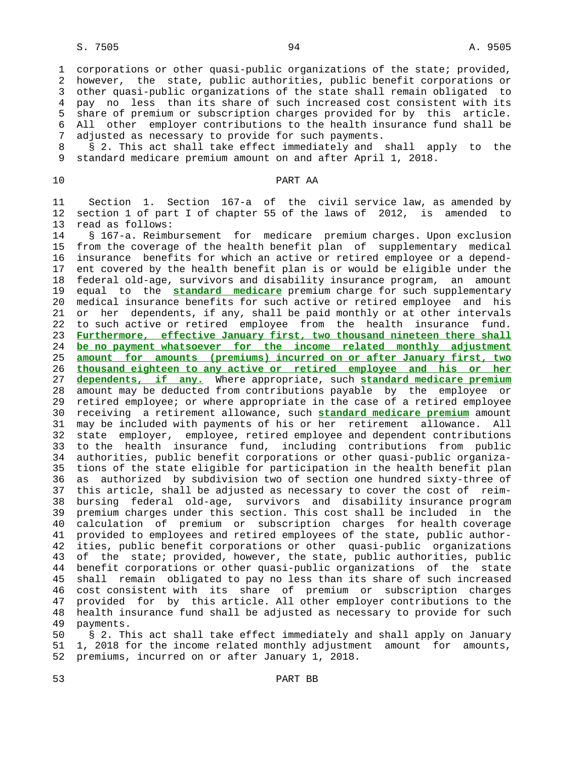corporations or other quasi-public organizations of the state; provided, however, the state, public authorities, public benefit corporations or other quasi-public organizations of the state shall remain obligated to pay no less than its share of such increased cost consistent with its share of premium or subscription charges provided for by this article. All other employer contributions to the health insurance fund shall be adjusted as necessary to provide for such payments.

§ 2. This act shall take effect immediately and shall apply to the standard medicare premium amount on and after April 1, 2018.

PART AA

Section 1. Section 167-a of the civil service law, as amended by section 1 of part I of chapter 55 of the laws of 2012, is amended to read as follows:

§ 167-a. Reimbursement for medicare premium charges. Upon exclusion from the coverage of the health benefit plan of supplementary medical insurance benefits for which an active or retired employee or a dependent covered by the health benefit plan is or would be eligible under the federal old-age, survivors and disability insurance program, an amount equal to the **standard medicare** premium charge for such supplementary medical insurance benefits for such active or retired employee and his or her dependents, if any, shall be paid monthly or at other intervals to such active or retired employee from the health insurance fund. **Furthermore, effective January first, two thousand nineteen there shall be no payment whatsoever for the income related monthly adjustment amount for amounts (premiums) incurred on or after January first, two thousand eighteen to any active or retired employee and his or her dependents, if any.** Where appropriate, such **standard medicare premium** amount may be deducted from contributions payable by the employee or retired employee; or where appropriate in the case of a retired employee receiving a retirement allowance, such **standard medicare premium** amount may be included with payments of his or her retirement allowance. All state employer, employee, retired employee and dependent contributions to the health insurance fund, including contributions from public authorities, public benefit corporations or other quasi-public organizations of the state eligible for participation in the health benefit plan as authorized by subdivision two of section one hundred sixty-three of this article, shall be adjusted as necessary to cover the cost of reimbursing federal old-age, survivors and disability insurance program premium charges under this section. This cost shall be included in the calculation of premium or subscription charges for health coverage provided to employees and retired employees of the state, public authorities, public benefit corporations or other quasi-public organizations of the state; provided, however, the state, public authorities, public benefit corporations or other quasi-public organizations of the state shall remain obligated to pay no less than its share of such increased cost consistent with its share of premium or subscription charges provided for by this article. All other employer contributions to the health insurance fund shall be adjusted as necessary to provide for such payments.

§ 2. This act shall take effect immediately and shall apply on January 1, 2018 for the income related monthly adjustment amount for amounts, premiums, incurred on or after January 1, 2018.

PART BB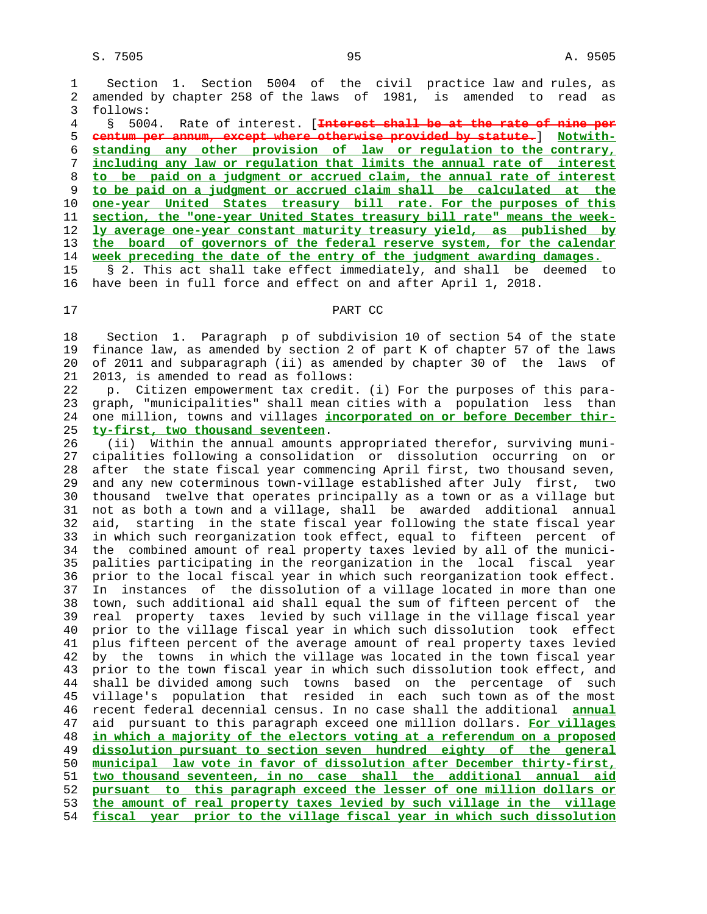Section 1. Section 5004 of the civil practice law and rules, as amended by chapter 258 of the laws of 1981, is amended to read as follows:

§ 5004. Rate of interest. [~~Interest shall be at the rate of nine per centum per annum, except where otherwise provided by statute.~~] **Notwithstanding any other provision of law or regulation to the contrary, including any law or regulation that limits the annual rate of interest to be paid on a judgment or accrued claim, the annual rate of interest to be paid on a judgment or accrued claim shall be calculated at the one-year United States treasury bill rate. For the purposes of this section, the "one-year United States treasury bill rate" means the weekly average one-year constant maturity treasury yield, as published by the board of governors of the federal reserve system, for the calendar week preceding the date of the entry of the judgment awarding damages.**

§ 2. This act shall take effect immediately, and shall be deemed to have been in full force and effect on and after April 1, 2018.

## PART CC

Section 1. Paragraph p of subdivision 10 of section 54 of the state finance law, as amended by section 2 of part K of chapter 57 of the laws of 2011 and subparagraph (ii) as amended by chapter 30 of the laws of 2013, is amended to read as follows:

p. Citizen empowerment tax credit. (i) For the purposes of this paragraph, "municipalities" shall mean cities with a population less than one million, towns and villages **incorporated on or before December thirty-first, two thousand seventeen**.

(ii) Within the annual amounts appropriated therefor, surviving municipalities following a consolidation or dissolution occurring on or after the state fiscal year commencing April first, two thousand seven, and any new coterminous town-village established after July first, two thousand twelve that operates principally as a town or as a village but not as both a town and a village, shall be awarded additional annual aid, starting in the state fiscal year following the state fiscal year in which such reorganization took effect, equal to fifteen percent of the combined amount of real property taxes levied by all of the municipalities participating in the reorganization in the local fiscal year prior to the local fiscal year in which such reorganization took effect. In instances of the dissolution of a village located in more than one town, such additional aid shall equal the sum of fifteen percent of the real property taxes levied by such village in the village fiscal year prior to the village fiscal year in which such dissolution took effect plus fifteen percent of the average amount of real property taxes levied by the towns in which the village was located in the town fiscal year prior to the town fiscal year in which such dissolution took effect, and shall be divided among such towns based on the percentage of such village's population that resided in each such town as of the most recent federal decennial census. In no case shall the additional **annual** aid pursuant to this paragraph exceed one million dollars. **For villages in which a majority of the electors voting at a referendum on a proposed dissolution pursuant to section seven hundred eighty of the general municipal law vote in favor of dissolution after December thirty-first, two thousand seventeen, in no case shall the additional annual aid pursuant to this paragraph exceed the lesser of one million dollars or the amount of real property taxes levied by such village in the village fiscal year prior to the village fiscal year in which such dissolution**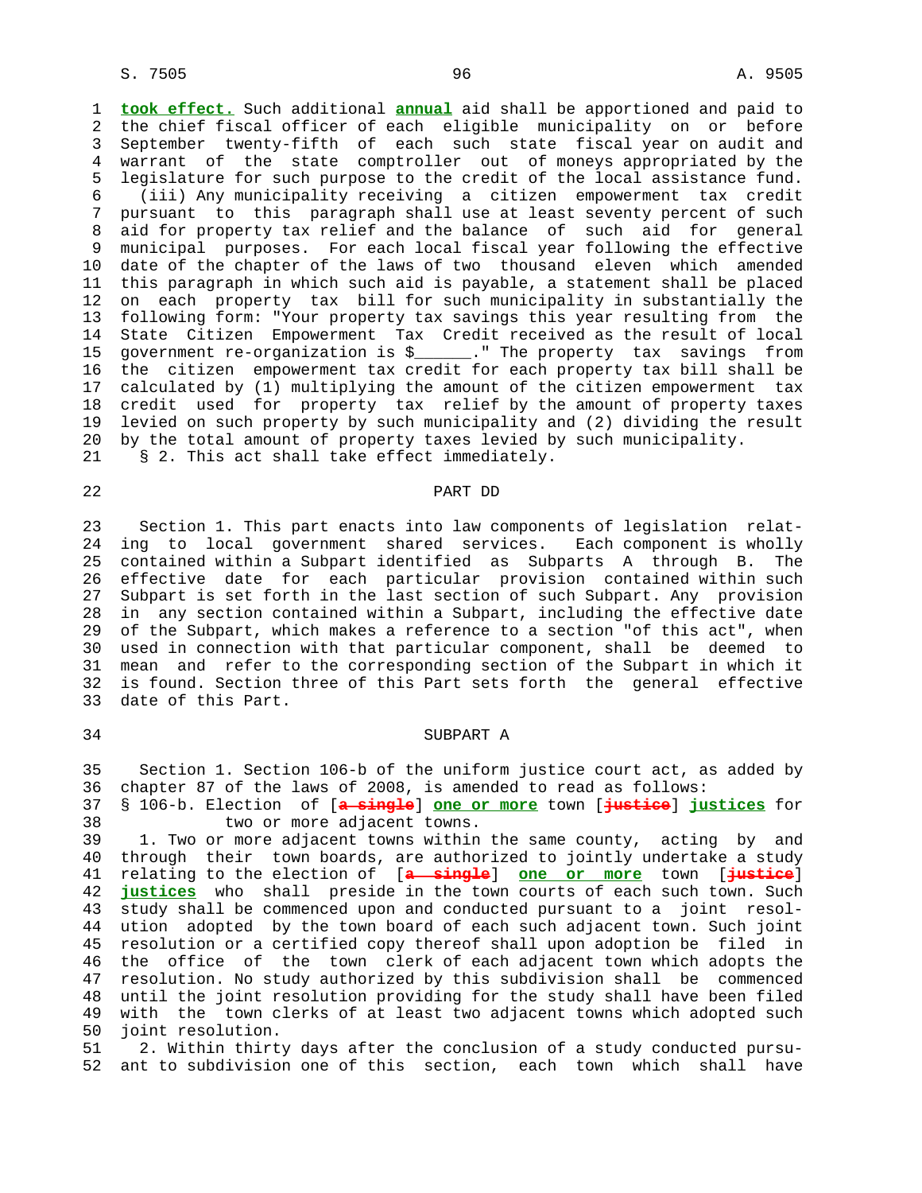**took effect.** Such additional **annual** aid shall be apportioned and paid to the chief fiscal officer of each eligible municipality on or before September twenty-fifth of each such state fiscal year on audit and warrant of the state comptroller out of moneys appropriated by the legislature for such purpose to the credit of the local assistance fund.

(iii) Any municipality receiving a citizen empowerment tax credit pursuant to this paragraph shall use at least seventy percent of such aid for property tax relief and the balance of such aid for general municipal purposes. For each local fiscal year following the effective date of the chapter of the laws of two thousand eleven which amended this paragraph in which such aid is payable, a statement shall be placed on each property tax bill for such municipality in substantially the following form: "Your property tax savings this year resulting from the State Citizen Empowerment Tax Credit received as the result of local government re-organization is $______." The property tax savings from the citizen empowerment tax credit for each property tax bill shall be calculated by (1) multiplying the amount of the citizen empowerment tax credit used for property tax relief by the amount of property taxes levied on such property by such municipality and (2) dividing the result by the total amount of property taxes levied by such municipality.

§ 2. This act shall take effect immediately.

PART DD

Section 1. This part enacts into law components of legislation relating to local government shared services. Each component is wholly contained within a Subpart identified as Subparts A through B. The effective date for each particular provision contained within such Subpart is set forth in the last section of such Subpart. Any provision in any section contained within a Subpart, including the effective date of the Subpart, which makes a reference to a section "of this act", when used in connection with that particular component, shall be deemed to mean and refer to the corresponding section of the Subpart in which it is found. Section three of this Part sets forth the general effective date of this Part.

SUBPART A

Section 1. Section 106-b of the uniform justice court act, as added by chapter 87 of the laws of 2008, is amended to read as follows:

§ 106-b. Election of [~~a single~~] **one or more** town [~~justice~~] **justices** for two or more adjacent towns.

1. Two or more adjacent towns within the same county, acting by and through their town boards, are authorized to jointly undertake a study relating to the election of [~~a single~~] **one or more** town [~~justice~~] **justices** who shall preside in the town courts of each such town. Such study shall be commenced upon and conducted pursuant to a joint resolution adopted by the town board of each such adjacent town. Such joint resolution or a certified copy thereof shall upon adoption be filed in the office of the town clerk of each adjacent town which adopts the resolution. No study authorized by this subdivision shall be commenced until the joint resolution providing for the study shall have been filed with the town clerks of at least two adjacent towns which adopted such joint resolution.

2. Within thirty days after the conclusion of a study conducted pursuant to subdivision one of this section, each town which shall have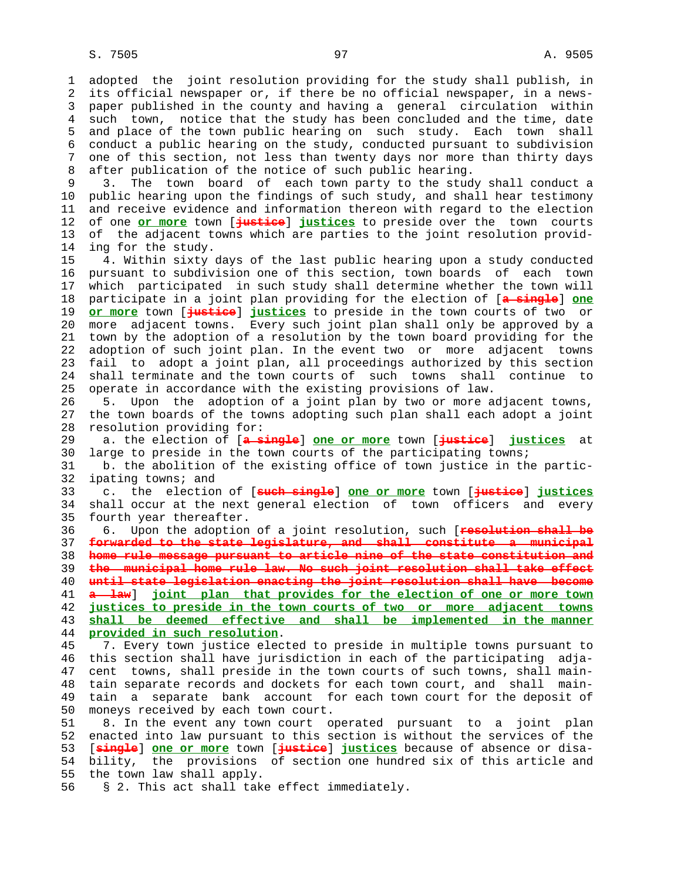adopted the joint resolution providing for the study shall publish, in its official newspaper or, if there be no official newspaper, in a newspaper published in the county and having a general circulation within such town, notice that the study has been concluded and the time, date and place of the town public hearing on such study. Each town shall conduct a public hearing on the study, conducted pursuant to subdivision one of this section, not less than twenty days nor more than thirty days after publication of the notice of such public hearing.

3. The town board of each town party to the study shall conduct a public hearing upon the findings of such study, and shall hear testimony and receive evidence and information thereon with regard to the election of one <u>or more</u> town [~~justice~~] <u>justices</u> to preside over the town courts of the adjacent towns which are parties to the joint resolution providing for the study.

4. Within sixty days of the last public hearing upon a study conducted pursuant to subdivision one of this section, town boards of each town which participated in such study shall determine whether the town will participate in a joint plan providing for the election of [~~a single~~] <u>one or more</u> town [~~justice~~] <u>justices</u> to preside in the town courts of two or more adjacent towns. Every such joint plan shall only be approved by a town by the adoption of a resolution by the town board providing for the adoption of such joint plan. In the event two or more adjacent towns fail to adopt a joint plan, all proceedings authorized by this section shall terminate and the town courts of such towns shall continue to operate in accordance with the existing provisions of law.

5. Upon the adoption of a joint plan by two or more adjacent towns, the town boards of the towns adopting such plan shall each adopt a joint resolution providing for:

a. the election of [~~a single~~] <u>one or more</u> town [~~justice~~] <u>justices</u> at large to preside in the town courts of the participating towns;

b. the abolition of the existing office of town justice in the participating towns; and

c. the election of [~~such single~~] <u>one or more</u> town [~~justice~~] <u>justices</u> shall occur at the next general election of town officers and every fourth year thereafter.

6. Upon the adoption of a joint resolution, such [~~resolution shall be forwarded to the state legislature, and shall constitute a municipal home rule message pursuant to article nine of the state constitution and the municipal home rule law. No such joint resolution shall take effect until state legislation enacting the joint resolution shall have become a law~~] <u>joint plan that provides for the election of one or more town justices to preside in the town courts of two or more adjacent towns shall be deemed effective and shall be implemented in the manner provided in such resolution</u>.

7. Every town justice elected to preside in multiple towns pursuant to this section shall have jurisdiction in each of the participating adjacent towns, shall preside in the town courts of such towns, shall maintain separate records and dockets for each town court, and shall maintain a separate bank account for each town court for the deposit of moneys received by each town court.

8. In the event any town court operated pursuant to a joint plan enacted into law pursuant to this section is without the services of the [~~single~~] <u>one or more</u> town [~~justice~~] <u>justices</u> because of absence or disability, the provisions of section one hundred six of this article and the town law shall apply.

§ 2. This act shall take effect immediately.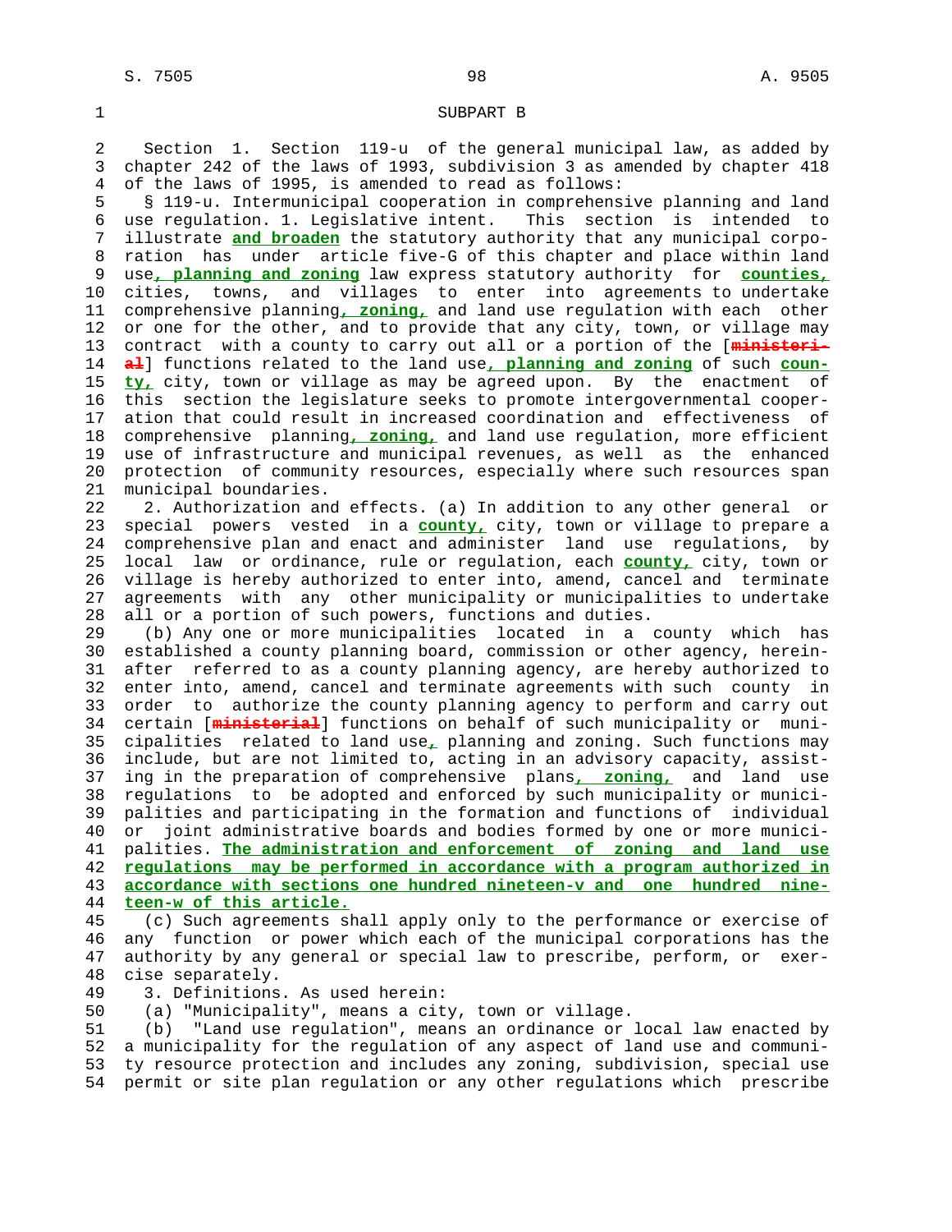SUBPART B

Section 1. Section 119-u of the general municipal law, as added by chapter 242 of the laws of 1993, subdivision 3 as amended by chapter 418 of the laws of 1995, is amended to read as follows:

§ 119-u. Intermunicipal cooperation in comprehensive planning and land use regulation. 1. Legislative intent. This section is intended to illustrate **and broaden** the statutory authority that any municipal corporation has under article five-G of this chapter and place within land use**, planning and zoning** law express statutory authority for **counties,** cities, towns, and villages to enter into agreements to undertake comprehensive planning**, zoning,** and land use regulation with each other or one for the other, and to provide that any city, town, or village may contract with a county to carry out all or a portion of the [~~ministerial~~] functions related to the land use**, planning and zoning** of such **county,** city, town or village as may be agreed upon. By the enactment of this section the legislature seeks to promote intergovernmental cooperation that could result in increased coordination and effectiveness of comprehensive planning**, zoning,** and land use regulation, more efficient use of infrastructure and municipal revenues, as well as the enhanced protection of community resources, especially where such resources span municipal boundaries.

2. Authorization and effects. (a) In addition to any other general or special powers vested in a **county,** city, town or village to prepare a comprehensive plan and enact and administer land use regulations, by local law or ordinance, rule or regulation, each **county,** city, town or village is hereby authorized to enter into, amend, cancel and terminate agreements with any other municipality or municipalities to undertake all or a portion of such powers, functions and duties.

(b) Any one or more municipalities located in a county which has established a county planning board, commission or other agency, hereinafter referred to as a county planning agency, are hereby authorized to enter into, amend, cancel and terminate agreements with such county in order to authorize the county planning agency to perform and carry out certain [~~ministerial~~] functions on behalf of such municipality or municipalities related to land use**,** planning and zoning. Such functions may include, but are not limited to, acting in an advisory capacity, assisting in the preparation of comprehensive plans**, zoning,** and land use regulations to be adopted and enforced by such municipality or municipalities and participating in the formation and functions of individual or joint administrative boards and bodies formed by one or more municipalities. **The administration and enforcement of zoning and land use regulations may be performed in accordance with a program authorized in accordance with sections one hundred nineteen-v and one hundred nineteen-w of this article.**

(c) Such agreements shall apply only to the performance or exercise of any function or power which each of the municipal corporations has the authority by any general or special law to prescribe, perform, or exercise separately.

3. Definitions. As used herein:

(a) "Municipality", means a city, town or village.

(b) "Land use regulation", means an ordinance or local law enacted by a municipality for the regulation of any aspect of land use and community resource protection and includes any zoning, subdivision, special use permit or site plan regulation or any other regulations which prescribe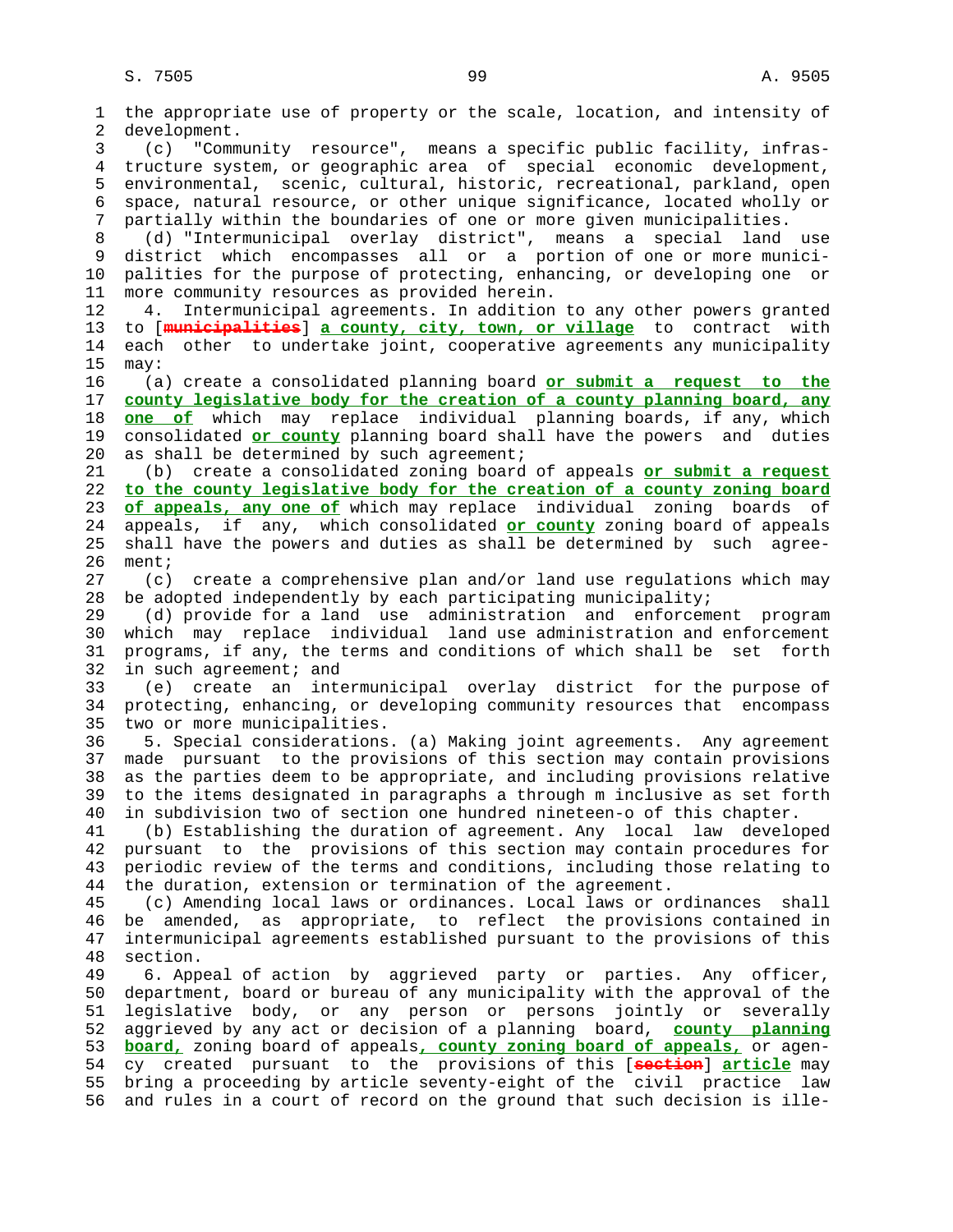the appropriate use of property or the scale, location, and intensity of development.

(c) "Community resource", means a specific public facility, infrastructure system, or geographic area of special economic development, environmental, scenic, cultural, historic, recreational, parkland, open space, natural resource, or other unique significance, located wholly or partially within the boundaries of one or more given municipalities.

(d) "Intermunicipal overlay district", means a special land use district which encompasses all or a portion of one or more municipalities for the purpose of protecting, enhancing, or developing one or more community resources as provided herein.

4. Intermunicipal agreements. In addition to any other powers granted to [~~municipalities~~] **a county, city, town, or village** to contract with each other to undertake joint, cooperative agreements any municipality may:

(a) create a consolidated planning board **or submit a request to the county legislative body for the creation of a county planning board, any one of** which may replace individual planning boards, if any, which consolidated **or county** planning board shall have the powers and duties as shall be determined by such agreement;

(b) create a consolidated zoning board of appeals **or submit a request to the county legislative body for the creation of a county zoning board of appeals, any one of** which may replace individual zoning boards of appeals, if any, which consolidated **or county** zoning board of appeals shall have the powers and duties as shall be determined by such agreement;

(c) create a comprehensive plan and/or land use regulations which may be adopted independently by each participating municipality;

(d) provide for a land use administration and enforcement program which may replace individual land use administration and enforcement programs, if any, the terms and conditions of which shall be set forth in such agreement; and

(e) create an intermunicipal overlay district for the purpose of protecting, enhancing, or developing community resources that encompass two or more municipalities.

5. Special considerations. (a) Making joint agreements. Any agreement made pursuant to the provisions of this section may contain provisions as the parties deem to be appropriate, and including provisions relative to the items designated in paragraphs a through m inclusive as set forth in subdivision two of section one hundred nineteen-o of this chapter.

(b) Establishing the duration of agreement. Any local law developed pursuant to the provisions of this section may contain procedures for periodic review of the terms and conditions, including those relating to the duration, extension or termination of the agreement.

(c) Amending local laws or ordinances. Local laws or ordinances shall be amended, as appropriate, to reflect the provisions contained in intermunicipal agreements established pursuant to the provisions of this section.

6. Appeal of action by aggrieved party or parties. Any officer, department, board or bureau of any municipality with the approval of the legislative body, or any person or persons jointly or severally aggrieved by any act or decision of a planning board, **county planning board,** zoning board of appeals**, county zoning board of appeals,** or agency created pursuant to the provisions of this [~~section~~] **article** may bring a proceeding by article seventy-eight of the civil practice law and rules in a court of record on the ground that such decision is ille-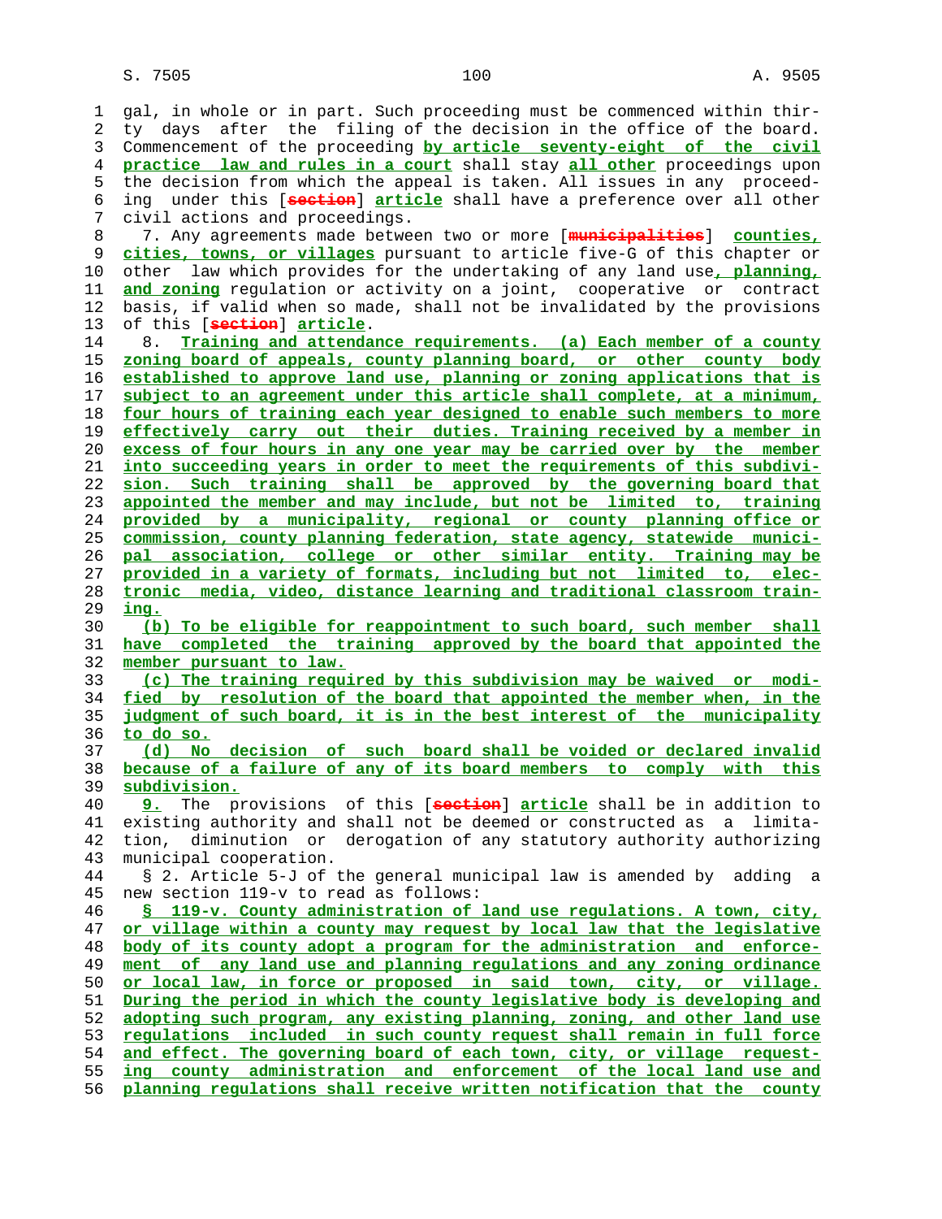gal, in whole or in part. Such proceeding must be commenced within thirty days after the filing of the decision in the office of the board. Commencement of the proceeding by article seventy-eight of the civil practice law and rules in a court shall stay all other proceedings upon the decision from which the appeal is taken. All issues in any proceeding under this [section] article shall have a preference over all other civil actions and proceedings.

7. Any agreements made between two or more [municipalities] counties, cities, towns, or villages pursuant to article five-G of this chapter or other law which provides for the undertaking of any land use, planning, and zoning regulation or activity on a joint, cooperative or contract basis, if valid when so made, shall not be invalidated by the provisions of this [section] article.

8. Training and attendance requirements. (a) Each member of a county zoning board of appeals, county planning board, or other county body established to approve land use, planning or zoning applications that is subject to an agreement under this article shall complete, at a minimum, four hours of training each year designed to enable such members to more effectively carry out their duties. Training received by a member in excess of four hours in any one year may be carried over by the member into succeeding years in order to meet the requirements of this subdivision. Such training shall be approved by the governing board that appointed the member and may include, but not be limited to, training provided by a municipality, regional or county planning office or commission, county planning federation, state agency, statewide municipal association, college or other similar entity. Training may be provided in a variety of formats, including but not limited to, electronic media, video, distance learning and traditional classroom training.

(b) To be eligible for reappointment to such board, such member shall have completed the training approved by the board that appointed the member pursuant to law.

(c) The training required by this subdivision may be waived or modified by resolution of the board that appointed the member when, in the judgment of such board, it is in the best interest of the municipality to do so.

(d) No decision of such board shall be voided or declared invalid because of a failure of any of its board members to comply with this subdivision.

9. The provisions of this [section] article shall be in addition to existing authority and shall not be deemed or constructed as a limitation, diminution or derogation of any statutory authority authorizing municipal cooperation.

§ 2. Article 5-J of the general municipal law is amended by adding a new section 119-v to read as follows:

§ 119-v. County administration of land use regulations. A town, city, or village within a county may request by local law that the legislative body of its county adopt a program for the administration and enforcement of any land use and planning regulations and any zoning ordinance or local law, in force or proposed in said town, city, or village. During the period in which the county legislative body is developing and adopting such program, any existing planning, zoning, and other land use regulations included in such county request shall remain in full force and effect. The governing board of each town, city, or village requesting county administration and enforcement of the local land use and planning regulations shall receive written notification that the county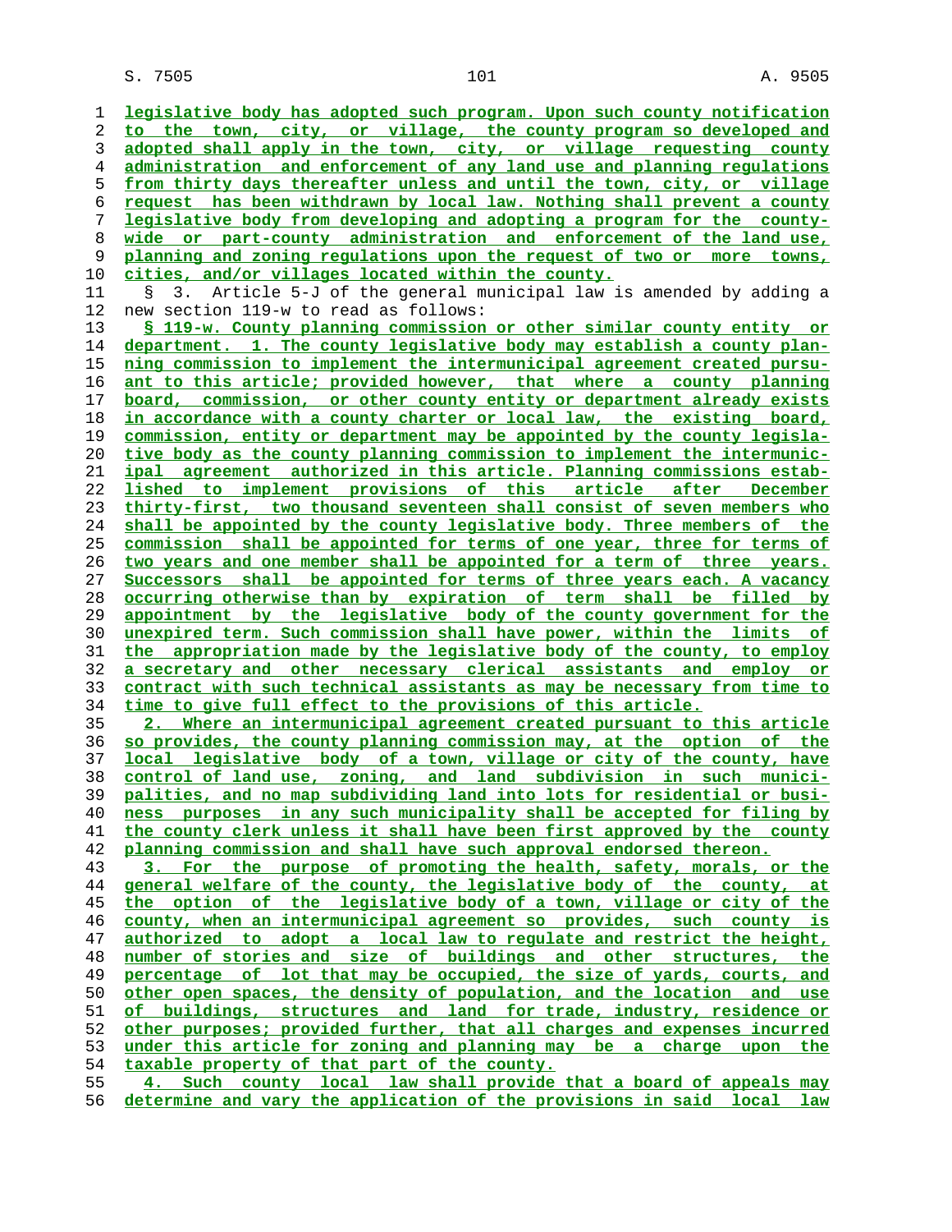legislative body has adopted such program. Upon such county notification to the town, city, or village, the county program so developed and adopted shall apply in the town, city, or village requesting county administration and enforcement of any land use and planning regulations from thirty days thereafter unless and until the town, city, or village request has been withdrawn by local law. Nothing shall prevent a county legislative body from developing and adopting a program for the county-wide or part-county administration and enforcement of the land use, planning and zoning regulations upon the request of two or more towns, cities, and/or villages located within the county.

§ 3. Article 5-J of the general municipal law is amended by adding a new section 119-w to read as follows:

§ 119-w. County planning commission or other similar county entity or department. 1. The county legislative body may establish a county planning commission to implement the intermunicipal agreement created pursuant to this article; provided however, that where a county planning board, commission, or other county entity or department already exists in accordance with a county charter or local law, the existing board, commission, entity or department may be appointed by the county legislative body as the county planning commission to implement the intermunicipal agreement authorized in this article. Planning commissions established to implement provisions of this article after December thirty-first, two thousand seventeen shall consist of seven members who shall be appointed by the county legislative body. Three members of the commission shall be appointed for terms of one year, three for terms of two years and one member shall be appointed for a term of three years. Successors shall be appointed for terms of three years each. A vacancy occurring otherwise than by expiration of term shall be filled by appointment by the legislative body of the county government for the unexpired term. Such commission shall have power, within the limits of the appropriation made by the legislative body of the county, to employ a secretary and other necessary clerical assistants and employ or contract with such technical assistants as may be necessary from time to time to give full effect to the provisions of this article.

2. Where an intermunicipal agreement created pursuant to this article so provides, the county planning commission may, at the option of the local legislative body of a town, village or city of the county, have control of land use, zoning, and land subdivision in such municipalities, and no map subdividing land into lots for residential or business purposes in any such municipality shall be accepted for filing by the county clerk unless it shall have been first approved by the county planning commission and shall have such approval endorsed thereon.

3. For the purpose of promoting the health, safety, morals, or the general welfare of the county, the legislative body of the county, at the option of the legislative body of a town, village or city of the county, when an intermunicipal agreement so provides, such county is authorized to adopt a local law to regulate and restrict the height, number of stories and size of buildings and other structures, the percentage of lot that may be occupied, the size of yards, courts, and other open spaces, the density of population, and the location and use of buildings, structures and land for trade, industry, residence or other purposes; provided further, that all charges and expenses incurred under this article for zoning and planning may be a charge upon the taxable property of that part of the county.

4. Such county local law shall provide that a board of appeals may determine and vary the application of the provisions in said local law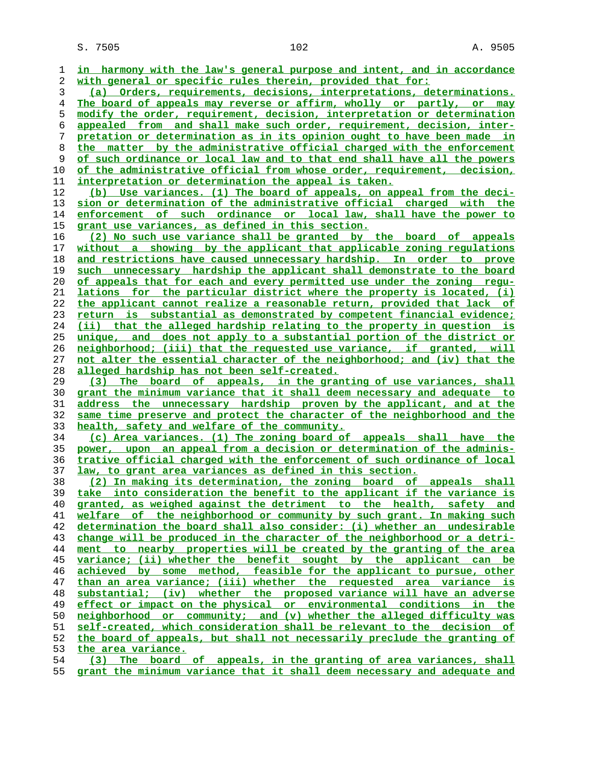in harmony with the law's general purpose and intent, and in accordance with general or specific rules therein, provided that for:

(a) Orders, requirements, decisions, interpretations, determinations. The board of appeals may reverse or affirm, wholly or partly, or may modify the order, requirement, decision, interpretation or determination appealed from and shall make such order, requirement, decision, interpretation or determination as in its opinion ought to have been made in the matter by the administrative official charged with the enforcement of such ordinance or local law and to that end shall have all the powers of the administrative official from whose order, requirement, decision, interpretation or determination the appeal is taken.

(b) Use variances. (1) The board of appeals, on appeal from the decision or determination of the administrative official charged with the enforcement of such ordinance or local law, shall have the power to grant use variances, as defined in this section.

(2) No such use variance shall be granted by the board of appeals without a showing by the applicant that applicable zoning regulations and restrictions have caused unnecessary hardship. In order to prove such unnecessary hardship the applicant shall demonstrate to the board of appeals that for each and every permitted use under the zoning regulations for the particular district where the property is located, (i) the applicant cannot realize a reasonable return, provided that lack of return is substantial as demonstrated by competent financial evidence; (ii) that the alleged hardship relating to the property in question is unique, and does not apply to a substantial portion of the district or neighborhood; (iii) that the requested use variance, if granted, will not alter the essential character of the neighborhood; and (iv) that the alleged hardship has not been self-created.

(3) The board of appeals, in the granting of use variances, shall grant the minimum variance that it shall deem necessary and adequate to address the unnecessary hardship proven by the applicant, and at the same time preserve and protect the character of the neighborhood and the health, safety and welfare of the community.

(c) Area variances. (1) The zoning board of appeals shall have the power, upon an appeal from a decision or determination of the administrative official charged with the enforcement of such ordinance of local law, to grant area variances as defined in this section.

(2) In making its determination, the zoning board of appeals shall take into consideration the benefit to the applicant if the variance is granted, as weighed against the detriment to the health, safety and welfare of the neighborhood or community by such grant. In making such determination the board shall also consider: (i) whether an undesirable change will be produced in the character of the neighborhood or a detriment to nearby properties will be created by the granting of the area variance; (ii) whether the benefit sought by the applicant can be achieved by some method, feasible for the applicant to pursue, other than an area variance; (iii) whether the requested area variance is substantial; (iv) whether the proposed variance will have an adverse effect or impact on the physical or environmental conditions in the neighborhood or community; and (v) whether the alleged difficulty was self-created, which consideration shall be relevant to the decision of the board of appeals, but shall not necessarily preclude the granting of the area variance.

(3) The board of appeals, in the granting of area variances, shall grant the minimum variance that it shall deem necessary and adequate and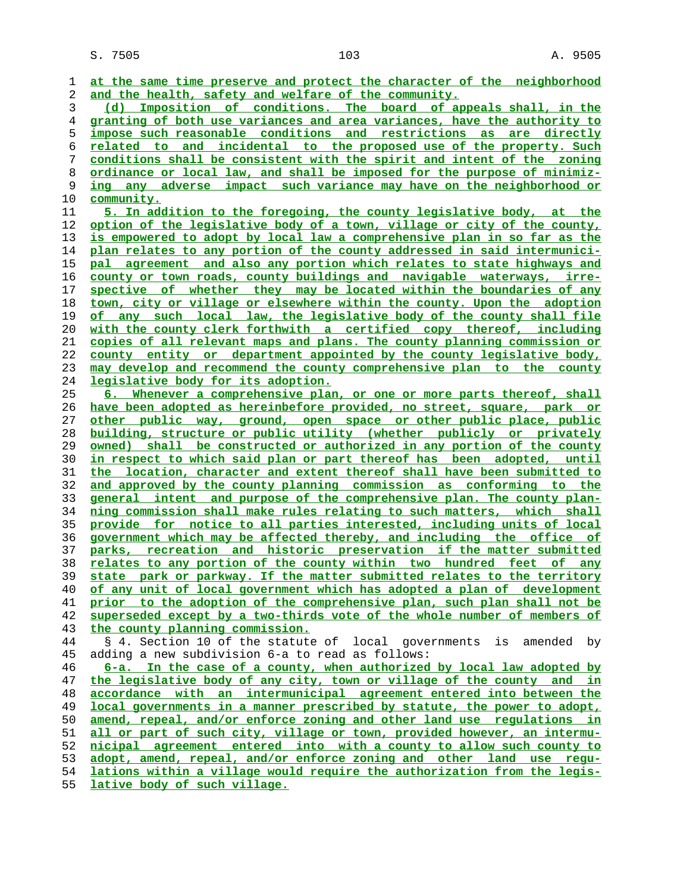at the same time preserve and protect the character of the neighborhood and the health, safety and welfare of the community.

(d) Imposition of conditions. The board of appeals shall, in the granting of both use variances and area variances, have the authority to impose such reasonable conditions and restrictions as are directly related to and incidental to the proposed use of the property. Such conditions shall be consistent with the spirit and intent of the zoning ordinance or local law, and shall be imposed for the purpose of minimizing any adverse impact such variance may have on the neighborhood or community.

5. In addition to the foregoing, the county legislative body, at the option of the legislative body of a town, village or city of the county, is empowered to adopt by local law a comprehensive plan in so far as the plan relates to any portion of the county addressed in said intermunicipal agreement and also any portion which relates to state highways and county or town roads, county buildings and navigable waterways, irrespective of whether they may be located within the boundaries of any town, city or village or elsewhere within the county. Upon the adoption of any such local law, the legislative body of the county shall file with the county clerk forthwith a certified copy thereof, including copies of all relevant maps and plans. The county planning commission or county entity or department appointed by the county legislative body, may develop and recommend the county comprehensive plan to the county legislative body for its adoption.

6. Whenever a comprehensive plan, or one or more parts thereof, shall have been adopted as hereinbefore provided, no street, square, park or other public way, ground, open space or other public place, public building, structure or public utility (whether publicly or privately owned) shall be constructed or authorized in any portion of the county in respect to which said plan or part thereof has been adopted, until the location, character and extent thereof shall have been submitted to and approved by the county planning commission as conforming to the general intent and purpose of the comprehensive plan. The county planning commission shall make rules relating to such matters, which shall provide for notice to all parties interested, including units of local government which may be affected thereby, and including the office of parks, recreation and historic preservation if the matter submitted relates to any portion of the county within two hundred feet of any state park or parkway. If the matter submitted relates to the territory of any unit of local government which has adopted a plan of development prior to the adoption of the comprehensive plan, such plan shall not be superseded except by a two-thirds vote of the whole number of members of the county planning commission.

§ 4. Section 10 of the statute of local governments is amended by adding a new subdivision 6-a to read as follows:

6-a. In the case of a county, when authorized by local law adopted by the legislative body of any city, town or village of the county and in accordance with an intermunicipal agreement entered into between the local governments in a manner prescribed by statute, the power to adopt, amend, repeal, and/or enforce zoning and other land use regulations in all or part of such city, village or town, provided however, an intermunicipal agreement entered into with a county to allow such county to adopt, amend, repeal, and/or enforce zoning and other land use regulations within a village would require the authorization from the legislative body of such village.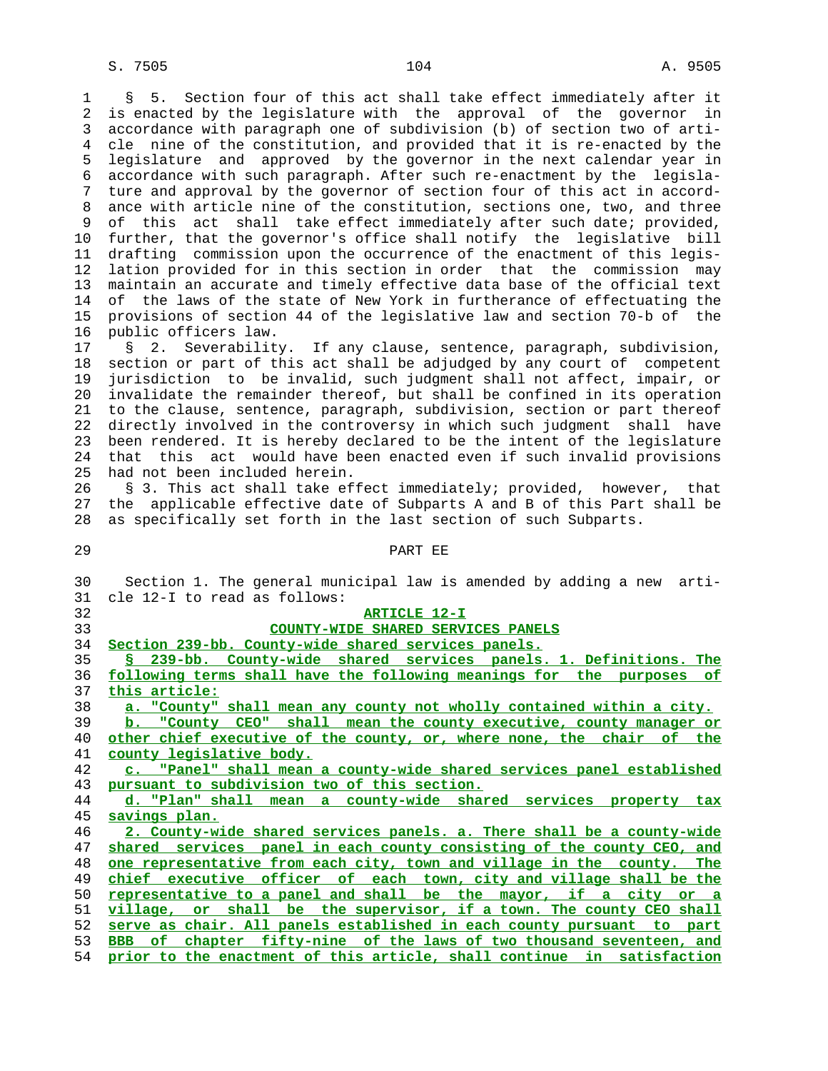§ 5. Section four of this act shall take effect immediately after it is enacted by the legislature with the approval of the governor in accordance with paragraph one of subdivision (b) of section two of article nine of the constitution, and provided that it is re-enacted by the legislature and approved by the governor in the next calendar year in accordance with such paragraph. After such re-enactment by the legislature and approval by the governor of section four of this act in accordance with article nine of the constitution, sections one, two, and three of this act shall take effect immediately after such date; provided, further, that the governor's office shall notify the legislative bill drafting commission upon the occurrence of the enactment of this legislation provided for in this section in order that the commission may maintain an accurate and timely effective data base of the official text of the laws of the state of New York in furtherance of effectuating the provisions of section 44 of the legislative law and section 70-b of the public officers law.

§ 2. Severability. If any clause, sentence, paragraph, subdivision, section or part of this act shall be adjudged by any court of competent jurisdiction to be invalid, such judgment shall not affect, impair, or invalidate the remainder thereof, but shall be confined in its operation to the clause, sentence, paragraph, subdivision, section or part thereof directly involved in the controversy in which such judgment shall have been rendered. It is hereby declared to be the intent of the legislature that this act would have been enacted even if such invalid provisions had not been included herein.

§ 3. This act shall take effect immediately; provided, however, that the applicable effective date of Subparts A and B of this Part shall be as specifically set forth in the last section of such Subparts.

PART EE

Section 1. The general municipal law is amended by adding a new article 12-I to read as follows:

ARTICLE 12-I

COUNTY-WIDE SHARED SERVICES PANELS

Section 239-bb. County-wide shared services panels.

§ 239-bb. County-wide shared services panels. 1. Definitions. The following terms shall have the following meanings for the purposes of this article:

a. "County" shall mean any county not wholly contained within a city.

b. "County CEO" shall mean the county executive, county manager or other chief executive of the county, or, where none, the chair of the county legislative body.

c. "Panel" shall mean a county-wide shared services panel established pursuant to subdivision two of this section.

d. "Plan" shall mean a county-wide shared services property tax savings plan.

2. County-wide shared services panels. a. There shall be a county-wide shared services panel in each county consisting of the county CEO, and one representative from each city, town and village in the county. The chief executive officer of each town, city and village shall be the representative to a panel and shall be the mayor, if a city or a village, or shall be the supervisor, if a town. The county CEO shall serve as chair. All panels established in each county pursuant to part BBB of chapter fifty-nine of the laws of two thousand seventeen, and prior to the enactment of this article, shall continue in satisfaction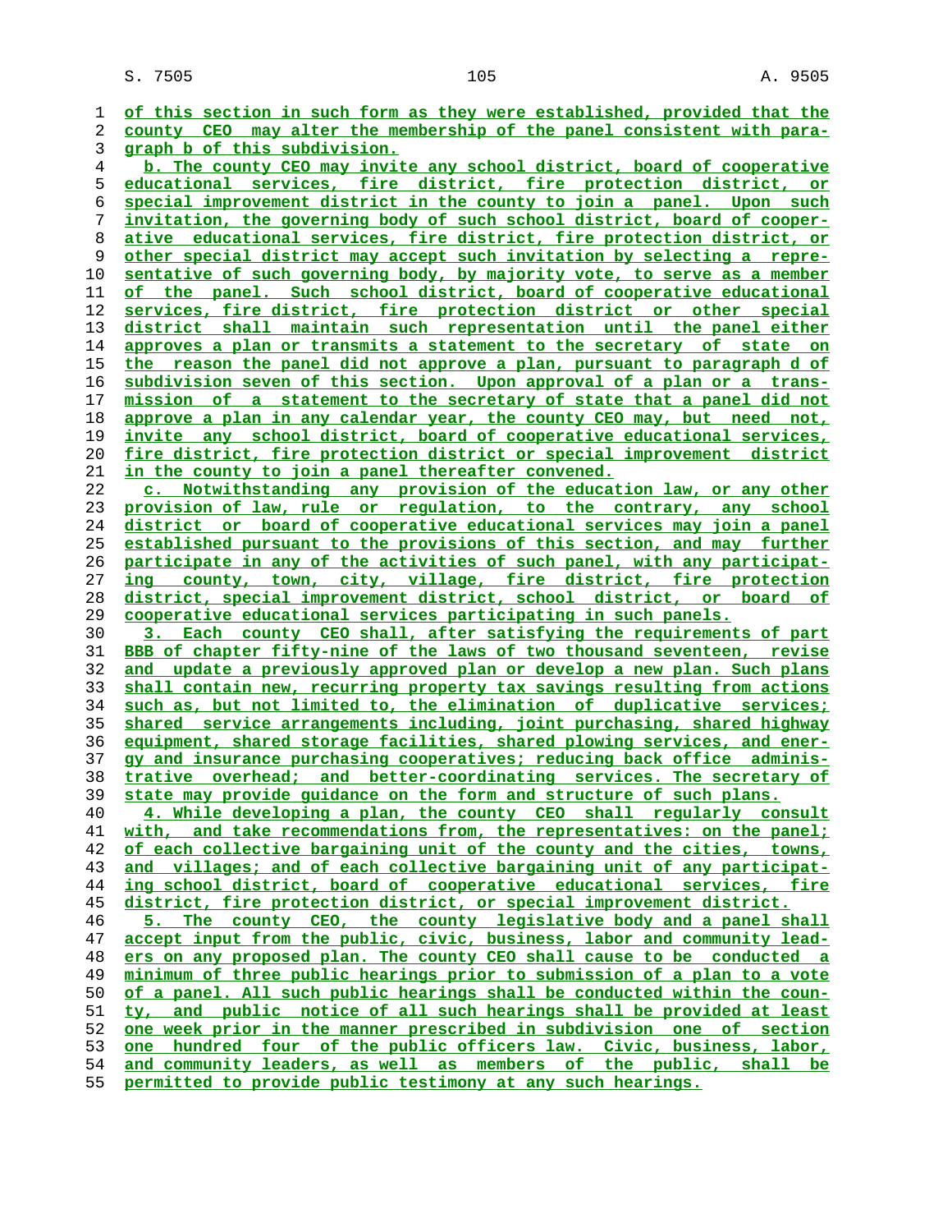of this section in such form as they were established, provided that the county CEO may alter the membership of the panel consistent with paragraph b of this subdivision.

b. The county CEO may invite any school district, board of cooperative educational services, fire district, fire protection district, or special improvement district in the county to join a panel. Upon such invitation, the governing body of such school district, board of cooperative educational services, fire district, fire protection district, or other special district may accept such invitation by selecting a representative of such governing body, by majority vote, to serve as a member of the panel. Such school district, board of cooperative educational services, fire district, fire protection district or other special district shall maintain such representation until the panel either approves a plan or transmits a statement to the secretary of state on the reason the panel did not approve a plan, pursuant to paragraph d of subdivision seven of this section. Upon approval of a plan or a transmission of a statement to the secretary of state that a panel did not approve a plan in any calendar year, the county CEO may, but need not, invite any school district, board of cooperative educational services, fire district, fire protection district or special improvement district in the county to join a panel thereafter convened.

c. Notwithstanding any provision of the education law, or any other provision of law, rule or regulation, to the contrary, any school district or board of cooperative educational services may join a panel established pursuant to the provisions of this section, and may further participate in any of the activities of such panel, with any participating county, town, city, village, fire district, fire protection district, special improvement district, school district, or board of cooperative educational services participating in such panels.

3. Each county CEO shall, after satisfying the requirements of part BBB of chapter fifty-nine of the laws of two thousand seventeen, revise and update a previously approved plan or develop a new plan. Such plans shall contain new, recurring property tax savings resulting from actions such as, but not limited to, the elimination of duplicative services; shared service arrangements including, joint purchasing, shared highway equipment, shared storage facilities, shared plowing services, and energy and insurance purchasing cooperatives; reducing back office administrative overhead; and better-coordinating services. The secretary of state may provide guidance on the form and structure of such plans.

4. While developing a plan, the county CEO shall regularly consult with, and take recommendations from, the representatives: on the panel; of each collective bargaining unit of the county and the cities, towns, and villages; and of each collective bargaining unit of any participating school district, board of cooperative educational services, fire district, fire protection district, or special improvement district.

5. The county CEO, the county legislative body and a panel shall accept input from the public, civic, business, labor and community leaders on any proposed plan. The county CEO shall cause to be conducted a minimum of three public hearings prior to submission of a plan to a vote of a panel. All such public hearings shall be conducted within the county, and public notice of all such hearings shall be provided at least one week prior in the manner prescribed in subdivision one of section one hundred four of the public officers law. Civic, business, labor, and community leaders, as well as members of the public, shall be permitted to provide public testimony at any such hearings.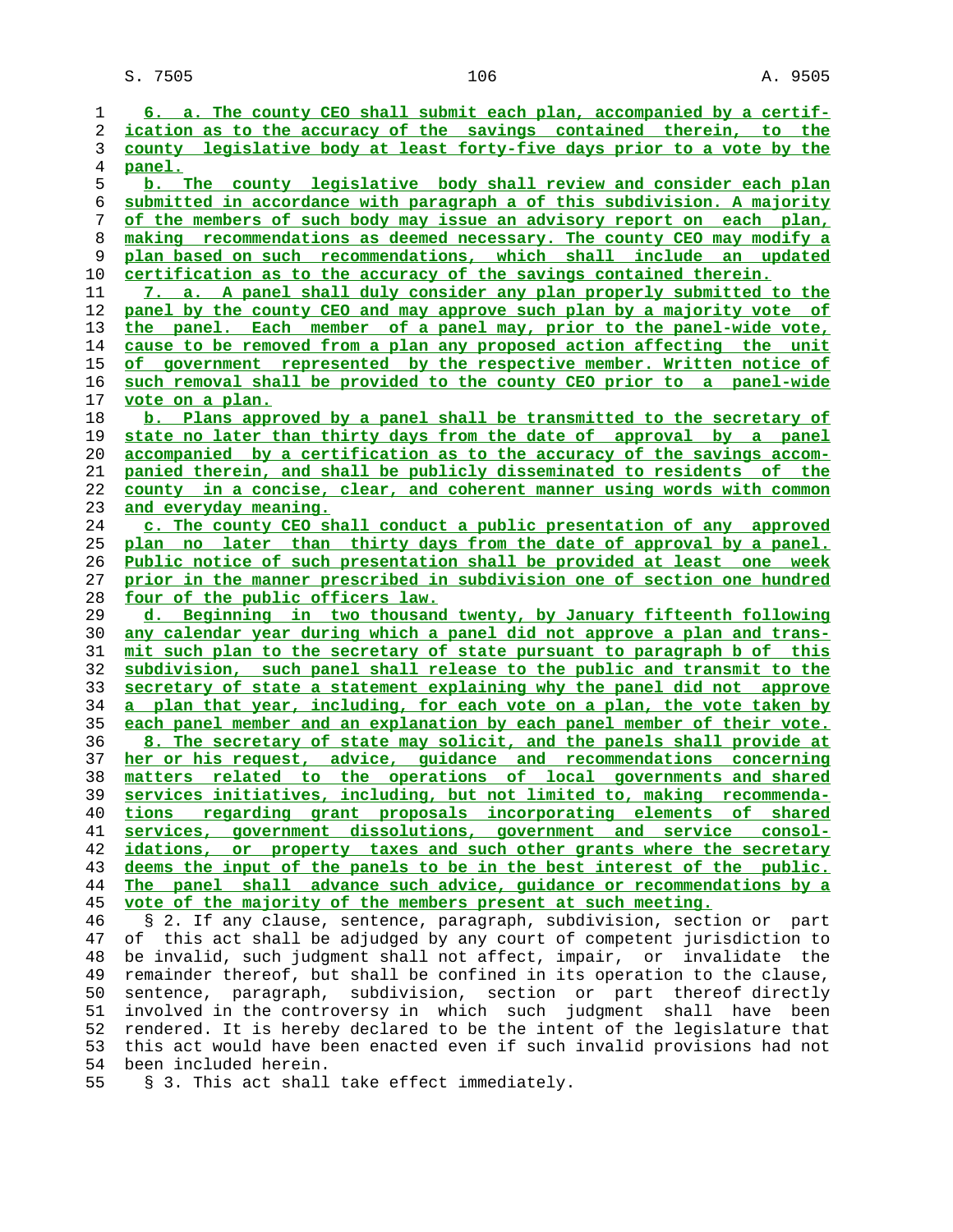6. a. The county CEO shall submit each plan, accompanied by a certification as to the accuracy of the savings contained therein, to the county legislative body at least forty-five days prior to a vote by the panel.

b. The county legislative body shall review and consider each plan submitted in accordance with paragraph a of this subdivision. A majority of the members of such body may issue an advisory report on each plan, making recommendations as deemed necessary. The county CEO may modify a plan based on such recommendations, which shall include an updated certification as to the accuracy of the savings contained therein.

7. a. A panel shall duly consider any plan properly submitted to the panel by the county CEO and may approve such plan by a majority vote of the panel. Each member of a panel may, prior to the panel-wide vote, cause to be removed from a plan any proposed action affecting the unit of government represented by the respective member. Written notice of such removal shall be provided to the county CEO prior to a panel-wide vote on a plan.

b. Plans approved by a panel shall be transmitted to the secretary of state no later than thirty days from the date of approval by a panel accompanied by a certification as to the accuracy of the savings accompanied therein, and shall be publicly disseminated to residents of the county in a concise, clear, and coherent manner using words with common and everyday meaning.

c. The county CEO shall conduct a public presentation of any approved plan no later than thirty days from the date of approval by a panel. Public notice of such presentation shall be provided at least one week prior in the manner prescribed in subdivision one of section one hundred four of the public officers law.

d. Beginning in two thousand twenty, by January fifteenth following any calendar year during which a panel did not approve a plan and transmit such plan to the secretary of state pursuant to paragraph b of this subdivision, such panel shall release to the public and transmit to the secretary of state a statement explaining why the panel did not approve a plan that year, including, for each vote on a plan, the vote taken by each panel member and an explanation by each panel member of their vote.

8. The secretary of state may solicit, and the panels shall provide at her or his request, advice, guidance and recommendations concerning matters related to the operations of local governments and shared services initiatives, including, but not limited to, making recommendations regarding grant proposals incorporating elements of shared services, government dissolutions, government and service consolidations, or property taxes and such other grants where the secretary deems the input of the panels to be in the best interest of the public. The panel shall advance such advice, guidance or recommendations by a vote of the majority of the members present at such meeting.

§ 2. If any clause, sentence, paragraph, subdivision, section or part of this act shall be adjudged by any court of competent jurisdiction to be invalid, such judgment shall not affect, impair, or invalidate the remainder thereof, but shall be confined in its operation to the clause, sentence, paragraph, subdivision, section or part thereof directly involved in the controversy in which such judgment shall have been rendered. It is hereby declared to be the intent of the legislature that this act would have been enacted even if such invalid provisions had not been included herein.

§ 3. This act shall take effect immediately.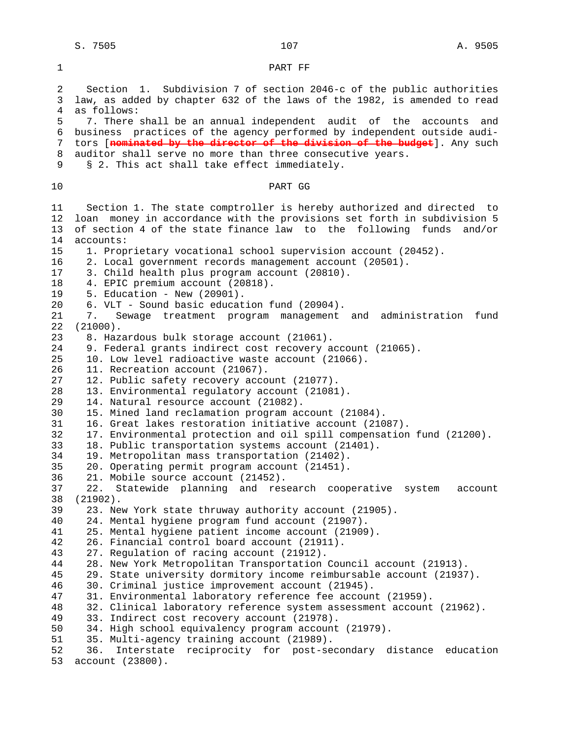PART FF

Section 1. Subdivision 7 of section 2046-c of the public authorities law, as added by chapter 632 of the laws of the 1982, is amended to read as follows:

7. There shall be an annual independent audit of the accounts and business practices of the agency performed by independent outside auditors [~~nominated by the director of the division of the budget~~]. Any such auditor shall serve no more than three consecutive years.

§ 2. This act shall take effect immediately.

PART GG

Section 1. The state comptroller is hereby authorized and directed to loan money in accordance with the provisions set forth in subdivision 5 of section 4 of the state finance law to the following funds and/or accounts:

1. Proprietary vocational school supervision account (20452).
2. Local government records management account (20501).
3. Child health plus program account (20810).
4. EPIC premium account (20818).
5. Education - New (20901).
6. VLT - Sound basic education fund (20904).
7. Sewage treatment program management and administration fund (21000).
8. Hazardous bulk storage account (21061).
9. Federal grants indirect cost recovery account (21065).
10. Low level radioactive waste account (21066).
11. Recreation account (21067).
12. Public safety recovery account (21077).
13. Environmental regulatory account (21081).
14. Natural resource account (21082).
15. Mined land reclamation program account (21084).
16. Great lakes restoration initiative account (21087).
17. Environmental protection and oil spill compensation fund (21200).
18. Public transportation systems account (21401).
19. Metropolitan mass transportation (21402).
20. Operating permit program account (21451).
21. Mobile source account (21452).
22. Statewide planning and research cooperative system account (21902).
23. New York state thruway authority account (21905).
24. Mental hygiene program fund account (21907).
25. Mental hygiene patient income account (21909).
26. Financial control board account (21911).
27. Regulation of racing account (21912).
28. New York Metropolitan Transportation Council account (21913).
29. State university dormitory income reimbursable account (21937).
30. Criminal justice improvement account (21945).
31. Environmental laboratory reference fee account (21959).
32. Clinical laboratory reference system assessment account (21962).
33. Indirect cost recovery account (21978).
34. High school equivalency program account (21979).
35. Multi-agency training account (21989).
36. Interstate reciprocity for post-secondary distance education account (23800).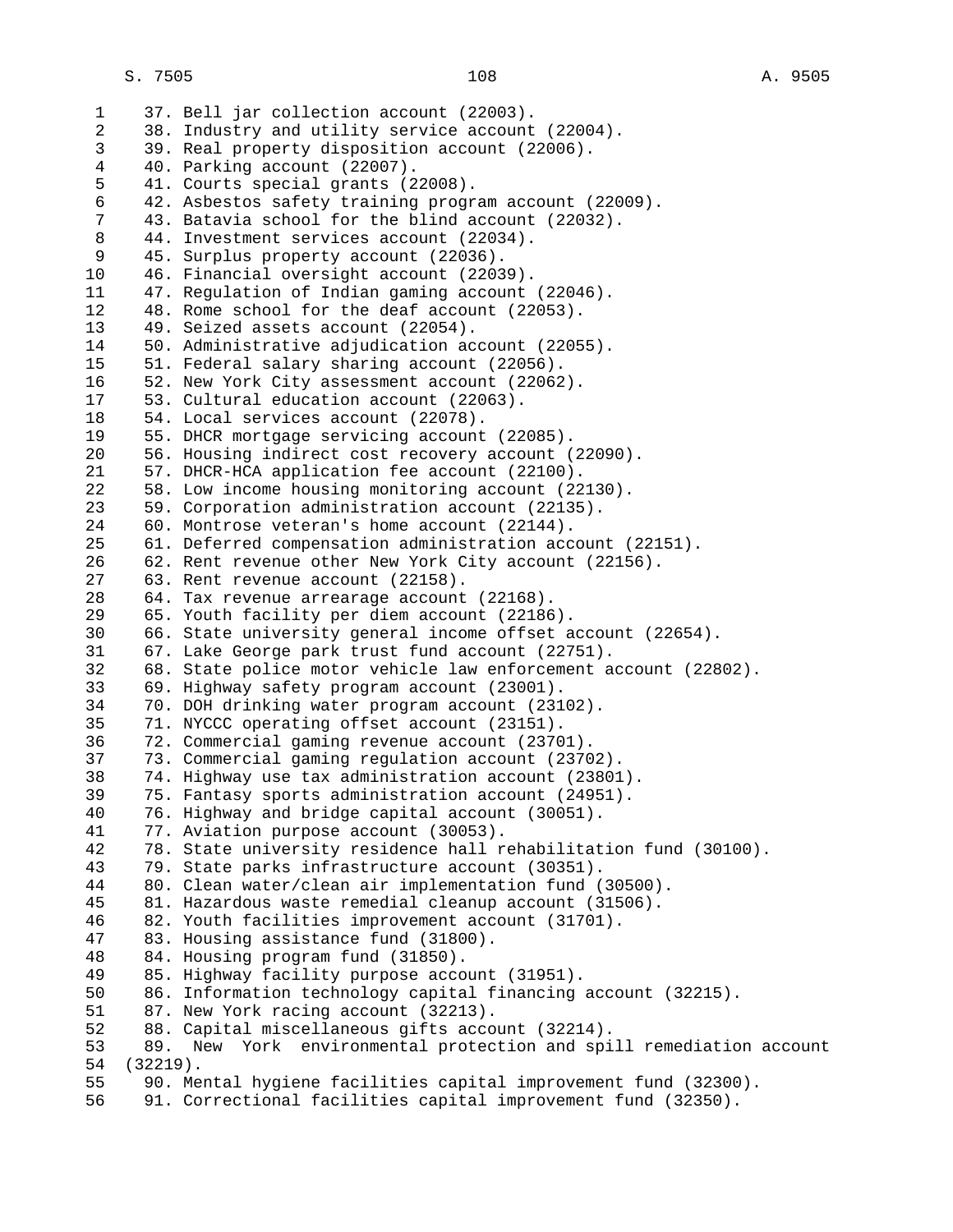37. Bell jar collection account (22003).
38. Industry and utility service account (22004).
39. Real property disposition account (22006).
40. Parking account (22007).
41. Courts special grants (22008).
42. Asbestos safety training program account (22009).
43. Batavia school for the blind account (22032).
44. Investment services account (22034).
45. Surplus property account (22036).
46. Financial oversight account (22039).
47. Regulation of Indian gaming account (22046).
48. Rome school for the deaf account (22053).
49. Seized assets account (22054).
50. Administrative adjudication account (22055).
51. Federal salary sharing account (22056).
52. New York City assessment account (22062).
53. Cultural education account (22063).
54. Local services account (22078).
55. DHCR mortgage servicing account (22085).
56. Housing indirect cost recovery account (22090).
57. DHCR-HCA application fee account (22100).
58. Low income housing monitoring account (22130).
59. Corporation administration account (22135).
60. Montrose veteran's home account (22144).
61. Deferred compensation administration account (22151).
62. Rent revenue other New York City account (22156).
63. Rent revenue account (22158).
64. Tax revenue arrearage account (22168).
65. Youth facility per diem account (22186).
66. State university general income offset account (22654).
67. Lake George park trust fund account (22751).
68. State police motor vehicle law enforcement account (22802).
69. Highway safety program account (23001).
70. DOH drinking water program account (23102).
71. NYCCC operating offset account (23151).
72. Commercial gaming revenue account (23701).
73. Commercial gaming regulation account (23702).
74. Highway use tax administration account (23801).
75. Fantasy sports administration account (24951).
76. Highway and bridge capital account (30051).
77. Aviation purpose account (30053).
78. State university residence hall rehabilitation fund (30100).
79. State parks infrastructure account (30351).
80. Clean water/clean air implementation fund (30500).
81. Hazardous waste remedial cleanup account (31506).
82. Youth facilities improvement account (31701).
83. Housing assistance fund (31800).
84. Housing program fund (31850).
85. Highway facility purpose account (31951).
86. Information technology capital financing account (32215).
87. New York racing account (32213).
88. Capital miscellaneous gifts account (32214).
89. New York environmental protection and spill remediation account (32219).
90. Mental hygiene facilities capital improvement fund (32300).
91. Correctional facilities capital improvement fund (32350).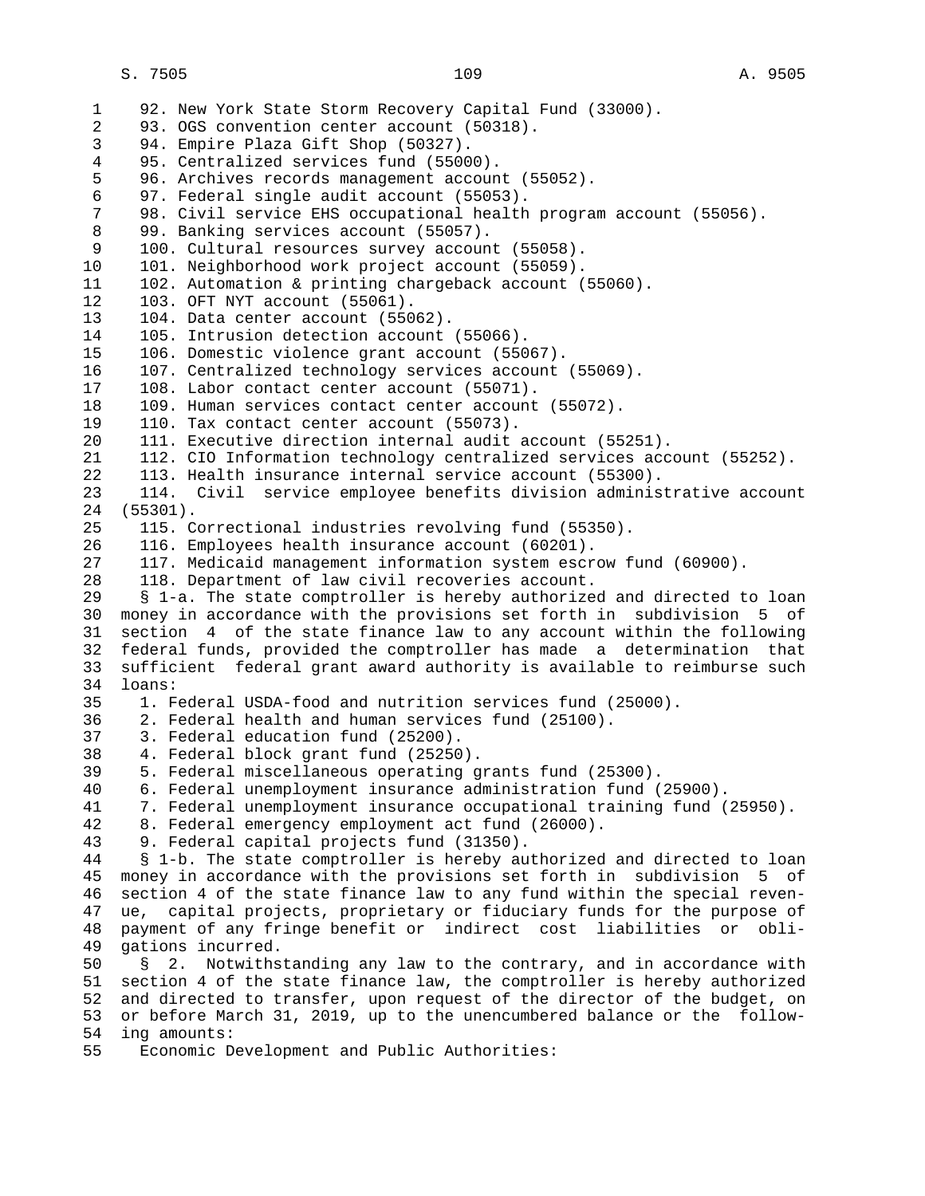92. New York State Storm Recovery Capital Fund (33000).
93. OGS convention center account (50318).
94. Empire Plaza Gift Shop (50327).
95. Centralized services fund (55000).
96. Archives records management account (55052).
97. Federal single audit account (55053).
98. Civil service EHS occupational health program account (55056).
99. Banking services account (55057).
100. Cultural resources survey account (55058).
101. Neighborhood work project account (55059).
102. Automation & printing chargeback account (55060).
103. OFT NYT account (55061).
104. Data center account (55062).
105. Intrusion detection account (55066).
106. Domestic violence grant account (55067).
107. Centralized technology services account (55069).
108. Labor contact center account (55071).
109. Human services contact center account (55072).
110. Tax contact center account (55073).
111. Executive direction internal audit account (55251).
112. CIO Information technology centralized services account (55252).
113. Health insurance internal service account (55300).
114. Civil service employee benefits division administrative account (55301).
115. Correctional industries revolving fund (55350).
116. Employees health insurance account (60201).
117. Medicaid management information system escrow fund (60900).
118. Department of law civil recoveries account.

§ 1-a. The state comptroller is hereby authorized and directed to loan money in accordance with the provisions set forth in subdivision 5 of section 4 of the state finance law to any account within the following federal funds, provided the comptroller has made a determination that sufficient federal grant award authority is available to reimburse such loans:

1. Federal USDA-food and nutrition services fund (25000).
2. Federal health and human services fund (25100).
3. Federal education fund (25200).
4. Federal block grant fund (25250).
5. Federal miscellaneous operating grants fund (25300).
6. Federal unemployment insurance administration fund (25900).
7. Federal unemployment insurance occupational training fund (25950).
8. Federal emergency employment act fund (26000).
9. Federal capital projects fund (31350).

§ 1-b. The state comptroller is hereby authorized and directed to loan money in accordance with the provisions set forth in subdivision 5 of section 4 of the state finance law to any fund within the special revenue, capital projects, proprietary or fiduciary funds for the purpose of payment of any fringe benefit or indirect cost liabilities or obligations incurred.

§ 2. Notwithstanding any law to the contrary, and in accordance with section 4 of the state finance law, the comptroller is hereby authorized and directed to transfer, upon request of the director of the budget, on or before March 31, 2019, up to the unencumbered balance or the following amounts:

Economic Development and Public Authorities: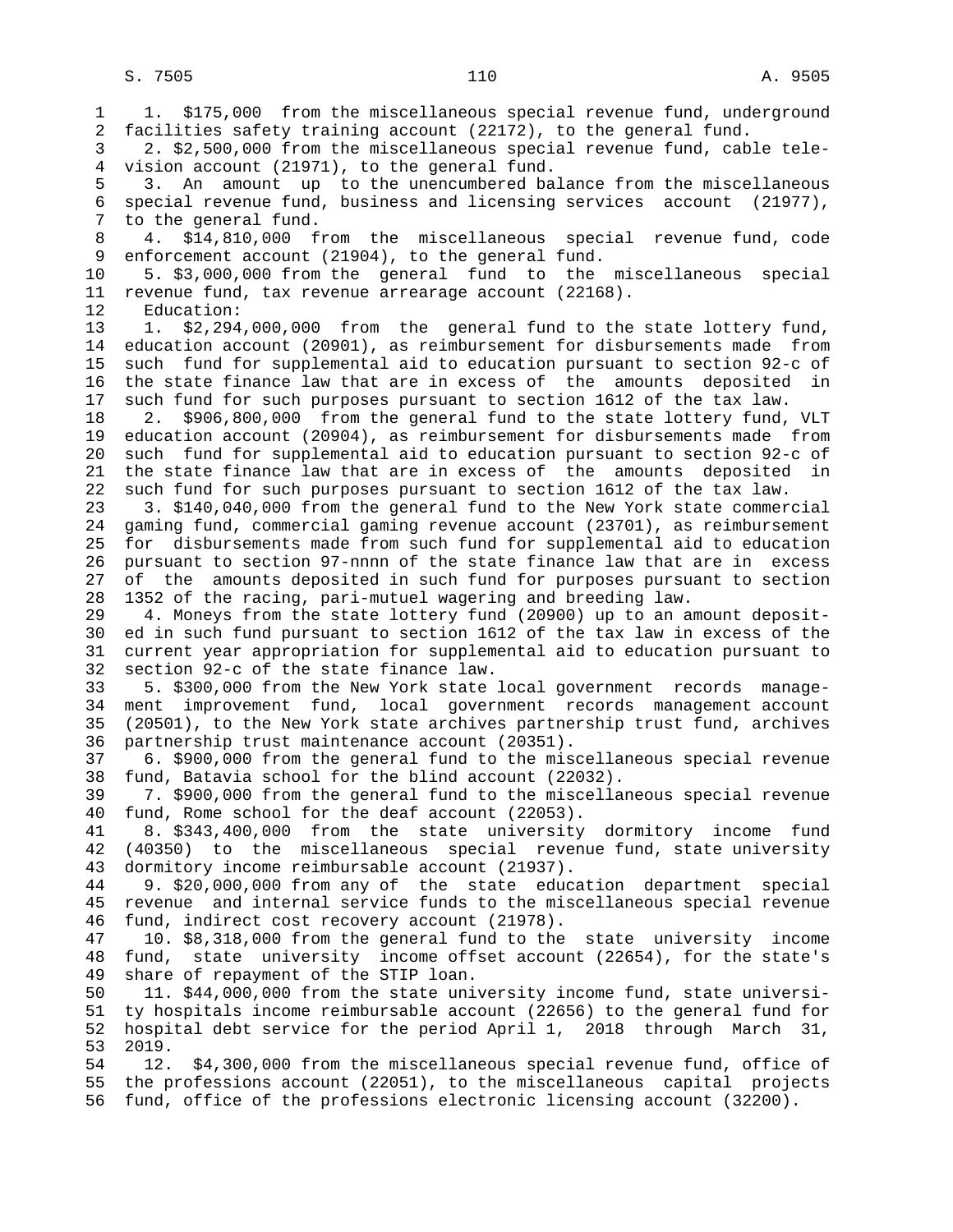1. $175,000 from the miscellaneous special revenue fund, underground facilities safety training account (22172), to the general fund.

2. $2,500,000 from the miscellaneous special revenue fund, cable television account (21971), to the general fund.

3. An amount up to the unencumbered balance from the miscellaneous special revenue fund, business and licensing services account (21977), to the general fund.

4. $14,810,000 from the miscellaneous special revenue fund, code enforcement account (21904), to the general fund.

5. $3,000,000 from the general fund to the miscellaneous special revenue fund, tax revenue arrearage account (22168).

Education:

1. $2,294,000,000 from the general fund to the state lottery fund, education account (20901), as reimbursement for disbursements made from such fund for supplemental aid to education pursuant to section 92-c of the state finance law that are in excess of the amounts deposited in such fund for such purposes pursuant to section 1612 of the tax law.

2. $906,800,000 from the general fund to the state lottery fund, VLT education account (20904), as reimbursement for disbursements made from such fund for supplemental aid to education pursuant to section 92-c of the state finance law that are in excess of the amounts deposited in such fund for such purposes pursuant to section 1612 of the tax law.

3. $140,040,000 from the general fund to the New York state commercial gaming fund, commercial gaming revenue account (23701), as reimbursement for disbursements made from such fund for supplemental aid to education pursuant to section 97-nnnn of the state finance law that are in excess of the amounts deposited in such fund for purposes pursuant to section 1352 of the racing, pari-mutuel wagering and breeding law.

4. Moneys from the state lottery fund (20900) up to an amount deposited in such fund pursuant to section 1612 of the tax law in excess of the current year appropriation for supplemental aid to education pursuant to section 92-c of the state finance law.

5. $300,000 from the New York state local government records management improvement fund, local government records management account (20501), to the New York state archives partnership trust fund, archives partnership trust maintenance account (20351).

6. $900,000 from the general fund to the miscellaneous special revenue fund, Batavia school for the blind account (22032).

7. $900,000 from the general fund to the miscellaneous special revenue fund, Rome school for the deaf account (22053).

8. $343,400,000 from the state university dormitory income fund (40350) to the miscellaneous special revenue fund, state university dormitory income reimbursable account (21937).

9. $20,000,000 from any of the state education department special revenue and internal service funds to the miscellaneous special revenue fund, indirect cost recovery account (21978).

10. $8,318,000 from the general fund to the state university income fund, state university income offset account (22654), for the state's share of repayment of the STIP loan.

11. $44,000,000 from the state university income fund, state university hospitals income reimbursable account (22656) to the general fund for hospital debt service for the period April 1, 2018 through March 31, 2019.

12. $4,300,000 from the miscellaneous special revenue fund, office of the professions account (22051), to the miscellaneous capital projects fund, office of the professions electronic licensing account (32200).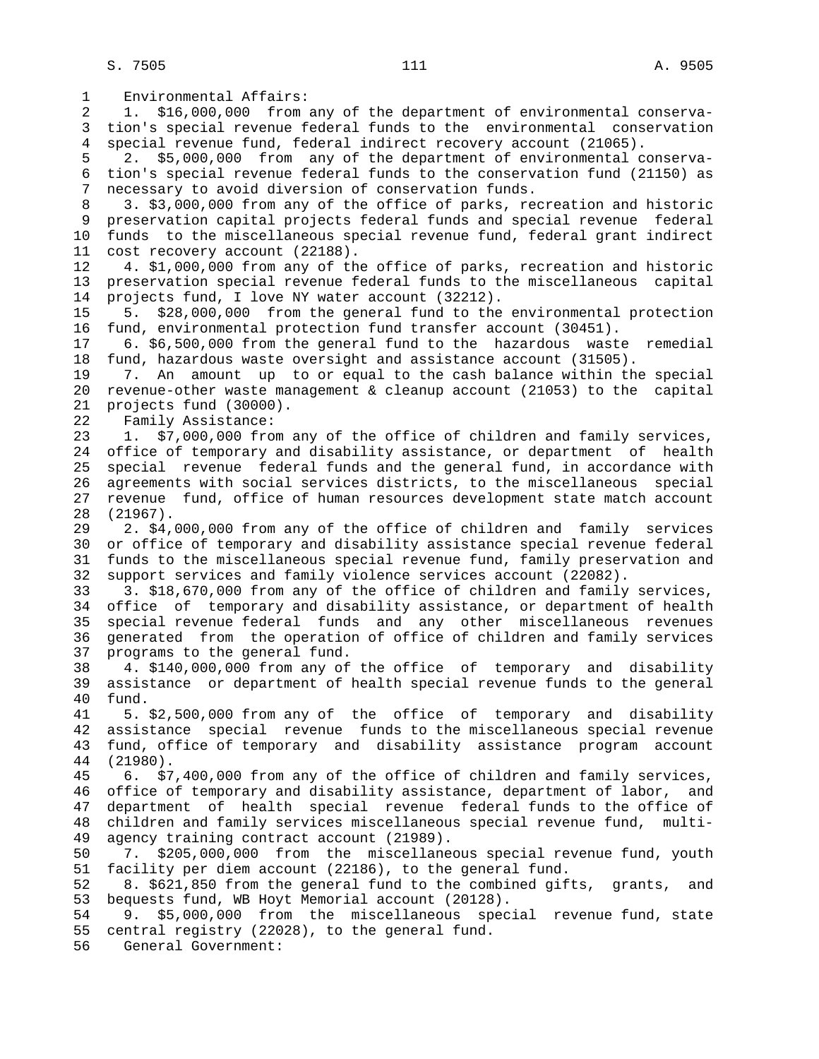Environmental Affairs:

1. $16,000,000 from any of the department of environmental conservation's special revenue federal funds to the environmental conservation special revenue fund, federal indirect recovery account (21065).

2. $5,000,000 from any of the department of environmental conservation's special revenue federal funds to the conservation fund (21150) as necessary to avoid diversion of conservation funds.

3. $3,000,000 from any of the office of parks, recreation and historic preservation capital projects federal funds and special revenue federal funds to the miscellaneous special revenue fund, federal grant indirect cost recovery account (22188).

4. $1,000,000 from any of the office of parks, recreation and historic preservation special revenue federal funds to the miscellaneous capital projects fund, I love NY water account (32212).

5. $28,000,000 from the general fund to the environmental protection fund, environmental protection fund transfer account (30451).

6. $6,500,000 from the general fund to the hazardous waste remedial fund, hazardous waste oversight and assistance account (31505).

7. An amount up to or equal to the cash balance within the special revenue-other waste management & cleanup account (21053) to the capital projects fund (30000).

Family Assistance:

1. $7,000,000 from any of the office of children and family services, office of temporary and disability assistance, or department of health special revenue federal funds and the general fund, in accordance with agreements with social services districts, to the miscellaneous special revenue fund, office of human resources development state match account (21967).

2. $4,000,000 from any of the office of children and family services or office of temporary and disability assistance special revenue federal funds to the miscellaneous special revenue fund, family preservation and support services and family violence services account (22082).

3. $18,670,000 from any of the office of children and family services, office of temporary and disability assistance, or department of health special revenue federal funds and any other miscellaneous revenues generated from the operation of office of children and family services programs to the general fund.

4. $140,000,000 from any of the office of temporary and disability assistance or department of health special revenue funds to the general fund.

5. $2,500,000 from any of the office of temporary and disability assistance special revenue funds to the miscellaneous special revenue fund, office of temporary and disability assistance program account (21980).

6. $7,400,000 from any of the office of children and family services, office of temporary and disability assistance, department of labor, and department of health special revenue federal funds to the office of children and family services miscellaneous special revenue fund, multi-agency training contract account (21989).

7. $205,000,000 from the miscellaneous special revenue fund, youth facility per diem account (22186), to the general fund.

8. $621,850 from the general fund to the combined gifts, grants, and bequests fund, WB Hoyt Memorial account (20128).

9. $5,000,000 from the miscellaneous special revenue fund, state central registry (22028), to the general fund.

General Government: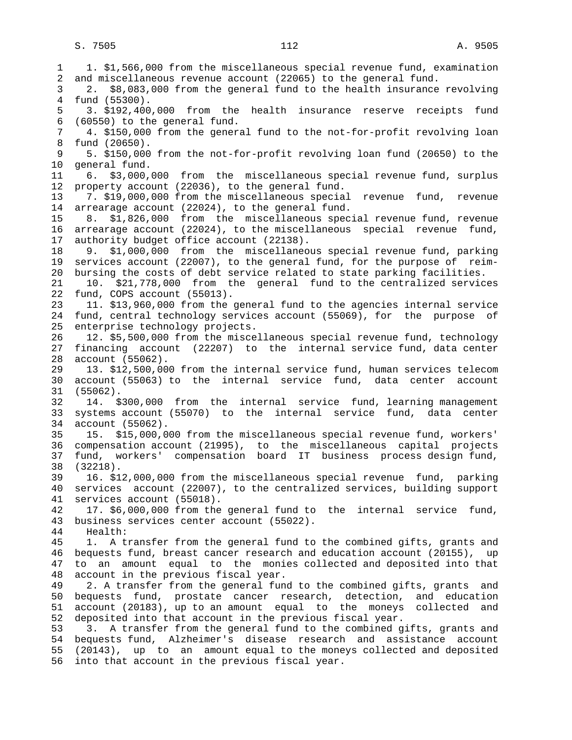1. $1,566,000 from the miscellaneous special revenue fund, examination and miscellaneous revenue account (22065) to the general fund.

2. $8,083,000 from the general fund to the health insurance revolving fund (55300).

3. $192,400,000 from the health insurance reserve receipts fund (60550) to the general fund.

4. $150,000 from the general fund to the not-for-profit revolving loan fund (20650).

5. $150,000 from the not-for-profit revolving loan fund (20650) to the general fund.

6. $3,000,000 from the miscellaneous special revenue fund, surplus property account (22036), to the general fund.

7. $19,000,000 from the miscellaneous special revenue fund, revenue arrearage account (22024), to the general fund.

8. $1,826,000 from the miscellaneous special revenue fund, revenue arrearage account (22024), to the miscellaneous special revenue fund, authority budget office account (22138).

9. $1,000,000 from the miscellaneous special revenue fund, parking services account (22007), to the general fund, for the purpose of reimbursing the costs of debt service related to state parking facilities.

10. $21,778,000 from the general fund to the centralized services fund, COPS account (55013).

11. $13,960,000 from the general fund to the agencies internal service fund, central technology services account (55069), for the purpose of enterprise technology projects.

12. $5,500,000 from the miscellaneous special revenue fund, technology financing account (22207) to the internal service fund, data center account (55062).

13. $12,500,000 from the internal service fund, human services telecom account (55063) to the internal service fund, data center account (55062).

14. $300,000 from the internal service fund, learning management systems account (55070) to the internal service fund, data center account (55062).

15. $15,000,000 from the miscellaneous special revenue fund, workers' compensation account (21995), to the miscellaneous capital projects fund, workers' compensation board IT business process design fund, (32218).

16. $12,000,000 from the miscellaneous special revenue fund, parking services account (22007), to the centralized services, building support services account (55018).

17. $6,000,000 from the general fund to the internal service fund, business services center account (55022).

Health:

1. A transfer from the general fund to the combined gifts, grants and bequests fund, breast cancer research and education account (20155), up to an amount equal to the monies collected and deposited into that account in the previous fiscal year.

2. A transfer from the general fund to the combined gifts, grants and bequests fund, prostate cancer research, detection, and education account (20183), up to an amount equal to the moneys collected and deposited into that account in the previous fiscal year.

3. A transfer from the general fund to the combined gifts, grants and bequests fund, Alzheimer's disease research and assistance account (20143), up to an amount equal to the moneys collected and deposited into that account in the previous fiscal year.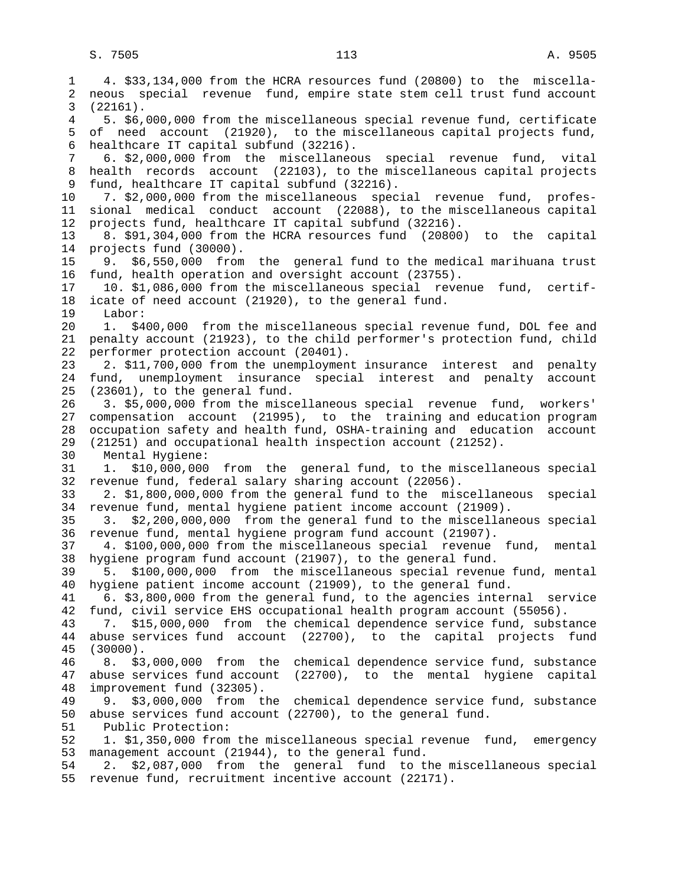4. $33,134,000 from the HCRA resources fund (20800) to the miscellaneous special revenue fund, empire state stem cell trust fund account (22161).

5. $6,000,000 from the miscellaneous special revenue fund, certificate of need account (21920), to the miscellaneous capital projects fund, healthcare IT capital subfund (32216).

6. $2,000,000 from the miscellaneous special revenue fund, vital health records account (22103), to the miscellaneous capital projects fund, healthcare IT capital subfund (32216).

7. $2,000,000 from the miscellaneous special revenue fund, professional medical conduct account (22088), to the miscellaneous capital projects fund, healthcare IT capital subfund (32216).

8. $91,304,000 from the HCRA resources fund (20800) to the capital projects fund (30000).

9. $6,550,000 from the general fund to the medical marihuana trust fund, health operation and oversight account (23755).

10. $1,086,000 from the miscellaneous special revenue fund, certificate of need account (21920), to the general fund.

Labor:

1. $400,000 from the miscellaneous special revenue fund, DOL fee and penalty account (21923), to the child performer's protection fund, child performer protection account (20401).

2. $11,700,000 from the unemployment insurance interest and penalty fund, unemployment insurance special interest and penalty account (23601), to the general fund.

3. $5,000,000 from the miscellaneous special revenue fund, workers' compensation account (21995), to the training and education program occupation safety and health fund, OSHA-training and education account (21251) and occupational health inspection account (21252).

Mental Hygiene:

1. $10,000,000 from the general fund, to the miscellaneous special revenue fund, federal salary sharing account (22056).

2. $1,800,000,000 from the general fund to the miscellaneous special revenue fund, mental hygiene patient income account (21909).

3. $2,200,000,000 from the general fund to the miscellaneous special revenue fund, mental hygiene program fund account (21907).

4. $100,000,000 from the miscellaneous special revenue fund, mental hygiene program fund account (21907), to the general fund.

5. $100,000,000 from the miscellaneous special revenue fund, mental hygiene patient income account (21909), to the general fund.

6. $3,800,000 from the general fund, to the agencies internal service fund, civil service EHS occupational health program account (55056).

7. $15,000,000 from the chemical dependence service fund, substance abuse services fund account (22700), to the capital projects fund (30000).

8. $3,000,000 from the chemical dependence service fund, substance abuse services fund account (22700), to the mental hygiene capital improvement fund (32305).

9. $3,000,000 from the chemical dependence service fund, substance abuse services fund account (22700), to the general fund.

Public Protection:

1. $1,350,000 from the miscellaneous special revenue fund, emergency management account (21944), to the general fund.

2. $2,087,000 from the general fund to the miscellaneous special revenue fund, recruitment incentive account (22171).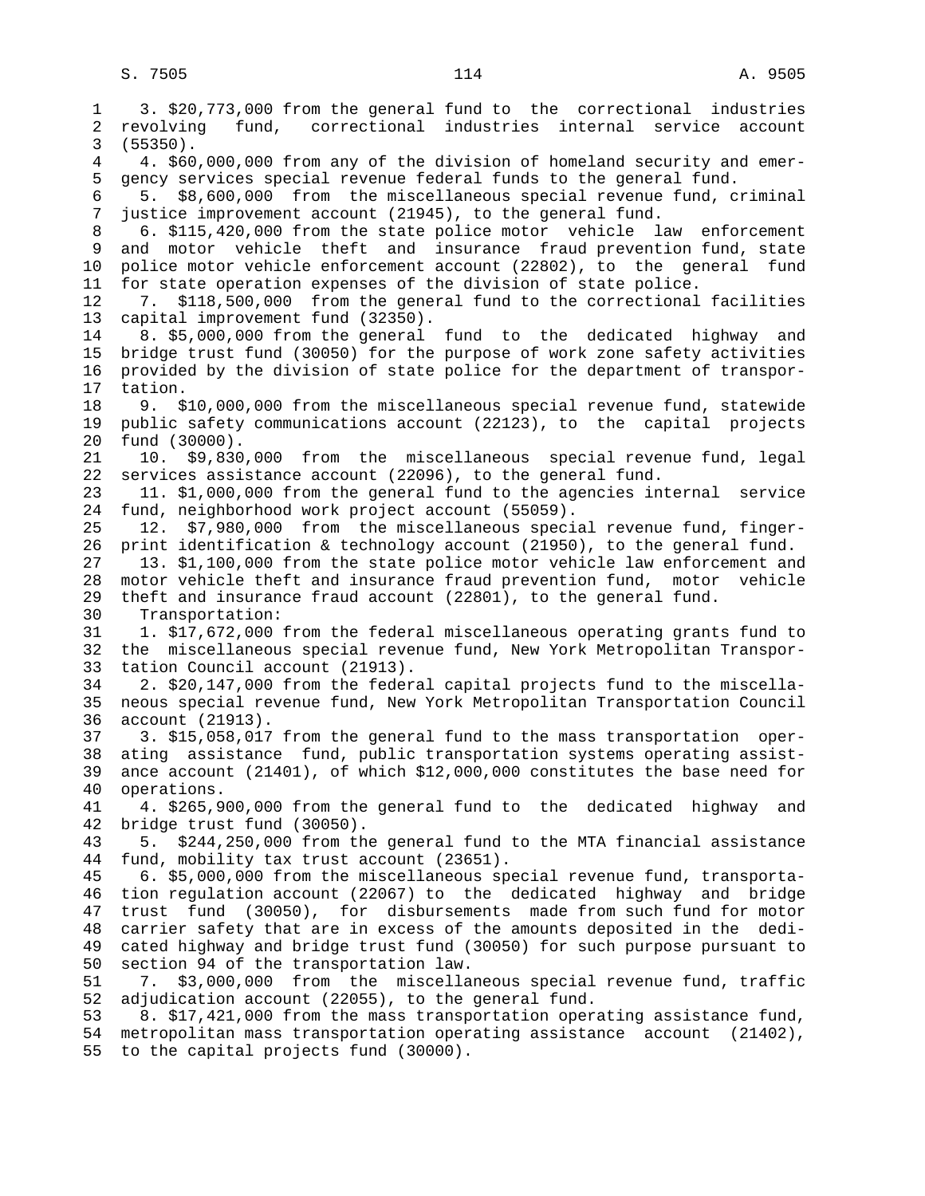3. $20,773,000 from the general fund to the correctional industries revolving fund, correctional industries internal service account (55350).

4. $60,000,000 from any of the division of homeland security and emergency services special revenue federal funds to the general fund.

5. $8,600,000 from the miscellaneous special revenue fund, criminal justice improvement account (21945), to the general fund.

6. $115,420,000 from the state police motor vehicle law enforcement and motor vehicle theft and insurance fraud prevention fund, state police motor vehicle enforcement account (22802), to the general fund for state operation expenses of the division of state police.

7. $118,500,000 from the general fund to the correctional facilities capital improvement fund (32350).

8. $5,000,000 from the general fund to the dedicated highway and bridge trust fund (30050) for the purpose of work zone safety activities provided by the division of state police for the department of transportation.

9. $10,000,000 from the miscellaneous special revenue fund, statewide public safety communications account (22123), to the capital projects fund (30000).

10. $9,830,000 from the miscellaneous special revenue fund, legal services assistance account (22096), to the general fund.

11. $1,000,000 from the general fund to the agencies internal service fund, neighborhood work project account (55059).

12. $7,980,000 from the miscellaneous special revenue fund, fingerprint identification & technology account (21950), to the general fund.

13. $1,100,000 from the state police motor vehicle law enforcement and motor vehicle theft and insurance fraud prevention fund, motor vehicle theft and insurance fraud account (22801), to the general fund.

Transportation:

1. $17,672,000 from the federal miscellaneous operating grants fund to the miscellaneous special revenue fund, New York Metropolitan Transportation Council account (21913).

2. $20,147,000 from the federal capital projects fund to the miscellaneous special revenue fund, New York Metropolitan Transportation Council account (21913).

3. $15,058,017 from the general fund to the mass transportation operating assistance fund, public transportation systems operating assistance account (21401), of which $12,000,000 constitutes the base need for operations.

4. $265,900,000 from the general fund to the dedicated highway and bridge trust fund (30050).

5. $244,250,000 from the general fund to the MTA financial assistance fund, mobility tax trust account (23651).

6. $5,000,000 from the miscellaneous special revenue fund, transportation regulation account (22067) to the dedicated highway and bridge trust fund (30050), for disbursements made from such fund for motor carrier safety that are in excess of the amounts deposited in the dedicated highway and bridge trust fund (30050) for such purpose pursuant to section 94 of the transportation law.

7. $3,000,000 from the miscellaneous special revenue fund, traffic adjudication account (22055), to the general fund.

8. $17,421,000 from the mass transportation operating assistance fund, metropolitan mass transportation operating assistance account (21402), to the capital projects fund (30000).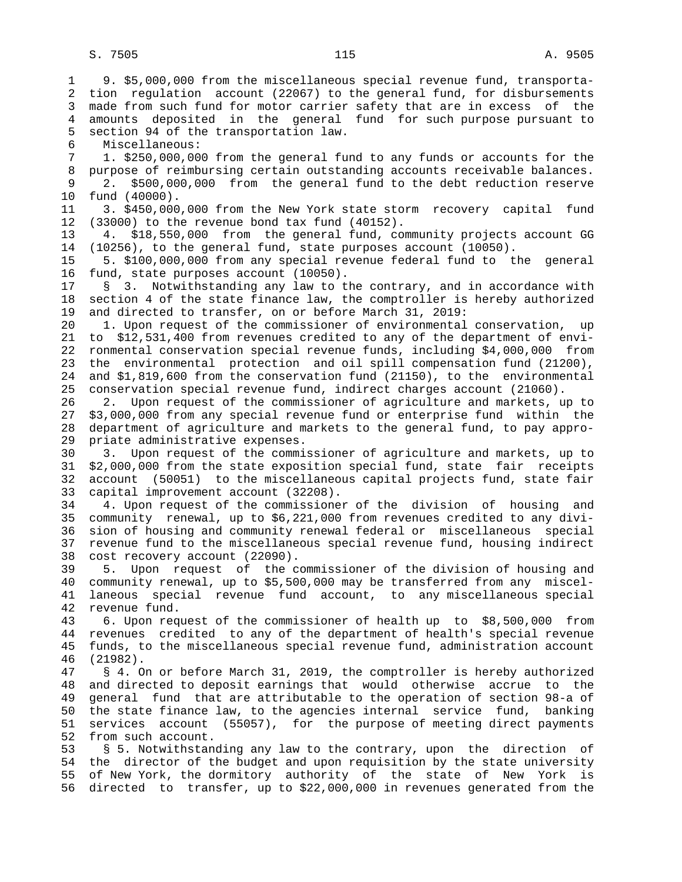9. $5,000,000 from the miscellaneous special revenue fund, transportation regulation account (22067) to the general fund, for disbursements made from such fund for motor carrier safety that are in excess of the amounts deposited in the general fund for such purpose pursuant to section 94 of the transportation law.

Miscellaneous:

1. $250,000,000 from the general fund to any funds or accounts for the purpose of reimbursing certain outstanding accounts receivable balances.

2. $500,000,000 from the general fund to the debt reduction reserve fund (40000).

3. $450,000,000 from the New York state storm recovery capital fund (33000) to the revenue bond tax fund (40152).

4. $18,550,000 from the general fund, community projects account GG (10256), to the general fund, state purposes account (10050).

5. $100,000,000 from any special revenue federal fund to the general fund, state purposes account (10050).

§ 3. Notwithstanding any law to the contrary, and in accordance with section 4 of the state finance law, the comptroller is hereby authorized and directed to transfer, on or before March 31, 2019:

1. Upon request of the commissioner of environmental conservation, up to $12,531,400 from revenues credited to any of the department of environmental conservation special revenue funds, including $4,000,000 from the environmental protection and oil spill compensation fund (21200), and $1,819,600 from the conservation fund (21150), to the environmental conservation special revenue fund, indirect charges account (21060).

2. Upon request of the commissioner of agriculture and markets, up to $3,000,000 from any special revenue fund or enterprise fund within the department of agriculture and markets to the general fund, to pay appropriate administrative expenses.

3. Upon request of the commissioner of agriculture and markets, up to $2,000,000 from the state exposition special fund, state fair receipts account (50051) to the miscellaneous capital projects fund, state fair capital improvement account (32208).

4. Upon request of the commissioner of the division of housing and community renewal, up to $6,221,000 from revenues credited to any division of housing and community renewal federal or miscellaneous special revenue fund to the miscellaneous special revenue fund, housing indirect cost recovery account (22090).

5. Upon request of the commissioner of the division of housing and community renewal, up to $5,500,000 may be transferred from any miscellaneous special revenue fund account, to any miscellaneous special revenue fund.

6. Upon request of the commissioner of health up to $8,500,000 from revenues credited to any of the department of health's special revenue funds, to the miscellaneous special revenue fund, administration account (21982).

§ 4. On or before March 31, 2019, the comptroller is hereby authorized and directed to deposit earnings that would otherwise accrue to the general fund that are attributable to the operation of section 98-a of the state finance law, to the agencies internal service fund, banking services account (55057), for the purpose of meeting direct payments from such account.

§ 5. Notwithstanding any law to the contrary, upon the direction of the director of the budget and upon requisition by the state university of New York, the dormitory authority of the state of New York is directed to transfer, up to $22,000,000 in revenues generated from the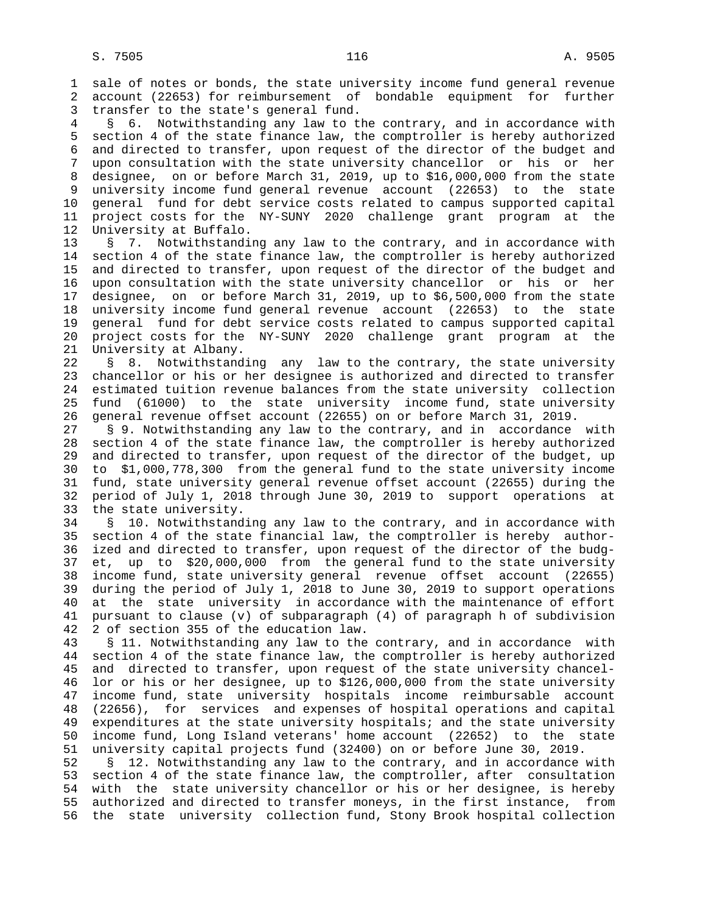sale of notes or bonds, the state university income fund general revenue account (22653) for reimbursement of bondable equipment for further transfer to the state's general fund.

§ 6. Notwithstanding any law to the contrary, and in accordance with section 4 of the state finance law, the comptroller is hereby authorized and directed to transfer, upon request of the director of the budget and upon consultation with the state university chancellor or his or her designee, on or before March 31, 2019, up to $16,000,000 from the state university income fund general revenue account (22653) to the state general fund for debt service costs related to campus supported capital project costs for the NY-SUNY 2020 challenge grant program at the University at Buffalo.

§ 7. Notwithstanding any law to the contrary, and in accordance with section 4 of the state finance law, the comptroller is hereby authorized and directed to transfer, upon request of the director of the budget and upon consultation with the state university chancellor or his or her designee, on or before March 31, 2019, up to $6,500,000 from the state university income fund general revenue account (22653) to the state general fund for debt service costs related to campus supported capital project costs for the NY-SUNY 2020 challenge grant program at the University at Albany.

§ 8. Notwithstanding any law to the contrary, the state university chancellor or his or her designee is authorized and directed to transfer estimated tuition revenue balances from the state university collection fund (61000) to the state university income fund, state university general revenue offset account (22655) on or before March 31, 2019.

§ 9. Notwithstanding any law to the contrary, and in accordance with section 4 of the state finance law, the comptroller is hereby authorized and directed to transfer, upon request of the director of the budget, up to $1,000,778,300 from the general fund to the state university income fund, state university general revenue offset account (22655) during the period of July 1, 2018 through June 30, 2019 to support operations at the state university.

§ 10. Notwithstanding any law to the contrary, and in accordance with section 4 of the state financial law, the comptroller is hereby authorized and directed to transfer, upon request of the director of the budget, up to $20,000,000 from the general fund to the state university income fund, state university general revenue offset account (22655) during the period of July 1, 2018 to June 30, 2019 to support operations at the state university in accordance with the maintenance of effort pursuant to clause (v) of subparagraph (4) of paragraph h of subdivision 2 of section 355 of the education law.

§ 11. Notwithstanding any law to the contrary, and in accordance with section 4 of the state finance law, the comptroller is hereby authorized and directed to transfer, upon request of the state university chancellor or his or her designee, up to $126,000,000 from the state university income fund, state university hospitals income reimbursable account (22656), for services and expenses of hospital operations and capital expenditures at the state university hospitals; and the state university income fund, Long Island veterans' home account (22652) to the state university capital projects fund (32400) on or before June 30, 2019.

§ 12. Notwithstanding any law to the contrary, and in accordance with section 4 of the state finance law, the comptroller, after consultation with the state university chancellor or his or her designee, is hereby authorized and directed to transfer moneys, in the first instance, from the state university collection fund, Stony Brook hospital collection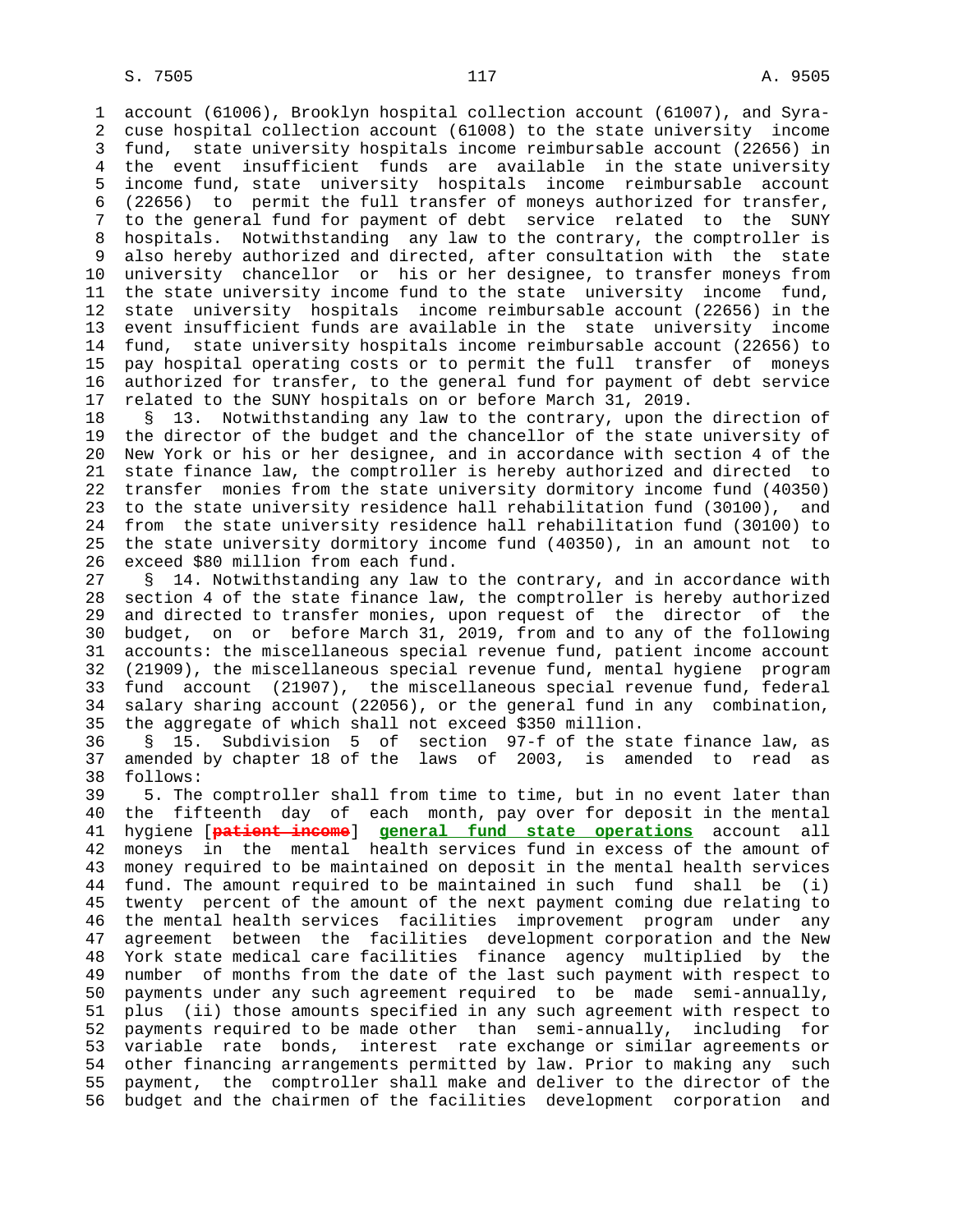account (61006), Brooklyn hospital collection account (61007), and Syracuse hospital collection account (61008) to the state university income fund, state university hospitals income reimbursable account (22656) in the event insufficient funds are available in the state university income fund, state university hospitals income reimbursable account (22656) to permit the full transfer of moneys authorized for transfer, to the general fund for payment of debt service related to the SUNY hospitals. Notwithstanding any law to the contrary, the comptroller is also hereby authorized and directed, after consultation with the state university chancellor or his or her designee, to transfer moneys from the state university income fund to the state university income fund, state university hospitals income reimbursable account (22656) in the event insufficient funds are available in the state university income fund, state university hospitals income reimbursable account (22656) to pay hospital operating costs or to permit the full transfer of moneys authorized for transfer, to the general fund for payment of debt service related to the SUNY hospitals on or before March 31, 2019.

§ 13. Notwithstanding any law to the contrary, upon the direction of the director of the budget and the chancellor of the state university of New York or his or her designee, and in accordance with section 4 of the state finance law, the comptroller is hereby authorized and directed to transfer monies from the state university dormitory income fund (40350) to the state university residence hall rehabilitation fund (30100), and from the state university residence hall rehabilitation fund (30100) to the state university dormitory income fund (40350), in an amount not to exceed $80 million from each fund.

§ 14. Notwithstanding any law to the contrary, and in accordance with section 4 of the state finance law, the comptroller is hereby authorized and directed to transfer monies, upon request of the director of the budget, on or before March 31, 2019, from and to any of the following accounts: the miscellaneous special revenue fund, patient income account (21909), the miscellaneous special revenue fund, mental hygiene program fund account (21907), the miscellaneous special revenue fund, federal salary sharing account (22056), or the general fund in any combination, the aggregate of which shall not exceed $350 million.

§ 15. Subdivision 5 of section 97-f of the state finance law, as amended by chapter 18 of the laws of 2003, is amended to read as follows:

5. The comptroller shall from time to time, but in no event later than the fifteenth day of each month, pay over for deposit in the mental hygiene [~~patient income~~] **general fund state operations** account all moneys in the mental health services fund in excess of the amount of money required to be maintained on deposit in the mental health services fund. The amount required to be maintained in such fund shall be (i) twenty percent of the amount of the next payment coming due relating to the mental health services facilities improvement program under any agreement between the facilities development corporation and the New York state medical care facilities finance agency multiplied by the number of months from the date of the last such payment with respect to payments under any such agreement required to be made semi-annually, plus (ii) those amounts specified in any such agreement with respect to payments required to be made other than semi-annually, including for variable rate bonds, interest rate exchange or similar agreements or other financing arrangements permitted by law. Prior to making any such payment, the comptroller shall make and deliver to the director of the budget and the chairmen of the facilities development corporation and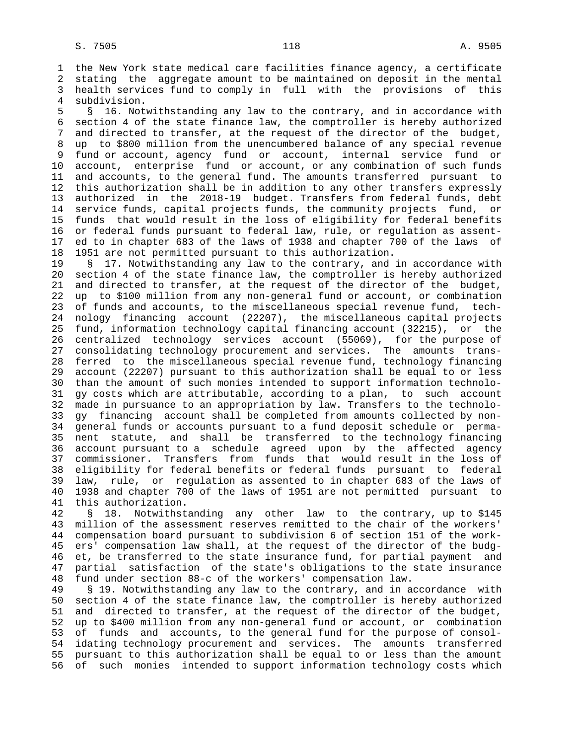the New York state medical care facilities finance agency, a certificate stating the aggregate amount to be maintained on deposit in the mental health services fund to comply in full with the provisions of this subdivision.

§ 16. Notwithstanding any law to the contrary, and in accordance with section 4 of the state finance law, the comptroller is hereby authorized and directed to transfer, at the request of the director of the budget, up to $800 million from the unencumbered balance of any special revenue fund or account, agency fund or account, internal service fund or account, enterprise fund or account, or any combination of such funds and accounts, to the general fund. The amounts transferred pursuant to this authorization shall be in addition to any other transfers expressly authorized in the 2018-19 budget. Transfers from federal funds, debt service funds, capital projects funds, the community projects fund, or funds that would result in the loss of eligibility for federal benefits or federal funds pursuant to federal law, rule, or regulation as assented to in chapter 683 of the laws of 1938 and chapter 700 of the laws of 1951 are not permitted pursuant to this authorization.

§ 17. Notwithstanding any law to the contrary, and in accordance with section 4 of the state finance law, the comptroller is hereby authorized and directed to transfer, at the request of the director of the budget, up to $100 million from any non-general fund or account, or combination of funds and accounts, to the miscellaneous special revenue fund, technology financing account (22207), the miscellaneous capital projects fund, information technology capital financing account (32215), or the centralized technology services account (55069), for the purpose of consolidating technology procurement and services. The amounts transferred to the miscellaneous special revenue fund, technology financing account (22207) pursuant to this authorization shall be equal to or less than the amount of such monies intended to support information technology costs which are attributable, according to a plan, to such account made in pursuance to an appropriation by law. Transfers to the technology financing account shall be completed from amounts collected by non-general funds or accounts pursuant to a fund deposit schedule or permanent statute, and shall be transferred to the technology financing account pursuant to a schedule agreed upon by the affected agency commissioner. Transfers from funds that would result in the loss of eligibility for federal benefits or federal funds pursuant to federal law, rule, or regulation as assented to in chapter 683 of the laws of 1938 and chapter 700 of the laws of 1951 are not permitted pursuant to this authorization.

§ 18. Notwithstanding any other law to the contrary, up to $145 million of the assessment reserves remitted to the chair of the workers' compensation board pursuant to subdivision 6 of section 151 of the workers' compensation law shall, at the request of the director of the budget, be transferred to the state insurance fund, for partial payment and partial satisfaction of the state's obligations to the state insurance fund under section 88-c of the workers' compensation law.

§ 19. Notwithstanding any law to the contrary, and in accordance with section 4 of the state finance law, the comptroller is hereby authorized and directed to transfer, at the request of the director of the budget, up to $400 million from any non-general fund or account, or combination of funds and accounts, to the general fund for the purpose of consolidating technology procurement and services. The amounts transferred pursuant to this authorization shall be equal to or less than the amount of such monies intended to support information technology costs which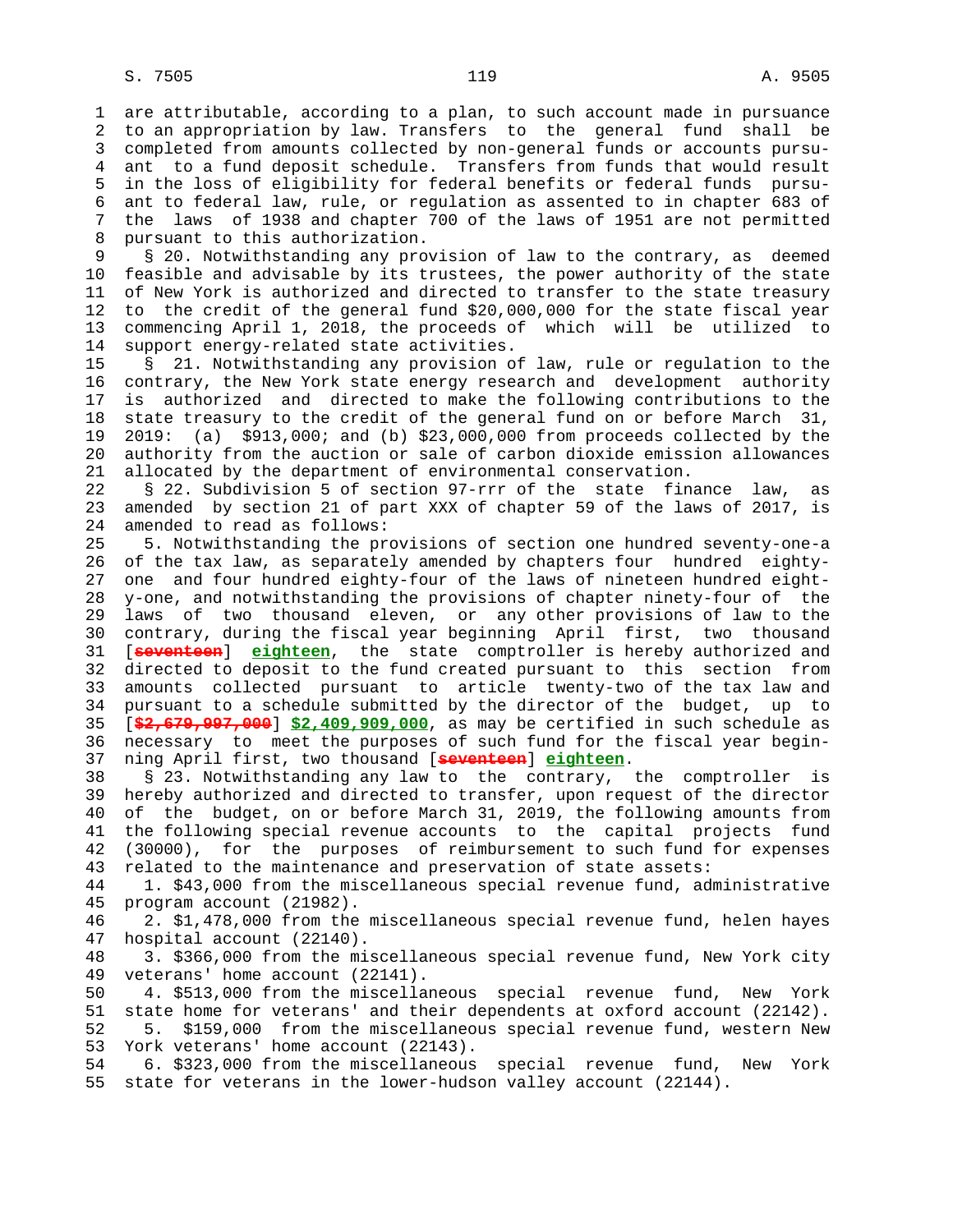are attributable, according to a plan, to such account made in pursuance to an appropriation by law. Transfers to the general fund shall be completed from amounts collected by non-general funds or accounts pursuant to a fund deposit schedule. Transfers from funds that would result in the loss of eligibility for federal benefits or federal funds pursuant to federal law, rule, or regulation as assented to in chapter 683 of the laws of 1938 and chapter 700 of the laws of 1951 are not permitted pursuant to this authorization.

§ 20. Notwithstanding any provision of law to the contrary, as deemed feasible and advisable by its trustees, the power authority of the state of New York is authorized and directed to transfer to the state treasury to the credit of the general fund $20,000,000 for the state fiscal year commencing April 1, 2018, the proceeds of which will be utilized to support energy-related state activities.

§ 21. Notwithstanding any provision of law, rule or regulation to the contrary, the New York state energy research and development authority is authorized and directed to make the following contributions to the state treasury to the credit of the general fund on or before March 31, 2019: (a) $913,000; and (b) $23,000,000 from proceeds collected by the authority from the auction or sale of carbon dioxide emission allowances allocated by the department of environmental conservation.

§ 22. Subdivision 5 of section 97-rrr of the state finance law, as amended by section 21 of part XXX of chapter 59 of the laws of 2017, is amended to read as follows:

5. Notwithstanding the provisions of section one hundred seventy-one-a of the tax law, as separately amended by chapters four hundred eighty-one and four hundred eighty-four of the laws of nineteen hundred eighty-one, and notwithstanding the provisions of chapter ninety-four of the laws of two thousand eleven, or any other provisions of law to the contrary, during the fiscal year beginning April first, two thousand [~~seventeen~~] **eighteen**, the state comptroller is hereby authorized and directed to deposit to the fund created pursuant to this section from amounts collected pursuant to article twenty-two of the tax law and pursuant to a schedule submitted by the director of the budget, up to [~~$2,679,997,000~~] **$2,409,909,000**, as may be certified in such schedule as necessary to meet the purposes of such fund for the fiscal year beginning April first, two thousand [~~seventeen~~] **eighteen**.

§ 23. Notwithstanding any law to the contrary, the comptroller is hereby authorized and directed to transfer, upon request of the director of the budget, on or before March 31, 2019, the following amounts from the following special revenue accounts to the capital projects fund (30000), for the purposes of reimbursement to such fund for expenses related to the maintenance and preservation of state assets:

1. $43,000 from the miscellaneous special revenue fund, administrative program account (21982).

2. $1,478,000 from the miscellaneous special revenue fund, helen hayes hospital account (22140).

3. $366,000 from the miscellaneous special revenue fund, New York city veterans' home account (22141).

4. $513,000 from the miscellaneous special revenue fund, New York state home for veterans' and their dependents at oxford account (22142).

5. $159,000 from the miscellaneous special revenue fund, western New York veterans' home account (22143).

6. $323,000 from the miscellaneous special revenue fund, New York state for veterans in the lower-hudson valley account (22144).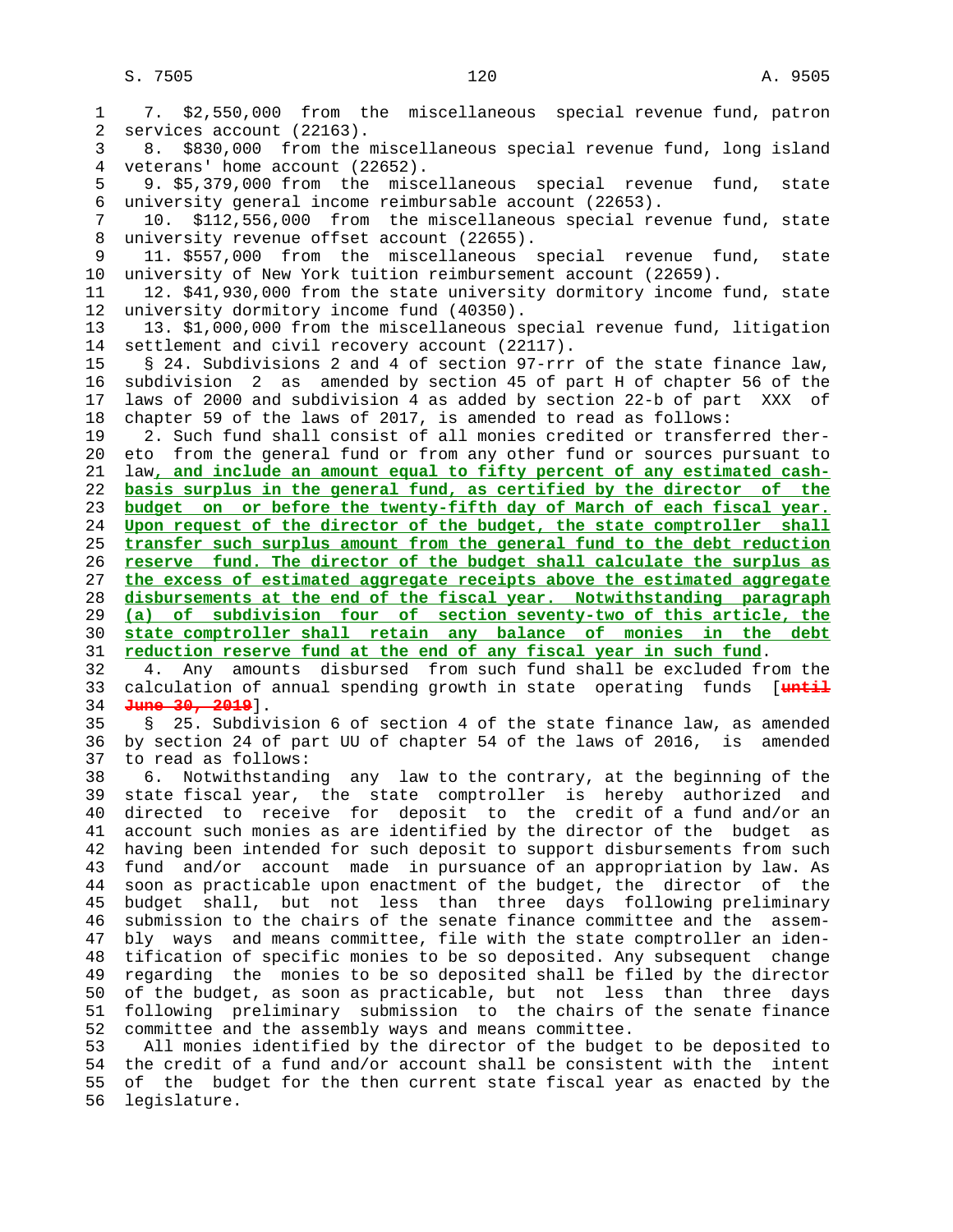7. $2,550,000 from the miscellaneous special revenue fund, patron services account (22163).

8. $830,000 from the miscellaneous special revenue fund, long island veterans' home account (22652).

9. $5,379,000 from the miscellaneous special revenue fund, state university general income reimbursable account (22653).

10. $112,556,000 from the miscellaneous special revenue fund, state university revenue offset account (22655).

11. $557,000 from the miscellaneous special revenue fund, state university of New York tuition reimbursement account (22659).

12. $41,930,000 from the state university dormitory income fund, state university dormitory income fund (40350).

13. $1,000,000 from the miscellaneous special revenue fund, litigation settlement and civil recovery account (22117).

§ 24. Subdivisions 2 and 4 of section 97-rrr of the state finance law, subdivision 2 as amended by section 45 of part H of chapter 56 of the laws of 2000 and subdivision 4 as added by section 22-b of part XXX of chapter 59 of the laws of 2017, is amended to read as follows:

2. Such fund shall consist of all monies credited or transferred thereto from the general fund or from any other fund or sources pursuant to law, and include an amount equal to fifty percent of any estimated cash-basis surplus in the general fund, as certified by the director of the budget on or before the twenty-fifth day of March of each fiscal year. Upon request of the director of the budget, the state comptroller shall transfer such surplus amount from the general fund to the debt reduction reserve fund. The director of the budget shall calculate the surplus as the excess of estimated aggregate receipts above the estimated aggregate disbursements at the end of the fiscal year. Notwithstanding paragraph (a) of subdivision four of section seventy-two of this article, the state comptroller shall retain any balance of monies in the debt reduction reserve fund at the end of any fiscal year in such fund.

4. Any amounts disbursed from such fund shall be excluded from the calculation of annual spending growth in state operating funds [until June 30, 2019].

§ 25. Subdivision 6 of section 4 of the state finance law, as amended by section 24 of part UU of chapter 54 of the laws of 2016, is amended to read as follows:

6. Notwithstanding any law to the contrary, at the beginning of the state fiscal year, the state comptroller is hereby authorized and directed to receive for deposit to the credit of a fund and/or an account such monies as are identified by the director of the budget as having been intended for such deposit to support disbursements from such fund and/or account made in pursuance of an appropriation by law. As soon as practicable upon enactment of the budget, the director of the budget shall, but not less than three days following preliminary submission to the chairs of the senate finance committee and the assembly ways and means committee, file with the state comptroller an identification of specific monies to be so deposited. Any subsequent change regarding the monies to be so deposited shall be filed by the director of the budget, as soon as practicable, but not less than three days following preliminary submission to the chairs of the senate finance committee and the assembly ways and means committee.

All monies identified by the director of the budget to be deposited to the credit of a fund and/or account shall be consistent with the intent of the budget for the then current state fiscal year as enacted by the legislature.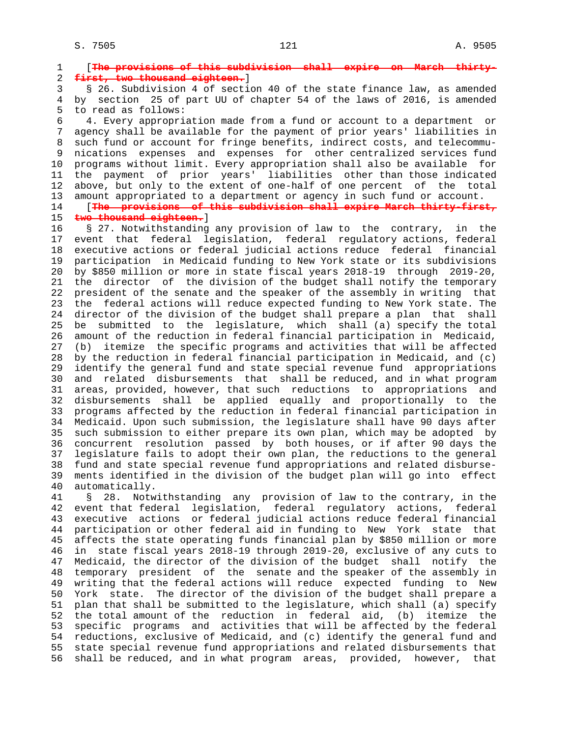[~~The provisions of this subdivision shall expire on March thirty-first, two thousand eighteen.~~]

§ 26. Subdivision 4 of section 40 of the state finance law, as amended by section 25 of part UU of chapter 54 of the laws of 2016, is amended to read as follows:

4. Every appropriation made from a fund or account to a department or agency shall be available for the payment of prior years' liabilities in such fund or account for fringe benefits, indirect costs, and telecommunications expenses and expenses for other centralized services fund programs without limit. Every appropriation shall also be available for the payment of prior years' liabilities other than those indicated above, but only to the extent of one-half of one percent of the total amount appropriated to a department or agency in such fund or account.

[~~The provisions of this subdivision shall expire March thirty-first, two thousand eighteen.~~]

§ 27. Notwithstanding any provision of law to the contrary, in the event that federal legislation, federal regulatory actions, federal executive actions or federal judicial actions reduce federal financial participation in Medicaid funding to New York state or its subdivisions by $850 million or more in state fiscal years 2018-19 through 2019-20, the director of the division of the budget shall notify the temporary president of the senate and the speaker of the assembly in writing that the federal actions will reduce expected funding to New York state. The director of the division of the budget shall prepare a plan that shall be submitted to the legislature, which shall (a) specify the total amount of the reduction in federal financial participation in Medicaid, (b) itemize the specific programs and activities that will be affected by the reduction in federal financial participation in Medicaid, and (c) identify the general fund and state special revenue fund appropriations and related disbursements that shall be reduced, and in what program areas, provided, however, that such reductions to appropriations and disbursements shall be applied equally and proportionally to the programs affected by the reduction in federal financial participation in Medicaid. Upon such submission, the legislature shall have 90 days after such submission to either prepare its own plan, which may be adopted by concurrent resolution passed by both houses, or if after 90 days the legislature fails to adopt their own plan, the reductions to the general fund and state special revenue fund appropriations and related disbursements identified in the division of the budget plan will go into effect automatically.

§ 28. Notwithstanding any provision of law to the contrary, in the event that federal legislation, federal regulatory actions, federal executive actions or federal judicial actions reduce federal financial participation or other federal aid in funding to New York state that affects the state operating funds financial plan by $850 million or more in state fiscal years 2018-19 through 2019-20, exclusive of any cuts to Medicaid, the director of the division of the budget shall notify the temporary president of the senate and the speaker of the assembly in writing that the federal actions will reduce expected funding to New York state. The director of the division of the budget shall prepare a plan that shall be submitted to the legislature, which shall (a) specify the total amount of the reduction in federal aid, (b) itemize the specific programs and activities that will be affected by the federal reductions, exclusive of Medicaid, and (c) identify the general fund and state special revenue fund appropriations and related disbursements that shall be reduced, and in what program areas, provided, however, that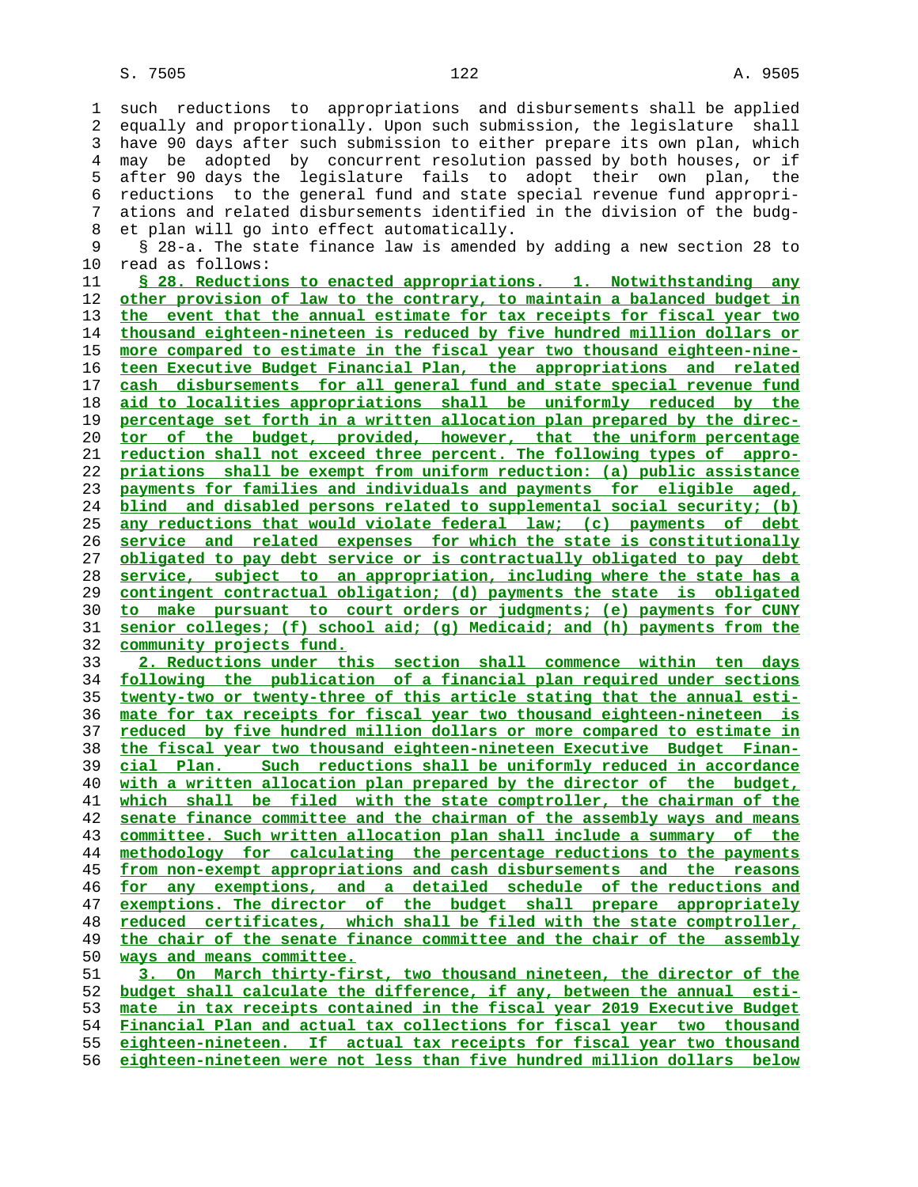such reductions to appropriations and disbursements shall be applied equally and proportionally. Upon such submission, the legislature shall have 90 days after such submission to either prepare its own plan, which may be adopted by concurrent resolution passed by both houses, or if after 90 days the legislature fails to adopt their own plan, the reductions to the general fund and state special revenue fund appropriations and related disbursements identified in the division of the budget plan will go into effect automatically.

§ 28-a. The state finance law is amended by adding a new section 28 to read as follows:

**§ 28. Reductions to enacted appropriations. 1. Notwithstanding any other provision of law to the contrary, to maintain a balanced budget in the event that the annual estimate for tax receipts for fiscal year two thousand eighteen-nineteen is reduced by five hundred million dollars or more compared to estimate in the fiscal year two thousand eighteen-nineteen Executive Budget Financial Plan, the appropriations and related cash disbursements for all general fund and state special revenue fund aid to localities appropriations shall be uniformly reduced by the percentage set forth in a written allocation plan prepared by the director of the budget, provided, however, that the uniform percentage reduction shall not exceed three percent. The following types of appropriations shall be exempt from uniform reduction: (a) public assistance payments for families and individuals and payments for eligible aged, blind and disabled persons related to supplemental social security; (b) any reductions that would violate federal law; (c) payments of debt service and related expenses for which the state is constitutionally obligated to pay debt service or is contractually obligated to pay debt service, subject to an appropriation, including where the state has a contingent contractual obligation; (d) payments the state is obligated to make pursuant to court orders or judgments; (e) payments for CUNY senior colleges; (f) school aid; (g) Medicaid; and (h) payments from the community projects fund.**

**2. Reductions under this section shall commence within ten days following the publication of a financial plan required under sections twenty-two or twenty-three of this article stating that the annual estimate for tax receipts for fiscal year two thousand eighteen-nineteen is reduced by five hundred million dollars or more compared to estimate in the fiscal year two thousand eighteen-nineteen Executive Budget Financial Plan. Such reductions shall be uniformly reduced in accordance with a written allocation plan prepared by the director of the budget, which shall be filed with the state comptroller, the chairman of the senate finance committee and the chairman of the assembly ways and means committee. Such written allocation plan shall include a summary of the methodology for calculating the percentage reductions to the payments from non-exempt appropriations and cash disbursements and the reasons for any exemptions, and a detailed schedule of the reductions and exemptions. The director of the budget shall prepare appropriately reduced certificates, which shall be filed with the state comptroller, the chair of the senate finance committee and the chair of the assembly ways and means committee.**

**3. On March thirty-first, two thousand nineteen, the director of the budget shall calculate the difference, if any, between the annual estimate in tax receipts contained in the fiscal year 2019 Executive Budget Financial Plan and actual tax collections for fiscal year two thousand eighteen-nineteen. If actual tax receipts for fiscal year two thousand eighteen-nineteen were not less than five hundred million dollars below**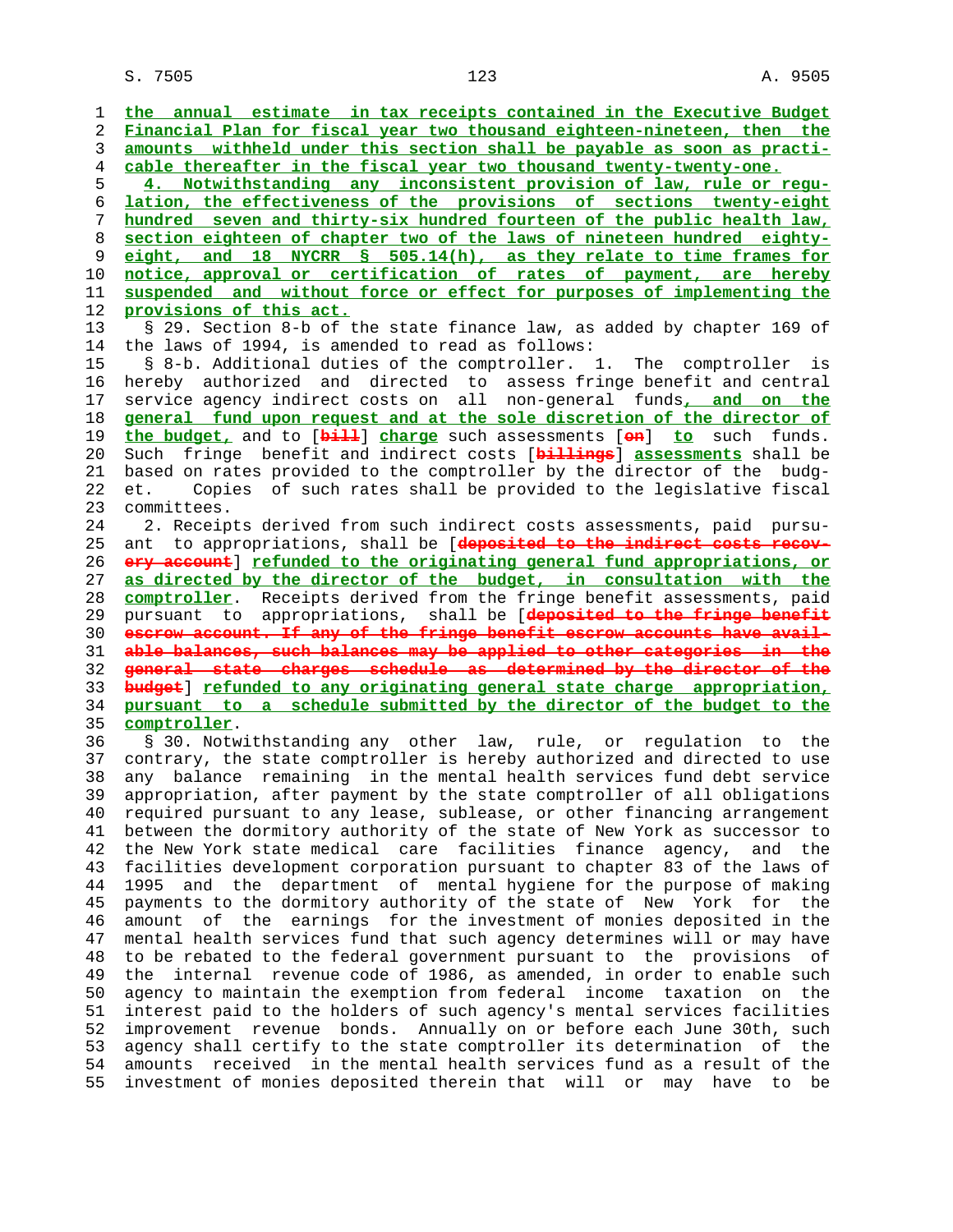the annual estimate in tax receipts contained in the Executive Budget Financial Plan for fiscal year two thousand eighteen-nineteen, then the amounts withheld under this section shall be payable as soon as practicable thereafter in the fiscal year two thousand twenty-twenty-one.

4. Notwithstanding any inconsistent provision of law, rule or regulation, the effectiveness of the provisions of sections twenty-eight hundred seven and thirty-six hundred fourteen of the public health law, section eighteen of chapter two of the laws of nineteen hundred eighty-eight, and 18 NYCRR § 505.14(h), as they relate to time frames for notice, approval or certification of rates of payment, are hereby suspended and without force or effect for purposes of implementing the provisions of this act.

§ 29. Section 8-b of the state finance law, as added by chapter 169 of the laws of 1994, is amended to read as follows:

§ 8-b. Additional duties of the comptroller. 1. The comptroller is hereby authorized and directed to assess fringe benefit and central service agency indirect costs on all non-general funds, and on the general fund upon request and at the sole discretion of the director of the budget, and to [bill] charge such assessments [on] to such funds. Such fringe benefit and indirect costs [billings] assessments shall be based on rates provided to the comptroller by the director of the budget. Copies of such rates shall be provided to the legislative fiscal committees.

2. Receipts derived from such indirect costs assessments, paid pursuant to appropriations, shall be [deposited to the indirect costs recovery account] refunded to the originating general fund appropriations, or as directed by the director of the budget, in consultation with the comptroller. Receipts derived from the fringe benefit assessments, paid pursuant to appropriations, shall be [deposited to the fringe benefit escrow account. If any of the fringe benefit escrow accounts have available balances, such balances may be applied to other categories in the general state charges schedule as determined by the director of the budget] refunded to any originating general state charge appropriation, pursuant to a schedule submitted by the director of the budget to the comptroller.

§ 30. Notwithstanding any other law, rule, or regulation to the contrary, the state comptroller is hereby authorized and directed to use any balance remaining in the mental health services fund debt service appropriation, after payment by the state comptroller of all obligations required pursuant to any lease, sublease, or other financing arrangement between the dormitory authority of the state of New York as successor to the New York state medical care facilities finance agency, and the facilities development corporation pursuant to chapter 83 of the laws of 1995 and the department of mental hygiene for the purpose of making payments to the dormitory authority of the state of New York for the amount of the earnings for the investment of monies deposited in the mental health services fund that such agency determines will or may have to be rebated to the federal government pursuant to the provisions of the internal revenue code of 1986, as amended, in order to enable such agency to maintain the exemption from federal income taxation on the interest paid to the holders of such agency's mental services facilities improvement revenue bonds. Annually on or before each June 30th, such agency shall certify to the state comptroller its determination of the amounts received in the mental health services fund as a result of the investment of monies deposited therein that will or may have to be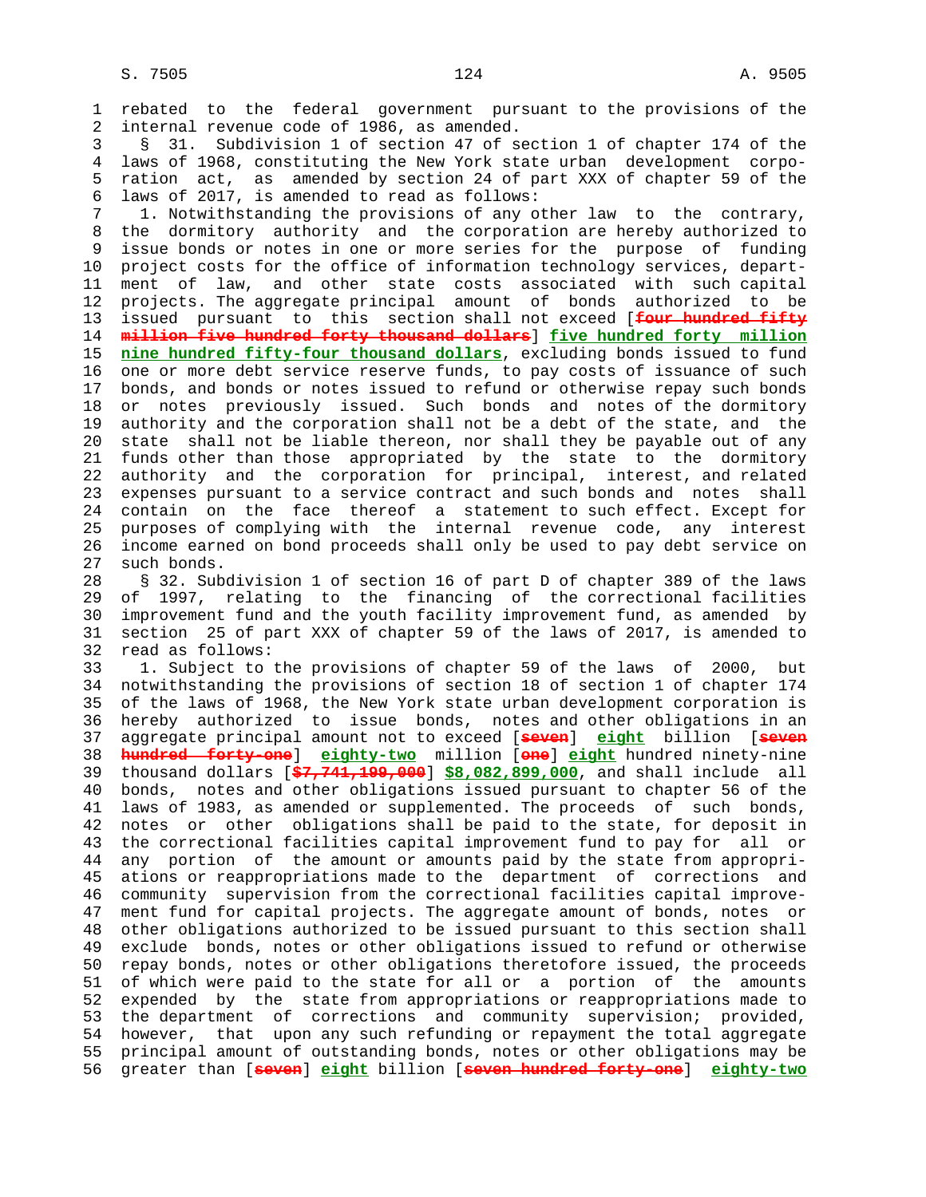rebated to the federal government pursuant to the provisions of the internal revenue code of 1986, as amended.

§ 31. Subdivision 1 of section 47 of section 1 of chapter 174 of the laws of 1968, constituting the New York state urban development corporation act, as amended by section 24 of part XXX of chapter 59 of the laws of 2017, is amended to read as follows:

1. Notwithstanding the provisions of any other law to the contrary, the dormitory authority and the corporation are hereby authorized to issue bonds or notes in one or more series for the purpose of funding project costs for the office of information technology services, department of law, and other state costs associated with such capital projects. The aggregate principal amount of bonds authorized to be issued pursuant to this section shall not exceed [~~four hundred fifty million five hundred forty thousand dollars~~] **five hundred forty million nine hundred fifty-four thousand dollars**, excluding bonds issued to fund one or more debt service reserve funds, to pay costs of issuance of such bonds, and bonds or notes issued to refund or otherwise repay such bonds or notes previously issued. Such bonds and notes of the dormitory authority and the corporation shall not be a debt of the state, and the state shall not be liable thereon, nor shall they be payable out of any funds other than those appropriated by the state to the dormitory authority and the corporation for principal, interest, and related expenses pursuant to a service contract and such bonds and notes shall contain on the face thereof a statement to such effect. Except for purposes of complying with the internal revenue code, any interest income earned on bond proceeds shall only be used to pay debt service on such bonds.

§ 32. Subdivision 1 of section 16 of part D of chapter 389 of the laws of 1997, relating to the financing of the correctional facilities improvement fund and the youth facility improvement fund, as amended by section 25 of part XXX of chapter 59 of the laws of 2017, is amended to read as follows:

1. Subject to the provisions of chapter 59 of the laws of 2000, but notwithstanding the provisions of section 18 of section 1 of chapter 174 of the laws of 1968, the New York state urban development corporation is hereby authorized to issue bonds, notes and other obligations in an aggregate principal amount not to exceed [~~seven~~] **eight** billion [~~seven hundred forty-one~~] **eighty-two** million [~~one~~] **eight** hundred ninety-nine thousand dollars [~~$7,741,199,000~~] **$8,082,899,000**, and shall include all bonds, notes and other obligations issued pursuant to chapter 56 of the laws of 1983, as amended or supplemented. The proceeds of such bonds, notes or other obligations shall be paid to the state, for deposit in the correctional facilities capital improvement fund to pay for all or any portion of the amount or amounts paid by the state from appropriations or reappropriations made to the department of corrections and community supervision from the correctional facilities capital improvement fund for capital projects. The aggregate amount of bonds, notes or other obligations authorized to be issued pursuant to this section shall exclude bonds, notes or other obligations issued to refund or otherwise repay bonds, notes or other obligations theretofore issued, the proceeds of which were paid to the state for all or a portion of the amounts expended by the state from appropriations or reappropriations made to the department of corrections and community supervision; provided, however, that upon any such refunding or repayment the total aggregate principal amount of outstanding bonds, notes or other obligations may be greater than [~~seven~~] **eight** billion [~~seven hundred forty-one~~] **eighty-two**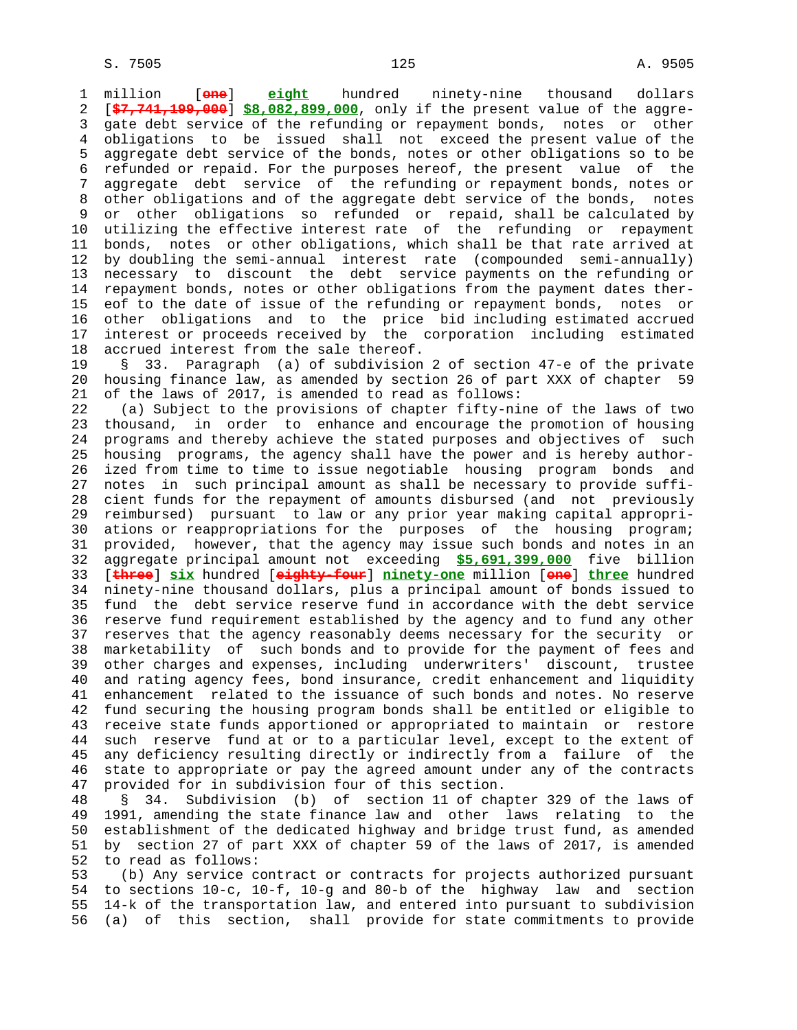million [~~one~~] **eight** hundred ninety-nine thousand dollars [~~$7,741,199,000~~] **$8,082,899,000**, only if the present value of the aggregate debt service of the refunding or repayment bonds, notes or other obligations to be issued shall not exceed the present value of the aggregate debt service of the bonds, notes or other obligations so to be refunded or repaid. For the purposes hereof, the present value of the aggregate debt service of the refunding or repayment bonds, notes or other obligations and of the aggregate debt service of the bonds, notes or other obligations so refunded or repaid, shall be calculated by utilizing the effective interest rate of the refunding or repayment bonds, notes or other obligations, which shall be that rate arrived at by doubling the semi-annual interest rate (compounded semi-annually) necessary to discount the debt service payments on the refunding or repayment bonds, notes or other obligations from the payment dates thereof to the date of issue of the refunding or repayment bonds, notes or other obligations and to the price bid including estimated accrued interest or proceeds received by the corporation including estimated accrued interest from the sale thereof.

§ 33. Paragraph (a) of subdivision 2 of section 47-e of the private housing finance law, as amended by section 26 of part XXX of chapter 59 of the laws of 2017, is amended to read as follows:

(a) Subject to the provisions of chapter fifty-nine of the laws of two thousand, in order to enhance and encourage the promotion of housing programs and thereby achieve the stated purposes and objectives of such housing programs, the agency shall have the power and is hereby authorized from time to time to issue negotiable housing program bonds and notes in such principal amount as shall be necessary to provide sufficient funds for the repayment of amounts disbursed (and not previously reimbursed) pursuant to law or any prior year making capital appropriations or reappropriations for the purposes of the housing program; provided, however, that the agency may issue such bonds and notes in an aggregate principal amount not exceeding **$5,691,399,000** five billion [~~three~~] **six** hundred [~~eighty-four~~] **ninety-one** million [~~one~~] **three** hundred ninety-nine thousand dollars, plus a principal amount of bonds issued to fund the debt service reserve fund in accordance with the debt service reserve fund requirement established by the agency and to fund any other reserves that the agency reasonably deems necessary for the security or marketability of such bonds and to provide for the payment of fees and other charges and expenses, including underwriters' discount, trustee and rating agency fees, bond insurance, credit enhancement and liquidity enhancement related to the issuance of such bonds and notes. No reserve fund securing the housing program bonds shall be entitled or eligible to receive state funds apportioned or appropriated to maintain or restore such reserve fund at or to a particular level, except to the extent of any deficiency resulting directly or indirectly from a failure of the state to appropriate or pay the agreed amount under any of the contracts provided for in subdivision four of this section.

§ 34. Subdivision (b) of section 11 of chapter 329 of the laws of 1991, amending the state finance law and other laws relating to the establishment of the dedicated highway and bridge trust fund, as amended by section 27 of part XXX of chapter 59 of the laws of 2017, is amended to read as follows:

(b) Any service contract or contracts for projects authorized pursuant to sections 10-c, 10-f, 10-g and 80-b of the highway law and section 14-k of the transportation law, and entered into pursuant to subdivision (a) of this section, shall provide for state commitments to provide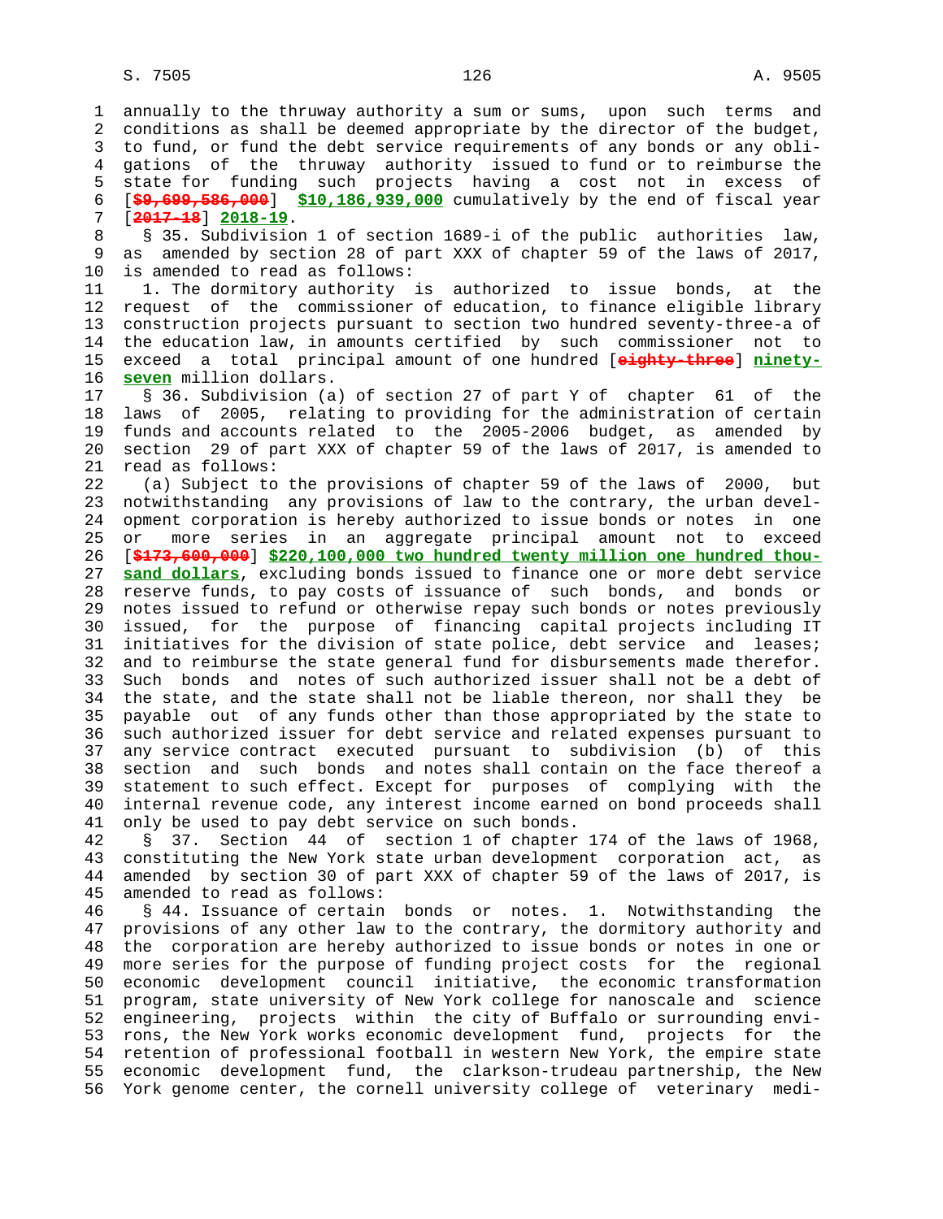annually to the thruway authority a sum or sums, upon such terms and conditions as shall be deemed appropriate by the director of the budget, to fund, or fund the debt service requirements of any bonds or any obligations of the thruway authority issued to fund or to reimburse the state for funding such projects having a cost not in excess of [~~$9,699,586,000~~] **$10,186,939,000** cumulatively by the end of fiscal year [~~2017-18~~] **2018-19**.

§ 35. Subdivision 1 of section 1689-i of the public authorities law, as amended by section 28 of part XXX of chapter 59 of the laws of 2017, is amended to read as follows:

1. The dormitory authority is authorized to issue bonds, at the request of the commissioner of education, to finance eligible library construction projects pursuant to section two hundred seventy-three-a of the education law, in amounts certified by such commissioner not to exceed a total principal amount of one hundred [~~eighty-three~~] **ninety-seven** million dollars.

§ 36. Subdivision (a) of section 27 of part Y of chapter 61 of the laws of 2005, relating to providing for the administration of certain funds and accounts related to the 2005-2006 budget, as amended by section 29 of part XXX of chapter 59 of the laws of 2017, is amended to read as follows:

(a) Subject to the provisions of chapter 59 of the laws of 2000, but notwithstanding any provisions of law to the contrary, the urban development corporation is hereby authorized to issue bonds or notes in one or more series in an aggregate principal amount not to exceed [~~$173,600,000~~] **$220,100,000 two hundred twenty million one hundred thousand dollars**, excluding bonds issued to finance one or more debt service reserve funds, to pay costs of issuance of such bonds, and bonds or notes issued to refund or otherwise repay such bonds or notes previously issued, for the purpose of financing capital projects including IT initiatives for the division of state police, debt service and leases; and to reimburse the state general fund for disbursements made therefor. Such bonds and notes of such authorized issuer shall not be a debt of the state, and the state shall not be liable thereon, nor shall they be payable out of any funds other than those appropriated by the state to such authorized issuer for debt service and related expenses pursuant to any service contract executed pursuant to subdivision (b) of this section and such bonds and notes shall contain on the face thereof a statement to such effect. Except for purposes of complying with the internal revenue code, any interest income earned on bond proceeds shall only be used to pay debt service on such bonds.

§ 37. Section 44 of section 1 of chapter 174 of the laws of 1968, constituting the New York state urban development corporation act, as amended by section 30 of part XXX of chapter 59 of the laws of 2017, is amended to read as follows:

§ 44. Issuance of certain bonds or notes. 1. Notwithstanding the provisions of any other law to the contrary, the dormitory authority and the corporation are hereby authorized to issue bonds or notes in one or more series for the purpose of funding project costs for the regional economic development council initiative, the economic transformation program, state university of New York college for nanoscale and science engineering, projects within the city of Buffalo or surrounding environs, the New York works economic development fund, projects for the retention of professional football in western New York, the empire state economic development fund, the clarkson-trudeau partnership, the New York genome center, the cornell university college of veterinary medi-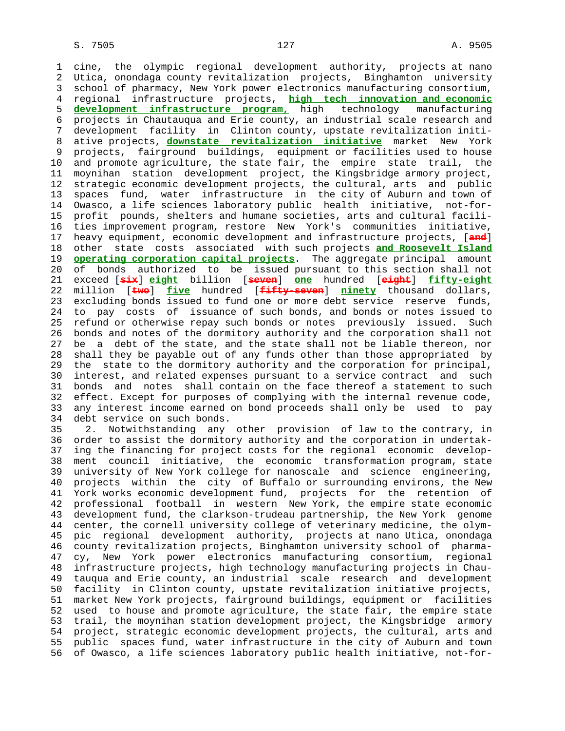cine, the olympic regional development authority, projects at nano Utica, onondaga county revitalization projects, Binghamton university school of pharmacy, New York power electronics manufacturing consortium, regional infrastructure projects, **high tech innovation and economic development infrastructure program,** high technology manufacturing projects in Chautauqua and Erie county, an industrial scale research and development facility in Clinton county, upstate revitalization initiative projects, **downstate revitalization initiative** market New York projects, fairground buildings, equipment or facilities used to house and promote agriculture, the state fair, the empire state trail, the moynihan station development project, the Kingsbridge armory project, strategic economic development projects, the cultural, arts and public spaces fund, water infrastructure in the city of Auburn and town of Owasco, a life sciences laboratory public health initiative, not-for-profit pounds, shelters and humane societies, arts and cultural facilities improvement program, restore New York's communities initiative, heavy equipment, economic development and infrastructure projects, [~~and~~] other state costs associated with such projects **and Roosevelt Island operating corporation capital projects**. The aggregate principal amount of bonds authorized to be issued pursuant to this section shall not exceed [~~six~~] **eight** billion [~~seven~~] **one** hundred [~~eight~~] **fifty-eight** million [~~two~~] **five** hundred [~~fifty-seven~~] **ninety** thousand dollars, excluding bonds issued to fund one or more debt service reserve funds, to pay costs of issuance of such bonds, and bonds or notes issued to refund or otherwise repay such bonds or notes previously issued. Such bonds and notes of the dormitory authority and the corporation shall not be a debt of the state, and the state shall not be liable thereon, nor shall they be payable out of any funds other than those appropriated by the state to the dormitory authority and the corporation for principal, interest, and related expenses pursuant to a service contract and such bonds and notes shall contain on the face thereof a statement to such effect. Except for purposes of complying with the internal revenue code, any interest income earned on bond proceeds shall only be used to pay debt service on such bonds.

2. Notwithstanding any other provision of law to the contrary, in order to assist the dormitory authority and the corporation in undertaking the financing for project costs for the regional economic development council initiative, the economic transformation program, state university of New York college for nanoscale and science engineering, projects within the city of Buffalo or surrounding environs, the New York works economic development fund, projects for the retention of professional football in western New York, the empire state economic development fund, the clarkson-trudeau partnership, the New York genome center, the cornell university college of veterinary medicine, the olympic regional development authority, projects at nano Utica, onondaga county revitalization projects, Binghamton university school of pharmacy, New York power electronics manufacturing consortium, regional infrastructure projects, high technology manufacturing projects in Chautauqua and Erie county, an industrial scale research and development facility in Clinton county, upstate revitalization initiative projects, market New York projects, fairground buildings, equipment or facilities used to house and promote agriculture, the state fair, the empire state trail, the moynihan station development project, the Kingsbridge armory project, strategic economic development projects, the cultural, arts and public spaces fund, water infrastructure in the city of Auburn and town of Owasco, a life sciences laboratory public health initiative, not-for-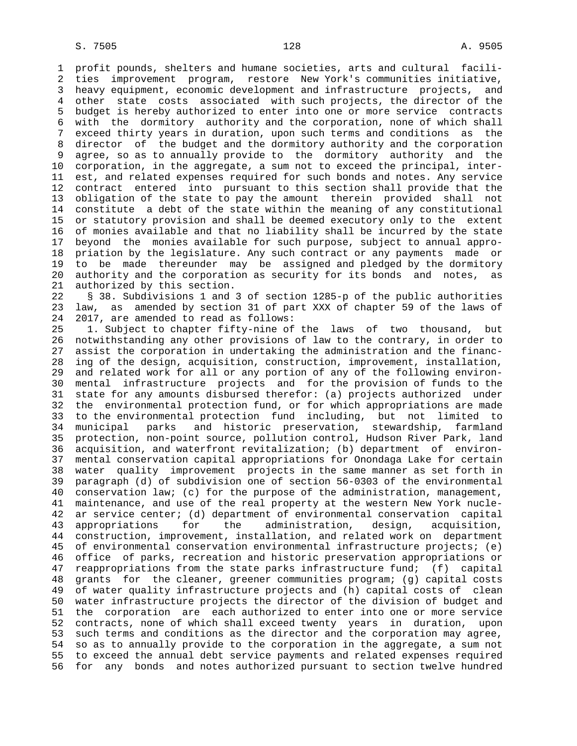profit pounds, shelters and humane societies, arts and cultural facilities improvement program, restore New York's communities initiative, heavy equipment, economic development and infrastructure projects, and other state costs associated with such projects, the director of the budget is hereby authorized to enter into one or more service contracts with the dormitory authority and the corporation, none of which shall exceed thirty years in duration, upon such terms and conditions as the director of the budget and the dormitory authority and the corporation agree, so as to annually provide to the dormitory authority and the corporation, in the aggregate, a sum not to exceed the principal, interest, and related expenses required for such bonds and notes. Any service contract entered into pursuant to this section shall provide that the obligation of the state to pay the amount therein provided shall not constitute a debt of the state within the meaning of any constitutional or statutory provision and shall be deemed executory only to the extent of monies available and that no liability shall be incurred by the state beyond the monies available for such purpose, subject to annual appropriation by the legislature. Any such contract or any payments made or to be made thereunder may be assigned and pledged by the dormitory authority and the corporation as security for its bonds and notes, as authorized by this section.

§ 38. Subdivisions 1 and 3 of section 1285-p of the public authorities law, as amended by section 31 of part XXX of chapter 59 of the laws of 2017, are amended to read as follows:

1. Subject to chapter fifty-nine of the laws of two thousand, but notwithstanding any other provisions of law to the contrary, in order to assist the corporation in undertaking the administration and the financing of the design, acquisition, construction, improvement, installation, and related work for all or any portion of any of the following environmental infrastructure projects and for the provision of funds to the state for any amounts disbursed therefor: (a) projects authorized under the environmental protection fund, or for which appropriations are made to the environmental protection fund including, but not limited to municipal parks and historic preservation, stewardship, farmland protection, non-point source, pollution control, Hudson River Park, land acquisition, and waterfront revitalization; (b) department of environmental conservation capital appropriations for Onondaga Lake for certain water quality improvement projects in the same manner as set forth in paragraph (d) of subdivision one of section 56-0303 of the environmental conservation law; (c) for the purpose of the administration, management, maintenance, and use of the real property at the western New York nuclear service center; (d) department of environmental conservation capital appropriations for the administration, design, acquisition, construction, improvement, installation, and related work on department of environmental conservation environmental infrastructure projects; (e) office of parks, recreation and historic preservation appropriations or reappropriations from the state parks infrastructure fund; (f) capital grants for the cleaner, greener communities program; (g) capital costs of water quality infrastructure projects and (h) capital costs of clean water infrastructure projects the director of the division of budget and the corporation are each authorized to enter into one or more service contracts, none of which shall exceed twenty years in duration, upon such terms and conditions as the director and the corporation may agree, so as to annually provide to the corporation in the aggregate, a sum not to exceed the annual debt service payments and related expenses required for any bonds and notes authorized pursuant to section twelve hundred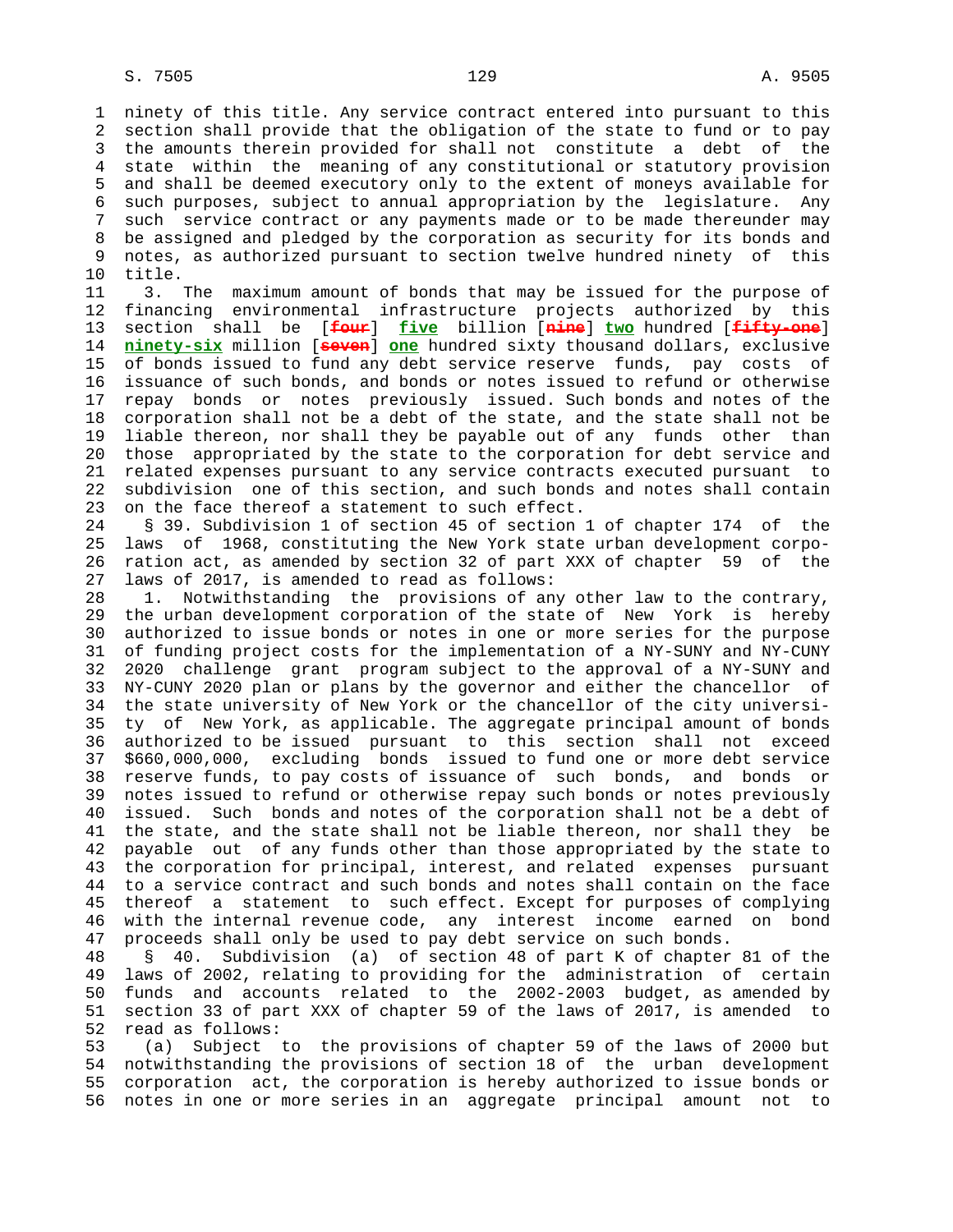ninety of this title. Any service contract entered into pursuant to this section shall provide that the obligation of the state to fund or to pay the amounts therein provided for shall not constitute a debt of the state within the meaning of any constitutional or statutory provision and shall be deemed executory only to the extent of moneys available for such purposes, subject to annual appropriation by the legislature. Any such service contract or any payments made or to be made thereunder may be assigned and pledged by the corporation as security for its bonds and notes, as authorized pursuant to section twelve hundred ninety of this title.

3. The maximum amount of bonds that may be issued for the purpose of financing environmental infrastructure projects authorized by this section shall be [~~four~~] **five** billion [~~nine~~] **two** hundred [~~fifty-one~~] **ninety-six** million [~~seven~~] **one** hundred sixty thousand dollars, exclusive of bonds issued to fund any debt service reserve funds, pay costs of issuance of such bonds, and bonds or notes issued to refund or otherwise repay bonds or notes previously issued. Such bonds and notes of the corporation shall not be a debt of the state, and the state shall not be liable thereon, nor shall they be payable out of any funds other than those appropriated by the state to the corporation for debt service and related expenses pursuant to any service contracts executed pursuant to subdivision one of this section, and such bonds and notes shall contain on the face thereof a statement to such effect.

§ 39. Subdivision 1 of section 45 of section 1 of chapter 174 of the laws of 1968, constituting the New York state urban development corporation act, as amended by section 32 of part XXX of chapter 59 of the laws of 2017, is amended to read as follows:

1. Notwithstanding the provisions of any other law to the contrary, the urban development corporation of the state of New York is hereby authorized to issue bonds or notes in one or more series for the purpose of funding project costs for the implementation of a NY-SUNY and NY-CUNY 2020 challenge grant program subject to the approval of a NY-SUNY and NY-CUNY 2020 plan or plans by the governor and either the chancellor of the state university of New York or the chancellor of the city university of New York, as applicable. The aggregate principal amount of bonds authorized to be issued pursuant to this section shall not exceed $660,000,000, excluding bonds issued to fund one or more debt service reserve funds, to pay costs of issuance of such bonds, and bonds or notes issued to refund or otherwise repay such bonds or notes previously issued. Such bonds and notes of the corporation shall not be a debt of the state, and the state shall not be liable thereon, nor shall they be payable out of any funds other than those appropriated by the state to the corporation for principal, interest, and related expenses pursuant to a service contract and such bonds and notes shall contain on the face thereof a statement to such effect. Except for purposes of complying with the internal revenue code, any interest income earned on bond proceeds shall only be used to pay debt service on such bonds.

§ 40. Subdivision (a) of section 48 of part K of chapter 81 of the laws of 2002, relating to providing for the administration of certain funds and accounts related to the 2002-2003 budget, as amended by section 33 of part XXX of chapter 59 of the laws of 2017, is amended to read as follows:

(a) Subject to the provisions of chapter 59 of the laws of 2000 but notwithstanding the provisions of section 18 of the urban development corporation act, the corporation is hereby authorized to issue bonds or notes in one or more series in an aggregate principal amount not to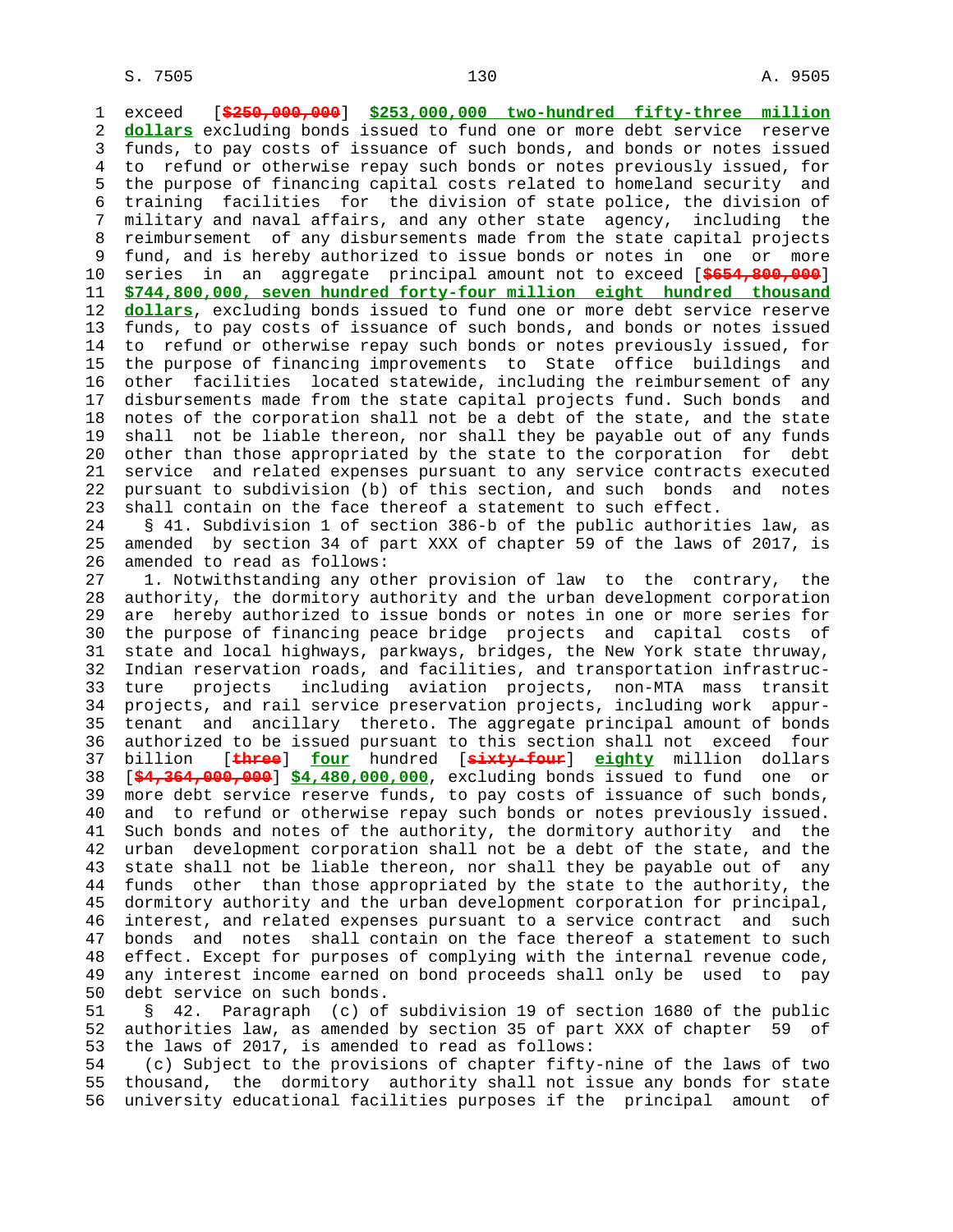exceed [~~$250,000,000~~] **$253,000,000 two-hundred fifty-three million dollars** excluding bonds issued to fund one or more debt service reserve funds, to pay costs of issuance of such bonds, and bonds or notes issued to refund or otherwise repay such bonds or notes previously issued, for the purpose of financing capital costs related to homeland security and training facilities for the division of state police, the division of military and naval affairs, and any other state agency, including the reimbursement of any disbursements made from the state capital projects fund, and is hereby authorized to issue bonds or notes in one or more series in an aggregate principal amount not to exceed [~~$654,800,000~~] **$744,800,000, seven hundred forty-four million eight hundred thousand dollars**, excluding bonds issued to fund one or more debt service reserve funds, to pay costs of issuance of such bonds, and bonds or notes issued to refund or otherwise repay such bonds or notes previously issued, for the purpose of financing improvements to State office buildings and other facilities located statewide, including the reimbursement of any disbursements made from the state capital projects fund. Such bonds and notes of the corporation shall not be a debt of the state, and the state shall not be liable thereon, nor shall they be payable out of any funds other than those appropriated by the state to the corporation for debt service and related expenses pursuant to any service contracts executed pursuant to subdivision (b) of this section, and such bonds and notes shall contain on the face thereof a statement to such effect.

§ 41. Subdivision 1 of section 386-b of the public authorities law, as amended by section 34 of part XXX of chapter 59 of the laws of 2017, is amended to read as follows:

1. Notwithstanding any other provision of law to the contrary, the authority, the dormitory authority and the urban development corporation are hereby authorized to issue bonds or notes in one or more series for the purpose of financing peace bridge projects and capital costs of state and local highways, parkways, bridges, the New York state thruway, Indian reservation roads, and facilities, and transportation infrastructure projects including aviation projects, non-MTA mass transit projects, and rail service preservation projects, including work appurtenant and ancillary thereto. The aggregate principal amount of bonds authorized to be issued pursuant to this section shall not exceed four billion [~~three~~] **four** hundred [~~sixty-four~~] **eighty** million dollars [~~$4,364,000,000~~] **$4,480,000,000**, excluding bonds issued to fund one or more debt service reserve funds, to pay costs of issuance of such bonds, and to refund or otherwise repay such bonds or notes previously issued. Such bonds and notes of the authority, the dormitory authority and the urban development corporation shall not be a debt of the state, and the state shall not be liable thereon, nor shall they be payable out of any funds other than those appropriated by the state to the authority, the dormitory authority and the urban development corporation for principal, interest, and related expenses pursuant to a service contract and such bonds and notes shall contain on the face thereof a statement to such effect. Except for purposes of complying with the internal revenue code, any interest income earned on bond proceeds shall only be used to pay debt service on such bonds.

§ 42. Paragraph (c) of subdivision 19 of section 1680 of the public authorities law, as amended by section 35 of part XXX of chapter 59 of the laws of 2017, is amended to read as follows:

(c) Subject to the provisions of chapter fifty-nine of the laws of two thousand, the dormitory authority shall not issue any bonds for state university educational facilities purposes if the principal amount of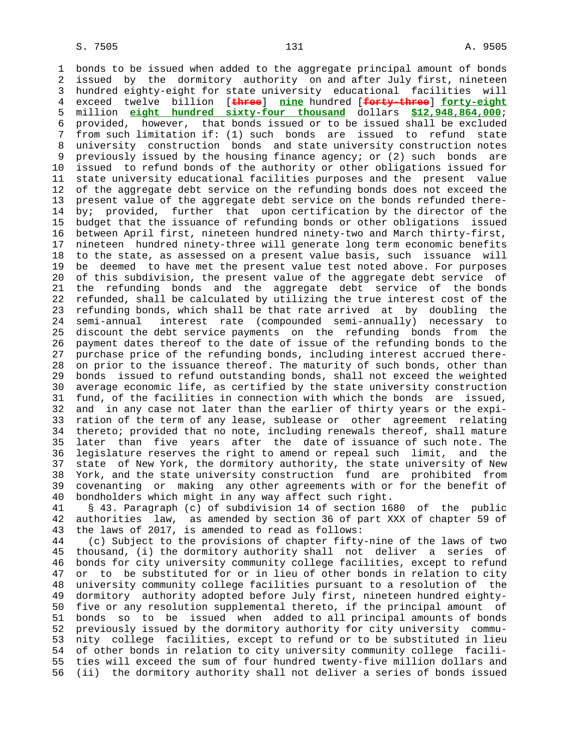bonds to be issued when added to the aggregate principal amount of bonds issued by the dormitory authority on and after July first, nineteen hundred eighty-eight for state university educational facilities will exceed twelve billion [~~three~~] **nine** hundred [~~forty-three~~] **forty-eight** million **eight hundred sixty-four thousand** dollars **$12,948,864,000**; provided, however, that bonds issued or to be issued shall be excluded from such limitation if: (1) such bonds are issued to refund state university construction bonds and state university construction notes previously issued by the housing finance agency; or (2) such bonds are issued to refund bonds of the authority or other obligations issued for state university educational facilities purposes and the present value of the aggregate debt service on the refunding bonds does not exceed the present value of the aggregate debt service on the bonds refunded thereby; provided, further that upon certification by the director of the budget that the issuance of refunding bonds or other obligations issued between April first, nineteen hundred ninety-two and March thirty-first, nineteen hundred ninety-three will generate long term economic benefits to the state, as assessed on a present value basis, such issuance will be deemed to have met the present value test noted above. For purposes of this subdivision, the present value of the aggregate debt service of the refunding bonds and the aggregate debt service of the bonds refunded, shall be calculated by utilizing the true interest cost of the refunding bonds, which shall be that rate arrived at by doubling the semi-annual interest rate (compounded semi-annually) necessary to discount the debt service payments on the refunding bonds from the payment dates thereof to the date of issue of the refunding bonds to the purchase price of the refunding bonds, including interest accrued thereon prior to the issuance thereof. The maturity of such bonds, other than bonds issued to refund outstanding bonds, shall not exceed the weighted average economic life, as certified by the state university construction fund, of the facilities in connection with which the bonds are issued, and in any case not later than the earlier of thirty years or the expiration of the term of any lease, sublease or other agreement relating thereto; provided that no note, including renewals thereof, shall mature later than five years after the date of issuance of such note. The legislature reserves the right to amend or repeal such limit, and the state of New York, the dormitory authority, the state university of New York, and the state university construction fund are prohibited from covenanting or making any other agreements with or for the benefit of bondholders which might in any way affect such right.

§ 43. Paragraph (c) of subdivision 14 of section 1680 of the public authorities law, as amended by section 36 of part XXX of chapter 59 of the laws of 2017, is amended to read as follows:

(c) Subject to the provisions of chapter fifty-nine of the laws of two thousand, (i) the dormitory authority shall not deliver a series of bonds for city university community college facilities, except to refund or to be substituted for or in lieu of other bonds in relation to city university community college facilities pursuant to a resolution of the dormitory authority adopted before July first, nineteen hundred eighty-five or any resolution supplemental thereto, if the principal amount of bonds so to be issued when added to all principal amounts of bonds previously issued by the dormitory authority for city university community college facilities, except to refund or to be substituted in lieu of other bonds in relation to city university community college facilities will exceed the sum of four hundred twenty-five million dollars and (ii) the dormitory authority shall not deliver a series of bonds issued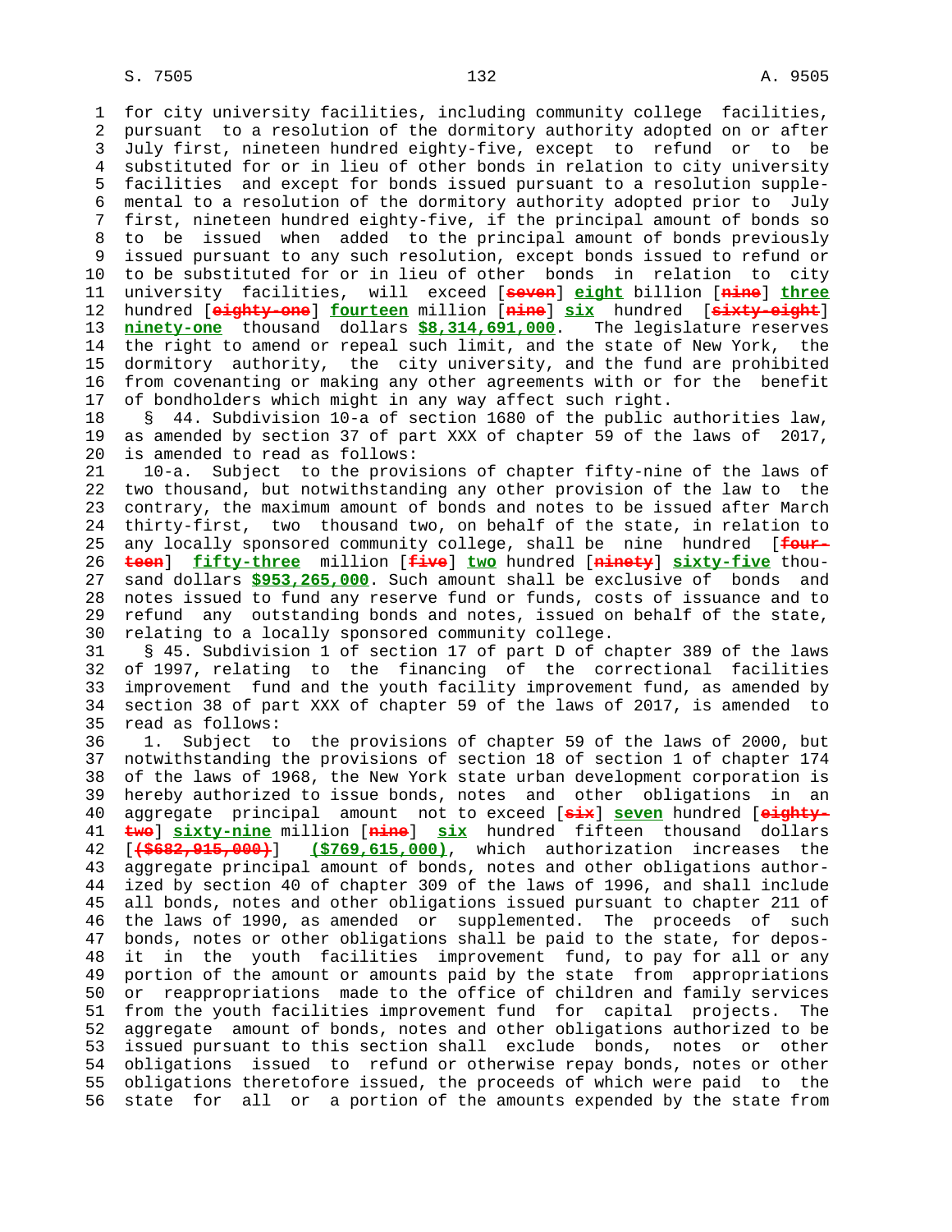for city university facilities, including community college facilities, pursuant to a resolution of the dormitory authority adopted on or after July first, nineteen hundred eighty-five, except to refund or to be substituted for or in lieu of other bonds in relation to city university facilities and except for bonds issued pursuant to a resolution supplemental to a resolution of the dormitory authority adopted prior to July first, nineteen hundred eighty-five, if the principal amount of bonds so to be issued when added to the principal amount of bonds previously issued pursuant to any such resolution, except bonds issued to refund or to be substituted for or in lieu of other bonds in relation to city university facilities, will exceed [~~seven~~] **eight** billion [~~nine~~] **three** hundred [~~eighty-one~~] **fourteen** million [~~nine~~] **six** hundred [~~sixty-eight~~] **ninety-one** thousand dollars **$8,314,691,000**. The legislature reserves the right to amend or repeal such limit, and the state of New York, the dormitory authority, the city university, and the fund are prohibited from covenanting or making any other agreements with or for the benefit of bondholders which might in any way affect such right.

§ 44. Subdivision 10-a of section 1680 of the public authorities law, as amended by section 37 of part XXX of chapter 59 of the laws of 2017, is amended to read as follows:

10-a. Subject to the provisions of chapter fifty-nine of the laws of two thousand, but notwithstanding any other provision of the law to the contrary, the maximum amount of bonds and notes to be issued after March thirty-first, two thousand two, on behalf of the state, in relation to any locally sponsored community college, shall be nine hundred [~~fourteen~~] **fifty-three** million [~~five~~] **two** hundred [~~ninety~~] **sixty-five** thousand dollars **$953,265,000**. Such amount shall be exclusive of bonds and notes issued to fund any reserve fund or funds, costs of issuance and to refund any outstanding bonds and notes, issued on behalf of the state, relating to a locally sponsored community college.

§ 45. Subdivision 1 of section 17 of part D of chapter 389 of the laws of 1997, relating to the financing of the correctional facilities improvement fund and the youth facility improvement fund, as amended by section 38 of part XXX of chapter 59 of the laws of 2017, is amended to read as follows:

1. Subject to the provisions of chapter 59 of the laws of 2000, but notwithstanding the provisions of section 18 of section 1 of chapter 174 of the laws of 1968, the New York state urban development corporation is hereby authorized to issue bonds, notes and other obligations in an aggregate principal amount not to exceed [~~six~~] **seven** hundred [~~eighty-two~~] **sixty-nine** million [~~nine~~] **six** hundred fifteen thousand dollars [~~($682,915,000)~~] **($769,615,000)**, which authorization increases the aggregate principal amount of bonds, notes and other obligations authorized by section 40 of chapter 309 of the laws of 1996, and shall include all bonds, notes and other obligations issued pursuant to chapter 211 of the laws of 1990, as amended or supplemented. The proceeds of such bonds, notes or other obligations shall be paid to the state, for deposit in the youth facilities improvement fund, to pay for all or any portion of the amount or amounts paid by the state from appropriations or reappropriations made to the office of children and family services from the youth facilities improvement fund for capital projects. The aggregate amount of bonds, notes and other obligations authorized to be issued pursuant to this section shall exclude bonds, notes or other obligations issued to refund or otherwise repay bonds, notes or other obligations theretofore issued, the proceeds of which were paid to the state for all or a portion of the amounts expended by the state from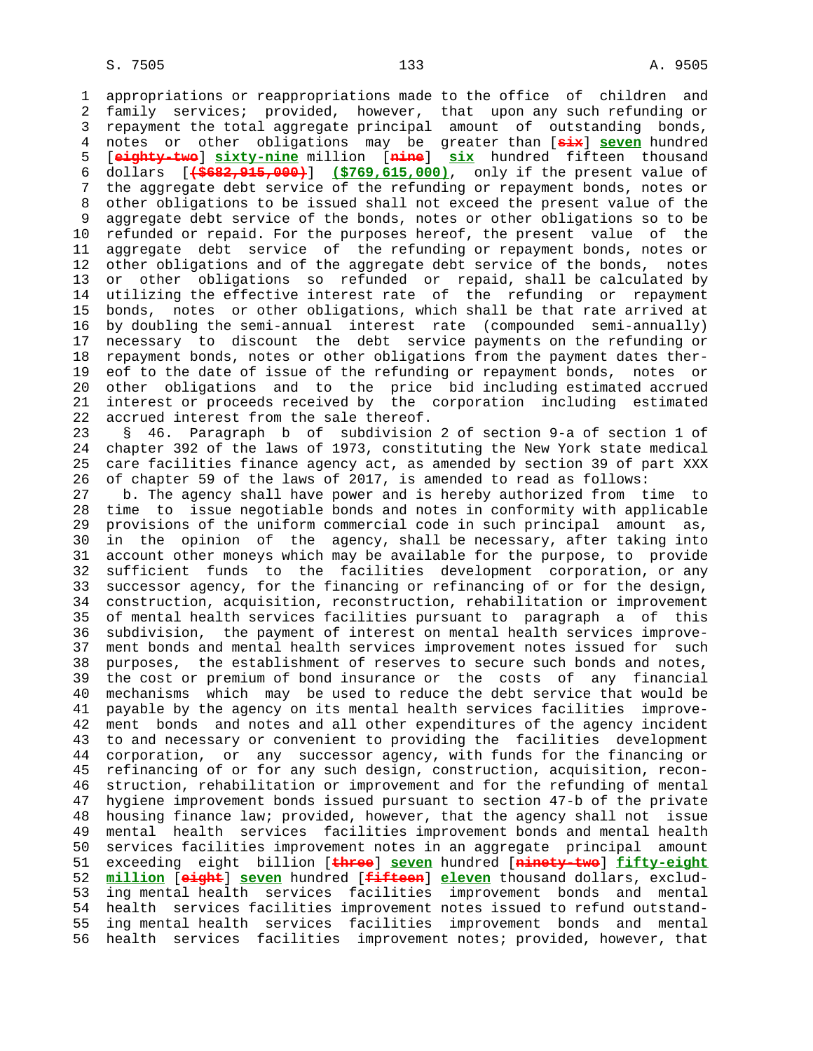appropriations or reappropriations made to the office of children and family services; provided, however, that upon any such refunding or repayment the total aggregate principal amount of outstanding bonds, notes or other obligations may be greater than [~~six~~] **seven** hundred [~~eighty-two~~] **sixty-nine** million [~~nine~~] **six** hundred fifteen thousand dollars [~~($682,915,000)~~] **($769,615,000)**, only if the present value of the aggregate debt service of the refunding or repayment bonds, notes or other obligations to be issued shall not exceed the present value of the aggregate debt service of the bonds, notes or other obligations so to be refunded or repaid. For the purposes hereof, the present value of the aggregate debt service of the refunding or repayment bonds, notes or other obligations and of the aggregate debt service of the bonds, notes or other obligations so refunded or repaid, shall be calculated by utilizing the effective interest rate of the refunding or repayment bonds, notes or other obligations, which shall be that rate arrived at by doubling the semi-annual interest rate (compounded semi-annually) necessary to discount the debt service payments on the refunding or repayment bonds, notes or other obligations from the payment dates thereof to the date of issue of the refunding or repayment bonds, notes or other obligations and to the price bid including estimated accrued interest or proceeds received by the corporation including estimated accrued interest from the sale thereof.

§ 46. Paragraph b of subdivision 2 of section 9-a of section 1 of chapter 392 of the laws of 1973, constituting the New York state medical care facilities finance agency act, as amended by section 39 of part XXX of chapter 59 of the laws of 2017, is amended to read as follows:

b. The agency shall have power and is hereby authorized from time to time to issue negotiable bonds and notes in conformity with applicable provisions of the uniform commercial code in such principal amount as, in the opinion of the agency, shall be necessary, after taking into account other moneys which may be available for the purpose, to provide sufficient funds to the facilities development corporation, or any successor agency, for the financing or refinancing of or for the design, construction, acquisition, reconstruction, rehabilitation or improvement of mental health services facilities pursuant to paragraph a of this subdivision, the payment of interest on mental health services improvement bonds and mental health services improvement notes issued for such purposes, the establishment of reserves to secure such bonds and notes, the cost or premium of bond insurance or the costs of any financial mechanisms which may be used to reduce the debt service that would be payable by the agency on its mental health services facilities improvement bonds and notes and all other expenditures of the agency incident to and necessary or convenient to providing the facilities development corporation, or any successor agency, with funds for the financing or refinancing of or for any such design, construction, acquisition, reconstruction, rehabilitation or improvement and for the refunding of mental hygiene improvement bonds issued pursuant to section 47-b of the private housing finance law; provided, however, that the agency shall not issue mental health services facilities improvement bonds and mental health services facilities improvement notes in an aggregate principal amount exceeding eight billion [~~three~~] **seven** hundred [~~ninety-two~~] **fifty-eight million** [~~eight~~] **seven** hundred [~~fifteen~~] **eleven** thousand dollars, excluding mental health services facilities improvement bonds and mental health services facilities improvement notes issued to refund outstanding mental health services facilities improvement bonds and mental health services facilities improvement notes; provided, however, that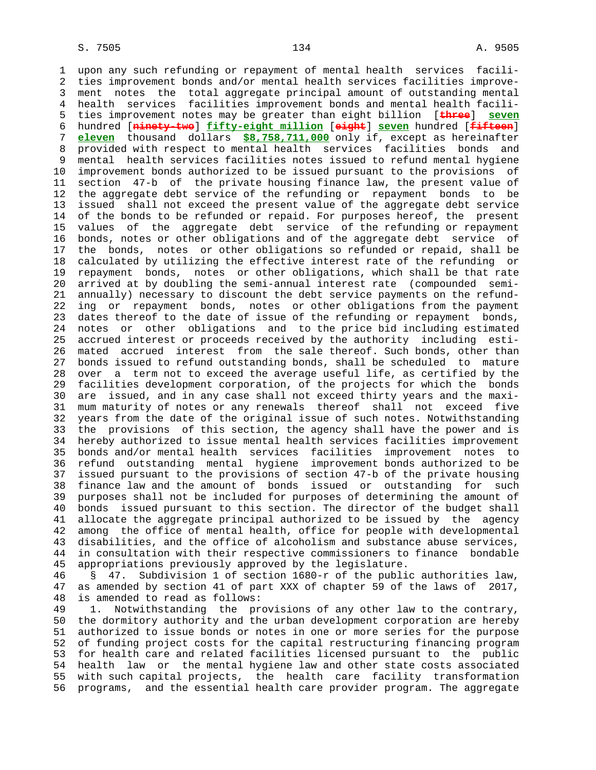upon any such refunding or repayment of mental health services facilities improvement bonds and/or mental health services facilities improvement notes the total aggregate principal amount of outstanding mental health services facilities improvement bonds and mental health facilities improvement notes may be greater than eight billion [~~three~~] **seven** hundred [~~ninety-two~~] **fifty-eight million** [~~eight~~] **seven** hundred [~~fifteen~~] **eleven** thousand dollars **$8,758,711,000** only if, except as hereinafter provided with respect to mental health services facilities bonds and mental health services facilities notes issued to refund mental hygiene improvement bonds authorized to be issued pursuant to the provisions of section 47-b of the private housing finance law, the present value of the aggregate debt service of the refunding or repayment bonds to be issued shall not exceed the present value of the aggregate debt service of the bonds to be refunded or repaid. For purposes hereof, the present values of the aggregate debt service of the refunding or repayment bonds, notes or other obligations and of the aggregate debt service of the bonds, notes or other obligations so refunded or repaid, shall be calculated by utilizing the effective interest rate of the refunding or repayment bonds, notes or other obligations, which shall be that rate arrived at by doubling the semi-annual interest rate (compounded semi-annually) necessary to discount the debt service payments on the refunding or repayment bonds, notes or other obligations from the payment dates thereof to the date of issue of the refunding or repayment bonds, notes or other obligations and to the price bid including estimated accrued interest or proceeds received by the authority including estimated accrued interest from the sale thereof. Such bonds, other than bonds issued to refund outstanding bonds, shall be scheduled to mature over a term not to exceed the average useful life, as certified by the facilities development corporation, of the projects for which the bonds are issued, and in any case shall not exceed thirty years and the maximum maturity of notes or any renewals thereof shall not exceed five years from the date of the original issue of such notes. Notwithstanding the provisions of this section, the agency shall have the power and is hereby authorized to issue mental health services facilities improvement bonds and/or mental health services facilities improvement notes to refund outstanding mental hygiene improvement bonds authorized to be issued pursuant to the provisions of section 47-b of the private housing finance law and the amount of bonds issued or outstanding for such purposes shall not be included for purposes of determining the amount of bonds issued pursuant to this section. The director of the budget shall allocate the aggregate principal authorized to be issued by the agency among the office of mental health, office for people with developmental disabilities, and the office of alcoholism and substance abuse services, in consultation with their respective commissioners to finance bondable appropriations previously approved by the legislature.

§ 47. Subdivision 1 of section 1680-r of the public authorities law, as amended by section 41 of part XXX of chapter 59 of the laws of 2017, is amended to read as follows:

1. Notwithstanding the provisions of any other law to the contrary, the dormitory authority and the urban development corporation are hereby authorized to issue bonds or notes in one or more series for the purpose of funding project costs for the capital restructuring financing program for health care and related facilities licensed pursuant to the public health law or the mental hygiene law and other state costs associated with such capital projects, the health care facility transformation programs, and the essential health care provider program. The aggregate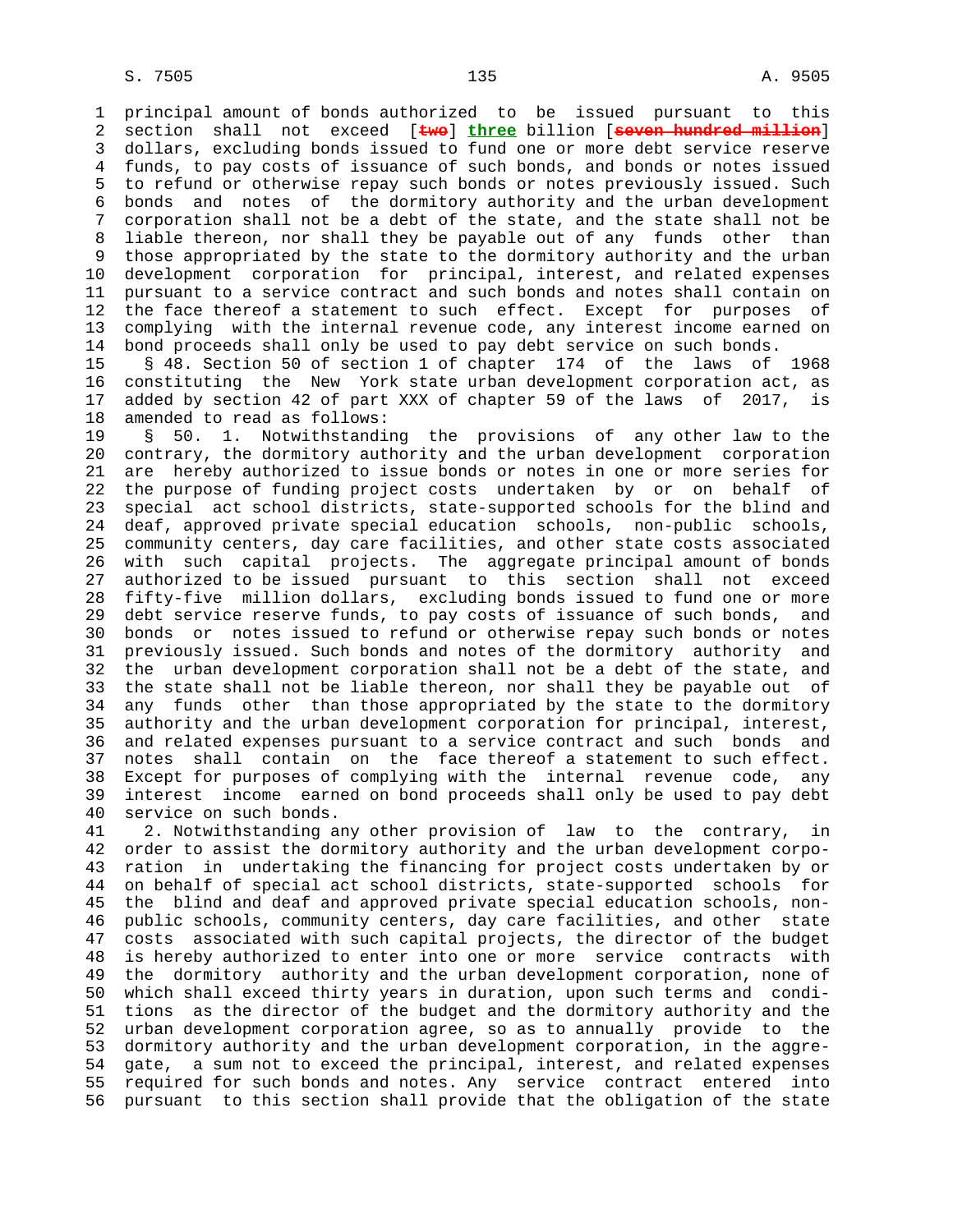principal amount of bonds authorized to be issued pursuant to this section shall not exceed [~~two~~] **three** billion [~~seven hundred million~~] dollars, excluding bonds issued to fund one or more debt service reserve funds, to pay costs of issuance of such bonds, and bonds or notes issued to refund or otherwise repay such bonds or notes previously issued. Such bonds and notes of the dormitory authority and the urban development corporation shall not be a debt of the state, and the state shall not be liable thereon, nor shall they be payable out of any funds other than those appropriated by the state to the dormitory authority and the urban development corporation for principal, interest, and related expenses pursuant to a service contract and such bonds and notes shall contain on the face thereof a statement to such effect. Except for purposes of complying with the internal revenue code, any interest income earned on bond proceeds shall only be used to pay debt service on such bonds.

§ 48. Section 50 of section 1 of chapter 174 of the laws of 1968 constituting the New York state urban development corporation act, as added by section 42 of part XXX of chapter 59 of the laws of 2017, is amended to read as follows:

§ 50. 1. Notwithstanding the provisions of any other law to the contrary, the dormitory authority and the urban development corporation are hereby authorized to issue bonds or notes in one or more series for the purpose of funding project costs undertaken by or on behalf of special act school districts, state-supported schools for the blind and deaf, approved private special education schools, non-public schools, community centers, day care facilities, and other state costs associated with such capital projects. The aggregate principal amount of bonds authorized to be issued pursuant to this section shall not exceed fifty-five million dollars, excluding bonds issued to fund one or more debt service reserve funds, to pay costs of issuance of such bonds, and bonds or notes issued to refund or otherwise repay such bonds or notes previously issued. Such bonds and notes of the dormitory authority and the urban development corporation shall not be a debt of the state, and the state shall not be liable thereon, nor shall they be payable out of any funds other than those appropriated by the state to the dormitory authority and the urban development corporation for principal, interest, and related expenses pursuant to a service contract and such bonds and notes shall contain on the face thereof a statement to such effect. Except for purposes of complying with the internal revenue code, any interest income earned on bond proceeds shall only be used to pay debt service on such bonds.

2. Notwithstanding any other provision of law to the contrary, in order to assist the dormitory authority and the urban development corporation in undertaking the financing for project costs undertaken by or on behalf of special act school districts, state-supported schools for the blind and deaf and approved private special education schools, non-public schools, community centers, day care facilities, and other state costs associated with such capital projects, the director of the budget is hereby authorized to enter into one or more service contracts with the dormitory authority and the urban development corporation, none of which shall exceed thirty years in duration, upon such terms and conditions as the director of the budget and the dormitory authority and the urban development corporation agree, so as to annually provide to the dormitory authority and the urban development corporation, in the aggregate, a sum not to exceed the principal, interest, and related expenses required for such bonds and notes. Any service contract entered into pursuant to this section shall provide that the obligation of the state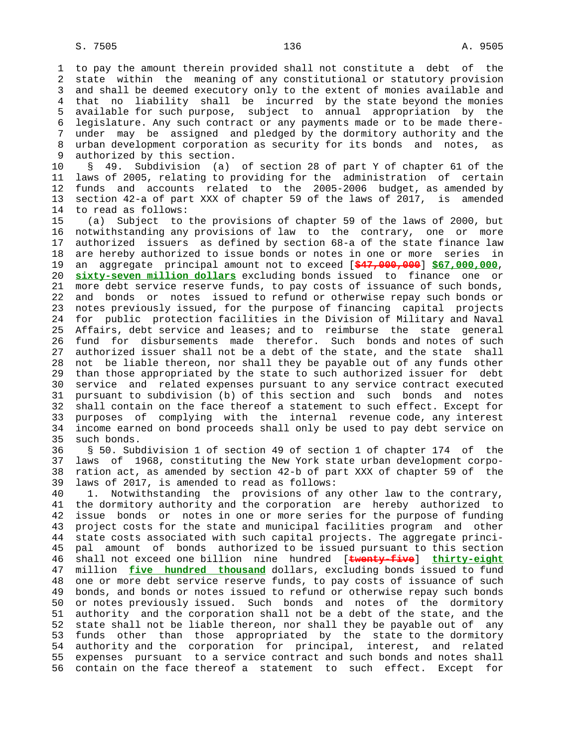to pay the amount therein provided shall not constitute a debt of the state within the meaning of any constitutional or statutory provision and shall be deemed executory only to the extent of monies available and that no liability shall be incurred by the state beyond the monies available for such purpose, subject to annual appropriation by the legislature. Any such contract or any payments made or to be made thereunder may be assigned and pledged by the dormitory authority and the urban development corporation as security for its bonds and notes, as authorized by this section.

§ 49. Subdivision (a) of section 28 of part Y of chapter 61 of the laws of 2005, relating to providing for the administration of certain funds and accounts related to the 2005-2006 budget, as amended by section 42-a of part XXX of chapter 59 of the laws of 2017, is amended to read as follows:

(a) Subject to the provisions of chapter 59 of the laws of 2000, but notwithstanding any provisions of law to the contrary, one or more authorized issuers as defined by section 68-a of the state finance law are hereby authorized to issue bonds or notes in one or more series in an aggregate principal amount not to exceed [~~$47,000,000~~] **$67,000,000, sixty-seven million dollars** excluding bonds issued to finance one or more debt service reserve funds, to pay costs of issuance of such bonds, and bonds or notes issued to refund or otherwise repay such bonds or notes previously issued, for the purpose of financing capital projects for public protection facilities in the Division of Military and Naval Affairs, debt service and leases; and to reimburse the state general fund for disbursements made therefor. Such bonds and notes of such authorized issuer shall not be a debt of the state, and the state shall not be liable thereon, nor shall they be payable out of any funds other than those appropriated by the state to such authorized issuer for debt service and related expenses pursuant to any service contract executed pursuant to subdivision (b) of this section and such bonds and notes shall contain on the face thereof a statement to such effect. Except for purposes of complying with the internal revenue code, any interest income earned on bond proceeds shall only be used to pay debt service on such bonds.

§ 50. Subdivision 1 of section 49 of section 1 of chapter 174 of the laws of 1968, constituting the New York state urban development corporation act, as amended by section 42-b of part XXX of chapter 59 of the laws of 2017, is amended to read as follows:

1. Notwithstanding the provisions of any other law to the contrary, the dormitory authority and the corporation are hereby authorized to issue bonds or notes in one or more series for the purpose of funding project costs for the state and municipal facilities program and other state costs associated with such capital projects. The aggregate principal amount of bonds authorized to be issued pursuant to this section shall not exceed one billion nine hundred [~~twenty-five~~] **thirty-eight** million **five hundred thousand** dollars, excluding bonds issued to fund one or more debt service reserve funds, to pay costs of issuance of such bonds, and bonds or notes issued to refund or otherwise repay such bonds or notes previously issued. Such bonds and notes of the dormitory authority and the corporation shall not be a debt of the state, and the state shall not be liable thereon, nor shall they be payable out of any funds other than those appropriated by the state to the dormitory authority and the corporation for principal, interest, and related expenses pursuant to a service contract and such bonds and notes shall contain on the face thereof a statement to such effect. Except for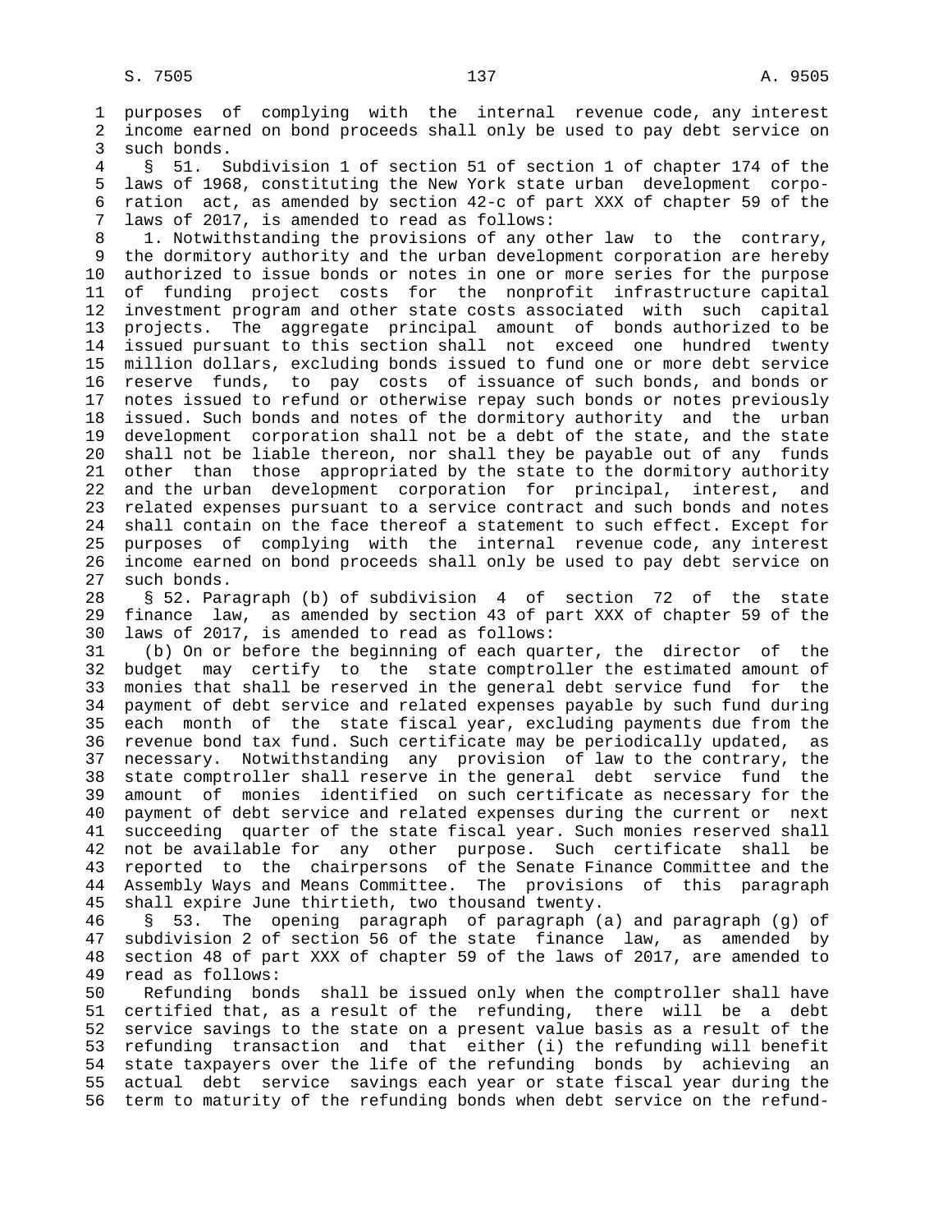purposes of complying with the internal revenue code, any interest income earned on bond proceeds shall only be used to pay debt service on such bonds.

§ 51. Subdivision 1 of section 51 of section 1 of chapter 174 of the laws of 1968, constituting the New York state urban development corporation act, as amended by section 42-c of part XXX of chapter 59 of the laws of 2017, is amended to read as follows:

1. Notwithstanding the provisions of any other law to the contrary, the dormitory authority and the urban development corporation are hereby authorized to issue bonds or notes in one or more series for the purpose of funding project costs for the nonprofit infrastructure capital investment program and other state costs associated with such capital projects. The aggregate principal amount of bonds authorized to be issued pursuant to this section shall not exceed one hundred twenty million dollars, excluding bonds issued to fund one or more debt service reserve funds, to pay costs of issuance of such bonds, and bonds or notes issued to refund or otherwise repay such bonds or notes previously issued. Such bonds and notes of the dormitory authority and the urban development corporation shall not be a debt of the state, and the state shall not be liable thereon, nor shall they be payable out of any funds other than those appropriated by the state to the dormitory authority and the urban development corporation for principal, interest, and related expenses pursuant to a service contract and such bonds and notes shall contain on the face thereof a statement to such effect. Except for purposes of complying with the internal revenue code, any interest income earned on bond proceeds shall only be used to pay debt service on such bonds.

§ 52. Paragraph (b) of subdivision 4 of section 72 of the state finance law, as amended by section 43 of part XXX of chapter 59 of the laws of 2017, is amended to read as follows:

(b) On or before the beginning of each quarter, the director of the budget may certify to the state comptroller the estimated amount of monies that shall be reserved in the general debt service fund for the payment of debt service and related expenses payable by such fund during each month of the state fiscal year, excluding payments due from the revenue bond tax fund. Such certificate may be periodically updated, as necessary. Notwithstanding any provision of law to the contrary, the state comptroller shall reserve in the general debt service fund the amount of monies identified on such certificate as necessary for the payment of debt service and related expenses during the current or next succeeding quarter of the state fiscal year. Such monies reserved shall not be available for any other purpose. Such certificate shall be reported to the chairpersons of the Senate Finance Committee and the Assembly Ways and Means Committee. The provisions of this paragraph shall expire June thirtieth, two thousand twenty.

§ 53. The opening paragraph of paragraph (a) and paragraph (g) of subdivision 2 of section 56 of the state finance law, as amended by section 48 of part XXX of chapter 59 of the laws of 2017, are amended to read as follows:

Refunding bonds shall be issued only when the comptroller shall have certified that, as a result of the refunding, there will be a debt service savings to the state on a present value basis as a result of the refunding transaction and that either (i) the refunding will benefit state taxpayers over the life of the refunding bonds by achieving an actual debt service savings each year or state fiscal year during the term to maturity of the refunding bonds when debt service on the refund-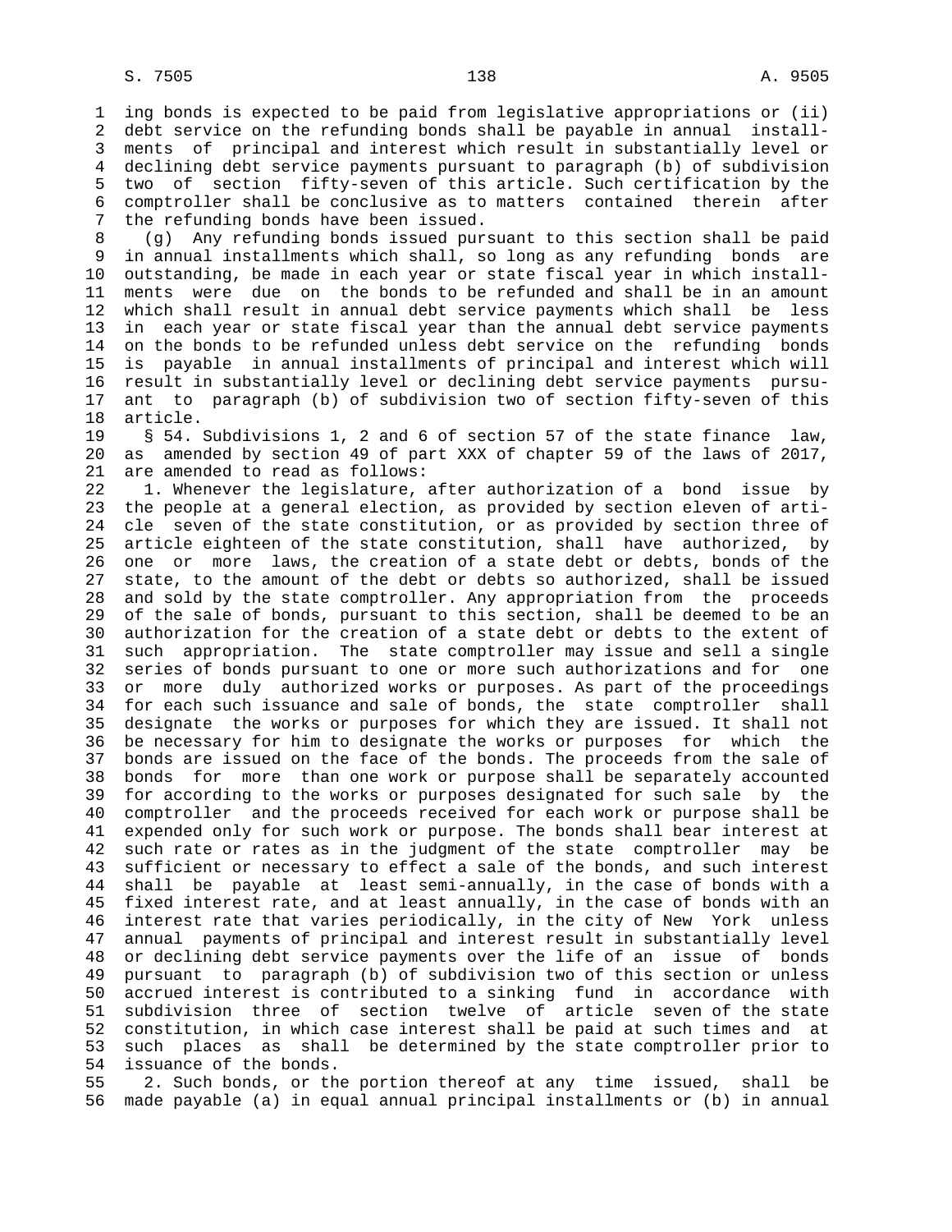ing bonds is expected to be paid from legislative appropriations or (ii) debt service on the refunding bonds shall be payable in annual installments of principal and interest which result in substantially level or declining debt service payments pursuant to paragraph (b) of subdivision two of section fifty-seven of this article. Such certification by the comptroller shall be conclusive as to matters contained therein after the refunding bonds have been issued.

(g) Any refunding bonds issued pursuant to this section shall be paid in annual installments which shall, so long as any refunding bonds are outstanding, be made in each year or state fiscal year in which installments were due on the bonds to be refunded and shall be in an amount which shall result in annual debt service payments which shall be less in each year or state fiscal year than the annual debt service payments on the bonds to be refunded unless debt service on the refunding bonds is payable in annual installments of principal and interest which will result in substantially level or declining debt service payments pursuant to paragraph (b) of subdivision two of section fifty-seven of this article.

§ 54. Subdivisions 1, 2 and 6 of section 57 of the state finance law, as amended by section 49 of part XXX of chapter 59 of the laws of 2017, are amended to read as follows:

1. Whenever the legislature, after authorization of a bond issue by the people at a general election, as provided by section eleven of article seven of the state constitution, or as provided by section three of article eighteen of the state constitution, shall have authorized, by one or more laws, the creation of a state debt or debts, bonds of the state, to the amount of the debt or debts so authorized, shall be issued and sold by the state comptroller. Any appropriation from the proceeds of the sale of bonds, pursuant to this section, shall be deemed to be an authorization for the creation of a state debt or debts to the extent of such appropriation. The state comptroller may issue and sell a single series of bonds pursuant to one or more such authorizations and for one or more duly authorized works or purposes. As part of the proceedings for each such issuance and sale of bonds, the state comptroller shall designate the works or purposes for which they are issued. It shall not be necessary for him to designate the works or purposes for which the bonds are issued on the face of the bonds. The proceeds from the sale of bonds for more than one work or purpose shall be separately accounted for according to the works or purposes designated for such sale by the comptroller and the proceeds received for each work or purpose shall be expended only for such work or purpose. The bonds shall bear interest at such rate or rates as in the judgment of the state comptroller may be sufficient or necessary to effect a sale of the bonds, and such interest shall be payable at least semi-annually, in the case of bonds with a fixed interest rate, and at least annually, in the case of bonds with an interest rate that varies periodically, in the city of New York unless annual payments of principal and interest result in substantially level or declining debt service payments over the life of an issue of bonds pursuant to paragraph (b) of subdivision two of this section or unless accrued interest is contributed to a sinking fund in accordance with subdivision three of section twelve of article seven of the state constitution, in which case interest shall be paid at such times and at such places as shall be determined by the state comptroller prior to issuance of the bonds.

2. Such bonds, or the portion thereof at any time issued, shall be made payable (a) in equal annual principal installments or (b) in annual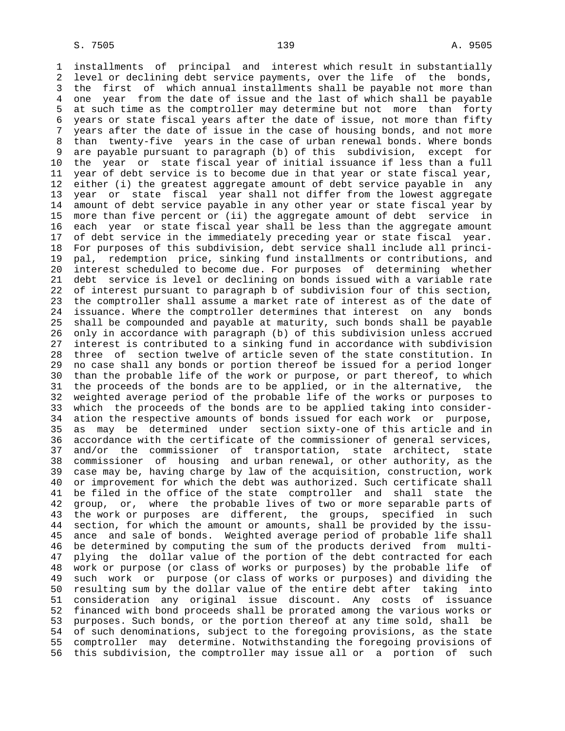installments of principal and interest which result in substantially level or declining debt service payments, over the life of the bonds, the first of which annual installments shall be payable not more than one year from the date of issue and the last of which shall be payable at such time as the comptroller may determine but not more than forty years or state fiscal years after the date of issue, not more than fifty years after the date of issue in the case of housing bonds, and not more than twenty-five years in the case of urban renewal bonds. Where bonds are payable pursuant to paragraph (b) of this subdivision, except for the year or state fiscal year of initial issuance if less than a full year of debt service is to become due in that year or state fiscal year, either (i) the greatest aggregate amount of debt service payable in any year or state fiscal year shall not differ from the lowest aggregate amount of debt service payable in any other year or state fiscal year by more than five percent or (ii) the aggregate amount of debt service in each year or state fiscal year shall be less than the aggregate amount of debt service in the immediately preceding year or state fiscal year. For purposes of this subdivision, debt service shall include all principal, redemption price, sinking fund installments or contributions, and interest scheduled to become due. For purposes of determining whether debt service is level or declining on bonds issued with a variable rate of interest pursuant to paragraph b of subdivision four of this section, the comptroller shall assume a market rate of interest as of the date of issuance. Where the comptroller determines that interest on any bonds shall be compounded and payable at maturity, such bonds shall be payable only in accordance with paragraph (b) of this subdivision unless accrued interest is contributed to a sinking fund in accordance with subdivision three of section twelve of article seven of the state constitution. In no case shall any bonds or portion thereof be issued for a period longer than the probable life of the work or purpose, or part thereof, to which the proceeds of the bonds are to be applied, or in the alternative, the weighted average period of the probable life of the works or purposes to which the proceeds of the bonds are to be applied taking into consideration the respective amounts of bonds issued for each work or purpose, as may be determined under section sixty-one of this article and in accordance with the certificate of the commissioner of general services, and/or the commissioner of transportation, state architect, state commissioner of housing and urban renewal, or other authority, as the case may be, having charge by law of the acquisition, construction, work or improvement for which the debt was authorized. Such certificate shall be filed in the office of the state comptroller and shall state the group, or, where the probable lives of two or more separable parts of the work or purposes are different, the groups, specified in such section, for which the amount or amounts, shall be provided by the issuance and sale of bonds. Weighted average period of probable life shall be determined by computing the sum of the products derived from multiplying the dollar value of the portion of the debt contracted for each work or purpose (or class of works or purposes) by the probable life of such work or purpose (or class of works or purposes) and dividing the resulting sum by the dollar value of the entire debt after taking into consideration any original issue discount. Any costs of issuance financed with bond proceeds shall be prorated among the various works or purposes. Such bonds, or the portion thereof at any time sold, shall be of such denominations, subject to the foregoing provisions, as the state comptroller may determine. Notwithstanding the foregoing provisions of this subdivision, the comptroller may issue all or a portion of such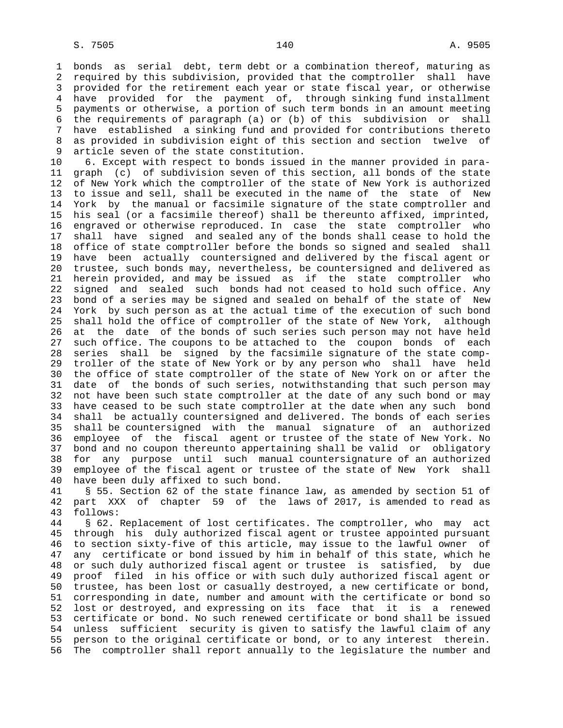bonds as serial debt, term debt or a combination thereof, maturing as required by this subdivision, provided that the comptroller shall have provided for the retirement each year or state fiscal year, or otherwise have provided for the payment of, through sinking fund installment payments or otherwise, a portion of such term bonds in an amount meeting the requirements of paragraph (a) or (b) of this subdivision or shall have established a sinking fund and provided for contributions thereto as provided in subdivision eight of this section and section twelve of article seven of the state constitution.

6. Except with respect to bonds issued in the manner provided in paragraph (c) of subdivision seven of this section, all bonds of the state of New York which the comptroller of the state of New York is authorized to issue and sell, shall be executed in the name of the state of New York by the manual or facsimile signature of the state comptroller and his seal (or a facsimile thereof) shall be thereunto affixed, imprinted, engraved or otherwise reproduced. In case the state comptroller who shall have signed and sealed any of the bonds shall cease to hold the office of state comptroller before the bonds so signed and sealed shall have been actually countersigned and delivered by the fiscal agent or trustee, such bonds may, nevertheless, be countersigned and delivered as herein provided, and may be issued as if the state comptroller who signed and sealed such bonds had not ceased to hold such office. Any bond of a series may be signed and sealed on behalf of the state of New York by such person as at the actual time of the execution of such bond shall hold the office of comptroller of the state of New York, although at the date of the bonds of such series such person may not have held such office. The coupons to be attached to the coupon bonds of each series shall be signed by the facsimile signature of the state comptroller of the state of New York or by any person who shall have held the office of state comptroller of the state of New York on or after the date of the bonds of such series, notwithstanding that such person may not have been such state comptroller at the date of any such bond or may have ceased to be such state comptroller at the date when any such bond shall be actually countersigned and delivered. The bonds of each series shall be countersigned with the manual signature of an authorized employee of the fiscal agent or trustee of the state of New York. No bond and no coupon thereunto appertaining shall be valid or obligatory for any purpose until such manual countersignature of an authorized employee of the fiscal agent or trustee of the state of New York shall have been duly affixed to such bond.

§ 55. Section 62 of the state finance law, as amended by section 51 of part XXX of chapter 59 of the laws of 2017, is amended to read as follows:

§ 62. Replacement of lost certificates. The comptroller, who may act through his duly authorized fiscal agent or trustee appointed pursuant to section sixty-five of this article, may issue to the lawful owner of any certificate or bond issued by him in behalf of this state, which he or such duly authorized fiscal agent or trustee is satisfied, by due proof filed in his office or with such duly authorized fiscal agent or trustee, has been lost or casually destroyed, a new certificate or bond, corresponding in date, number and amount with the certificate or bond so lost or destroyed, and expressing on its face that it is a renewed certificate or bond. No such renewed certificate or bond shall be issued unless sufficient security is given to satisfy the lawful claim of any person to the original certificate or bond, or to any interest therein. The comptroller shall report annually to the legislature the number and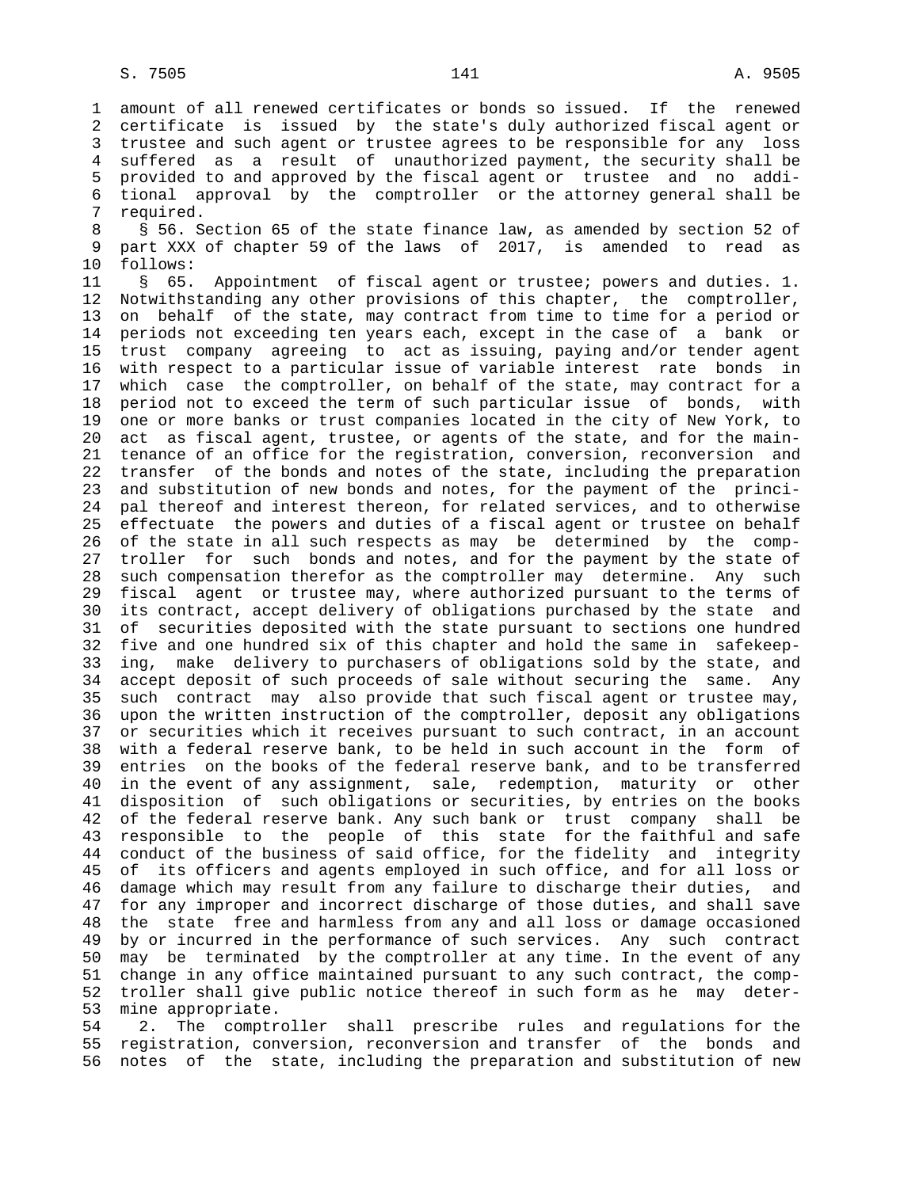amount of all renewed certificates or bonds so issued. If the renewed certificate is issued by the state's duly authorized fiscal agent or trustee and such agent or trustee agrees to be responsible for any loss suffered as a result of unauthorized payment, the security shall be provided to and approved by the fiscal agent or trustee and no additional approval by the comptroller or the attorney general shall be required.

§ 56. Section 65 of the state finance law, as amended by section 52 of part XXX of chapter 59 of the laws of 2017, is amended to read as follows:

§ 65. Appointment of fiscal agent or trustee; powers and duties. 1. Notwithstanding any other provisions of this chapter, the comptroller, on behalf of the state, may contract from time to time for a period or periods not exceeding ten years each, except in the case of a bank or trust company agreeing to act as issuing, paying and/or tender agent with respect to a particular issue of variable interest rate bonds in which case the comptroller, on behalf of the state, may contract for a period not to exceed the term of such particular issue of bonds, with one or more banks or trust companies located in the city of New York, to act as fiscal agent, trustee, or agents of the state, and for the maintenance of an office for the registration, conversion, reconversion and transfer of the bonds and notes of the state, including the preparation and substitution of new bonds and notes, for the payment of the principal thereof and interest thereon, for related services, and to otherwise effectuate the powers and duties of a fiscal agent or trustee on behalf of the state in all such respects as may be determined by the comptroller for such bonds and notes, and for the payment by the state of such compensation therefor as the comptroller may determine. Any such fiscal agent or trustee may, where authorized pursuant to the terms of its contract, accept delivery of obligations purchased by the state and of securities deposited with the state pursuant to sections one hundred five and one hundred six of this chapter and hold the same in safekeeping, make delivery to purchasers of obligations sold by the state, and accept deposit of such proceeds of sale without securing the same. Any such contract may also provide that such fiscal agent or trustee may, upon the written instruction of the comptroller, deposit any obligations or securities which it receives pursuant to such contract, in an account with a federal reserve bank, to be held in such account in the form of entries on the books of the federal reserve bank, and to be transferred in the event of any assignment, sale, redemption, maturity or other disposition of such obligations or securities, by entries on the books of the federal reserve bank. Any such bank or trust company shall be responsible to the people of this state for the faithful and safe conduct of the business of said office, for the fidelity and integrity of its officers and agents employed in such office, and for all loss or damage which may result from any failure to discharge their duties, and for any improper and incorrect discharge of those duties, and shall save the state free and harmless from any and all loss or damage occasioned by or incurred in the performance of such services. Any such contract may be terminated by the comptroller at any time. In the event of any change in any office maintained pursuant to any such contract, the comptroller shall give public notice thereof in such form as he may determine appropriate.

2. The comptroller shall prescribe rules and regulations for the registration, conversion, reconversion and transfer of the bonds and notes of the state, including the preparation and substitution of new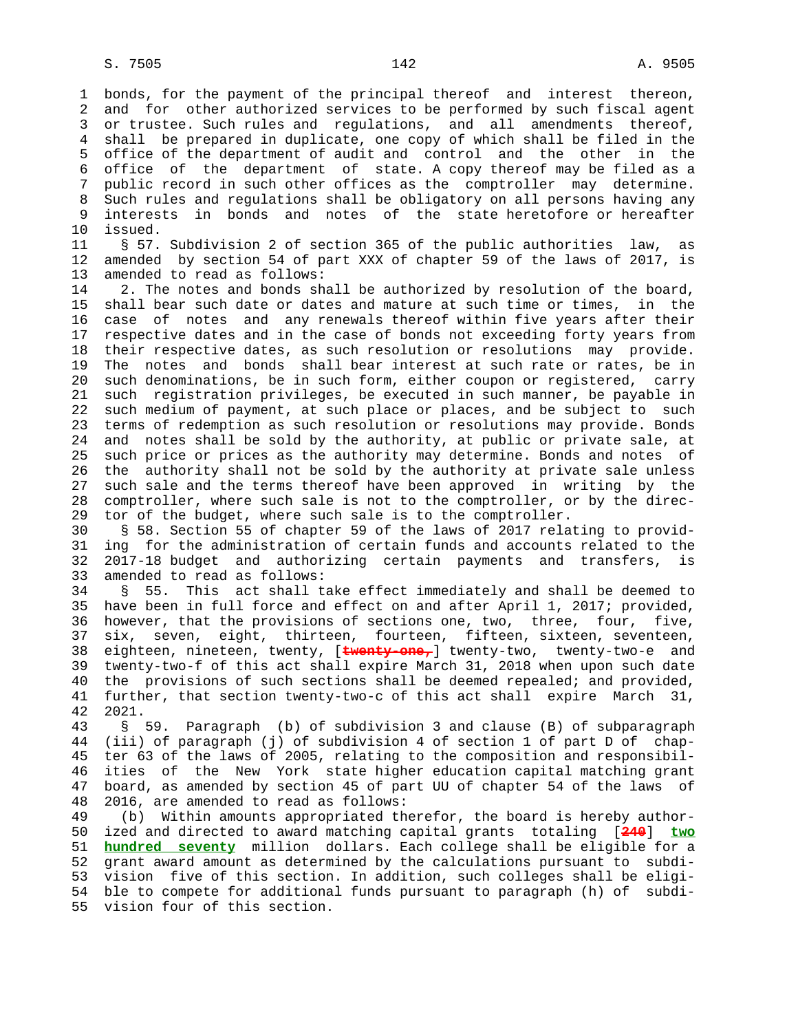bonds, for the payment of the principal thereof and interest thereon, and for other authorized services to be performed by such fiscal agent or trustee. Such rules and regulations, and all amendments thereof, shall be prepared in duplicate, one copy of which shall be filed in the office of the department of audit and control and the other in the office of the department of state. A copy thereof may be filed as a public record in such other offices as the comptroller may determine. Such rules and regulations shall be obligatory on all persons having any interests in bonds and notes of the state heretofore or hereafter issued.

§ 57. Subdivision 2 of section 365 of the public authorities law, as amended by section 54 of part XXX of chapter 59 of the laws of 2017, is amended to read as follows:

2. The notes and bonds shall be authorized by resolution of the board, shall bear such date or dates and mature at such time or times, in the case of notes and any renewals thereof within five years after their respective dates and in the case of bonds not exceeding forty years from their respective dates, as such resolution or resolutions may provide. The notes and bonds shall bear interest at such rate or rates, be in such denominations, be in such form, either coupon or registered, carry such registration privileges, be executed in such manner, be payable in such medium of payment, at such place or places, and be subject to such terms of redemption as such resolution or resolutions may provide. Bonds and notes shall be sold by the authority, at public or private sale, at such price or prices as the authority may determine. Bonds and notes of the authority shall not be sold by the authority at private sale unless such sale and the terms thereof have been approved in writing by the comptroller, where such sale is not to the comptroller, or by the director of the budget, where such sale is to the comptroller.

§ 58. Section 55 of chapter 59 of the laws of 2017 relating to providing for the administration of certain funds and accounts related to the 2017-18 budget and authorizing certain payments and transfers, is amended to read as follows:

§ 55. This act shall take effect immediately and shall be deemed to have been in full force and effect on and after April 1, 2017; provided, however, that the provisions of sections one, two, three, four, five, six, seven, eight, thirteen, fourteen, fifteen, sixteen, seventeen, eighteen, nineteen, twenty, [~~twenty-one,~~] twenty-two, twenty-two-e and twenty-two-f of this act shall expire March 31, 2018 when upon such date the provisions of such sections shall be deemed repealed; and provided, further, that section twenty-two-c of this act shall expire March 31, 2021.

§ 59. Paragraph (b) of subdivision 3 and clause (B) of subparagraph (iii) of paragraph (j) of subdivision 4 of section 1 of part D of chapter 63 of the laws of 2005, relating to the composition and responsibilities of the New York state higher education capital matching grant board, as amended by section 45 of part UU of chapter 54 of the laws of 2016, are amended to read as follows:

(b) Within amounts appropriated therefor, the board is hereby authorized and directed to award matching capital grants totaling [~~240~~] **two hundred seventy** million dollars. Each college shall be eligible for a grant award amount as determined by the calculations pursuant to subdivision five of this section. In addition, such colleges shall be eligible to compete for additional funds pursuant to paragraph (h) of subdivision four of this section.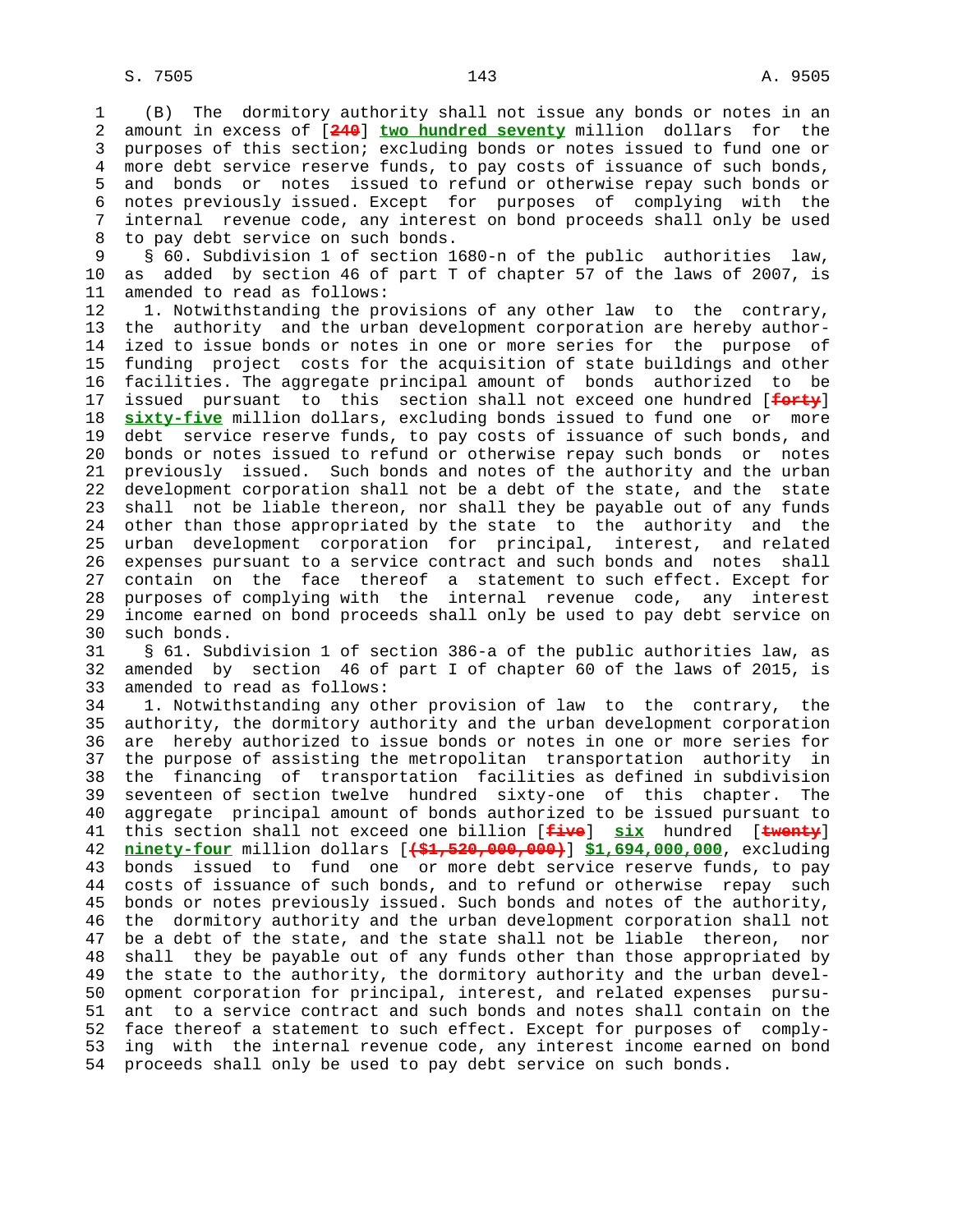(B) The dormitory authority shall not issue any bonds or notes in an amount in excess of [~~240~~] **two hundred seventy** million dollars for the purposes of this section; excluding bonds or notes issued to fund one or more debt service reserve funds, to pay costs of issuance of such bonds, and bonds or notes issued to refund or otherwise repay such bonds or notes previously issued. Except for purposes of complying with the internal revenue code, any interest on bond proceeds shall only be used to pay debt service on such bonds.

§ 60. Subdivision 1 of section 1680-n of the public authorities law, as added by section 46 of part T of chapter 57 of the laws of 2007, is amended to read as follows:

1. Notwithstanding the provisions of any other law to the contrary, the authority and the urban development corporation are hereby authorized to issue bonds or notes in one or more series for the purpose of funding project costs for the acquisition of state buildings and other facilities. The aggregate principal amount of bonds authorized to be issued pursuant to this section shall not exceed one hundred [~~forty~~] **sixty-five** million dollars, excluding bonds issued to fund one or more debt service reserve funds, to pay costs of issuance of such bonds, and bonds or notes issued to refund or otherwise repay such bonds or notes previously issued. Such bonds and notes of the authority and the urban development corporation shall not be a debt of the state, and the state shall not be liable thereon, nor shall they be payable out of any funds other than those appropriated by the state to the authority and the urban development corporation for principal, interest, and related expenses pursuant to a service contract and such bonds and notes shall contain on the face thereof a statement to such effect. Except for purposes of complying with the internal revenue code, any interest income earned on bond proceeds shall only be used to pay debt service on such bonds.

§ 61. Subdivision 1 of section 386-a of the public authorities law, as amended by section 46 of part I of chapter 60 of the laws of 2015, is amended to read as follows:

1. Notwithstanding any other provision of law to the contrary, the authority, the dormitory authority and the urban development corporation are hereby authorized to issue bonds or notes in one or more series for the purpose of assisting the metropolitan transportation authority in the financing of transportation facilities as defined in subdivision seventeen of section twelve hundred sixty-one of this chapter. The aggregate principal amount of bonds authorized to be issued pursuant to this section shall not exceed one billion [~~five~~] **six** hundred [~~twenty~~] **ninety-four** million dollars [~~($1,520,000,000)~~] **$1,694,000,000**, excluding bonds issued to fund one or more debt service reserve funds, to pay costs of issuance of such bonds, and to refund or otherwise repay such bonds or notes previously issued. Such bonds and notes of the authority, the dormitory authority and the urban development corporation shall not be a debt of the state, and the state shall not be liable thereon, nor shall they be payable out of any funds other than those appropriated by the state to the authority, the dormitory authority and the urban development corporation for principal, interest, and related expenses pursuant to a service contract and such bonds and notes shall contain on the face thereof a statement to such effect. Except for purposes of complying with the internal revenue code, any interest income earned on bond proceeds shall only be used to pay debt service on such bonds.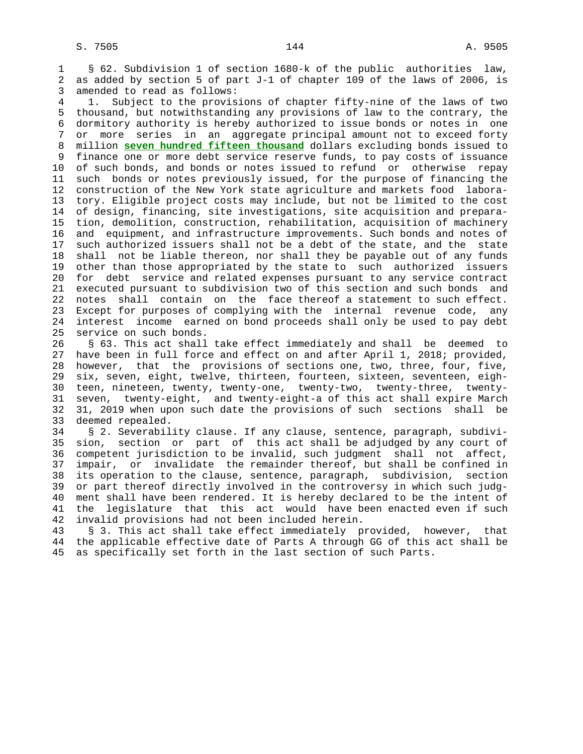§ 62. Subdivision 1 of section 1680-k of the public authorities law, as added by section 5 of part J-1 of chapter 109 of the laws of 2006, is amended to read as follows:

1. Subject to the provisions of chapter fifty-nine of the laws of two thousand, but notwithstanding any provisions of law to the contrary, the dormitory authority is hereby authorized to issue bonds or notes in one or more series in an aggregate principal amount not to exceed forty million **seven hundred fifteen thousand** dollars excluding bonds issued to finance one or more debt service reserve funds, to pay costs of issuance of such bonds, and bonds or notes issued to refund or otherwise repay such bonds or notes previously issued, for the purpose of financing the construction of the New York state agriculture and markets food laboratory. Eligible project costs may include, but not be limited to the cost of design, financing, site investigations, site acquisition and preparation, demolition, construction, rehabilitation, acquisition of machinery and equipment, and infrastructure improvements. Such bonds and notes of such authorized issuers shall not be a debt of the state, and the state shall not be liable thereon, nor shall they be payable out of any funds other than those appropriated by the state to such authorized issuers for debt service and related expenses pursuant to any service contract executed pursuant to subdivision two of this section and such bonds and notes shall contain on the face thereof a statement to such effect. Except for purposes of complying with the internal revenue code, any interest income earned on bond proceeds shall only be used to pay debt service on such bonds.

§ 63. This act shall take effect immediately and shall be deemed to have been in full force and effect on and after April 1, 2018; provided, however, that the provisions of sections one, two, three, four, five, six, seven, eight, twelve, thirteen, fourteen, sixteen, seventeen, eighteen, nineteen, twenty, twenty-one, twenty-two, twenty-three, twenty-seven, twenty-eight, and twenty-eight-a of this act shall expire March 31, 2019 when upon such date the provisions of such sections shall be deemed repealed.

§ 2. Severability clause. If any clause, sentence, paragraph, subdivision, section or part of this act shall be adjudged by any court of competent jurisdiction to be invalid, such judgment shall not affect, impair, or invalidate the remainder thereof, but shall be confined in its operation to the clause, sentence, paragraph, subdivision, section or part thereof directly involved in the controversy in which such judgment shall have been rendered. It is hereby declared to be the intent of the legislature that this act would have been enacted even if such invalid provisions had not been included herein.

§ 3. This act shall take effect immediately provided, however, that the applicable effective date of Parts A through GG of this act shall be as specifically set forth in the last section of such Parts.